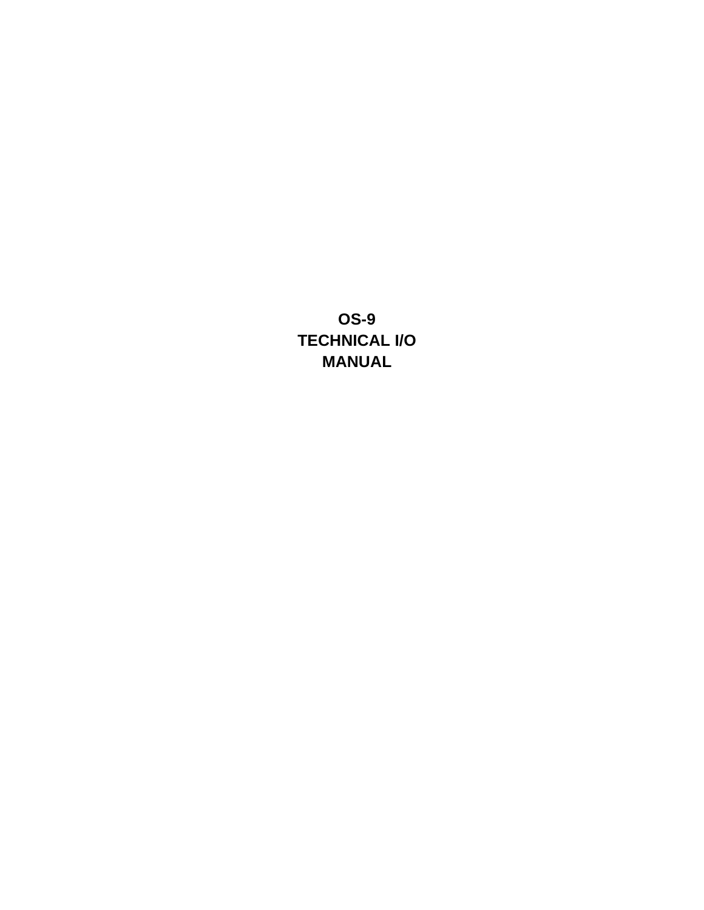# OS-9
# TECHNICAL I/O
# MANUAL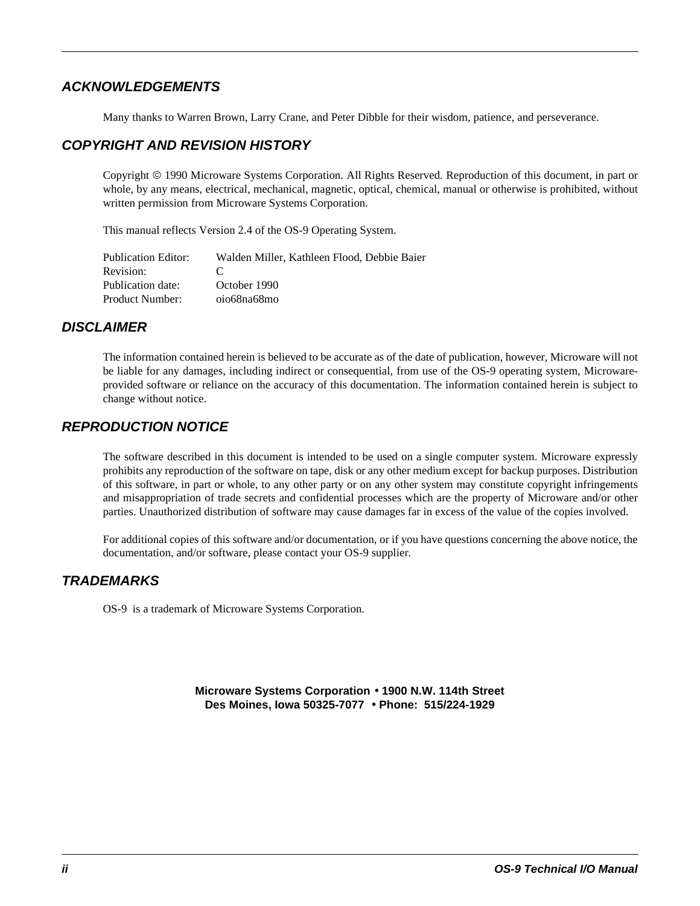## ACKNOWLEDGEMENTS

Many thanks to Warren Brown, Larry Crane, and Peter Dibble for their wisdom, patience, and perseverance.

## COPYRIGHT AND REVISION HISTORY

Copyright © 1990 Microware Systems Corporation. All Rights Reserved. Reproduction of this document, in part or whole, by any means, electrical, mechanical, magnetic, optical, chemical, manual or otherwise is prohibited, without written permission from Microware Systems Corporation.

This manual reflects Version 2.4 of the OS-9 Operating System.

| | |
|---|---|
| Publication Editor: | Walden Miller, Kathleen Flood, Debbie Baier |
| Revision: | C |
| Publication date: | October 1990 |
| Product Number: | oio68na68mo |

## DISCLAIMER

The information contained herein is believed to be accurate as of the date of publication, however, Microware will not be liable for any damages, including indirect or consequential, from use of the OS-9 operating system, Microware-provided software or reliance on the accuracy of this documentation. The information contained herein is subject to change without notice.

## REPRODUCTION NOTICE

The software described in this document is intended to be used on a single computer system. Microware expressly prohibits any reproduction of the software on tape, disk or any other medium except for backup purposes. Distribution of this software, in part or whole, to any other party or on any other system may constitute copyright infringements and misappropriation of trade secrets and confidential processes which are the property of Microware and/or other parties. Unauthorized distribution of software may cause damages far in excess of the value of the copies involved.

For additional copies of this software and/or documentation, or if you have questions concerning the above notice, the documentation, and/or software, please contact your OS-9 supplier.

## TRADEMARKS

OS-9 is a trademark of Microware Systems Corporation.

**Microware Systems Corporation • 1900 N.W. 114th Street**
**Des Moines, Iowa 50325-7077 • Phone: 515/224-1929**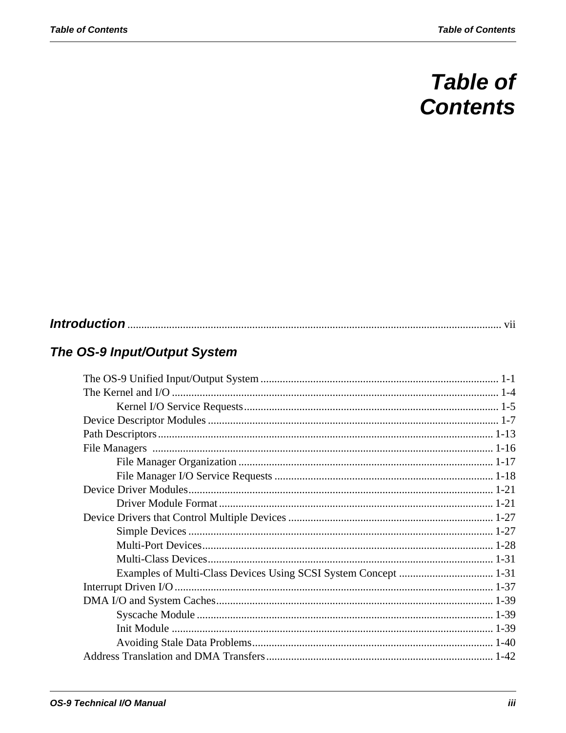# Table of Contents

## Introduction ..... vii

## The OS-9 Input/Output System

- The OS-9 Unified Input/Output System ..... 1-1
- The Kernel and I/O ..... 1-4
  - Kernel I/O Service Requests ..... 1-5
- Device Descriptor Modules ..... 1-7
- Path Descriptors ..... 1-13
- File Managers ..... 1-16
  - File Manager Organization ..... 1-17
  - File Manager I/O Service Requests ..... 1-18
- Device Driver Modules ..... 1-21
  - Driver Module Format ..... 1-21
- Device Drivers that Control Multiple Devices ..... 1-27
  - Simple Devices ..... 1-27
  - Multi-Port Devices ..... 1-28
  - Multi-Class Devices ..... 1-31
  - Examples of Multi-Class Devices Using SCSI System Concept ..... 1-31
- Interrupt Driven I/O ..... 1-37
- DMA I/O and System Caches ..... 1-39
  - Syscache Module ..... 1-39
  - Init Module ..... 1-39
  - Avoiding Stale Data Problems ..... 1-40
- Address Translation and DMA Transfers ..... 1-42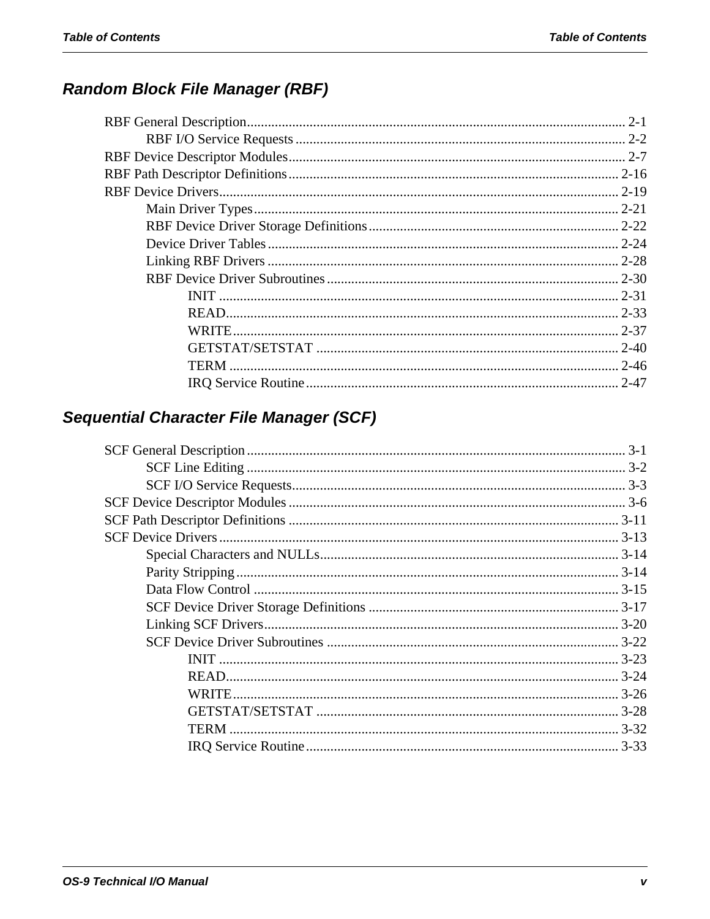## Random Block File Manager (RBF)

- RBF General Description ........ 2-1
  - RBF I/O Service Requests ........ 2-2
- RBF Device Descriptor Modules ........ 2-7
- RBF Path Descriptor Definitions ........ 2-16
- RBF Device Drivers ........ 2-19
  - Main Driver Types ........ 2-21
  - RBF Device Driver Storage Definitions ........ 2-22
  - Device Driver Tables ........ 2-24
  - Linking RBF Drivers ........ 2-28
  - RBF Device Driver Subroutines ........ 2-30
    - INIT ........ 2-31
    - READ ........ 2-33
    - WRITE ........ 2-37
    - GETSTAT/SETSTAT ........ 2-40
    - TERM ........ 2-46
    - IRQ Service Routine ........ 2-47

## Sequential Character File Manager (SCF)

- SCF General Description ........ 3-1
  - SCF Line Editing ........ 3-2
  - SCF I/O Service Requests ........ 3-3
- SCF Device Descriptor Modules ........ 3-6
- SCF Path Descriptor Definitions ........ 3-11
- SCF Device Drivers ........ 3-13
  - Special Characters and NULLs ........ 3-14
  - Parity Stripping ........ 3-14
  - Data Flow Control ........ 3-15
  - SCF Device Driver Storage Definitions ........ 3-17
  - Linking SCF Drivers ........ 3-20
  - SCF Device Driver Subroutines ........ 3-22
    - INIT ........ 3-23
    - READ ........ 3-24
    - WRITE ........ 3-26
    - GETSTAT/SETSTAT ........ 3-28
    - TERM ........ 3-32
    - IRQ Service Routine ........ 3-33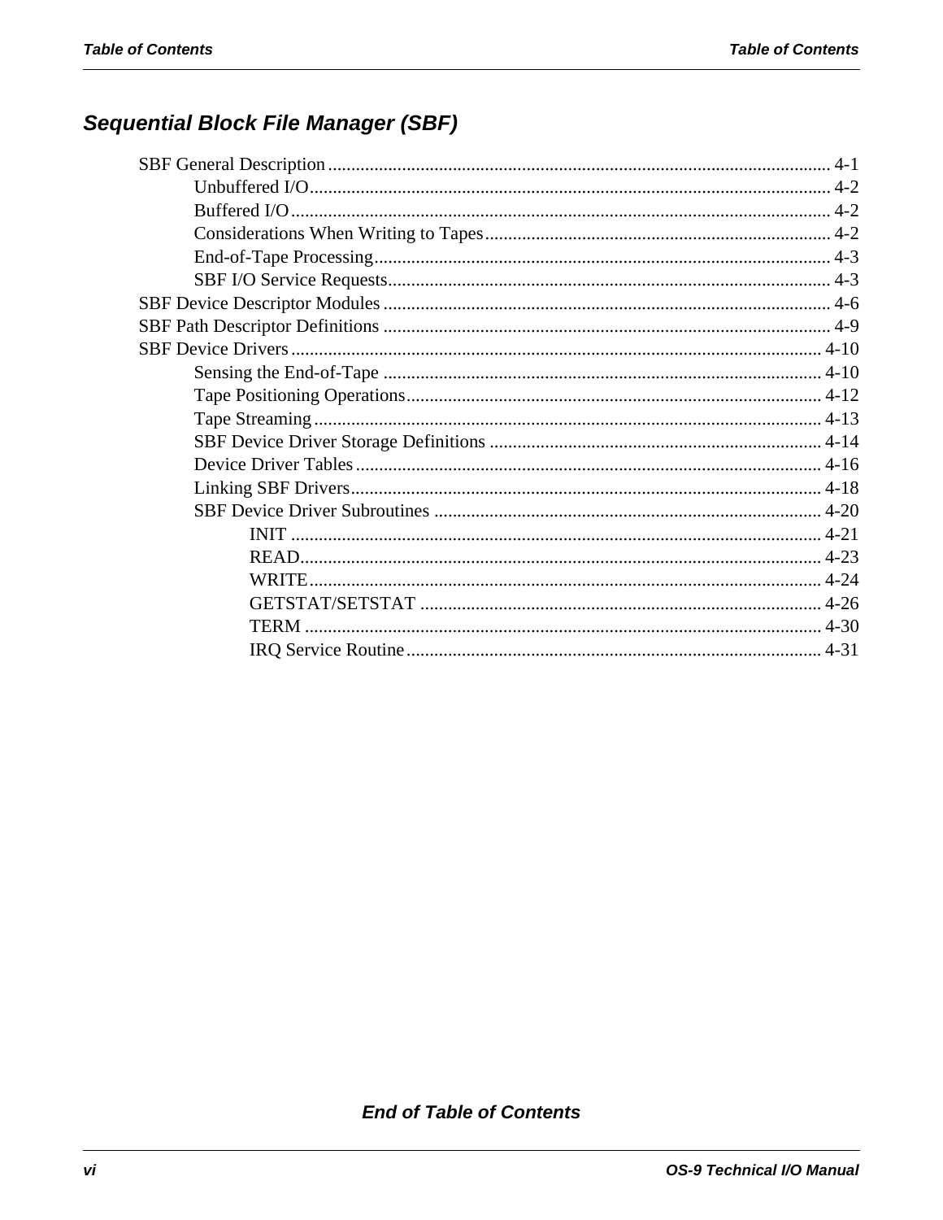## Sequential Block File Manager (SBF)

SBF General Description ............................................................................................................ 4-1
- Unbuffered I/O................................................................................................................ 4-2
- Buffered I/O.................................................................................................................... 4-2
- Considerations When Writing to Tapes........................................................................... 4-2
- End-of-Tape Processing.................................................................................................. 4-3
- SBF I/O Service Requests............................................................................................... 4-3

SBF Device Descriptor Modules ................................................................................................ 4-6

SBF Path Descriptor Definitions ................................................................................................ 4-9

SBF Device Drivers.................................................................................................................. 4-10
- Sensing the End-of-Tape .............................................................................................. 4-10
- Tape Positioning Operations......................................................................................... 4-12
- Tape Streaming............................................................................................................. 4-13
- SBF Device Driver Storage Definitions ....................................................................... 4-14
- Device Driver Tables.................................................................................................... 4-16
- Linking SBF Drivers..................................................................................................... 4-18
- SBF Device Driver Subroutines ................................................................................... 4-20
  - INIT .................................................................................................................. 4-21
  - READ................................................................................................................ 4-23
  - WRITE.............................................................................................................. 4-24
  - GETSTAT/SETSTAT ...................................................................................... 4-26
  - TERM ............................................................................................................... 4-30
  - IRQ Service Routine......................................................................................... 4-31

***End of Table of Contents***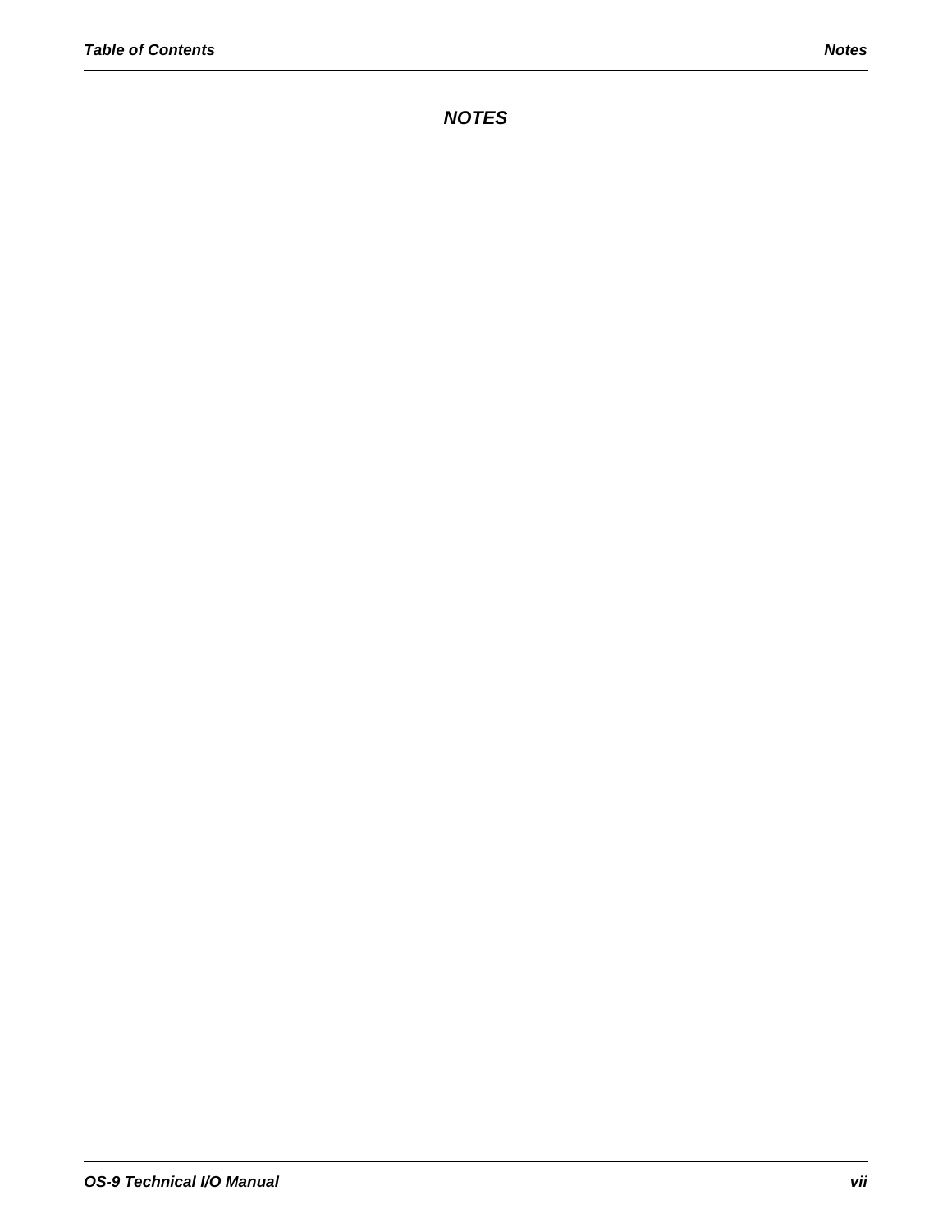# *NOTES*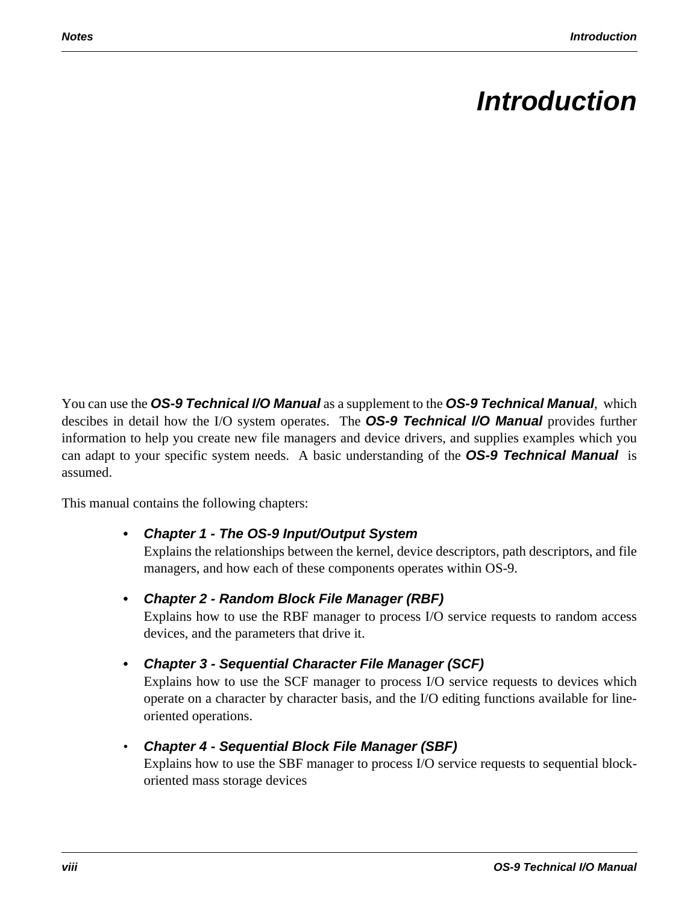# Introduction

You can use the ***OS-9 Technical I/O Manual*** as a supplement to the ***OS-9 Technical Manual***, which descibes in detail how the I/O system operates. The ***OS-9 Technical I/O Manual*** provides further information to help you create new file managers and device drivers, and supplies examples which you can adapt to your specific system needs. A basic understanding of the ***OS-9 Technical Manual*** is assumed.

This manual contains the following chapters:

- ***Chapter 1 - The OS-9 Input/Output System***
  Explains the relationships between the kernel, device descriptors, path descriptors, and file managers, and how each of these components operates within OS-9.

- ***Chapter 2 - Random Block File Manager (RBF)***
  Explains how to use the RBF manager to process I/O service requests to random access devices, and the parameters that drive it.

- ***Chapter 3 - Sequential Character File Manager (SCF)***
  Explains how to use the SCF manager to process I/O service requests to devices which operate on a character by character basis, and the I/O editing functions available for line-oriented operations.

- ***Chapter 4 - Sequential Block File Manager (SBF)***
  Explains how to use the SBF manager to process I/O service requests to sequential block-oriented mass storage devices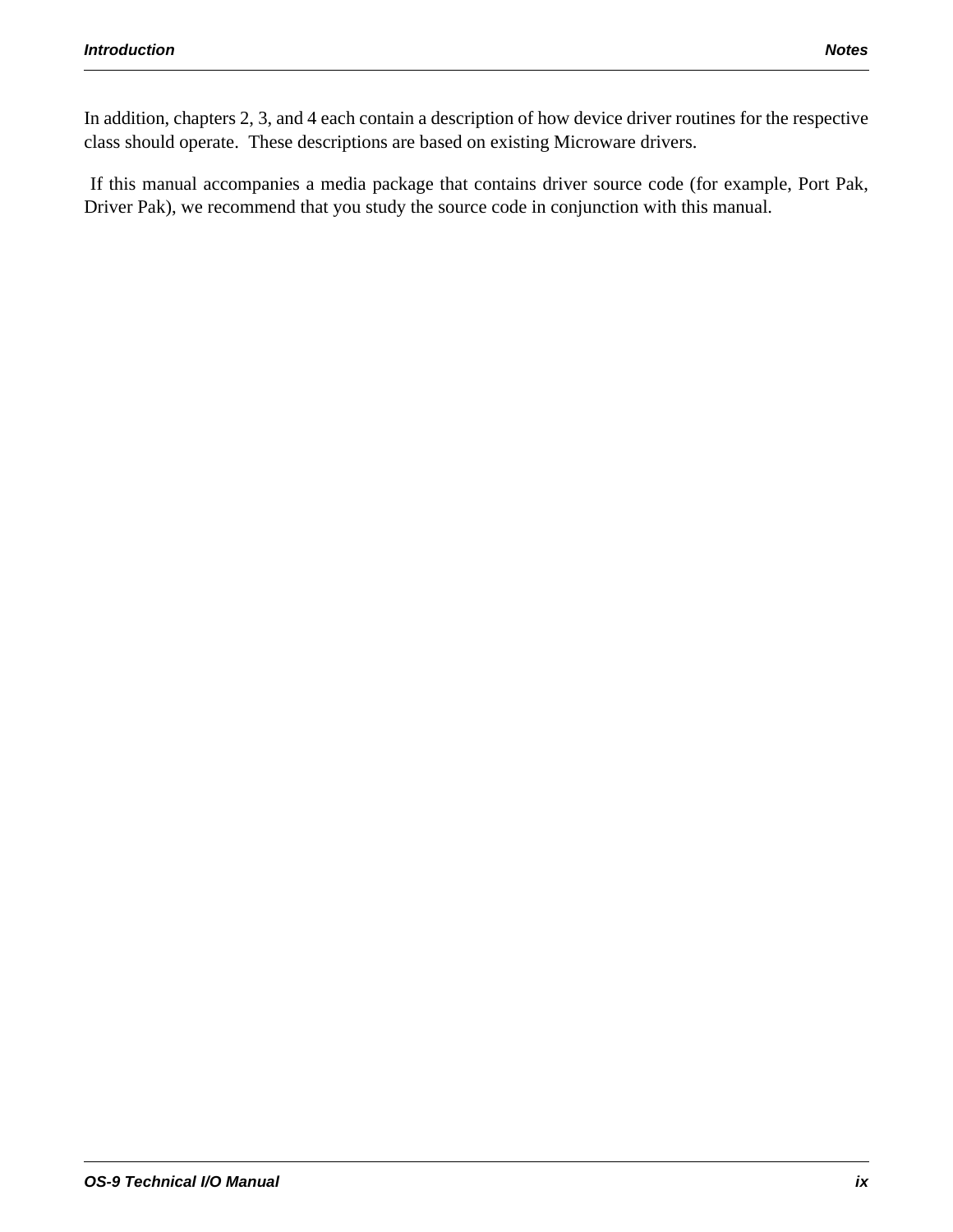In addition, chapters 2, 3, and 4 each contain a description of how device driver routines for the respective class should operate. These descriptions are based on existing Microware drivers.

If this manual accompanies a media package that contains driver source code (for example, Port Pak, Driver Pak), we recommend that you study the source code in conjunction with this manual.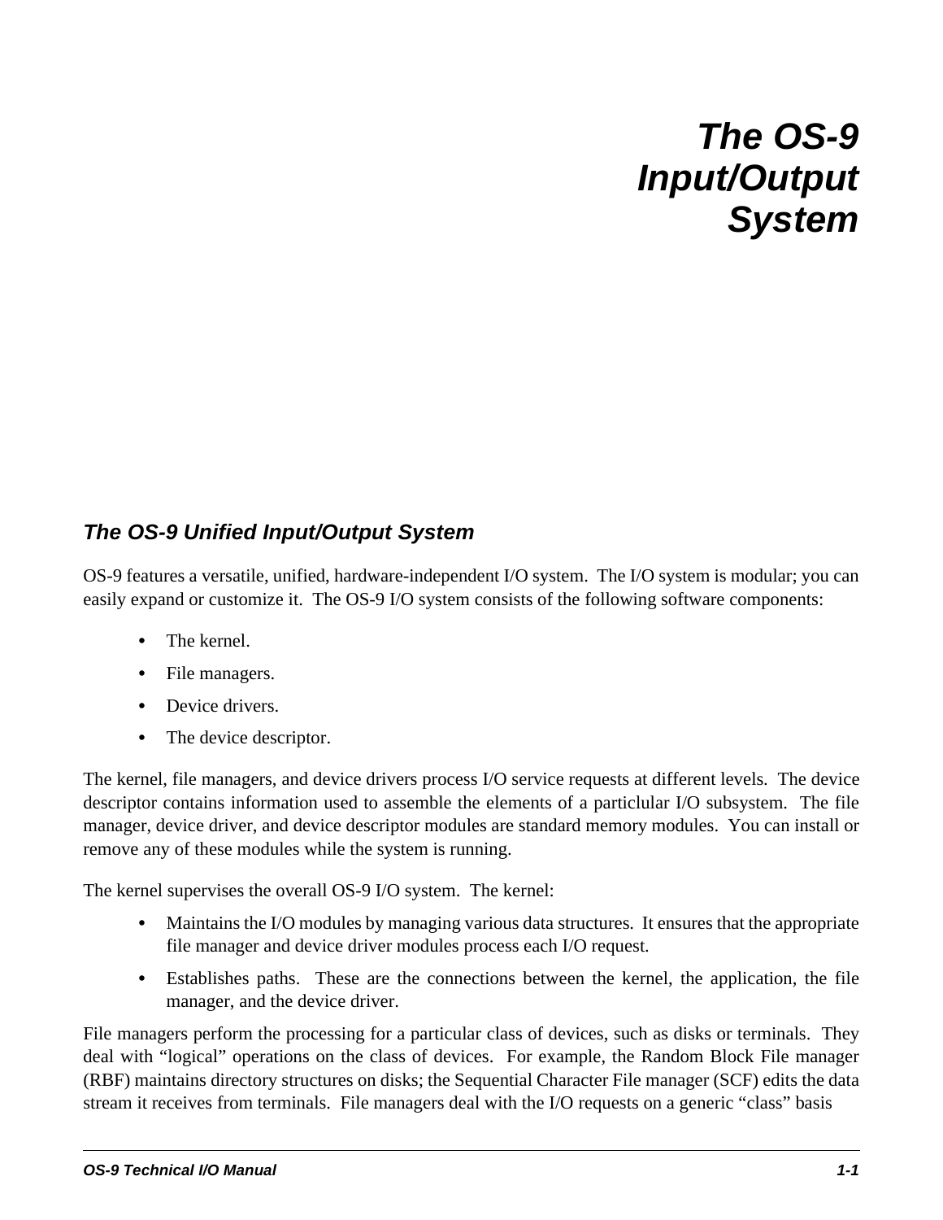# The OS-9 Input/Output System

## The OS-9 Unified Input/Output System

OS-9 features a versatile, unified, hardware-independent I/O system. The I/O system is modular; you can easily expand or customize it. The OS-9 I/O system consists of the following software components:

- The kernel.
- File managers.
- Device drivers.
- The device descriptor.

The kernel, file managers, and device drivers process I/O service requests at different levels. The device descriptor contains information used to assemble the elements of a particlular I/O subsystem. The file manager, device driver, and device descriptor modules are standard memory modules. You can install or remove any of these modules while the system is running.

The kernel supervises the overall OS-9 I/O system. The kernel:

- Maintains the I/O modules by managing various data structures. It ensures that the appropriate file manager and device driver modules process each I/O request.
- Establishes paths. These are the connections between the kernel, the application, the file manager, and the device driver.

File managers perform the processing for a particular class of devices, such as disks or terminals. They deal with “logical” operations on the class of devices. For example, the Random Block File manager (RBF) maintains directory structures on disks; the Sequential Character File manager (SCF) edits the data stream it receives from terminals. File managers deal with the I/O requests on a generic “class” basis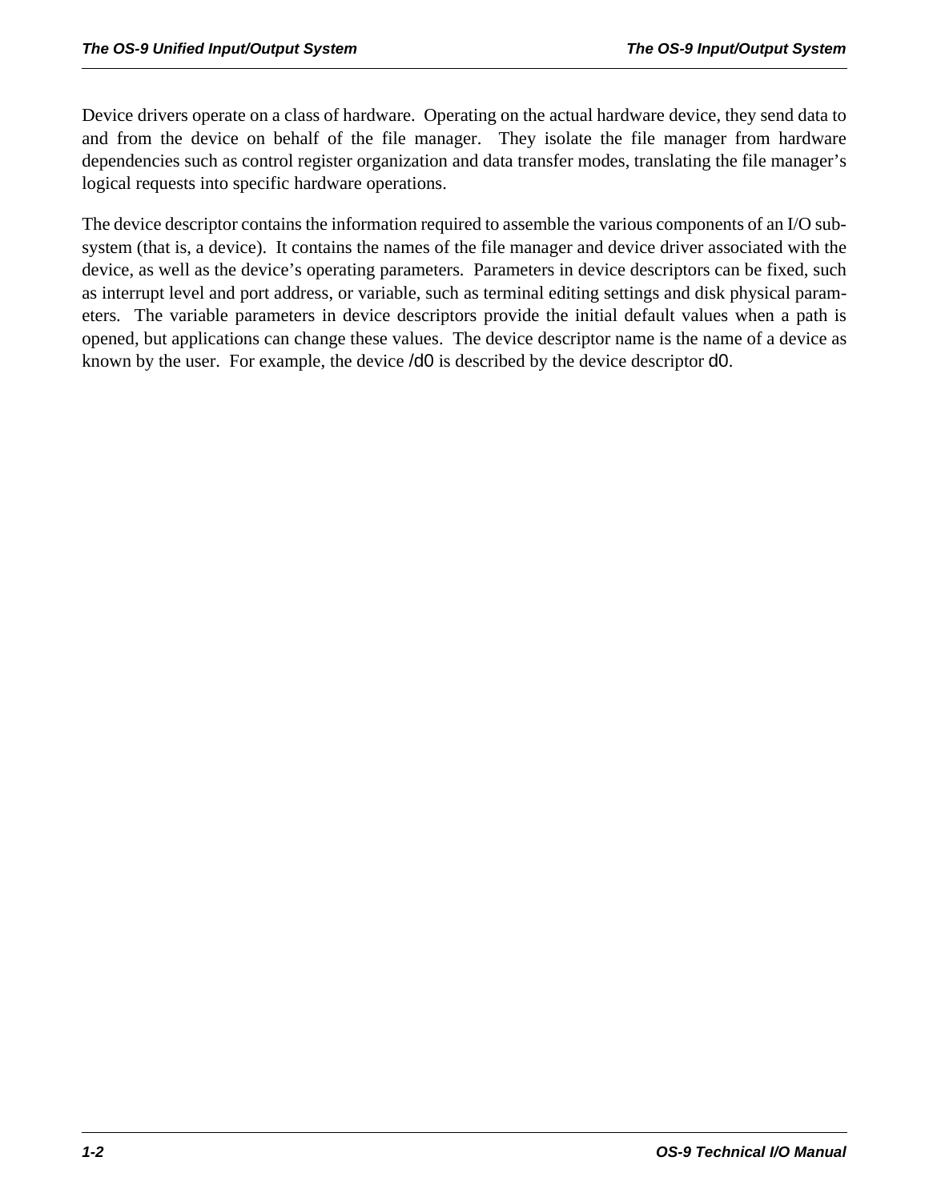Device drivers operate on a class of hardware. Operating on the actual hardware device, they send data to and from the device on behalf of the file manager. They isolate the file manager from hardware dependencies such as control register organization and data transfer modes, translating the file manager's logical requests into specific hardware operations.

The device descriptor contains the information required to assemble the various components of an I/O subsystem (that is, a device). It contains the names of the file manager and device driver associated with the device, as well as the device's operating parameters. Parameters in device descriptors can be fixed, such as interrupt level and port address, or variable, such as terminal editing settings and disk physical parameters. The variable parameters in device descriptors provide the initial default values when a path is opened, but applications can change these values. The device descriptor name is the name of a device as known by the user. For example, the device `/d0` is described by the device descriptor `d0`.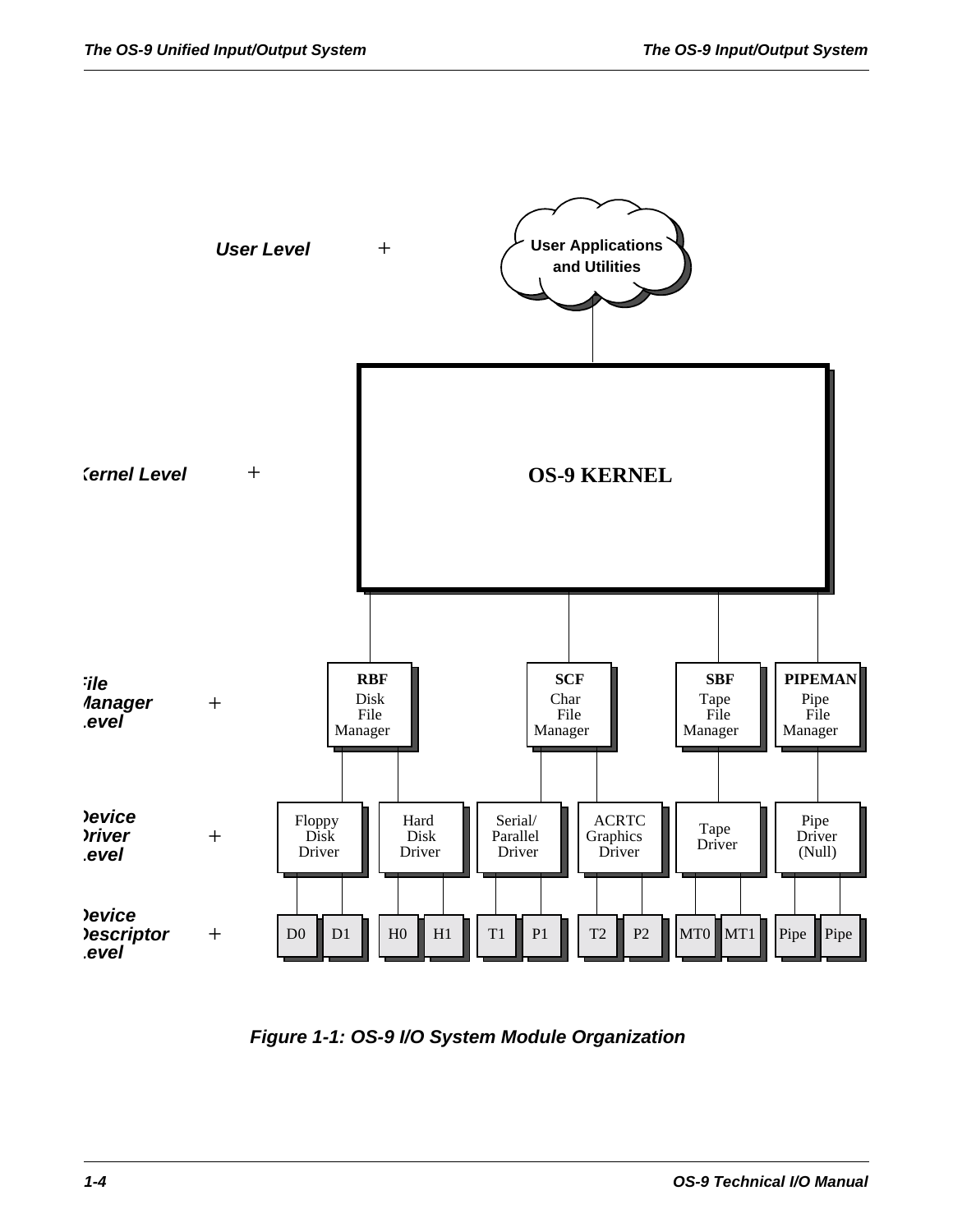User Level

User Applications and Utilities

Kernel Level

OS-9 KERNEL

File Manager Level

| RBF Disk File Manager | SCF Char File Manager | SBF Tape File Manager | PIPEMAN Pipe File Manager |
|---|---|---|---|

Device Driver Level

| Floppy Disk Driver | Hard Disk Driver | Serial/ Parallel Driver | ACRTC Graphics Driver | Tape Driver | Pipe Driver (Null) |
|---|---|---|---|---|---|

Device Descriptor Level

| D0 | D1 | H0 | H1 | T1 | P1 | T2 | P2 | MT0 | MT1 | Pipe | Pipe |
|---|---|---|---|---|---|---|---|---|---|---|---|

*Figure 1-1: OS-9 I/O System Module Organization*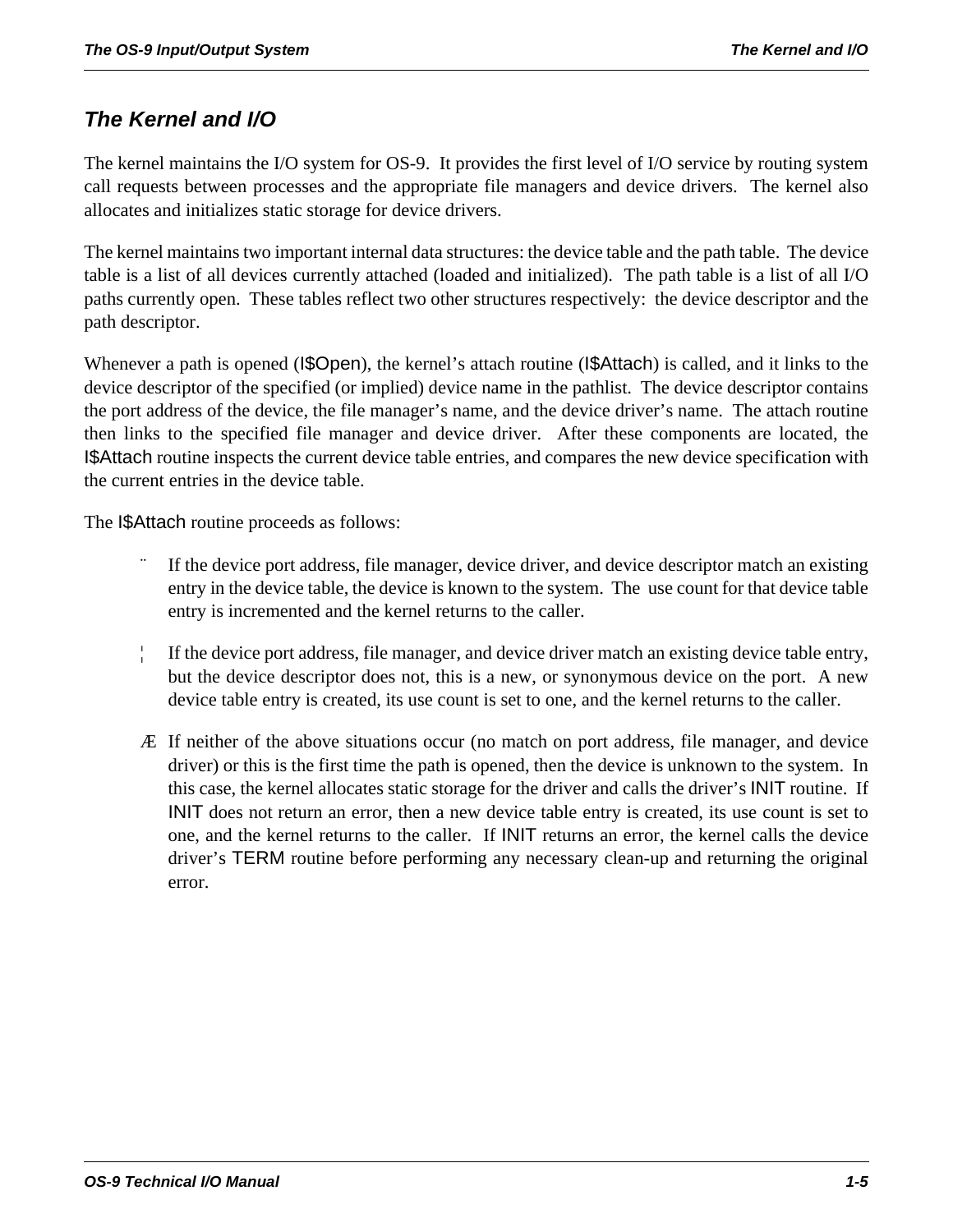## The Kernel and I/O

The kernel maintains the I/O system for OS-9. It provides the first level of I/O service by routing system call requests between processes and the appropriate file managers and device drivers. The kernel also allocates and initializes static storage for device drivers.

The kernel maintains two important internal data structures: the device table and the path table. The device table is a list of all devices currently attached (loaded and initialized). The path table is a list of all I/O paths currently open. These tables reflect two other structures respectively: the device descriptor and the path descriptor.

Whenever a path is opened (I$Open), the kernel's attach routine (I$Attach) is called, and it links to the device descriptor of the specified (or implied) device name in the pathlist. The device descriptor contains the port address of the device, the file manager's name, and the device driver's name. The attach routine then links to the specified file manager and device driver. After these components are located, the I$Attach routine inspects the current device table entries, and compares the new device specification with the current entries in the device table.

The I$Attach routine proceeds as follows:

1. If the device port address, file manager, device driver, and device descriptor match an existing entry in the device table, the device is known to the system. The use count for that device table entry is incremented and the kernel returns to the caller.

2. If the device port address, file manager, and device driver match an existing device table entry, but the device descriptor does not, this is a new, or synonymous device on the port. A new device table entry is created, its use count is set to one, and the kernel returns to the caller.

3. If neither of the above situations occur (no match on port address, file manager, and device driver) or this is the first time the path is opened, then the device is unknown to the system. In this case, the kernel allocates static storage for the driver and calls the driver's INIT routine. If INIT does not return an error, then a new device table entry is created, its use count is set to one, and the kernel returns to the caller. If INIT returns an error, the kernel calls the device driver's TERM routine before performing any necessary clean-up and returning the original error.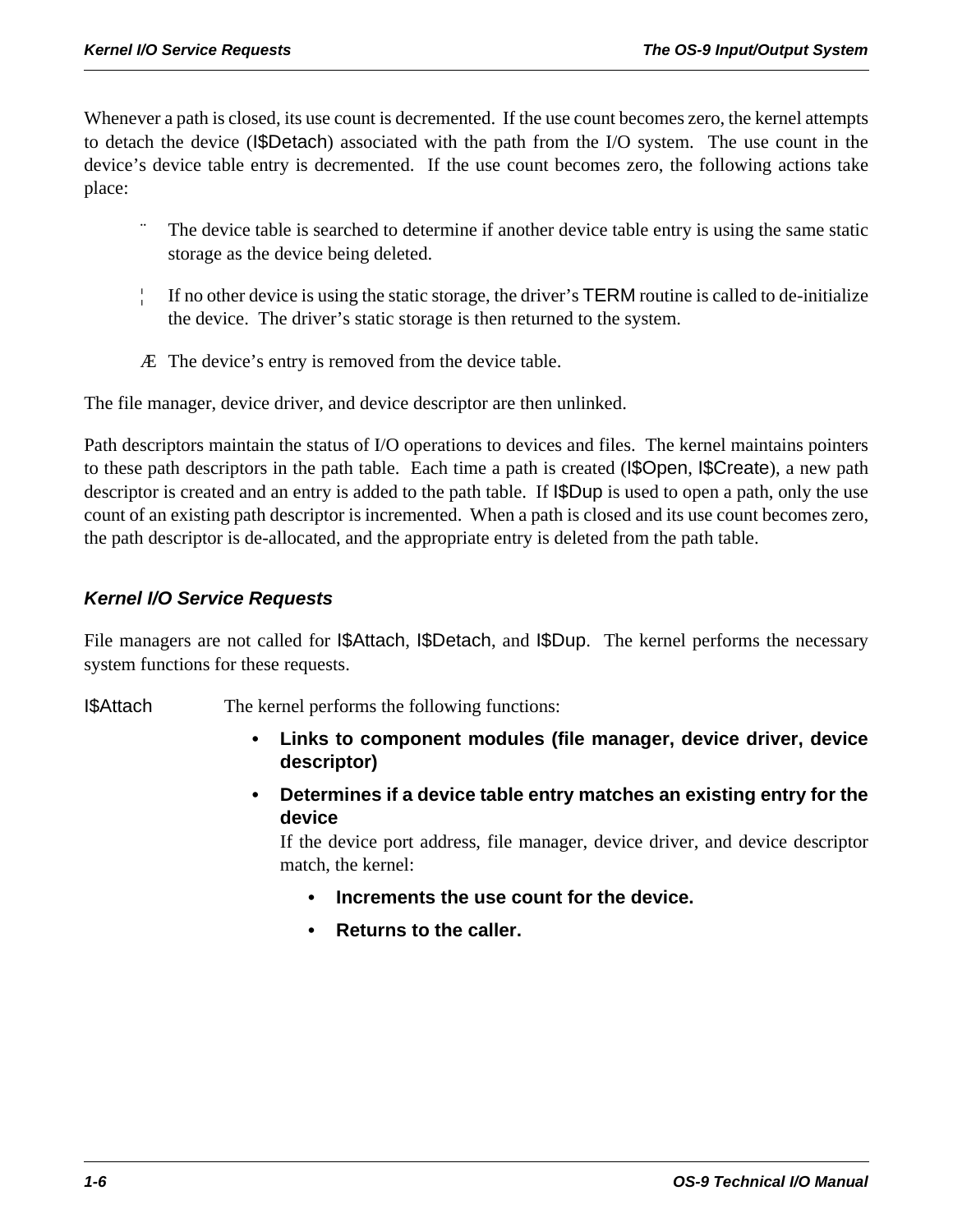Whenever a path is closed, its use count is decremented. If the use count becomes zero, the kernel attempts to detach the device (I$Detach) associated with the path from the I/O system. The use count in the device's device table entry is decremented. If the use count becomes zero, the following actions take place:

¨ The device table is searched to determine if another device table entry is using the same static storage as the device being deleted.

¦ If no other device is using the static storage, the driver's TERM routine is called to de-initialize the device. The driver's static storage is then returned to the system.

Æ The device's entry is removed from the device table.

The file manager, device driver, and device descriptor are then unlinked.

Path descriptors maintain the status of I/O operations to devices and files. The kernel maintains pointers to these path descriptors in the path table. Each time a path is created (I$Open, I$Create), a new path descriptor is created and an entry is added to the path table. If I$Dup is used to open a path, only the use count of an existing path descriptor is incremented. When a path is closed and its use count becomes zero, the path descriptor is de-allocated, and the appropriate entry is deleted from the path table.

### *Kernel I/O Service Requests*

File managers are not called for I$Attach, I$Detach, and I$Dup. The kernel performs the necessary system functions for these requests.

I$Attach — The kernel performs the following functions:

- **Links to component modules (file manager, device driver, device descriptor)**
- **Determines if a device table entry matches an existing entry for the device**

  If the device port address, file manager, device driver, and device descriptor match, the kernel:

  - **Increments the use count for the device.**
  - **Returns to the caller.**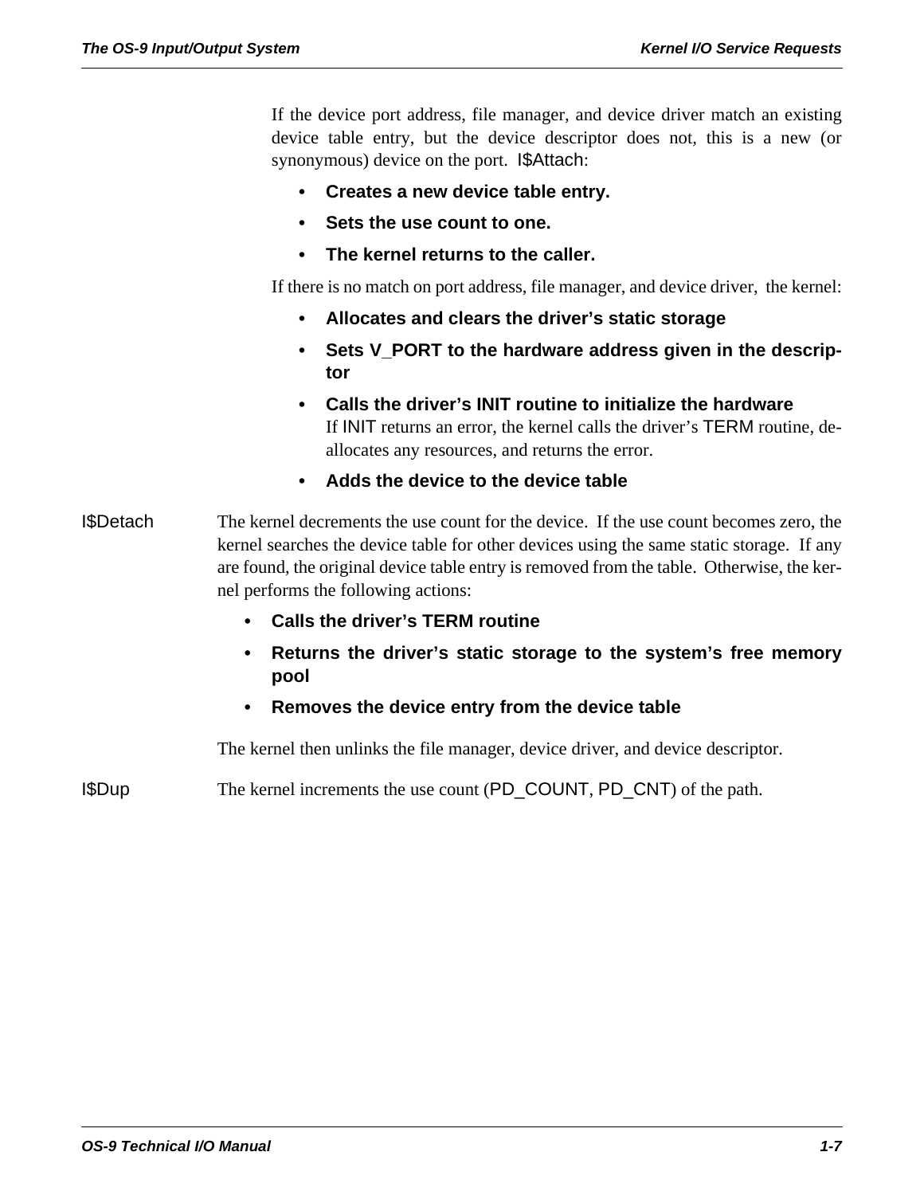If the device port address, file manager, and device driver match an existing device table entry, but the device descriptor does not, this is a new (or synonymous) device on the port. I$Attach:

- **Creates a new device table entry.**
- **Sets the use count to one.**
- **The kernel returns to the caller.**

If there is no match on port address, file manager, and device driver, the kernel:

- **Allocates and clears the driver's static storage**
- **Sets V_PORT to the hardware address given in the descriptor**
- **Calls the driver's INIT routine to initialize the hardware**
  If INIT returns an error, the kernel calls the driver's TERM routine, deallocates any resources, and returns the error.
- **Adds the device to the device table**

I$Detach
The kernel decrements the use count for the device. If the use count becomes zero, the kernel searches the device table for other devices using the same static storage. If any are found, the original device table entry is removed from the table. Otherwise, the kernel performs the following actions:

- **Calls the driver's TERM routine**
- **Returns the driver's static storage to the system's free memory pool**
- **Removes the device entry from the device table**

The kernel then unlinks the file manager, device driver, and device descriptor.

I$Dup
The kernel increments the use count (PD_COUNT, PD_CNT) of the path.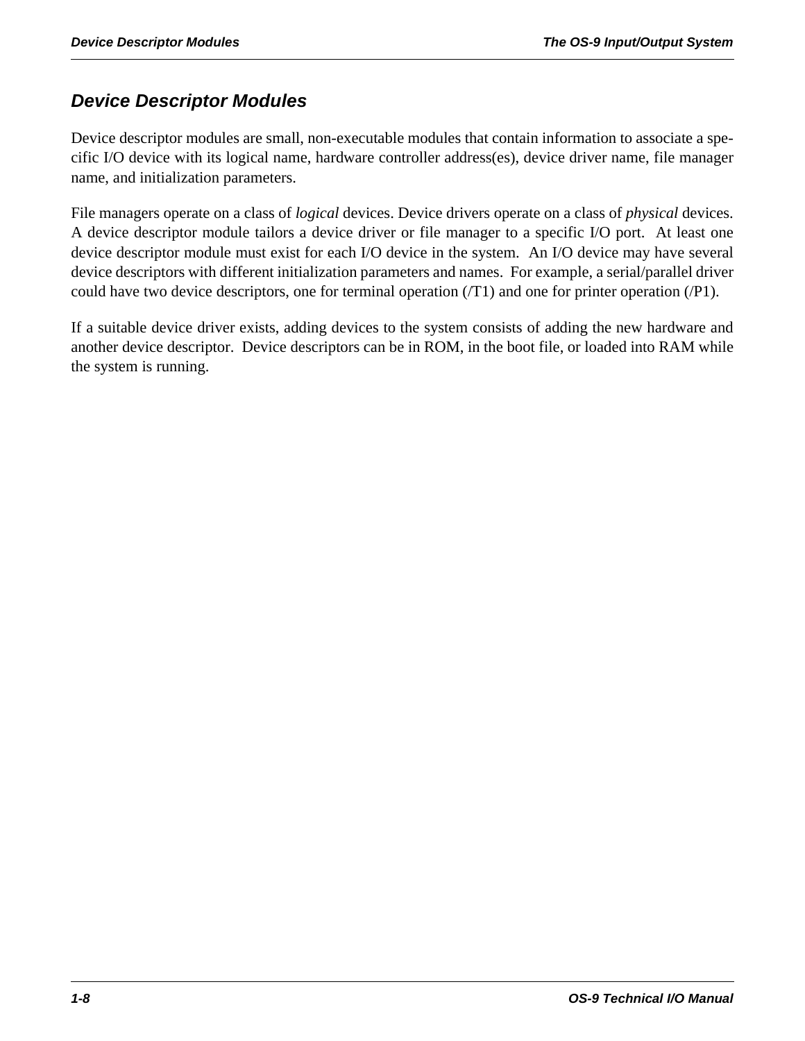## Device Descriptor Modules

Device descriptor modules are small, non-executable modules that contain information to associate a specific I/O device with its logical name, hardware controller address(es), device driver name, file manager name, and initialization parameters.

File managers operate on a class of *logical* devices. Device drivers operate on a class of *physical* devices. A device descriptor module tailors a device driver or file manager to a specific I/O port. At least one device descriptor module must exist for each I/O device in the system. An I/O device may have several device descriptors with different initialization parameters and names. For example, a serial/parallel driver could have two device descriptors, one for terminal operation (/T1) and one for printer operation (/P1).

If a suitable device driver exists, adding devices to the system consists of adding the new hardware and another device descriptor. Device descriptors can be in ROM, in the boot file, or loaded into RAM while the system is running.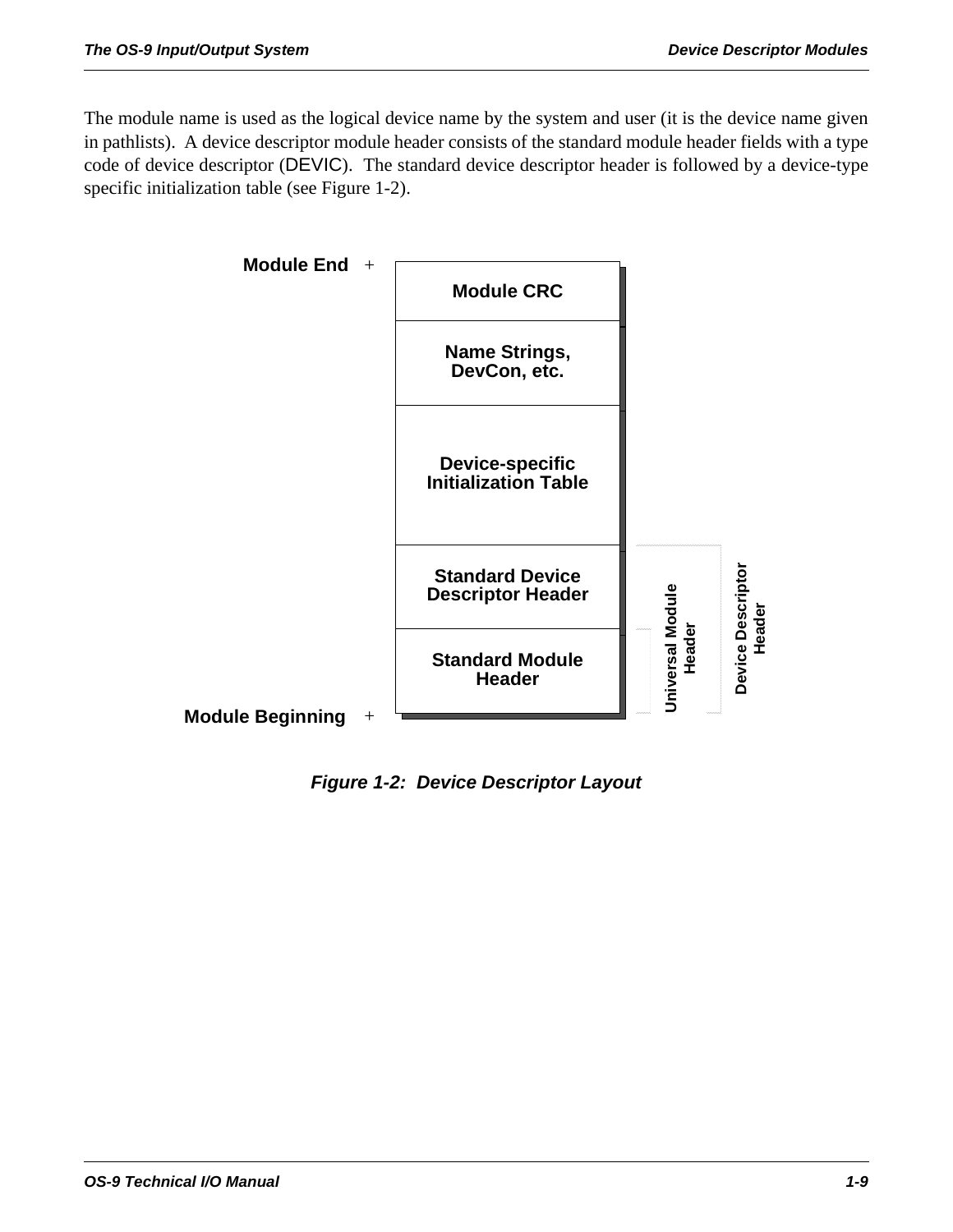The module name is used as the logical device name by the system and user (it is the device name given in pathlists). A device descriptor module header consists of the standard module header fields with a type code of device descriptor (DEVIC). The standard device descriptor header is followed by a device-type specific initialization table (see Figure 1-2).

| | Layout | | |
|---|---|---|---|
| Module End | Module CRC | | |
| | Name Strings, DevCon, etc. | | |
| | Device-specific Initialization Table | | |
| | Standard Device Descriptor Header | | Device Descriptor Header |
| Module Beginning | Standard Module Header | Universal Module Header | Device Descriptor Header |

*Figure 1-2: Device Descriptor Layout*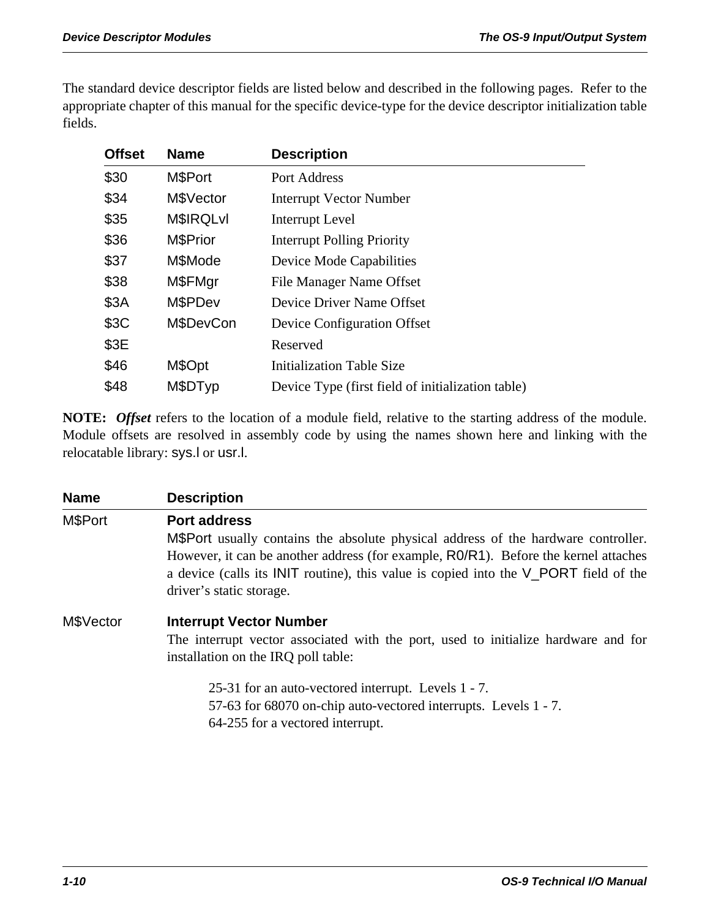The standard device descriptor fields are listed below and described in the following pages. Refer to the appropriate chapter of this manual for the specific device-type for the device descriptor initialization table fields.

| Offset | Name | Description |
|---|---|---|
| $30 | M$Port | Port Address |
| $34 | M$Vector | Interrupt Vector Number |
| $35 | M$IRQLvl | Interrupt Level |
| $36 | M$Prior | Interrupt Polling Priority |
| $37 | M$Mode | Device Mode Capabilities |
| $38 | M$FMgr | File Manager Name Offset |
| $3A | M$PDev | Device Driver Name Offset |
| $3C | M$DevCon | Device Configuration Offset |
| $3E | | Reserved |
| $46 | M$Opt | Initialization Table Size |
| $48 | M$DTyp | Device Type (first field of initialization table) |

**NOTE:** ***Offset*** refers to the location of a module field, relative to the starting address of the module. Module offsets are resolved in assembly code by using the names shown here and linking with the relocatable library: sys.l or usr.l.

| Name | Description |
|---|---|
| M$Port | **Port address**<br>M$Port usually contains the absolute physical address of the hardware controller. However, it can be another address (for example, R0/R1). Before the kernel attaches a device (calls its INIT routine), this value is copied into the V_PORT field of the driver's static storage. |
| M$Vector | **Interrupt Vector Number**<br>The interrupt vector associated with the port, used to initialize hardware and for installation on the IRQ poll table:<br><br>25-31 for an auto-vectored interrupt. Levels 1 - 7.<br>57-63 for 68070 on-chip auto-vectored interrupts. Levels 1 - 7.<br>64-255 for a vectored interrupt. |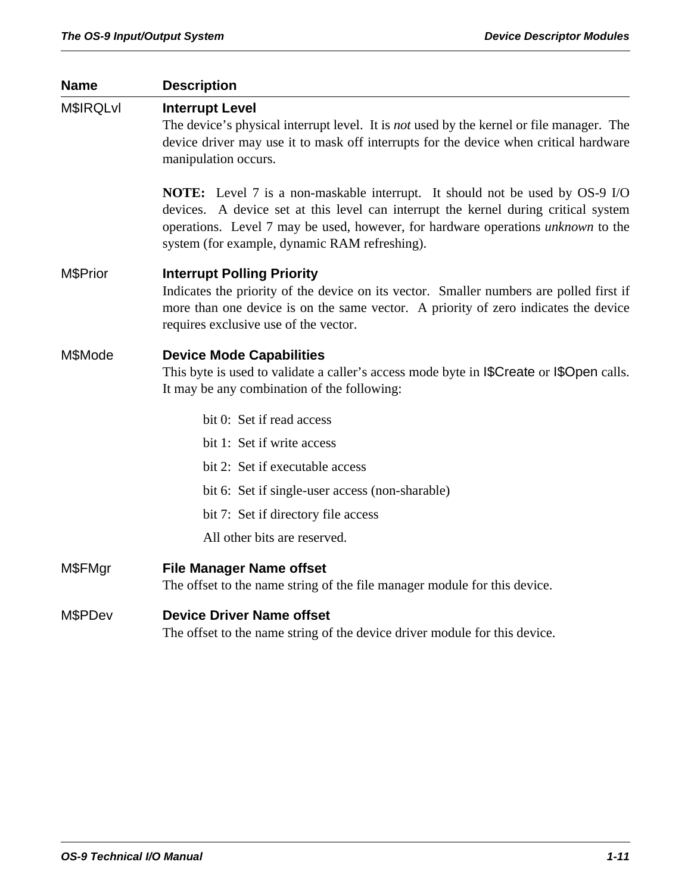| Name | Description |
|---|---|
| M$IRQLvl | **Interrupt Level**<br>The device's physical interrupt level. It is *not* used by the kernel or file manager. The device driver may use it to mask off interrupts for the device when critical hardware manipulation occurs.<br><br>**NOTE:** Level 7 is a non-maskable interrupt. It should not be used by OS-9 I/O devices. A device set at this level can interrupt the kernel during critical system operations. Level 7 may be used, however, for hardware operations *unknown* to the system (for example, dynamic RAM refreshing). |
| M$Prior | **Interrupt Polling Priority**<br>Indicates the priority of the device on its vector. Smaller numbers are polled first if more than one device is on the same vector. A priority of zero indicates the device requires exclusive use of the vector. |
| M$Mode | **Device Mode Capabilities**<br>This byte is used to validate a caller's access mode byte in I$Create or I$Open calls. It may be any combination of the following:<br><br>bit 0: Set if read access<br>bit 1: Set if write access<br>bit 2: Set if executable access<br>bit 6: Set if single-user access (non-sharable)<br>bit 7: Set if directory file access<br>All other bits are reserved. |
| M$FMgr | **File Manager Name offset**<br>The offset to the name string of the file manager module for this device. |
| M$PDev | **Device Driver Name offset**<br>The offset to the name string of the device driver module for this device. |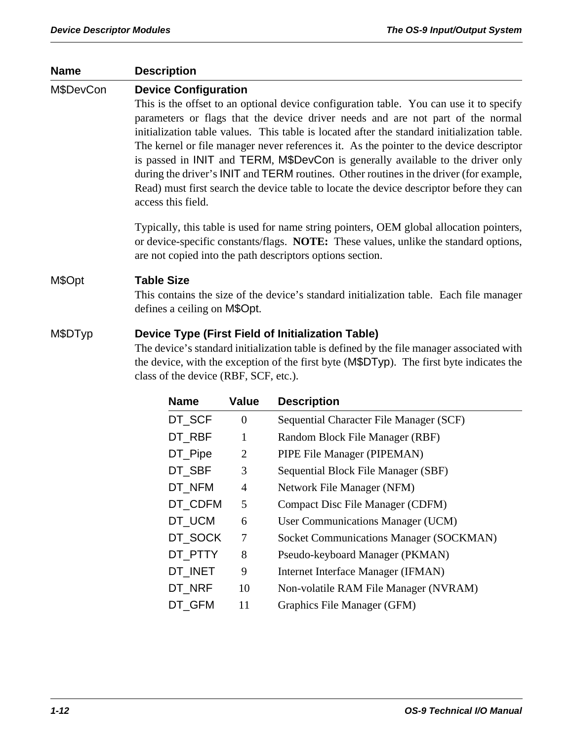| Name | Description |
|---|---|
| M$DevCon | **Device Configuration**<br>This is the offset to an optional device configuration table. You can use it to specify parameters or flags that the device driver needs and are not part of the normal initialization table values. This table is located after the standard initialization table. The kernel or file manager never references it. As the pointer to the device descriptor is passed in INIT and TERM, M$DevCon is generally available to the driver only during the driver's INIT and TERM routines. Other routines in the driver (for example, Read) must first search the device table to locate the device descriptor before they can access this field.<br><br>Typically, this table is used for name string pointers, OEM global allocation pointers, or device-specific constants/flags. **NOTE:** These values, unlike the standard options, are not copied into the path descriptors options section. |
| M$Opt | **Table Size**<br>This contains the size of the device's standard initialization table. Each file manager defines a ceiling on M$Opt. |
| M$DTyp | **Device Type (First Field of Initialization Table)**<br>The device's standard initialization table is defined by the file manager associated with the device, with the exception of the first byte (M$DTyp). The first byte indicates the class of the device (RBF, SCF, etc.). |

| Name | Value | Description |
|---|---|---|
| DT_SCF | 0 | Sequential Character File Manager (SCF) |
| DT_RBF | 1 | Random Block File Manager (RBF) |
| DT_Pipe | 2 | PIPE File Manager (PIPEMAN) |
| DT_SBF | 3 | Sequential Block File Manager (SBF) |
| DT_NFM | 4 | Network File Manager (NFM) |
| DT_CDFM | 5 | Compact Disc File Manager (CDFM) |
| DT_UCM | 6 | User Communications Manager (UCM) |
| DT_SOCK | 7 | Socket Communications Manager (SOCKMAN) |
| DT_PTTY | 8 | Pseudo-keyboard Manager (PKMAN) |
| DT_INET | 9 | Internet Interface Manager (IFMAN) |
| DT_NRF | 10 | Non-volatile RAM File Manager (NVRAM) |
| DT_GFM | 11 | Graphics File Manager (GFM) |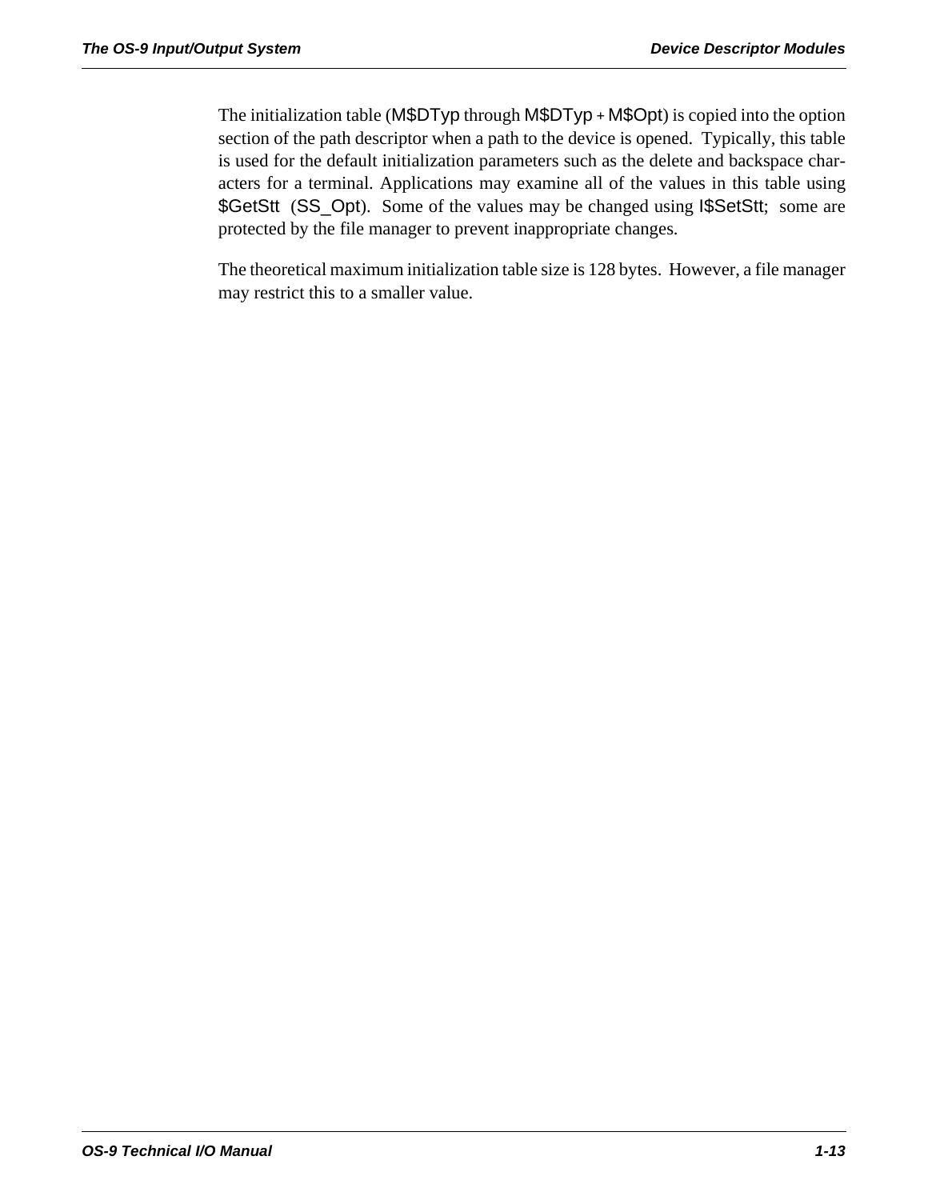The initialization table (M$DTyp through M$DTyp + M$Opt) is copied into the option section of the path descriptor when a path to the device is opened. Typically, this table is used for the default initialization parameters such as the delete and backspace characters for a terminal. Applications may examine all of the values in this table using $GetStt (SS_Opt). Some of the values may be changed using I$SetStt; some are protected by the file manager to prevent inappropriate changes.

The theoretical maximum initialization table size is 128 bytes. However, a file manager may restrict this to a smaller value.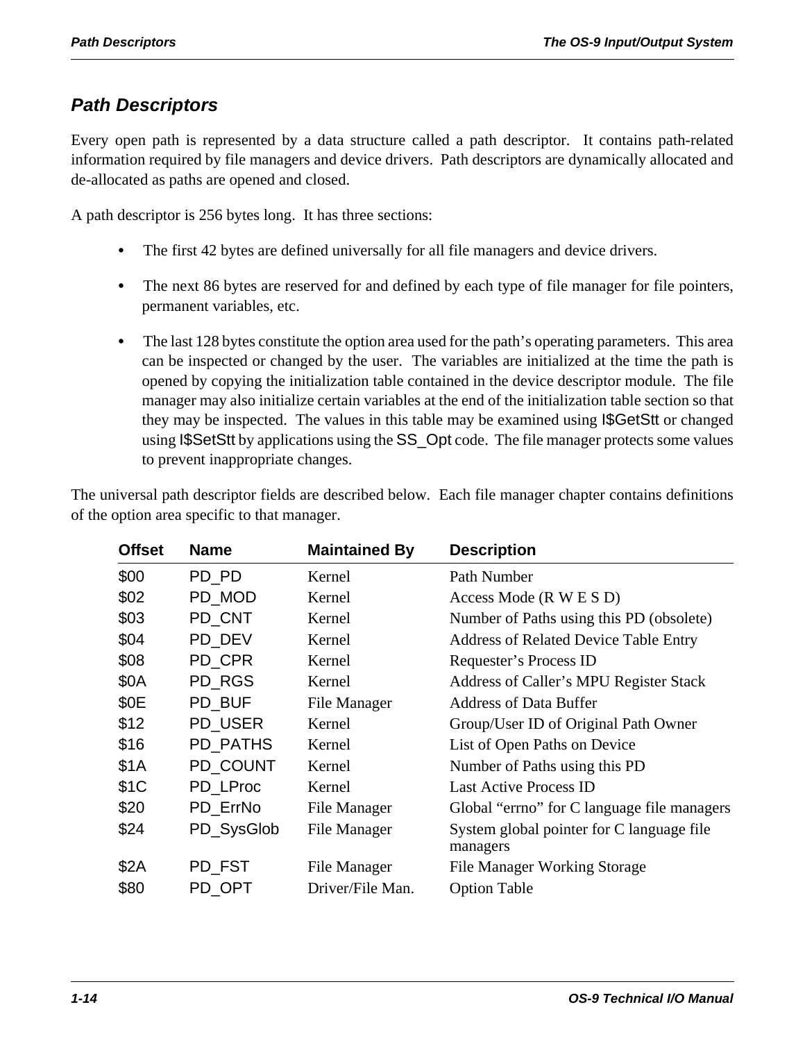## Path Descriptors

Every open path is represented by a data structure called a path descriptor. It contains path-related information required by file managers and device drivers. Path descriptors are dynamically allocated and de-allocated as paths are opened and closed.

A path descriptor is 256 bytes long. It has three sections:

- The first 42 bytes are defined universally for all file managers and device drivers.
- The next 86 bytes are reserved for and defined by each type of file manager for file pointers, permanent variables, etc.
- The last 128 bytes constitute the option area used for the path's operating parameters. This area can be inspected or changed by the user. The variables are initialized at the time the path is opened by copying the initialization table contained in the device descriptor module. The file manager may also initialize certain variables at the end of the initialization table section so that they may be inspected. The values in this table may be examined using I$GetStt or changed using I$SetStt by applications using the SS_Opt code. The file manager protects some values to prevent inappropriate changes.

The universal path descriptor fields are described below. Each file manager chapter contains definitions of the option area specific to that manager.

| Offset | Name | Maintained By | Description |
|---|---|---|---|
| $00 | PD_PD | Kernel | Path Number |
| $02 | PD_MOD | Kernel | Access Mode (R W E S D) |
| $03 | PD_CNT | Kernel | Number of Paths using this PD (obsolete) |
| $04 | PD_DEV | Kernel | Address of Related Device Table Entry |
| $08 | PD_CPR | Kernel | Requester's Process ID |
| $0A | PD_RGS | Kernel | Address of Caller's MPU Register Stack |
| $0E | PD_BUF | File Manager | Address of Data Buffer |
| $12 | PD_USER | Kernel | Group/User ID of Original Path Owner |
| $16 | PD_PATHS | Kernel | List of Open Paths on Device |
| $1A | PD_COUNT | Kernel | Number of Paths using this PD |
| $1C | PD_LProc | Kernel | Last Active Process ID |
| $20 | PD_ErrNo | File Manager | Global "errno" for C language file managers |
| $24 | PD_SysGlob | File Manager | System global pointer for C language file managers |
| $2A | PD_FST | File Manager | File Manager Working Storage |
| $80 | PD_OPT | Driver/File Man. | Option Table |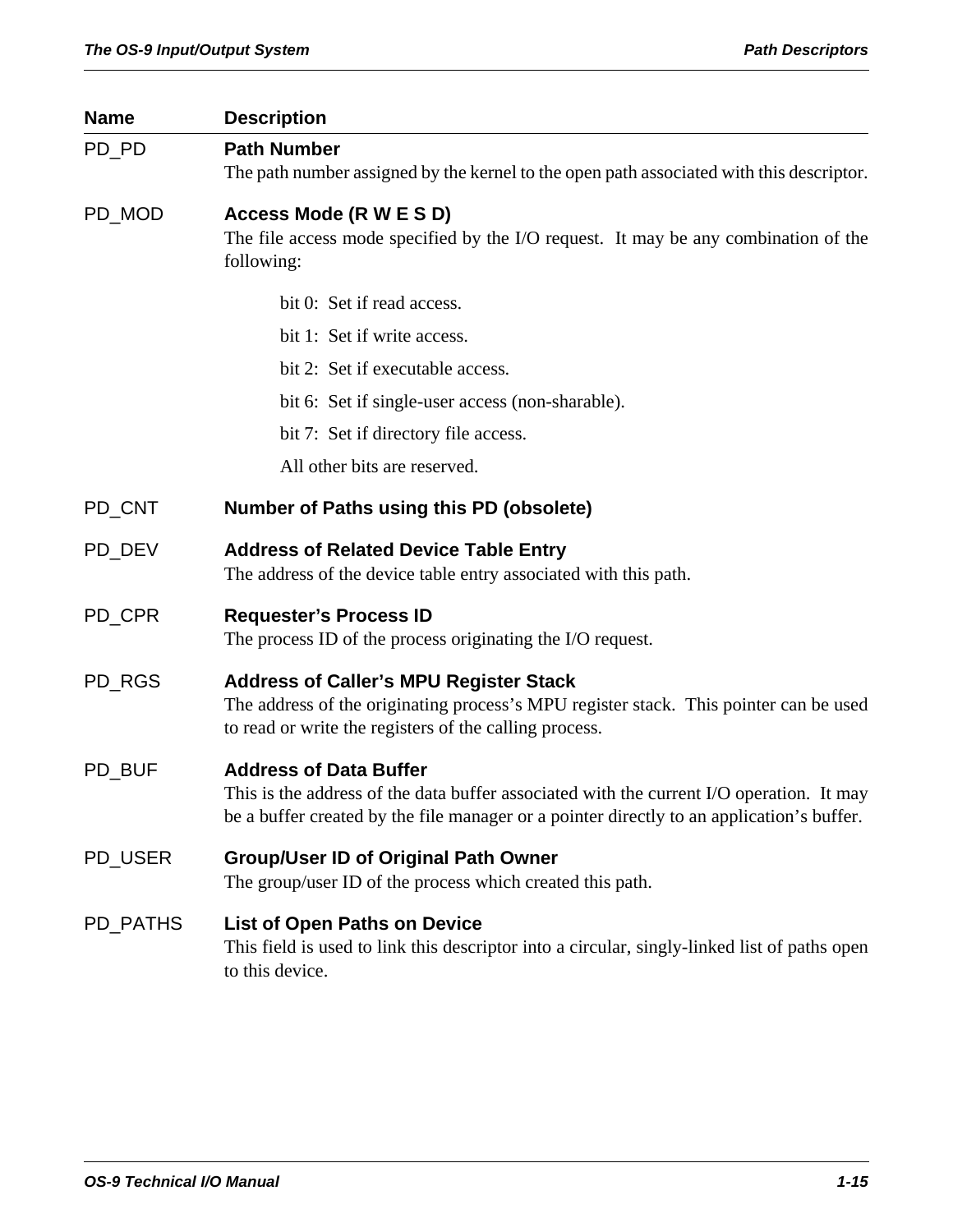| Name | Description |
| --- | --- |
| PD_PD | **Path Number**<br>The path number assigned by the kernel to the open path associated with this descriptor. |
| PD_MOD | **Access Mode (R W E S D)**<br>The file access mode specified by the I/O request. It may be any combination of the following:<br>bit 0: Set if read access.<br>bit 1: Set if write access.<br>bit 2: Set if executable access.<br>bit 6: Set if single-user access (non-sharable).<br>bit 7: Set if directory file access.<br>All other bits are reserved. |
| PD_CNT | **Number of Paths using this PD (obsolete)** |
| PD_DEV | **Address of Related Device Table Entry**<br>The address of the device table entry associated with this path. |
| PD_CPR | **Requester's Process ID**<br>The process ID of the process originating the I/O request. |
| PD_RGS | **Address of Caller's MPU Register Stack**<br>The address of the originating process's MPU register stack. This pointer can be used to read or write the registers of the calling process. |
| PD_BUF | **Address of Data Buffer**<br>This is the address of the data buffer associated with the current I/O operation. It may be a buffer created by the file manager or a pointer directly to an application's buffer. |
| PD_USER | **Group/User ID of Original Path Owner**<br>The group/user ID of the process which created this path. |
| PD_PATHS | **List of Open Paths on Device**<br>This field is used to link this descriptor into a circular, singly-linked list of paths open to this device. |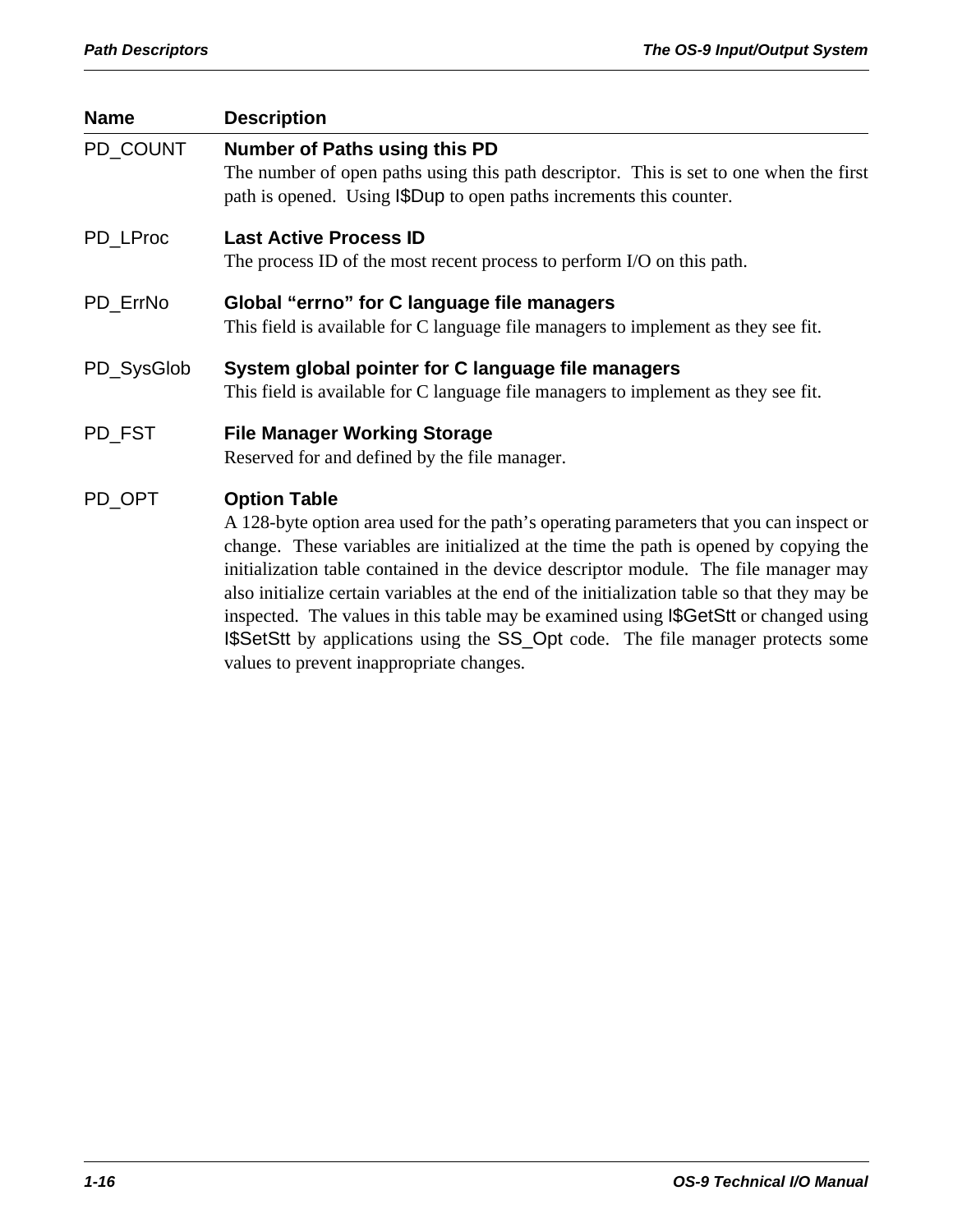| Name | Description |
| --- | --- |
| PD_COUNT | **Number of Paths using this PD**<br>The number of open paths using this path descriptor. This is set to one when the first path is opened. Using I$Dup to open paths increments this counter. |
| PD_LProc | **Last Active Process ID**<br>The process ID of the most recent process to perform I/O on this path. |
| PD_ErrNo | **Global "errno" for C language file managers**<br>This field is available for C language file managers to implement as they see fit. |
| PD_SysGlob | **System global pointer for C language file managers**<br>This field is available for C language file managers to implement as they see fit. |
| PD_FST | **File Manager Working Storage**<br>Reserved for and defined by the file manager. |
| PD_OPT | **Option Table**<br>A 128-byte option area used for the path's operating parameters that you can inspect or change. These variables are initialized at the time the path is opened by copying the initialization table contained in the device descriptor module. The file manager may also initialize certain variables at the end of the initialization table so that they may be inspected. The values in this table may be examined using I$GetStt or changed using I$SetStt by applications using the SS_Opt code. The file manager protects some values to prevent inappropriate changes. |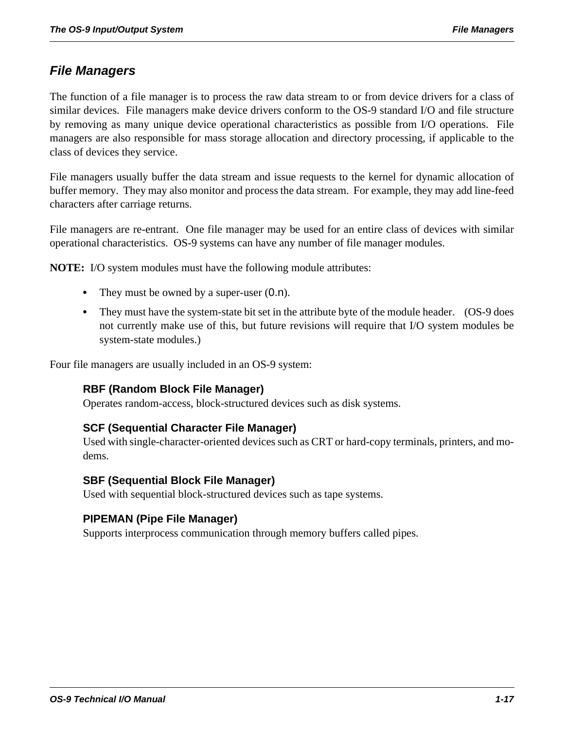## *File Managers*

The function of a file manager is to process the raw data stream to or from device drivers for a class of similar devices. File managers make device drivers conform to the OS-9 standard I/O and file structure by removing as many unique device operational characteristics as possible from I/O operations. File managers are also responsible for mass storage allocation and directory processing, if applicable to the class of devices they service.

File managers usually buffer the data stream and issue requests to the kernel for dynamic allocation of buffer memory. They may also monitor and process the data stream. For example, they may add line-feed characters after carriage returns.

File managers are re-entrant. One file manager may be used for an entire class of devices with similar operational characteristics. OS-9 systems can have any number of file manager modules.

**NOTE:** I/O system modules must have the following module attributes:

- They must be owned by a super-user (`0.n`).
- They must have the system-state bit set in the attribute byte of the module header. (OS-9 does not currently make use of this, but future revisions will require that I/O system modules be system-state modules.)

Four file managers are usually included in an OS-9 system:

**RBF (Random Block File Manager)**
Operates random-access, block-structured devices such as disk systems.

**SCF (Sequential Character File Manager)**
Used with single-character-oriented devices such as CRT or hard-copy terminals, printers, and modems.

**SBF (Sequential Block File Manager)**
Used with sequential block-structured devices such as tape systems.

**PIPEMAN (Pipe File Manager)**
Supports interprocess communication through memory buffers called pipes.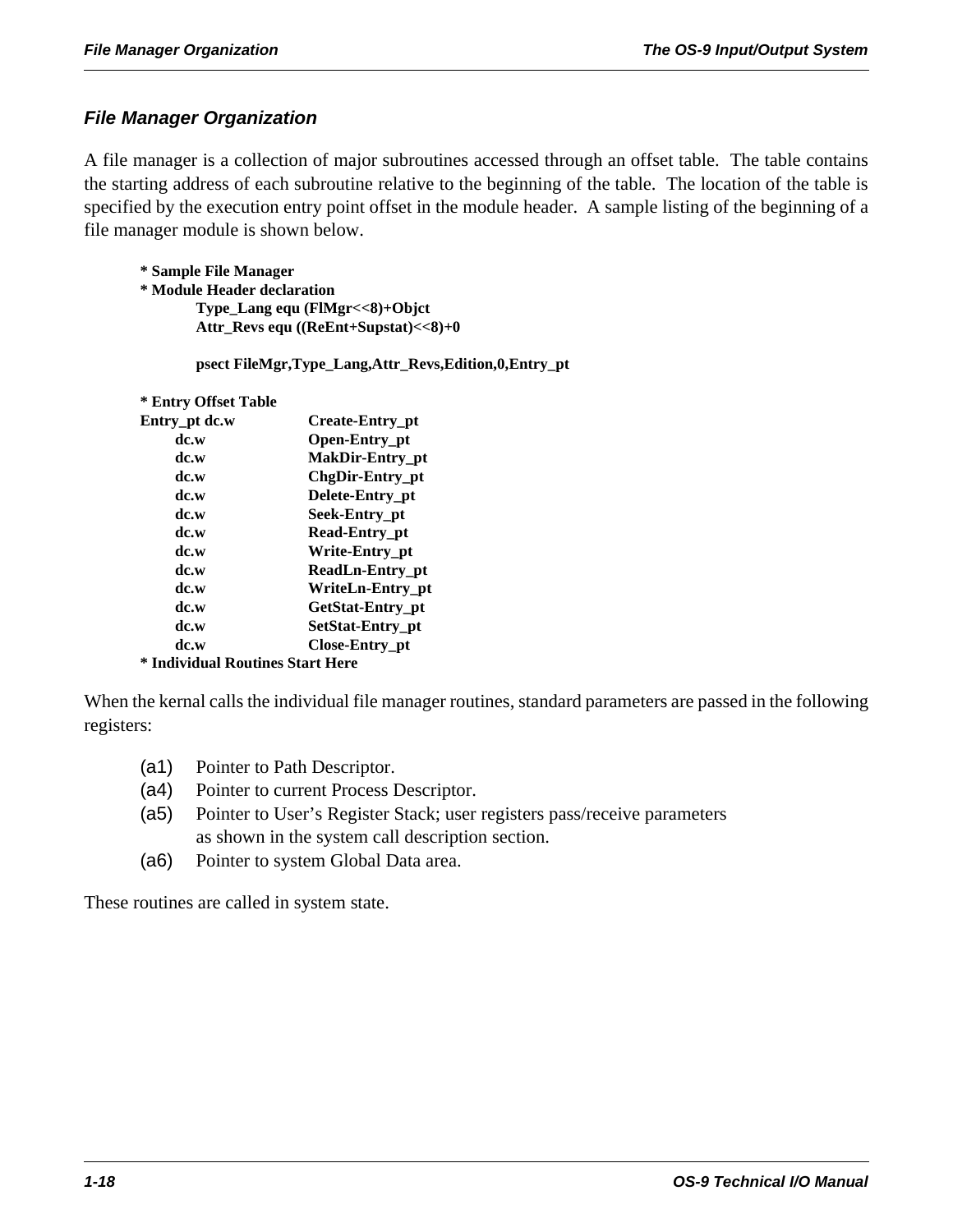## File Manager Organization

A file manager is a collection of major subroutines accessed through an offset table. The table contains the starting address of each subroutine relative to the beginning of the table. The location of the table is specified by the execution entry point offset in the module header. A sample listing of the beginning of a file manager module is shown below.

```
* Sample File Manager
* Module Header declaration
        Type_Lang equ (FlMgr<<8)+Objct
        Attr_Revs equ ((ReEnt+Supstat)<<8)+0

        psect FileMgr,Type_Lang,Attr_Revs,Edition,0,Entry_pt

* Entry Offset Table
Entry_pt dc.w        Create-Entry_pt
     dc.w            Open-Entry_pt
     dc.w            MakDir-Entry_pt
     dc.w            ChgDir-Entry_pt
     dc.w            Delete-Entry_pt
     dc.w            Seek-Entry_pt
     dc.w            Read-Entry_pt
     dc.w            Write-Entry_pt
     dc.w            ReadLn-Entry_pt
     dc.w            WriteLn-Entry_pt
     dc.w            GetStat-Entry_pt
     dc.w            SetStat-Entry_pt
     dc.w            Close-Entry_pt
* Individual Routines Start Here
```

When the kernal calls the individual file manager routines, standard parameters are passed in the following registers:

- (a1) Pointer to Path Descriptor.
- (a4) Pointer to current Process Descriptor.
- (a5) Pointer to User's Register Stack; user registers pass/receive parameters as shown in the system call description section.
- (a6) Pointer to system Global Data area.

These routines are called in system state.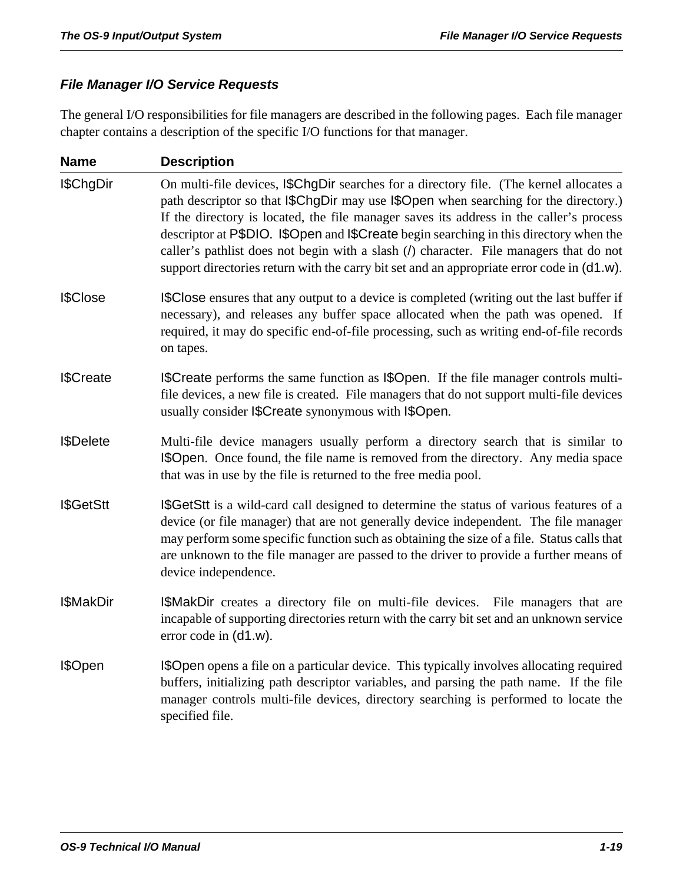### File Manager I/O Service Requests

The general I/O responsibilities for file managers are described in the following pages. Each file manager chapter contains a description of the specific I/O functions for that manager.

| Name | Description |
|---|---|
| I$ChgDir | On multi-file devices, I$ChgDir searches for a directory file. (The kernel allocates a path descriptor so that I$ChgDir may use I$Open when searching for the directory.) If the directory is located, the file manager saves its address in the caller's process descriptor at P$DIO. I$Open and I$Create begin searching in this directory when the caller's pathlist does not begin with a slash (/) character. File managers that do not support directories return with the carry bit set and an appropriate error code in (d1.w). |
| I$Close | I$Close ensures that any output to a device is completed (writing out the last buffer if necessary), and releases any buffer space allocated when the path was opened. If required, it may do specific end-of-file processing, such as writing end-of-file records on tapes. |
| I$Create | I$Create performs the same function as I$Open. If the file manager controls multi-file devices, a new file is created. File managers that do not support multi-file devices usually consider I$Create synonymous with I$Open. |
| I$Delete | Multi-file device managers usually perform a directory search that is similar to I$Open. Once found, the file name is removed from the directory. Any media space that was in use by the file is returned to the free media pool. |
| I$GetStt | I$GetStt is a wild-card call designed to determine the status of various features of a device (or file manager) that are not generally device independent. The file manager may perform some specific function such as obtaining the size of a file. Status calls that are unknown to the file manager are passed to the driver to provide a further means of device independence. |
| I$MakDir | I$MakDir creates a directory file on multi-file devices. File managers that are incapable of supporting directories return with the carry bit set and an unknown service error code in (d1.w). |
| I$Open | I$Open opens a file on a particular device. This typically involves allocating required buffers, initializing path descriptor variables, and parsing the path name. If the file manager controls multi-file devices, directory searching is performed to locate the specified file. |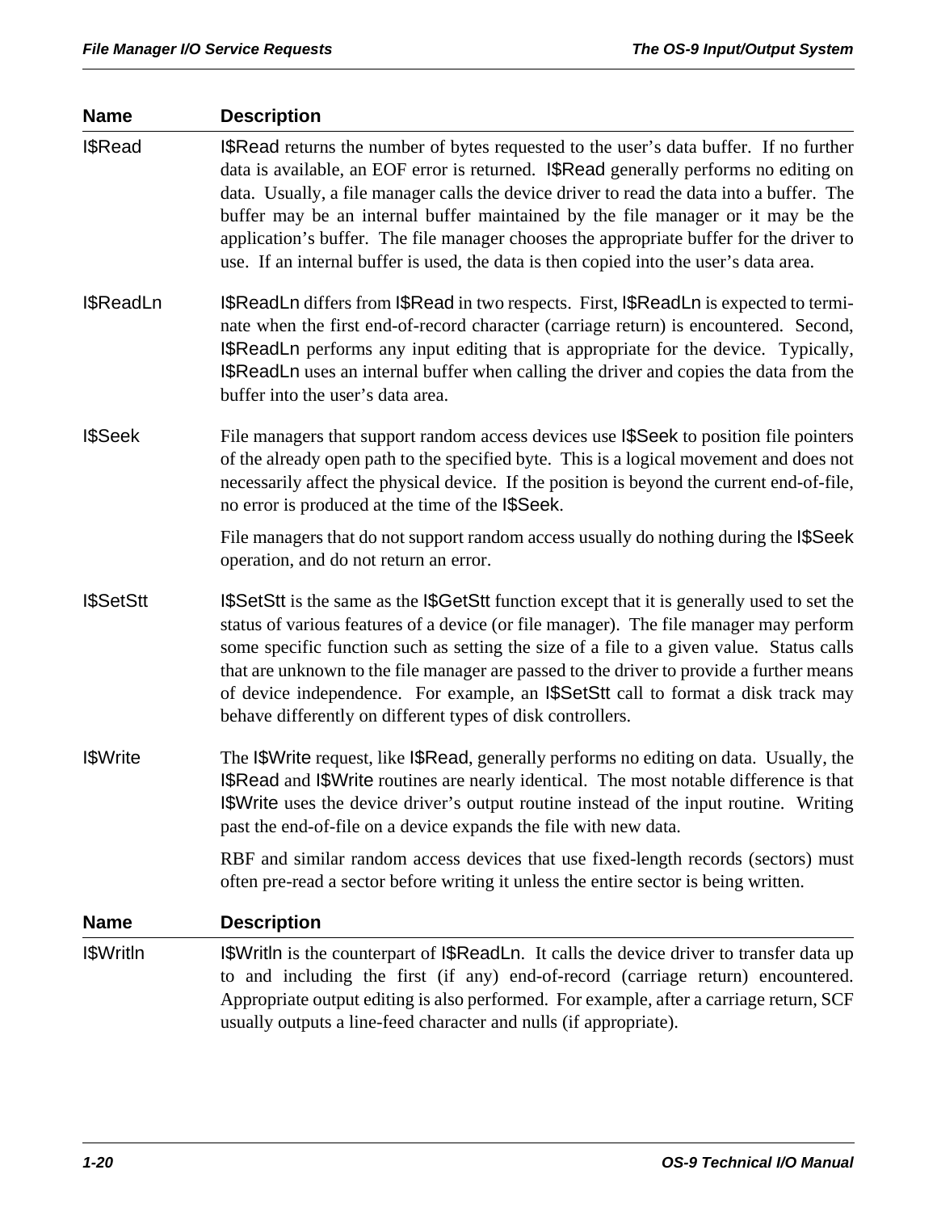| Name | Description |
|---|---|
| I$Read | I$Read returns the number of bytes requested to the user's data buffer. If no further data is available, an EOF error is returned. I$Read generally performs no editing on data. Usually, a file manager calls the device driver to read the data into a buffer. The buffer may be an internal buffer maintained by the file manager or it may be the application's buffer. The file manager chooses the appropriate buffer for the driver to use. If an internal buffer is used, the data is then copied into the user's data area. |
| I$ReadLn | I$ReadLn differs from I$Read in two respects. First, I$ReadLn is expected to terminate when the first end-of-record character (carriage return) is encountered. Second, I$ReadLn performs any input editing that is appropriate for the device. Typically, I$ReadLn uses an internal buffer when calling the driver and copies the data from the buffer into the user's data area. |
| I$Seek | File managers that support random access devices use I$Seek to position file pointers of the already open path to the specified byte. This is a logical movement and does not necessarily affect the physical device. If the position is beyond the current end-of-file, no error is produced at the time of the I$Seek.<br><br>File managers that do not support random access usually do nothing during the I$Seek operation, and do not return an error. |
| I$SetStt | I$SetStt is the same as the I$GetStt function except that it is generally used to set the status of various features of a device (or file manager). The file manager may perform some specific function such as setting the size of a file to a given value. Status calls that are unknown to the file manager are passed to the driver to provide a further means of device independence. For example, an I$SetStt call to format a disk track may behave differently on different types of disk controllers. |
| I$Write | The I$Write request, like I$Read, generally performs no editing on data. Usually, the I$Read and I$Write routines are nearly identical. The most notable difference is that I$Write uses the device driver's output routine instead of the input routine. Writing past the end-of-file on a device expands the file with new data.<br><br>RBF and similar random access devices that use fixed-length records (sectors) must often pre-read a sector before writing it unless the entire sector is being written. |

| Name | Description |
|---|---|
| I$Writln | I$Writln is the counterpart of I$ReadLn. It calls the device driver to transfer data up to and including the first (if any) end-of-record (carriage return) encountered. Appropriate output editing is also performed. For example, after a carriage return, SCF usually outputs a line-feed character and nulls (if appropriate). |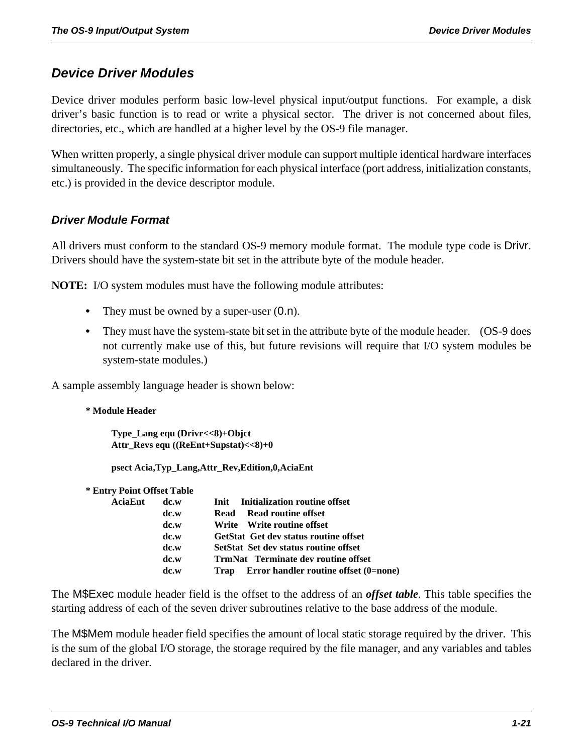## Device Driver Modules

Device driver modules perform basic low-level physical input/output functions. For example, a disk driver's basic function is to read or write a physical sector. The driver is not concerned about files, directories, etc., which are handled at a higher level by the OS-9 file manager.

When written properly, a single physical driver module can support multiple identical hardware interfaces simultaneously. The specific information for each physical interface (port address, initialization constants, etc.) is provided in the device descriptor module.

### Driver Module Format

All drivers must conform to the standard OS-9 memory module format. The module type code is Drivr. Drivers should have the system-state bit set in the attribute byte of the module header.

**NOTE:** I/O system modules must have the following module attributes:

- They must be owned by a super-user (0.n).
- They must have the system-state bit set in the attribute byte of the module header. (OS-9 does not currently make use of this, but future revisions will require that I/O system modules be system-state modules.)

A sample assembly language header is shown below:

```
* Module Header

        Type_Lang equ (Drivr<<8)+Objct
        Attr_Revs equ ((ReEnt+Supstat)<<8)+0

        psect Acia,Typ_Lang,Attr_Rev,Edition,0,AciaEnt

* Entry Point Offset Table
        AciaEnt     dc.w     Init     Initialization routine offset
                    dc.w     Read     Read routine offset
                    dc.w     Write    Write routine offset
                    dc.w     GetStat  Get dev status routine offset
                    dc.w     SetStat  Set dev status routine offset
                    dc.w     TrmNat   Terminate dev routine offset
                    dc.w     Trap     Error handler routine offset (0=none)
```

The M$Exec module header field is the offset to the address of an ***offset table***. This table specifies the starting address of each of the seven driver subroutines relative to the base address of the module.

The M$Mem module header field specifies the amount of local static storage required by the driver. This is the sum of the global I/O storage, the storage required by the file manager, and any variables and tables declared in the driver.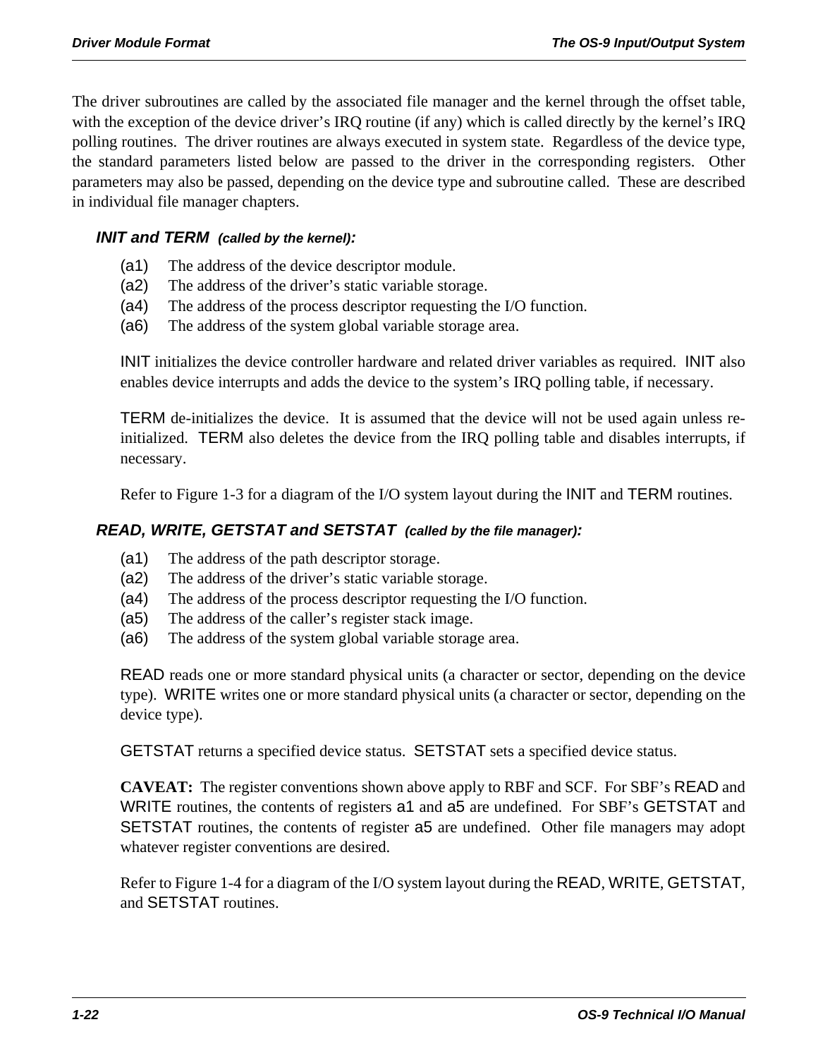The driver subroutines are called by the associated file manager and the kernel through the offset table, with the exception of the device driver's IRQ routine (if any) which is called directly by the kernel's IRQ polling routines. The driver routines are always executed in system state. Regardless of the device type, the standard parameters listed below are passed to the driver in the corresponding registers. Other parameters may also be passed, depending on the device type and subroutine called. These are described in individual file manager chapters.

### INIT and TERM *(called by the kernel):*

(a1) The address of the device descriptor module.
(a2) The address of the driver's static variable storage.
(a4) The address of the process descriptor requesting the I/O function.
(a6) The address of the system global variable storage area.

INIT initializes the device controller hardware and related driver variables as required. INIT also enables device interrupts and adds the device to the system's IRQ polling table, if necessary.

TERM de-initializes the device. It is assumed that the device will not be used again unless re-initialized. TERM also deletes the device from the IRQ polling table and disables interrupts, if necessary.

Refer to Figure 1-3 for a diagram of the I/O system layout during the INIT and TERM routines.

### READ, WRITE, GETSTAT and SETSTAT *(called by the file manager):*

(a1) The address of the path descriptor storage.
(a2) The address of the driver's static variable storage.
(a4) The address of the process descriptor requesting the I/O function.
(a5) The address of the caller's register stack image.
(a6) The address of the system global variable storage area.

READ reads one or more standard physical units (a character or sector, depending on the device type). WRITE writes one or more standard physical units (a character or sector, depending on the device type).

GETSTAT returns a specified device status. SETSTAT sets a specified device status.

**CAVEAT:** The register conventions shown above apply to RBF and SCF. For SBF's READ and WRITE routines, the contents of registers a1 and a5 are undefined. For SBF's GETSTAT and SETSTAT routines, the contents of register a5 are undefined. Other file managers may adopt whatever register conventions are desired.

Refer to Figure 1-4 for a diagram of the I/O system layout during the READ, WRITE, GETSTAT, and SETSTAT routines.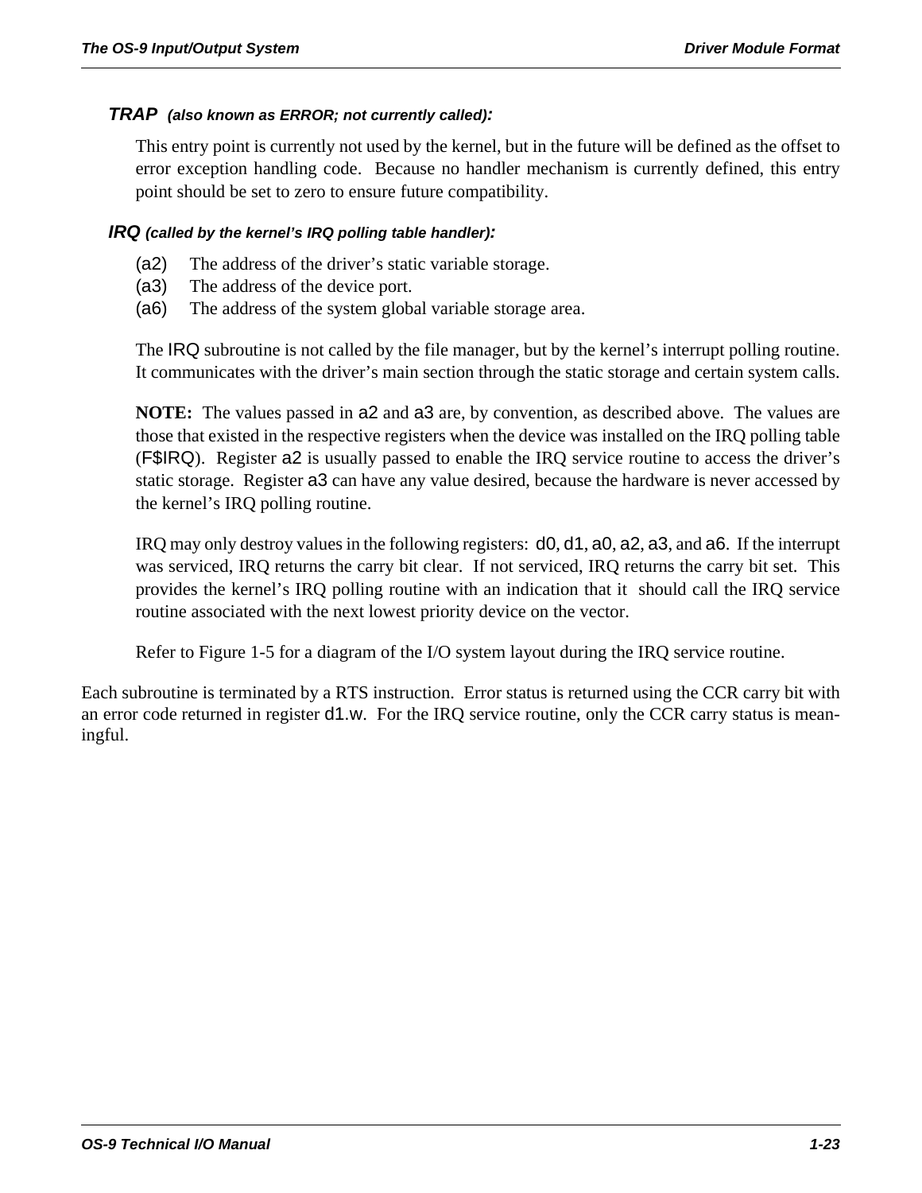#### *TRAP (also known as ERROR; not currently called):*

This entry point is currently not used by the kernel, but in the future will be defined as the offset to error exception handling code. Because no handler mechanism is currently defined, this entry point should be set to zero to ensure future compatibility.

#### *IRQ (called by the kernel's IRQ polling table handler):*

- (a2) The address of the driver's static variable storage.
- (a3) The address of the device port.
- (a6) The address of the system global variable storage area.

The IRQ subroutine is not called by the file manager, but by the kernel's interrupt polling routine. It communicates with the driver's main section through the static storage and certain system calls.

**NOTE:** The values passed in a2 and a3 are, by convention, as described above. The values are those that existed in the respective registers when the device was installed on the IRQ polling table (F$IRQ). Register a2 is usually passed to enable the IRQ service routine to access the driver's static storage. Register a3 can have any value desired, because the hardware is never accessed by the kernel's IRQ polling routine.

IRQ may only destroy values in the following registers: d0, d1, a0, a2, a3, and a6. If the interrupt was serviced, IRQ returns the carry bit clear. If not serviced, IRQ returns the carry bit set. This provides the kernel's IRQ polling routine with an indication that it should call the IRQ service routine associated with the next lowest priority device on the vector.

Refer to Figure 1-5 for a diagram of the I/O system layout during the IRQ service routine.

Each subroutine is terminated by a RTS instruction. Error status is returned using the CCR carry bit with an error code returned in register d1.w. For the IRQ service routine, only the CCR carry status is meaningful.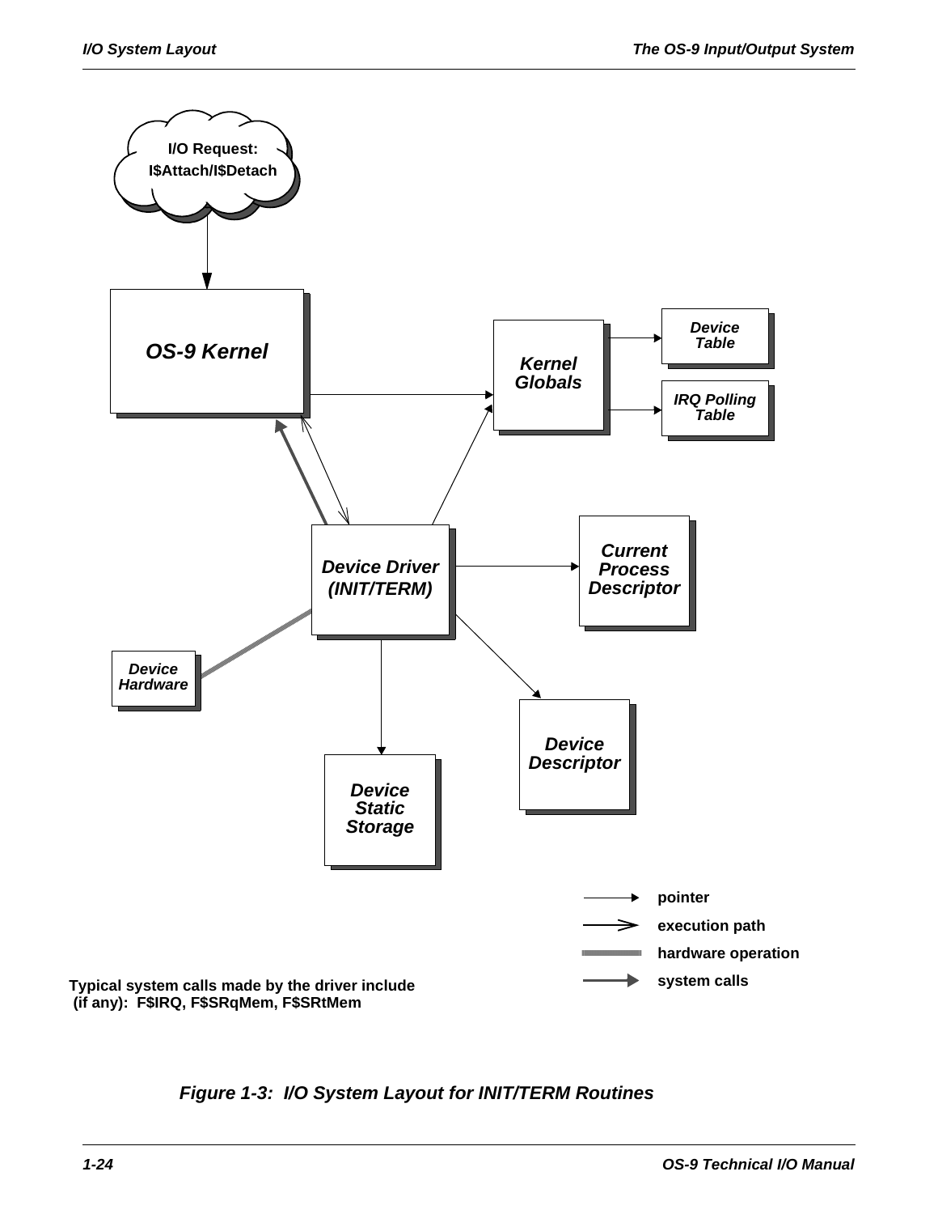I/O Request:
I$Attach/I$Detach

OS-9 Kernel

Kernel Globals

Device Table

IRQ Polling Table

Device Driver (INIT/TERM)

Current Process Descriptor

Device Hardware

Device Descriptor

Device Static Storage

pointer

execution path

hardware operation

system calls

Typical system calls made by the driver include (if any): F$IRQ, F$SRqMem, F$SRtMem

*Figure 1-3: I/O System Layout for INIT/TERM Routines*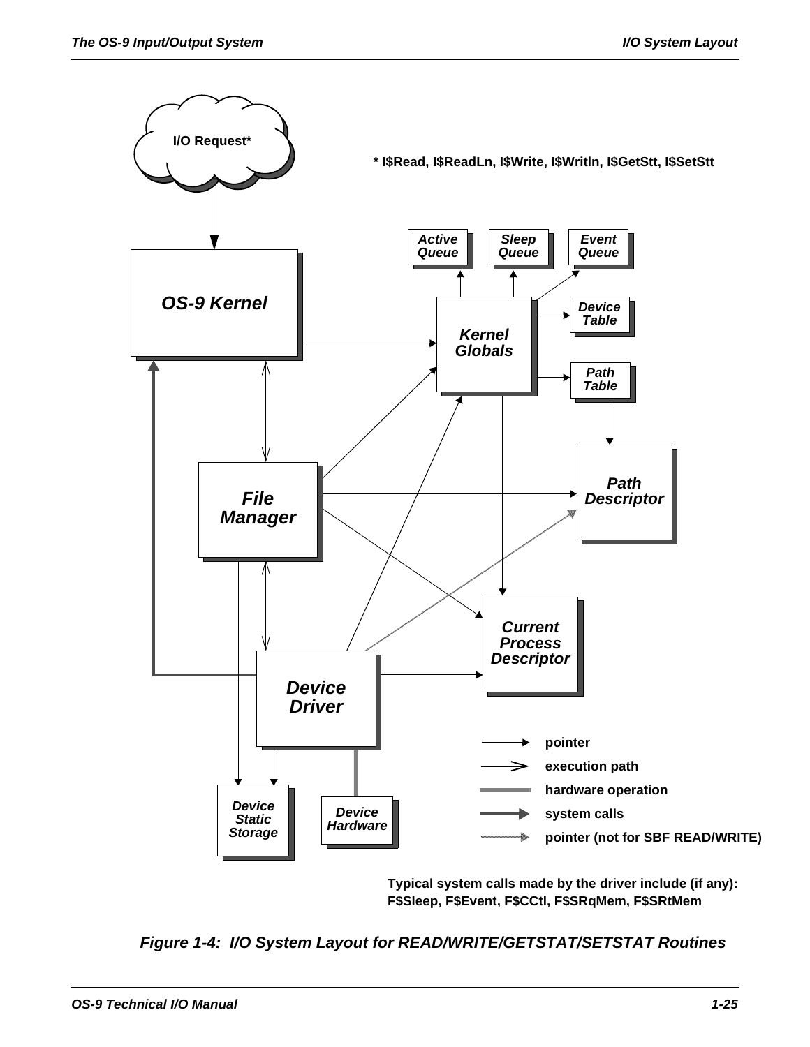I/O Request*

* I$Read, I$ReadLn, I$Write, I$Writln, I$GetStt, I$SetStt

OS-9 Kernel

Kernel Globals

Active Queue

Sleep Queue

Event Queue

Device Table

Path Table

Path Descriptor

File Manager

Current Process Descriptor

Device Driver

Device Static Storage

Device Hardware

pointer

execution path

hardware operation

system calls

pointer (not for SBF READ/WRITE)

Typical system calls made by the driver include (if any):
F$Sleep, F$Event, F$CCtl, F$SRqMem, F$SRtMem

*Figure 1-4: I/O System Layout for READ/WRITE/GETSTAT/SETSTAT Routines*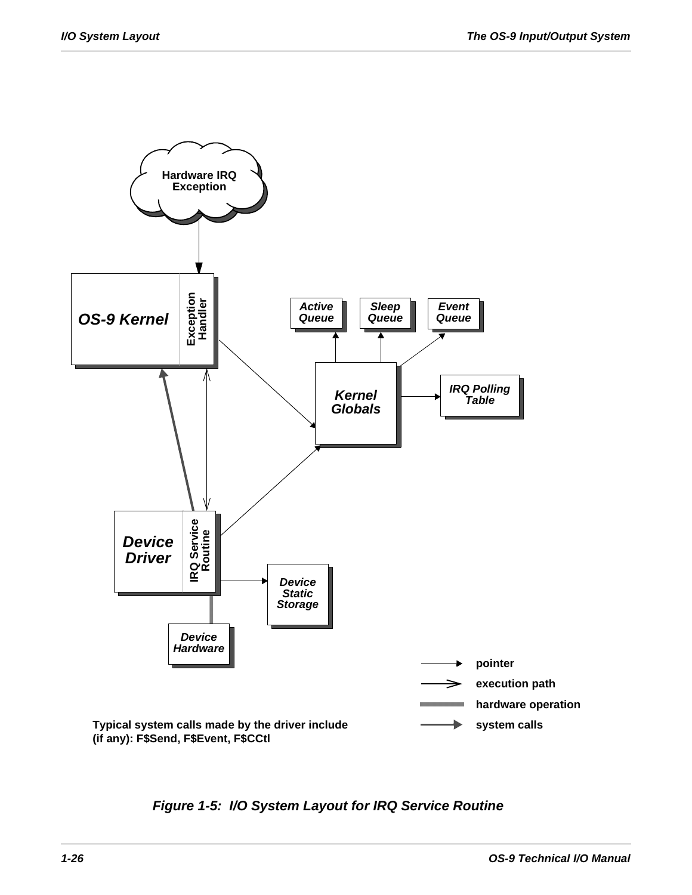Hardware IRQ Exception

OS-9 Kernel

Exception Handler

Active Queue

Sleep Queue

Event Queue

Kernel Globals

IRQ Polling Table

Device Driver

IRQ Service Routine

Device Static Storage

Device Hardware

pointer

execution path

hardware operation

system calls

Typical system calls made by the driver include (if any): F$Send, F$Event, F$CCtl

*Figure 1-5: I/O System Layout for IRQ Service Routine*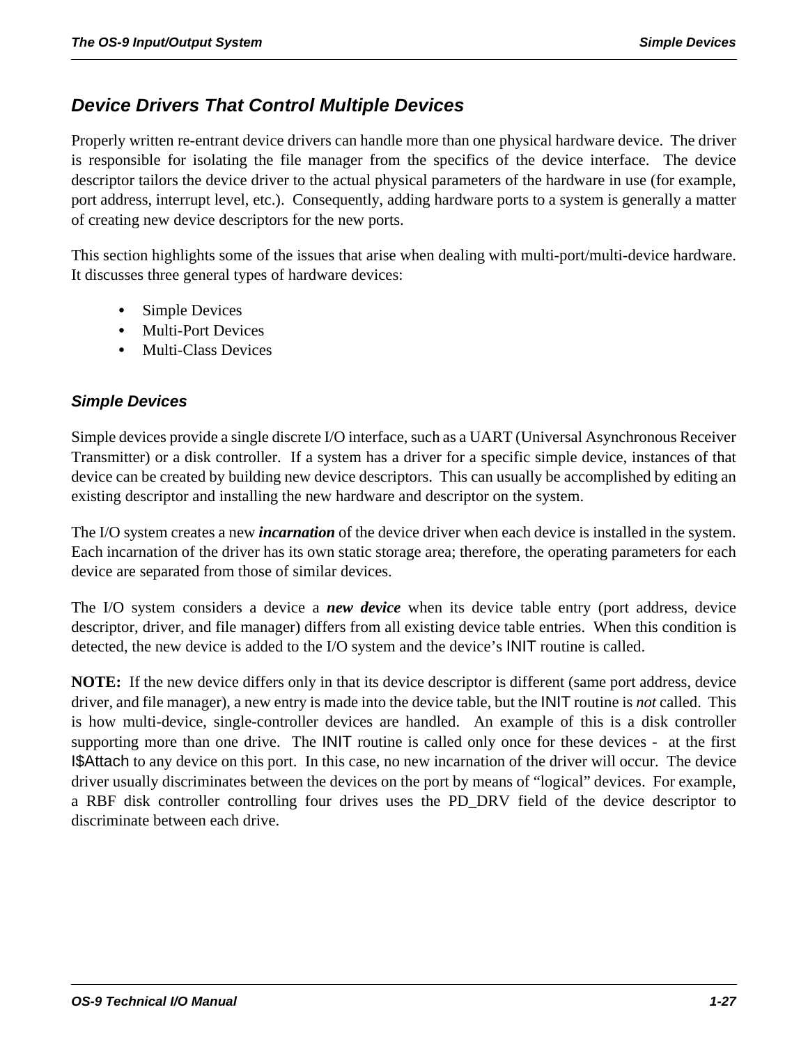## Device Drivers That Control Multiple Devices

Properly written re-entrant device drivers can handle more than one physical hardware device. The driver is responsible for isolating the file manager from the specifics of the device interface. The device descriptor tailors the device driver to the actual physical parameters of the hardware in use (for example, port address, interrupt level, etc.). Consequently, adding hardware ports to a system is generally a matter of creating new device descriptors for the new ports.

This section highlights some of the issues that arise when dealing with multi-port/multi-device hardware. It discusses three general types of hardware devices:

- Simple Devices
- Multi-Port Devices
- Multi-Class Devices

### Simple Devices

Simple devices provide a single discrete I/O interface, such as a UART (Universal Asynchronous Receiver Transmitter) or a disk controller. If a system has a driver for a specific simple device, instances of that device can be created by building new device descriptors. This can usually be accomplished by editing an existing descriptor and installing the new hardware and descriptor on the system.

The I/O system creates a new ***incarnation*** of the device driver when each device is installed in the system. Each incarnation of the driver has its own static storage area; therefore, the operating parameters for each device are separated from those of similar devices.

The I/O system considers a device a ***new device*** when its device table entry (port address, device descriptor, driver, and file manager) differs from all existing device table entries. When this condition is detected, the new device is added to the I/O system and the device's INIT routine is called.

**NOTE:** If the new device differs only in that its device descriptor is different (same port address, device driver, and file manager), a new entry is made into the device table, but the INIT routine is *not* called. This is how multi-device, single-controller devices are handled. An example of this is a disk controller supporting more than one drive. The INIT routine is called only once for these devices - at the first I$Attach to any device on this port. In this case, no new incarnation of the driver will occur. The device driver usually discriminates between the devices on the port by means of "logical" devices. For example, a RBF disk controller controlling four drives uses the PD_DRV field of the device descriptor to discriminate between each drive.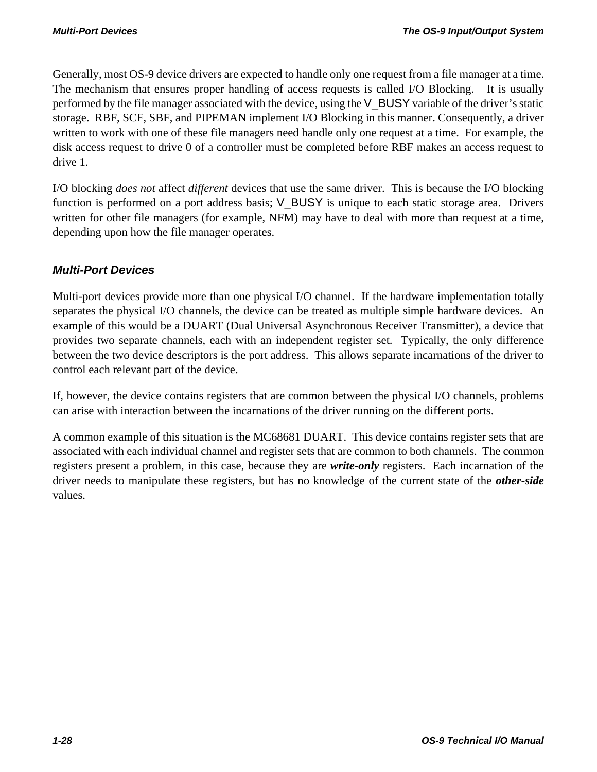Generally, most OS-9 device drivers are expected to handle only one request from a file manager at a time. The mechanism that ensures proper handling of access requests is called I/O Blocking. It is usually performed by the file manager associated with the device, using the V_BUSY variable of the driver's static storage. RBF, SCF, SBF, and PIPEMAN implement I/O Blocking in this manner. Consequently, a driver written to work with one of these file managers need handle only one request at a time. For example, the disk access request to drive 0 of a controller must be completed before RBF makes an access request to drive 1.

I/O blocking *does not* affect *different* devices that use the same driver. This is because the I/O blocking function is performed on a port address basis; V_BUSY is unique to each static storage area. Drivers written for other file managers (for example, NFM) may have to deal with more than request at a time, depending upon how the file manager operates.

### Multi-Port Devices

Multi-port devices provide more than one physical I/O channel. If the hardware implementation totally separates the physical I/O channels, the device can be treated as multiple simple hardware devices. An example of this would be a DUART (Dual Universal Asynchronous Receiver Transmitter), a device that provides two separate channels, each with an independent register set. Typically, the only difference between the two device descriptors is the port address. This allows separate incarnations of the driver to control each relevant part of the device.

If, however, the device contains registers that are common between the physical I/O channels, problems can arise with interaction between the incarnations of the driver running on the different ports.

A common example of this situation is the MC68681 DUART. This device contains register sets that are associated with each individual channel and register sets that are common to both channels. The common registers present a problem, in this case, because they are ***write-only*** registers. Each incarnation of the driver needs to manipulate these registers, but has no knowledge of the current state of the ***other-side*** values.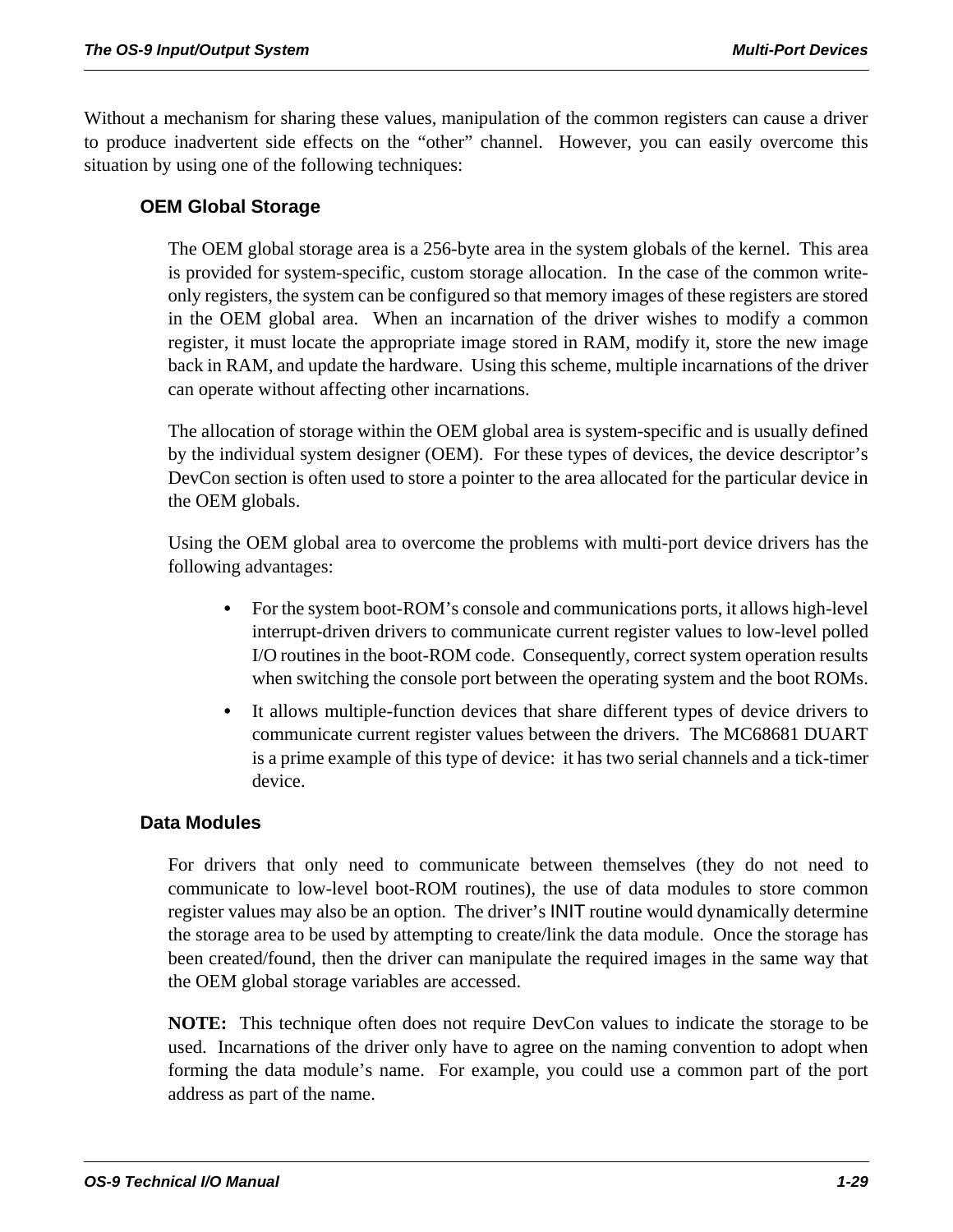Without a mechanism for sharing these values, manipulation of the common registers can cause a driver to produce inadvertent side effects on the “other” channel. However, you can easily overcome this situation by using one of the following techniques:

### OEM Global Storage

The OEM global storage area is a 256-byte area in the system globals of the kernel. This area is provided for system-specific, custom storage allocation. In the case of the common write-only registers, the system can be configured so that memory images of these registers are stored in the OEM global area. When an incarnation of the driver wishes to modify a common register, it must locate the appropriate image stored in RAM, modify it, store the new image back in RAM, and update the hardware. Using this scheme, multiple incarnations of the driver can operate without affecting other incarnations.

The allocation of storage within the OEM global area is system-specific and is usually defined by the individual system designer (OEM). For these types of devices, the device descriptor’s DevCon section is often used to store a pointer to the area allocated for the particular device in the OEM globals.

Using the OEM global area to overcome the problems with multi-port device drivers has the following advantages:

- For the system boot-ROM’s console and communications ports, it allows high-level interrupt-driven drivers to communicate current register values to low-level polled I/O routines in the boot-ROM code. Consequently, correct system operation results when switching the console port between the operating system and the boot ROMs.
- It allows multiple-function devices that share different types of device drivers to communicate current register values between the drivers. The MC68681 DUART is a prime example of this type of device: it has two serial channels and a tick-timer device.

### Data Modules

For drivers that only need to communicate between themselves (they do not need to communicate to low-level boot-ROM routines), the use of data modules to store common register values may also be an option. The driver’s INIT routine would dynamically determine the storage area to be used by attempting to create/link the data module. Once the storage has been created/found, then the driver can manipulate the required images in the same way that the OEM global storage variables are accessed.

**NOTE:** This technique often does not require DevCon values to indicate the storage to be used. Incarnations of the driver only have to agree on the naming convention to adopt when forming the data module’s name. For example, you could use a common part of the port address as part of the name.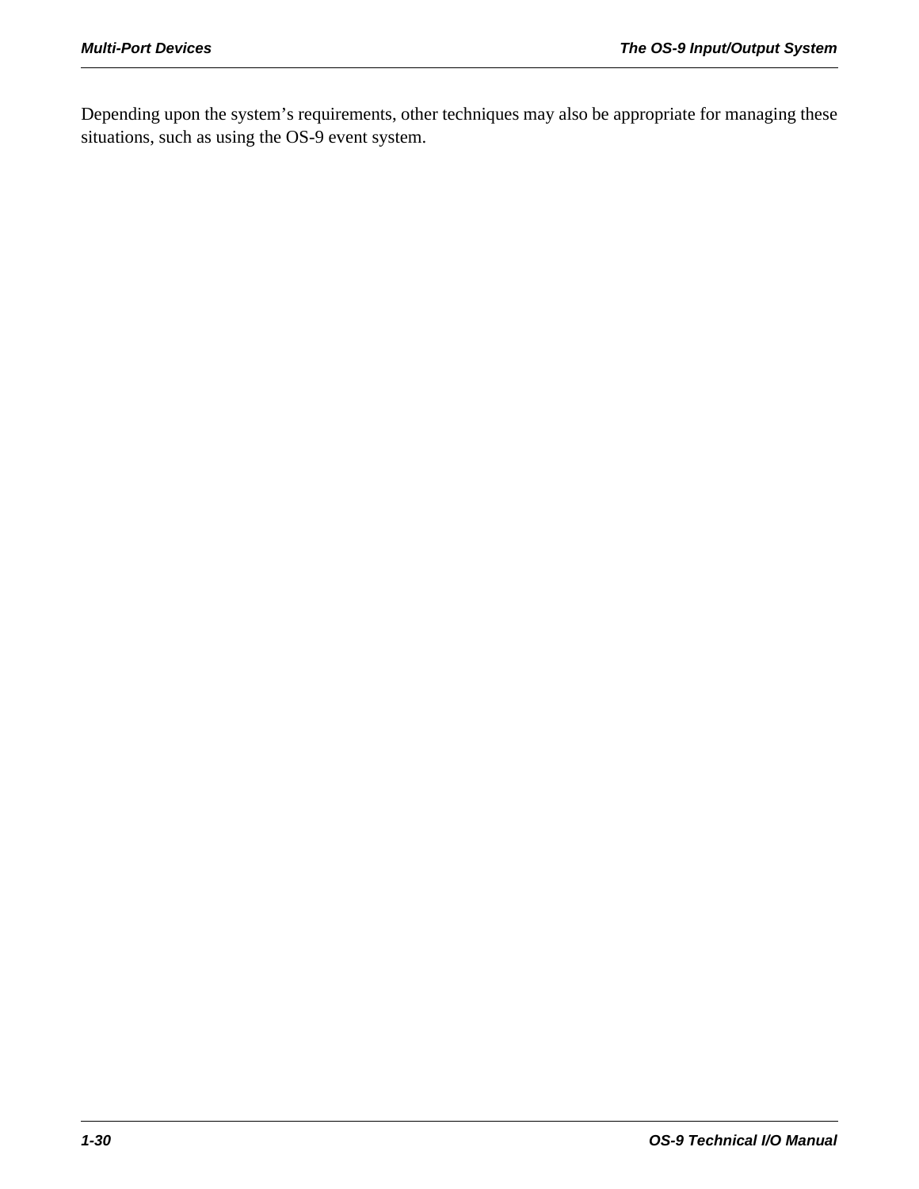Depending upon the system’s requirements, other techniques may also be appropriate for managing these situations, such as using the OS-9 event system.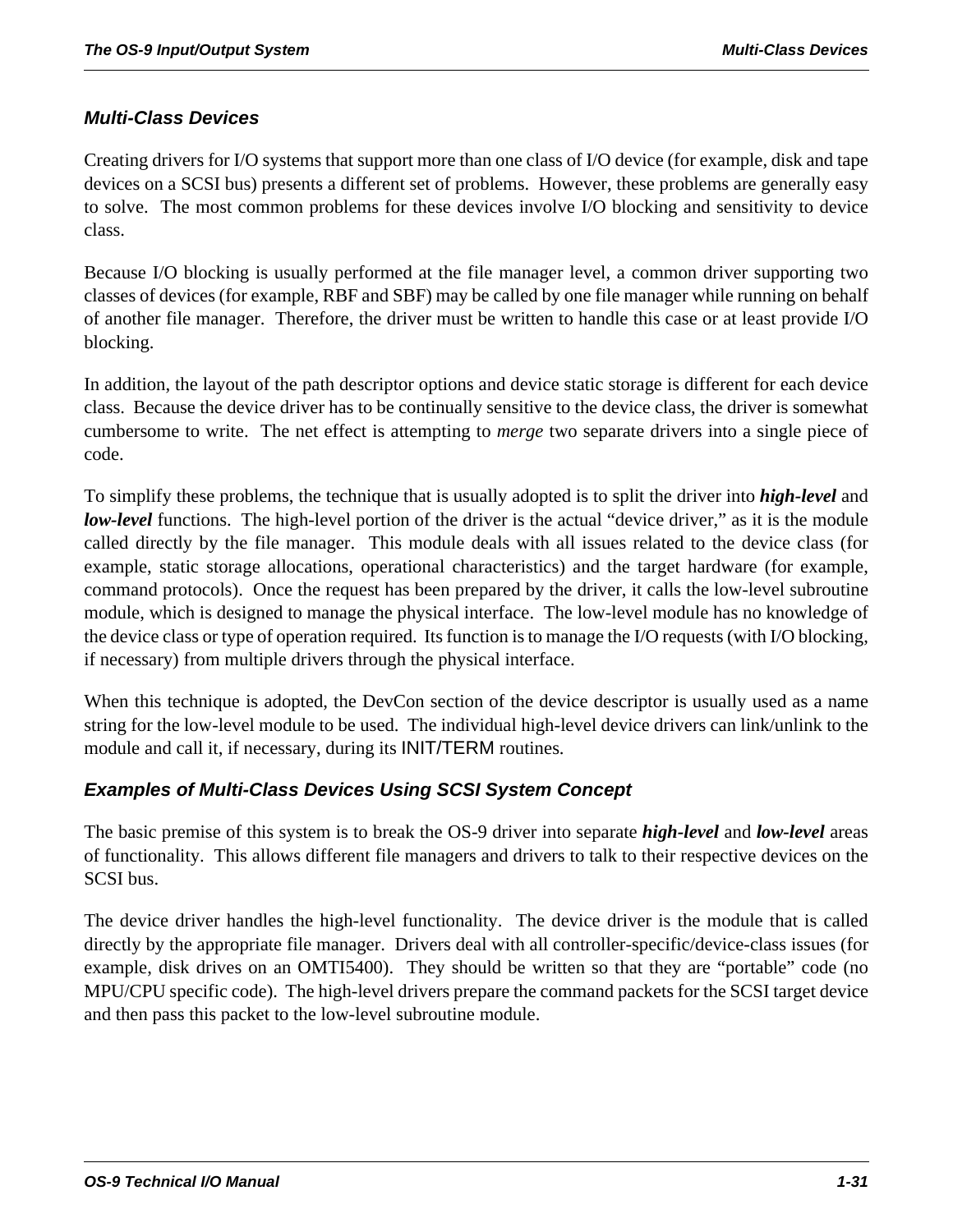## *Multi-Class Devices*

Creating drivers for I/O systems that support more than one class of I/O device (for example, disk and tape devices on a SCSI bus) presents a different set of problems. However, these problems are generally easy to solve. The most common problems for these devices involve I/O blocking and sensitivity to device class.

Because I/O blocking is usually performed at the file manager level, a common driver supporting two classes of devices (for example, RBF and SBF) may be called by one file manager while running on behalf of another file manager. Therefore, the driver must be written to handle this case or at least provide I/O blocking.

In addition, the layout of the path descriptor options and device static storage is different for each device class. Because the device driver has to be continually sensitive to the device class, the driver is somewhat cumbersome to write. The net effect is attempting to *merge* two separate drivers into a single piece of code.

To simplify these problems, the technique that is usually adopted is to split the driver into ***high-level*** and ***low-level*** functions. The high-level portion of the driver is the actual "device driver," as it is the module called directly by the file manager. This module deals with all issues related to the device class (for example, static storage allocations, operational characteristics) and the target hardware (for example, command protocols). Once the request has been prepared by the driver, it calls the low-level subroutine module, which is designed to manage the physical interface. The low-level module has no knowledge of the device class or type of operation required. Its function is to manage the I/O requests (with I/O blocking, if necessary) from multiple drivers through the physical interface.

When this technique is adopted, the DevCon section of the device descriptor is usually used as a name string for the low-level module to be used. The individual high-level device drivers can link/unlink to the module and call it, if necessary, during its INIT/TERM routines.

### *Examples of Multi-Class Devices Using SCSI System Concept*

The basic premise of this system is to break the OS-9 driver into separate ***high-level*** and ***low-level*** areas of functionality. This allows different file managers and drivers to talk to their respective devices on the SCSI bus.

The device driver handles the high-level functionality. The device driver is the module that is called directly by the appropriate file manager. Drivers deal with all controller-specific/device-class issues (for example, disk drives on an OMTI5400). They should be written so that they are "portable" code (no MPU/CPU specific code). The high-level drivers prepare the command packets for the SCSI target device and then pass this packet to the low-level subroutine module.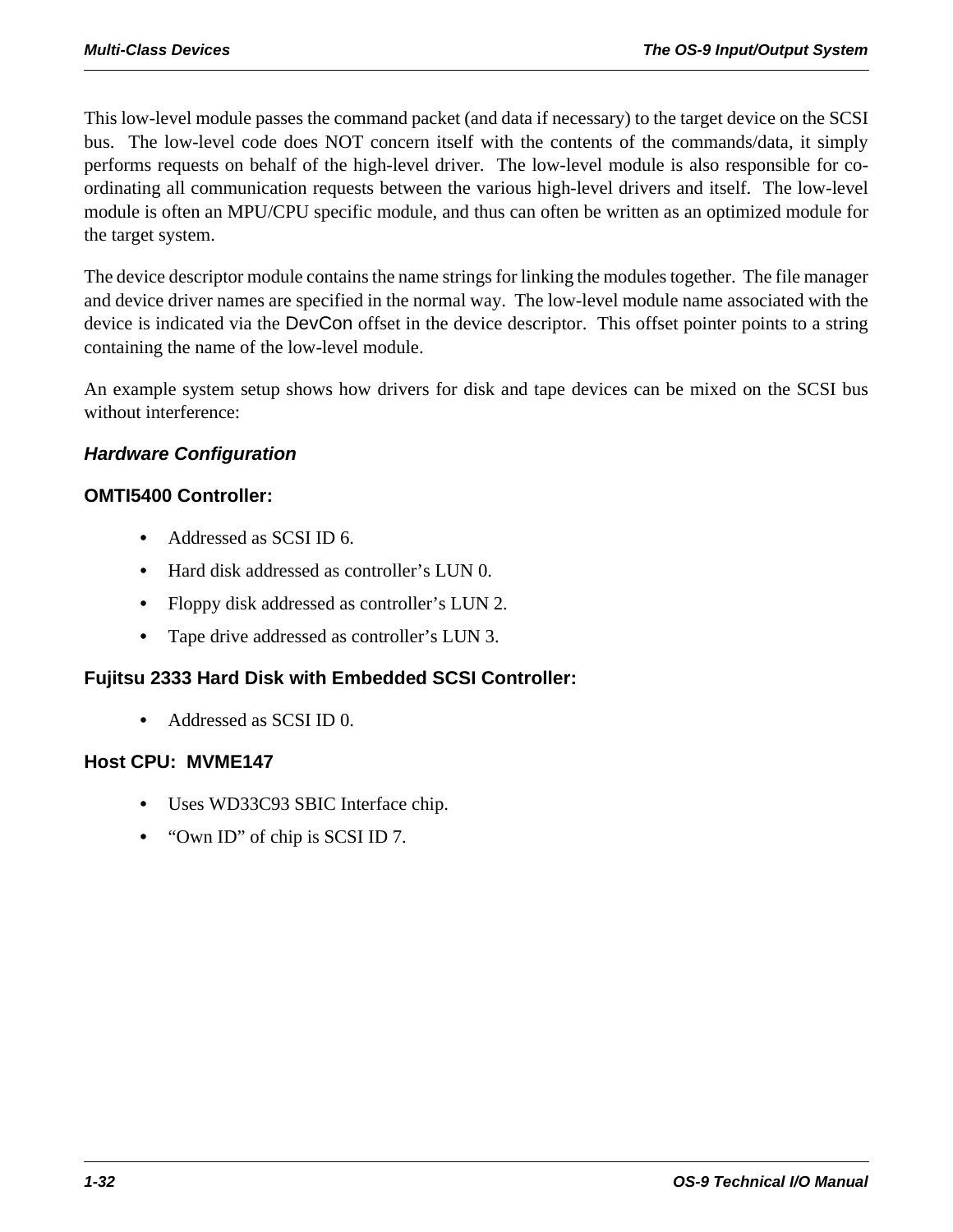This low-level module passes the command packet (and data if necessary) to the target device on the SCSI bus. The low-level code does NOT concern itself with the contents of the commands/data, it simply performs requests on behalf of the high-level driver. The low-level module is also responsible for co-ordinating all communication requests between the various high-level drivers and itself. The low-level module is often an MPU/CPU specific module, and thus can often be written as an optimized module for the target system.

The device descriptor module contains the name strings for linking the modules together. The file manager and device driver names are specified in the normal way. The low-level module name associated with the device is indicated via the DevCon offset in the device descriptor. This offset pointer points to a string containing the name of the low-level module.

An example system setup shows how drivers for disk and tape devices can be mixed on the SCSI bus without interference:

### *Hardware Configuration*

#### OMTI5400 Controller:

- Addressed as SCSI ID 6.
- Hard disk addressed as controller's LUN 0.
- Floppy disk addressed as controller's LUN 2.
- Tape drive addressed as controller's LUN 3.

#### Fujitsu 2333 Hard Disk with Embedded SCSI Controller:

- Addressed as SCSI ID 0.

#### Host CPU: MVME147

- Uses WD33C93 SBIC Interface chip.
- "Own ID" of chip is SCSI ID 7.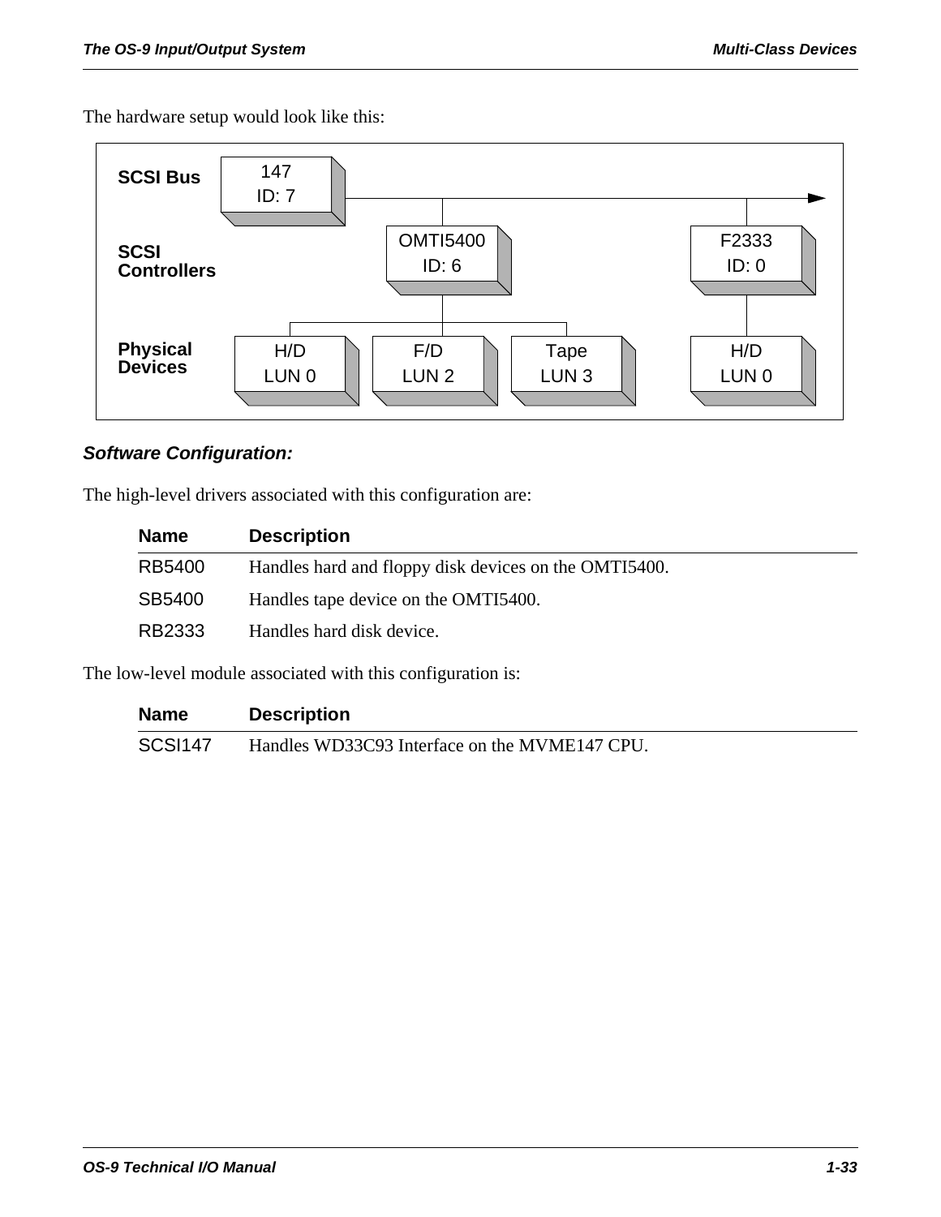The hardware setup would look like this:

SCSI Bus — 147 ID: 7

SCSI Controllers — OMTI5400 ID: 6; F2333 ID: 0

Physical Devices — H/D LUN 0; F/D LUN 2; Tape LUN 3; H/D LUN 0

### *Software Configuration:*

The high-level drivers associated with this configuration are:

| Name | Description |
|---|---|
| RB5400 | Handles hard and floppy disk devices on the OMTI5400. |
| SB5400 | Handles tape device on the OMTI5400. |
| RB2333 | Handles hard disk device. |

The low-level module associated with this configuration is:

| Name | Description |
|---|---|
| SCSI147 | Handles WD33C93 Interface on the MVME147 CPU. |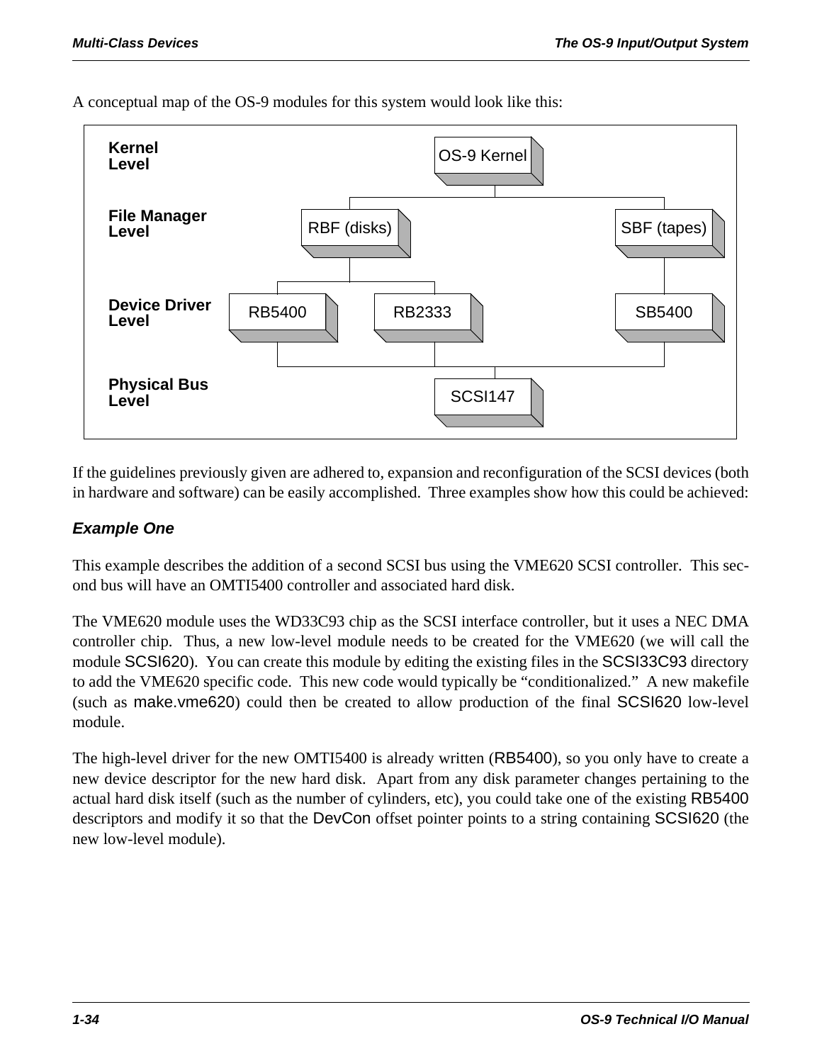A conceptual map of the OS-9 modules for this system would look like this:

```
Kernel Level            OS-9 Kernel
File Manager Level      RBF (disks)                 SBF (tapes)
Device Driver Level     RB5400      RB2333          SB5400
Physical Bus Level      SCSI147
```

If the guidelines previously given are adhered to, expansion and reconfiguration of the SCSI devices (both in hardware and software) can be easily accomplished. Three examples show how this could be achieved:

### *Example One*

This example describes the addition of a second SCSI bus using the VME620 SCSI controller. This second bus will have an OMTI5400 controller and associated hard disk.

The VME620 module uses the WD33C93 chip as the SCSI interface controller, but it uses a NEC DMA controller chip. Thus, a new low-level module needs to be created for the VME620 (we will call the module SCSI620). You can create this module by editing the existing files in the SCSI33C93 directory to add the VME620 specific code. This new code would typically be "conditionalized." A new makefile (such as make.vme620) could then be created to allow production of the final SCSI620 low-level module.

The high-level driver for the new OMTI5400 is already written (RB5400), so you only have to create a new device descriptor for the new hard disk. Apart from any disk parameter changes pertaining to the actual hard disk itself (such as the number of cylinders, etc), you could take one of the existing RB5400 descriptors and modify it so that the DevCon offset pointer points to a string containing SCSI620 (the new low-level module).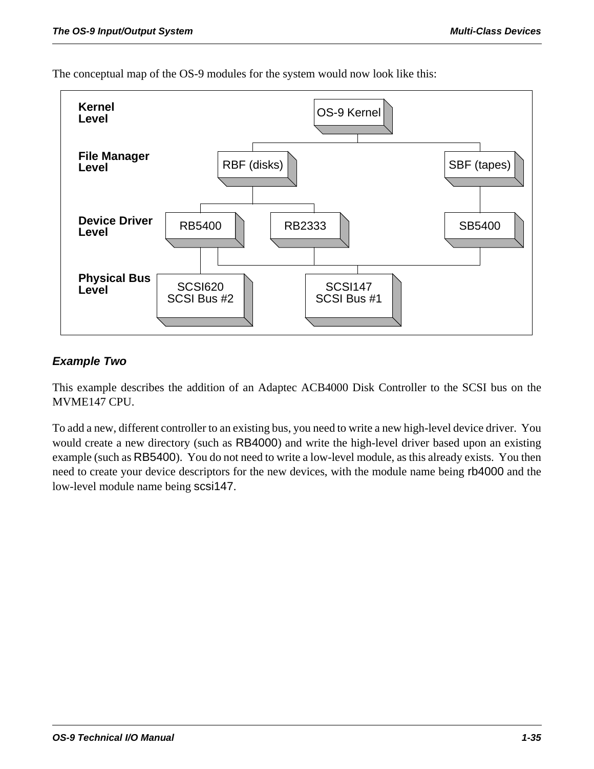The conceptual map of the OS-9 modules for the system would now look like this:

```
Kernel Level                               OS-9 Kernel
                                 ┌──────────────┴───────────────────┐
File Manager Level          RBF (disks)                        SBF (tapes)
                      ┌──────────┴─────────┐                        │
Device Driver Level  RB5400              RB2333                   SB5400
                        │     └─────────────┴──────┬────────────────┘
Physical Bus Level   SCSI620                    SCSI147
                     SCSI Bus #2                SCSI Bus #1
```

### Example Two

This example describes the addition of an Adaptec ACB4000 Disk Controller to the SCSI bus on the MVME147 CPU.

To add a new, different controller to an existing bus, you need to write a new high-level device driver. You would create a new directory (such as RB4000) and write the high-level driver based upon an existing example (such as RB5400). You do not need to write a low-level module, as this already exists. You then need to create your device descriptors for the new devices, with the module name being rb4000 and the low-level module name being scsi147.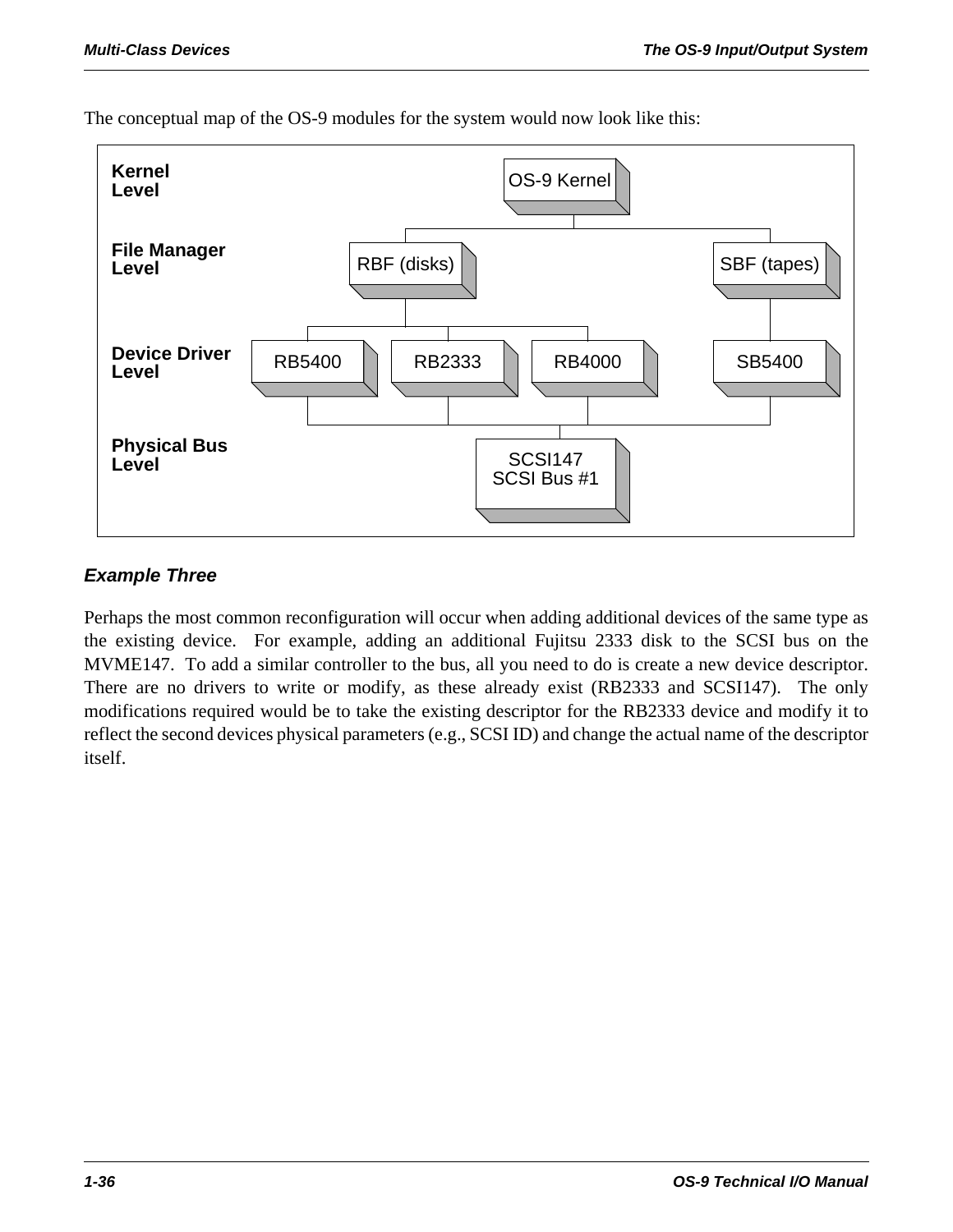The conceptual map of the OS-9 modules for the system would now look like this:

### Example Three

Perhaps the most common reconfiguration will occur when adding additional devices of the same type as the existing device. For example, adding an additional Fujitsu 2333 disk to the SCSI bus on the MVME147. To add a similar controller to the bus, all you need to do is create a new device descriptor. There are no drivers to write or modify, as these already exist (RB2333 and SCSI147). The only modifications required would be to take the existing descriptor for the RB2333 device and modify it to reflect the second devices physical parameters (e.g., SCSI ID) and change the actual name of the descriptor itself.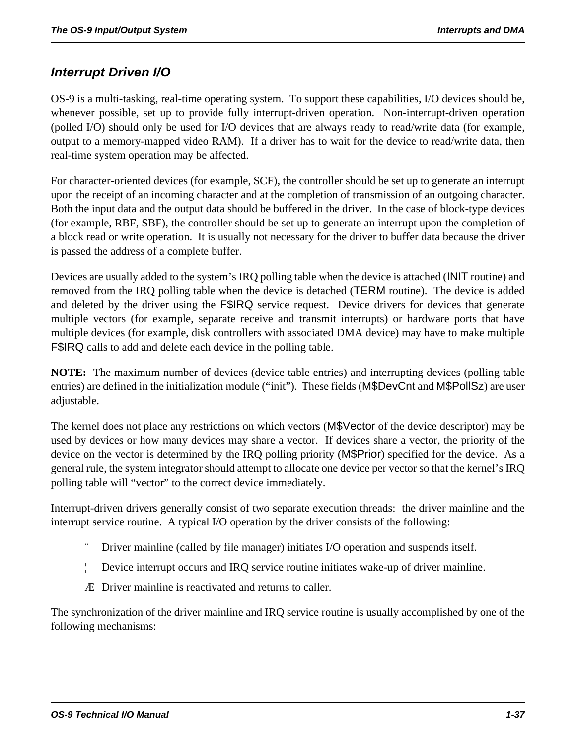## *Interrupt Driven I/O*

OS-9 is a multi-tasking, real-time operating system. To support these capabilities, I/O devices should be, whenever possible, set up to provide fully interrupt-driven operation. Non-interrupt-driven operation (polled I/O) should only be used for I/O devices that are always ready to read/write data (for example, output to a memory-mapped video RAM). If a driver has to wait for the device to read/write data, then real-time system operation may be affected.

For character-oriented devices (for example, SCF), the controller should be set up to generate an interrupt upon the receipt of an incoming character and at the completion of transmission of an outgoing character. Both the input data and the output data should be buffered in the driver. In the case of block-type devices (for example, RBF, SBF), the controller should be set up to generate an interrupt upon the completion of a block read or write operation. It is usually not necessary for the driver to buffer data because the driver is passed the address of a complete buffer.

Devices are usually added to the system's IRQ polling table when the device is attached (INIT routine) and removed from the IRQ polling table when the device is detached (TERM routine). The device is added and deleted by the driver using the F$IRQ service request. Device drivers for devices that generate multiple vectors (for example, separate receive and transmit interrupts) or hardware ports that have multiple devices (for example, disk controllers with associated DMA device) may have to make multiple F$IRQ calls to add and delete each device in the polling table.

**NOTE:** The maximum number of devices (device table entries) and interrupting devices (polling table entries) are defined in the initialization module ("init"). These fields (M$DevCnt and M$PollSz) are user adjustable.

The kernel does not place any restrictions on which vectors (M$Vector of the device descriptor) may be used by devices or how many devices may share a vector. If devices share a vector, the priority of the device on the vector is determined by the IRQ polling priority (M$Prior) specified for the device. As a general rule, the system integrator should attempt to allocate one device per vector so that the kernel's IRQ polling table will "vector" to the correct device immediately.

Interrupt-driven drivers generally consist of two separate execution threads: the driver mainline and the interrupt service routine. A typical I/O operation by the driver consists of the following:

1. Driver mainline (called by file manager) initiates I/O operation and suspends itself.
2. Device interrupt occurs and IRQ service routine initiates wake-up of driver mainline.
3. Driver mainline is reactivated and returns to caller.

The synchronization of the driver mainline and IRQ service routine is usually accomplished by one of the following mechanisms: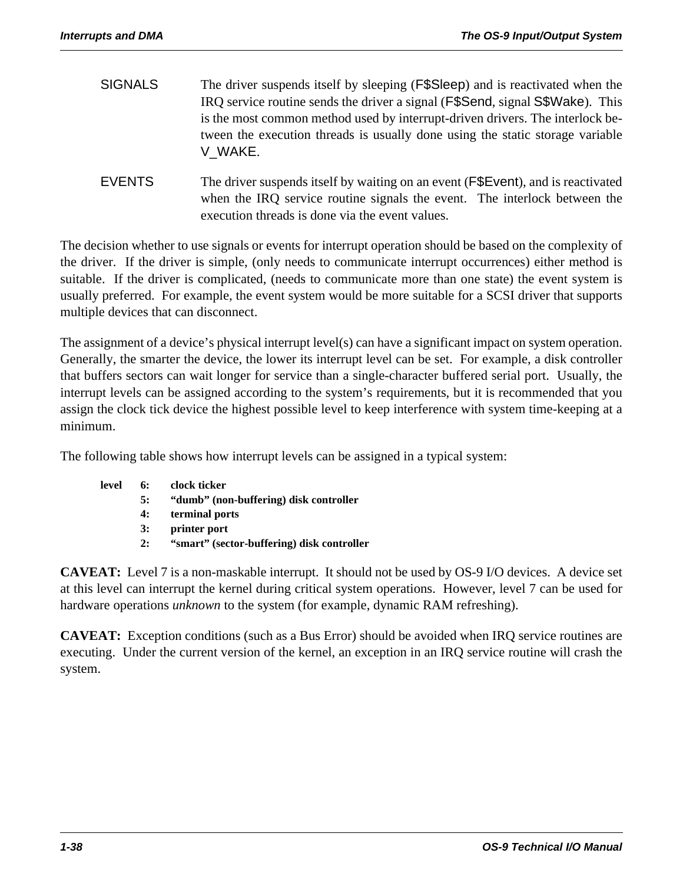SIGNALS — The driver suspends itself by sleeping (F$Sleep) and is reactivated when the IRQ service routine sends the driver a signal (F$Send, signal S$Wake). This is the most common method used by interrupt-driven drivers. The interlock between the execution threads is usually done using the static storage variable V_WAKE.

EVENTS — The driver suspends itself by waiting on an event (F$Event), and is reactivated when the IRQ service routine signals the event. The interlock between the execution threads is done via the event values.

The decision whether to use signals or events for interrupt operation should be based on the complexity of the driver. If the driver is simple, (only needs to communicate interrupt occurrences) either method is suitable. If the driver is complicated, (needs to communicate more than one state) the event system is usually preferred. For example, the event system would be more suitable for a SCSI driver that supports multiple devices that can disconnect.

The assignment of a device's physical interrupt level(s) can have a significant impact on system operation. Generally, the smarter the device, the lower its interrupt level can be set. For example, a disk controller that buffers sectors can wait longer for service than a single-character buffered serial port. Usually, the interrupt levels can be assigned according to the system's requirements, but it is recommended that you assign the clock tick device the highest possible level to keep interference with system time-keeping at a minimum.

The following table shows how interrupt levels can be assigned in a typical system:

| | | |
|---|---|---|
| **level** | **6:** | **clock ticker** |
| | **5:** | **"dumb" (non-buffering) disk controller** |
| | **4:** | **terminal ports** |
| | **3:** | **printer port** |
| | **2:** | **"smart" (sector-buffering) disk controller** |

**CAVEAT:** Level 7 is a non-maskable interrupt. It should not be used by OS-9 I/O devices. A device set at this level can interrupt the kernel during critical system operations. However, level 7 can be used for hardware operations *unknown* to the system (for example, dynamic RAM refreshing).

**CAVEAT:** Exception conditions (such as a Bus Error) should be avoided when IRQ service routines are executing. Under the current version of the kernel, an exception in an IRQ service routine will crash the system.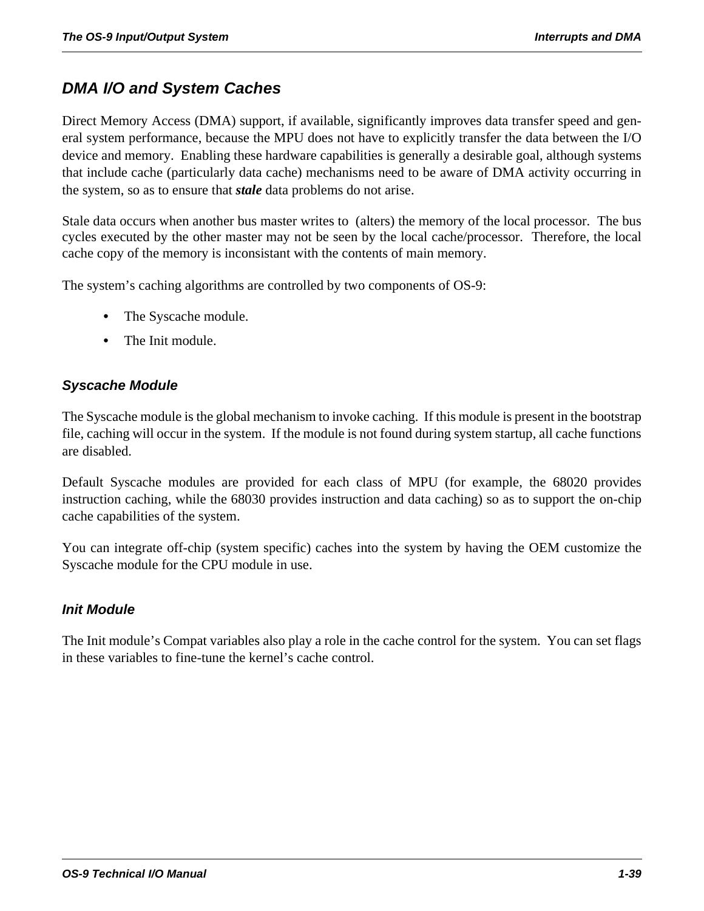## DMA I/O and System Caches

Direct Memory Access (DMA) support, if available, significantly improves data transfer speed and general system performance, because the MPU does not have to explicitly transfer the data between the I/O device and memory. Enabling these hardware capabilities is generally a desirable goal, although systems that include cache (particularly data cache) mechanisms need to be aware of DMA activity occurring in the system, so as to ensure that ***stale*** data problems do not arise.

Stale data occurs when another bus master writes to (alters) the memory of the local processor. The bus cycles executed by the other master may not be seen by the local cache/processor. Therefore, the local cache copy of the memory is inconsistant with the contents of main memory.

The system's caching algorithms are controlled by two components of OS-9:

- The Syscache module.
- The Init module.

### Syscache Module

The Syscache module is the global mechanism to invoke caching. If this module is present in the bootstrap file, caching will occur in the system. If the module is not found during system startup, all cache functions are disabled.

Default Syscache modules are provided for each class of MPU (for example, the 68020 provides instruction caching, while the 68030 provides instruction and data caching) so as to support the on-chip cache capabilities of the system.

You can integrate off-chip (system specific) caches into the system by having the OEM customize the Syscache module for the CPU module in use.

### Init Module

The Init module's Compat variables also play a role in the cache control for the system. You can set flags in these variables to fine-tune the kernel's cache control.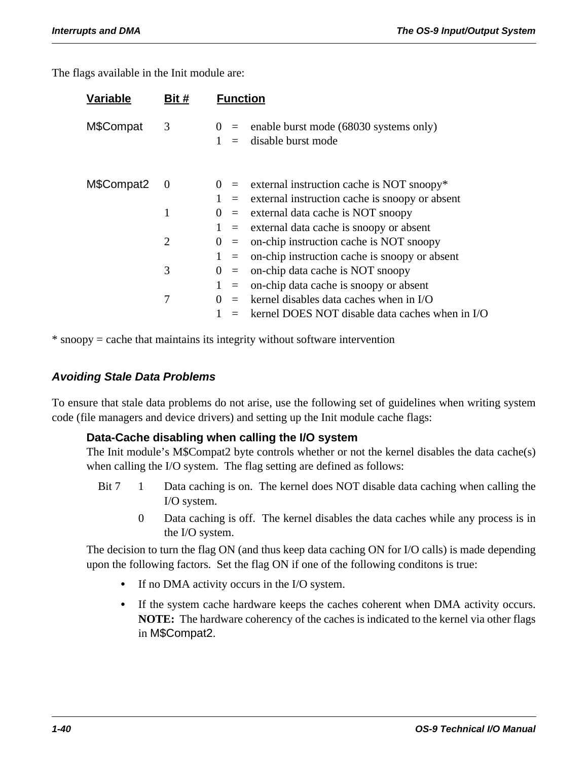The flags available in the Init module are:

| Variable | Bit # | Function |
|---|---|---|
| M$Compat | 3 | 0 = enable burst mode (68030 systems only) |
| | | 1 = disable burst mode |
| M$Compat2 | 0 | 0 = external instruction cache is NOT snoopy* |
| | | 1 = external instruction cache is snoopy or absent |
| | 1 | 0 = external data cache is NOT snoopy |
| | | 1 = external data cache is snoopy or absent |
| | 2 | 0 = on-chip instruction cache is NOT snoopy |
| | | 1 = on-chip instruction cache is snoopy or absent |
| | 3 | 0 = on-chip data cache is NOT snoopy |
| | | 1 = on-chip data cache is snoopy or absent |
| | 7 | 0 = kernel disables data caches when in I/O |
| | | 1 = kernel DOES NOT disable data caches when in I/O |

* snoopy = cache that maintains its integrity without software intervention

### Avoiding Stale Data Problems

To ensure that stale data problems do not arise, use the following set of guidelines when writing system code (file managers and device drivers) and setting up the Init module cache flags:

#### Data-Cache disabling when calling the I/O system

The Init module's M$Compat2 byte controls whether or not the kernel disables the data cache(s) when calling the I/O system. The flag setting are defined as follows:

| | | |
|---|---|---|
| Bit 7 | 1 | Data caching is on. The kernel does NOT disable data caching when calling the I/O system. |
| | 0 | Data caching is off. The kernel disables the data caches while any process is in the I/O system. |

The decision to turn the flag ON (and thus keep data caching ON for I/O calls) is made depending upon the following factors. Set the flag ON if one of the following conditons is true:

- If no DMA activity occurs in the I/O system.
- If the system cache hardware keeps the caches coherent when DMA activity occurs. **NOTE:** The hardware coherency of the caches is indicated to the kernel via other flags in M$Compat2.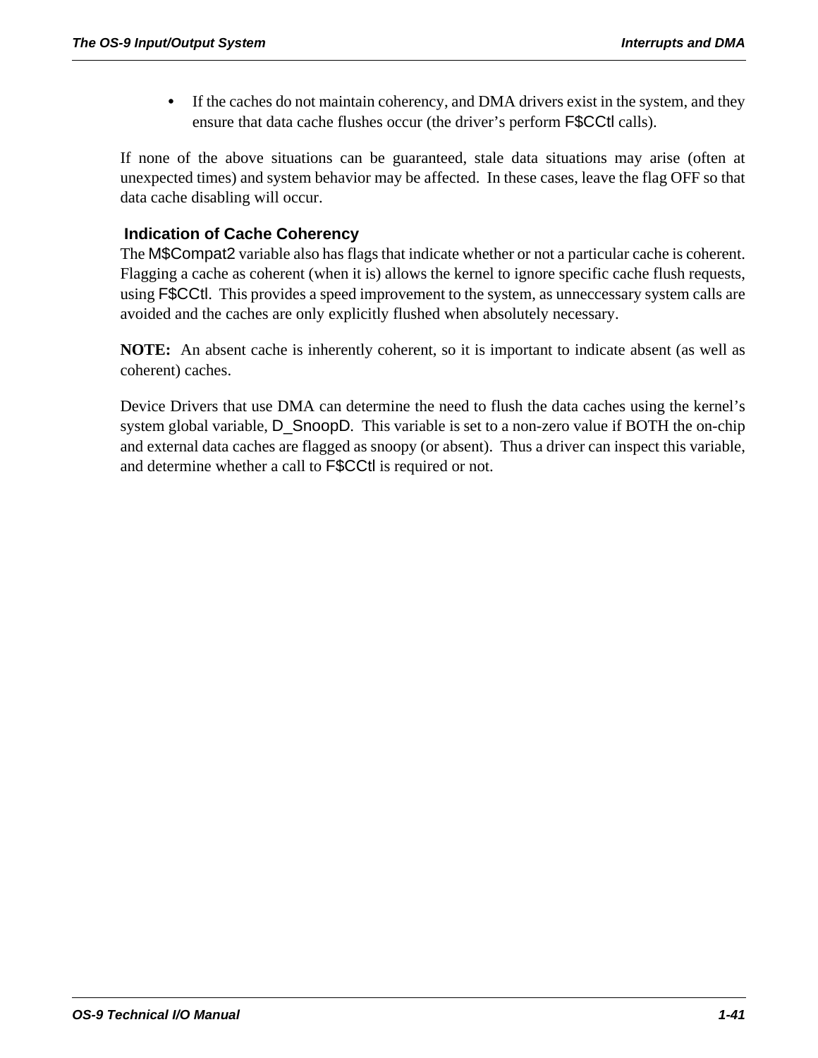- If the caches do not maintain coherency, and DMA drivers exist in the system, and they ensure that data cache flushes occur (the driver's perform F$CCtl calls).

If none of the above situations can be guaranteed, stale data situations may arise (often at unexpected times) and system behavior may be affected. In these cases, leave the flag OFF so that data cache disabling will occur.

### Indication of Cache Coherency

The M$Compat2 variable also has flags that indicate whether or not a particular cache is coherent. Flagging a cache as coherent (when it is) allows the kernel to ignore specific cache flush requests, using F$CCtl. This provides a speed improvement to the system, as unneccessary system calls are avoided and the caches are only explicitly flushed when absolutely necessary.

**NOTE:** An absent cache is inherently coherent, so it is important to indicate absent (as well as coherent) caches.

Device Drivers that use DMA can determine the need to flush the data caches using the kernel's system global variable, D_SnoopD. This variable is set to a non-zero value if BOTH the on-chip and external data caches are flagged as snoopy (or absent). Thus a driver can inspect this variable, and determine whether a call to F$CCtl is required or not.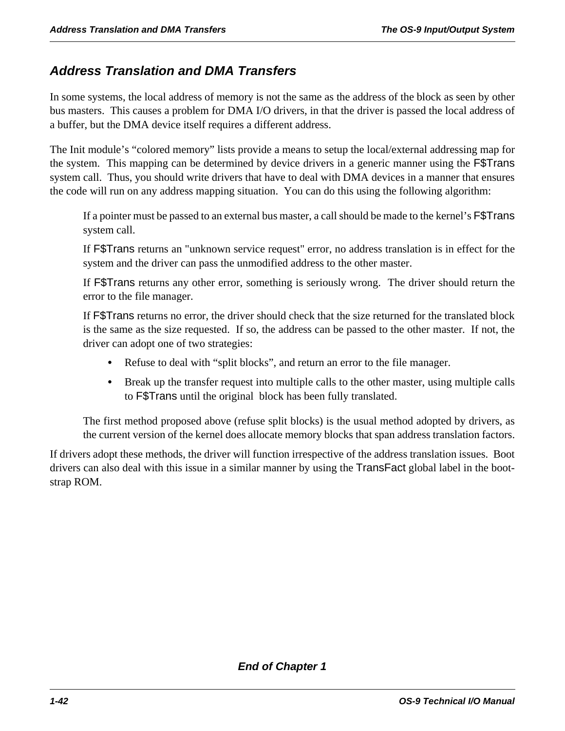## *Address Translation and DMA Transfers*

In some systems, the local address of memory is not the same as the address of the block as seen by other bus masters. This causes a problem for DMA I/O drivers, in that the driver is passed the local address of a buffer, but the DMA device itself requires a different address.

The Init module's "colored memory" lists provide a means to setup the local/external addressing map for the system. This mapping can be determined by device drivers in a generic manner using the F$Trans system call. Thus, you should write drivers that have to deal with DMA devices in a manner that ensures the code will run on any address mapping situation. You can do this using the following algorithm:

> If a pointer must be passed to an external bus master, a call should be made to the kernel's F$Trans system call.
>
> If F$Trans returns an "unknown service request" error, no address translation is in effect for the system and the driver can pass the unmodified address to the other master.
>
> If F$Trans returns any other error, something is seriously wrong. The driver should return the error to the file manager.
>
> If F$Trans returns no error, the driver should check that the size returned for the translated block is the same as the size requested. If so, the address can be passed to the other master. If not, the driver can adopt one of two strategies:
>
> - Refuse to deal with "split blocks", and return an error to the file manager.
> - Break up the transfer request into multiple calls to the other master, using multiple calls to F$Trans until the original block has been fully translated.
>
> The first method proposed above (refuse split blocks) is the usual method adopted by drivers, as the current version of the kernel does allocate memory blocks that span address translation factors.

If drivers adopt these methods, the driver will function irrespective of the address translation issues. Boot drivers can also deal with this issue in a similar manner by using the TransFact global label in the bootstrap ROM.

***End of Chapter 1***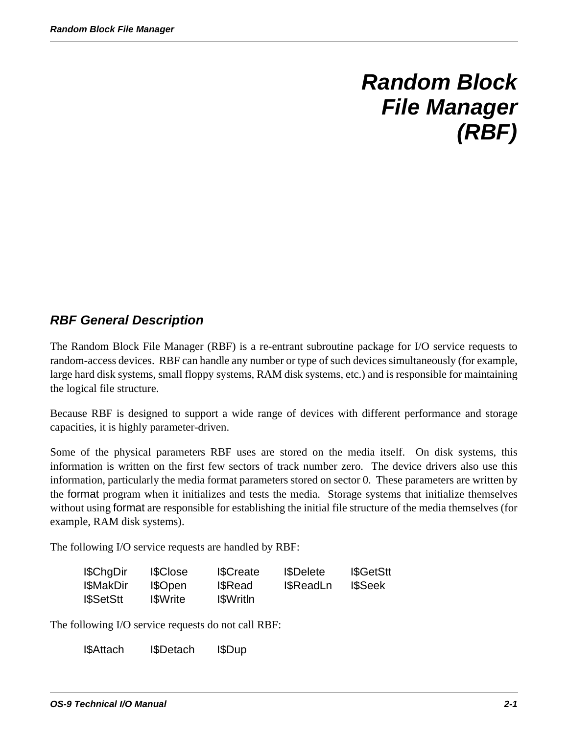# Random Block File Manager (RBF)

## RBF General Description

The Random Block File Manager (RBF) is a re-entrant subroutine package for I/O service requests to random-access devices. RBF can handle any number or type of such devices simultaneously (for example, large hard disk systems, small floppy systems, RAM disk systems, etc.) and is responsible for maintaining the logical file structure.

Because RBF is designed to support a wide range of devices with different performance and storage capacities, it is highly parameter-driven.

Some of the physical parameters RBF uses are stored on the media itself. On disk systems, this information is written on the first few sectors of track number zero. The device drivers also use this information, particularly the media format parameters stored on sector 0. These parameters are written by the format program when it initializes and tests the media. Storage systems that initialize themselves without using format are responsible for establishing the initial file structure of the media themselves (for example, RAM disk systems).

The following I/O service requests are handled by RBF:

| | | | | |
|---|---|---|---|---|
| I$ChgDir | I$Close | I$Create | I$Delete | I$GetStt |
| I$MakDir | I$Open | I$Read | I$ReadLn | I$Seek |
| I$SetStt | I$Write | I$Writln | | |

The following I/O service requests do not call RBF:

| | | |
|---|---|---|
| I$Attach | I$Detach | I$Dup |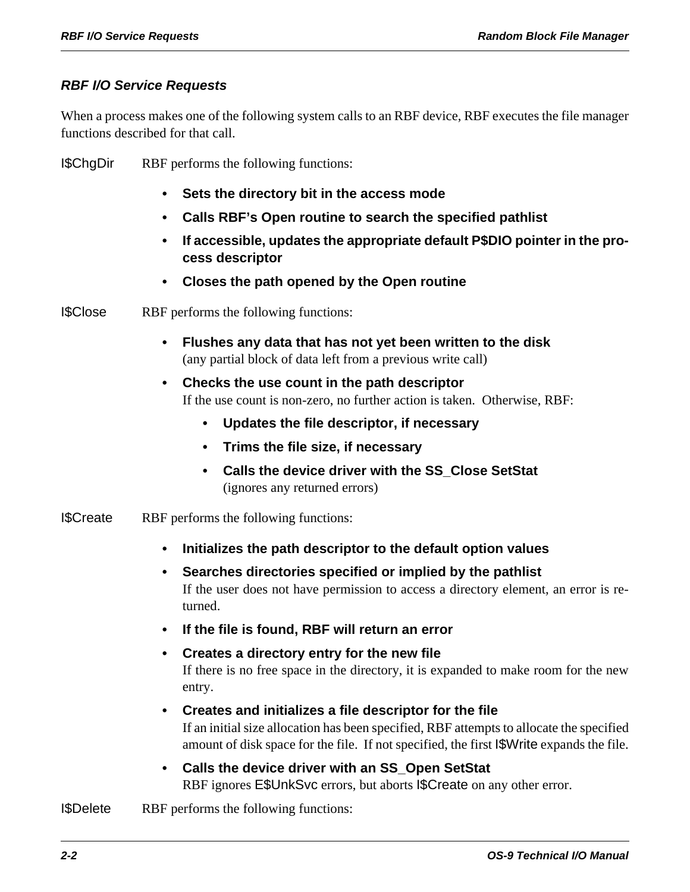### *RBF I/O Service Requests*

When a process makes one of the following system calls to an RBF device, RBF executes the file manager functions described for that call.

I$ChgDir RBF performs the following functions:

- **Sets the directory bit in the access mode**
- **Calls RBF's Open routine to search the specified pathlist**
- **If accessible, updates the appropriate default P$DIO pointer in the process descriptor**
- **Closes the path opened by the Open routine**

I$Close RBF performs the following functions:

- **Flushes any data that has not yet been written to the disk**
  (any partial block of data left from a previous write call)
- **Checks the use count in the path descriptor**
  If the use count is non-zero, no further action is taken. Otherwise, RBF:
  - **Updates the file descriptor, if necessary**
  - **Trims the file size, if necessary**
  - **Calls the device driver with the SS_Close SetStat**
    (ignores any returned errors)

I$Create RBF performs the following functions:

- **Initializes the path descriptor to the default option values**
- **Searches directories specified or implied by the pathlist**
  If the user does not have permission to access a directory element, an error is returned.
- **If the file is found, RBF will return an error**
- **Creates a directory entry for the new file**
  If there is no free space in the directory, it is expanded to make room for the new entry.
- **Creates and initializes a file descriptor for the file**
  If an initial size allocation has been specified, RBF attempts to allocate the specified amount of disk space for the file. If not specified, the first I$Write expands the file.
- **Calls the device driver with an SS_Open SetStat**
  RBF ignores E$UnkSvc errors, but aborts I$Create on any other error.

I$Delete RBF performs the following functions: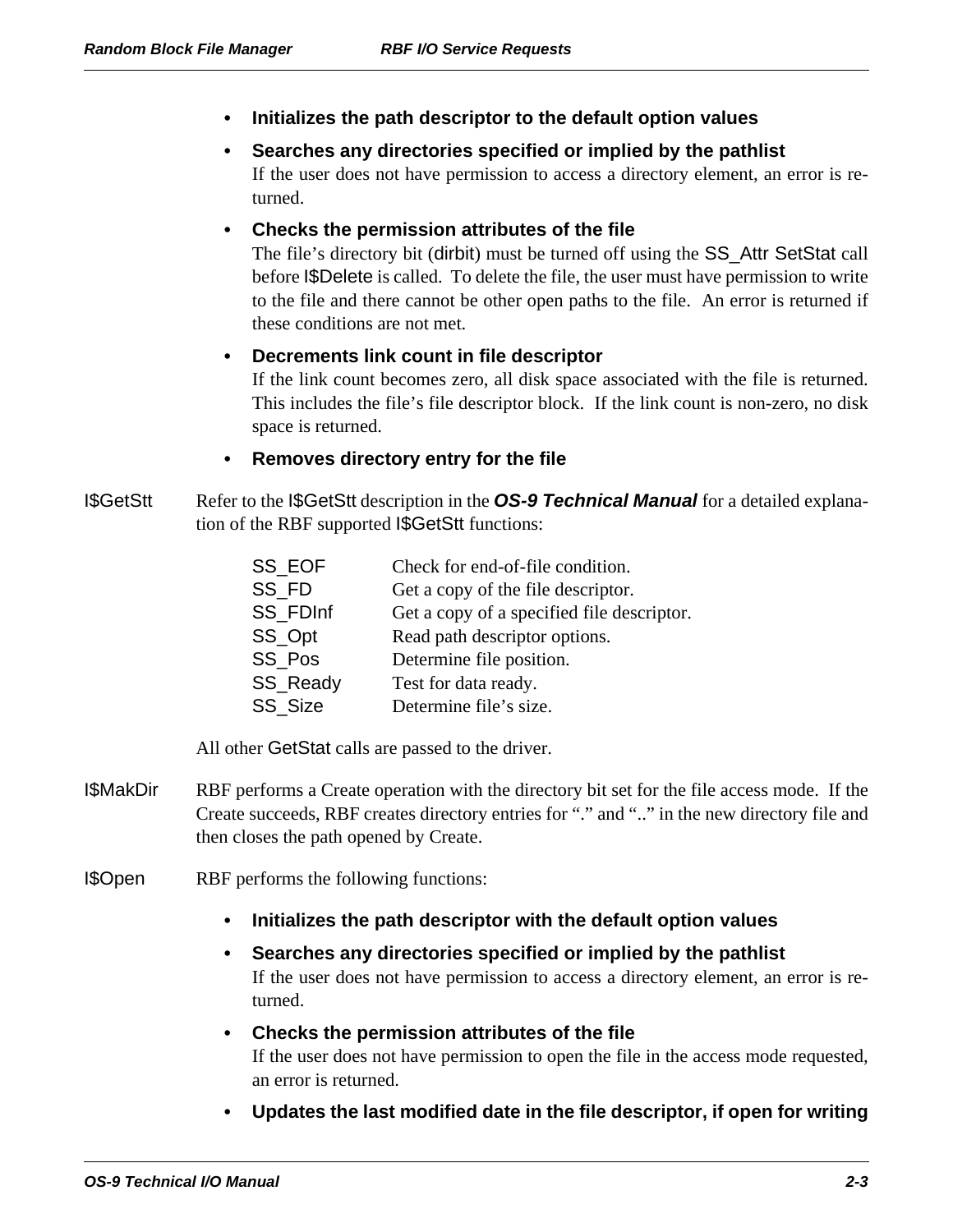- **Initializes the path descriptor to the default option values**
- **Searches any directories specified or implied by the pathlist**
  If the user does not have permission to access a directory element, an error is returned.
- **Checks the permission attributes of the file**
  The file's directory bit (dirbit) must be turned off using the SS_Attr SetStat call before I$Delete is called. To delete the file, the user must have permission to write to the file and there cannot be other open paths to the file. An error is returned if these conditions are not met.
- **Decrements link count in file descriptor**
  If the link count becomes zero, all disk space associated with the file is returned. This includes the file's file descriptor block. If the link count is non-zero, no disk space is returned.
- **Removes directory entry for the file**

I$GetStt
: Refer to the I$GetStt description in the ***OS-9 Technical Manual*** for a detailed explanation of the RBF supported I$GetStt functions:

| | |
|---|---|
| SS_EOF | Check for end-of-file condition. |
| SS_FD | Get a copy of the file descriptor. |
| SS_FDInf | Get a copy of a specified file descriptor. |
| SS_Opt | Read path descriptor options. |
| SS_Pos | Determine file position. |
| SS_Ready | Test for data ready. |
| SS_Size | Determine file's size. |

All other GetStat calls are passed to the driver.

I$MakDir
: RBF performs a Create operation with the directory bit set for the file access mode. If the Create succeeds, RBF creates directory entries for "." and ".." in the new directory file and then closes the path opened by Create.

I$Open
: RBF performs the following functions:

- **Initializes the path descriptor with the default option values**
- **Searches any directories specified or implied by the pathlist**
  If the user does not have permission to access a directory element, an error is returned.
- **Checks the permission attributes of the file**
  If the user does not have permission to open the file in the access mode requested, an error is returned.
- **Updates the last modified date in the file descriptor, if open for writing**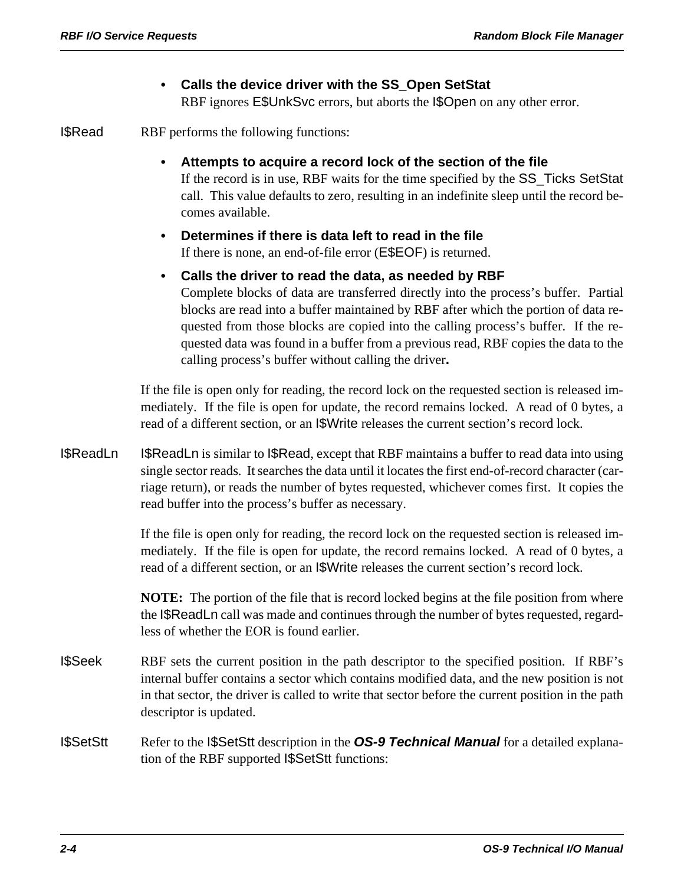- **Calls the device driver with the SS_Open SetStat**
  RBF ignores E$UnkSvc errors, but aborts the I$Open on any other error.

**I$Read** RBF performs the following functions:

- **Attempts to acquire a record lock of the section of the file**
  If the record is in use, RBF waits for the time specified by the SS_Ticks SetStat call. This value defaults to zero, resulting in an indefinite sleep until the record becomes available.
- **Determines if there is data left to read in the file**
  If there is none, an end-of-file error (E$EOF) is returned.
- **Calls the driver to read the data, as needed by RBF**
  Complete blocks of data are transferred directly into the process's buffer. Partial blocks are read into a buffer maintained by RBF after which the portion of data requested from those blocks are copied into the calling process's buffer. If the requested data was found in a buffer from a previous read, RBF copies the data to the calling process's buffer without calling the driver**.**

If the file is open only for reading, the record lock on the requested section is released immediately. If the file is open for update, the record remains locked. A read of 0 bytes, a read of a different section, or an I$Write releases the current section's record lock.

**I$ReadLn** I$ReadLn is similar to I$Read, except that RBF maintains a buffer to read data into using single sector reads. It searches the data until it locates the first end-of-record character (carriage return), or reads the number of bytes requested, whichever comes first. It copies the read buffer into the process's buffer as necessary.

If the file is open only for reading, the record lock on the requested section is released immediately. If the file is open for update, the record remains locked. A read of 0 bytes, a read of a different section, or an I$Write releases the current section's record lock.

**NOTE:** The portion of the file that is record locked begins at the file position from where the I$ReadLn call was made and continues through the number of bytes requested, regardless of whether the EOR is found earlier.

**I$Seek** RBF sets the current position in the path descriptor to the specified position. If RBF's internal buffer contains a sector which contains modified data, and the new position is not in that sector, the driver is called to write that sector before the current position in the path descriptor is updated.

**I$SetStt** Refer to the I$SetStt description in the ***OS-9 Technical Manual*** for a detailed explanation of the RBF supported I$SetStt functions: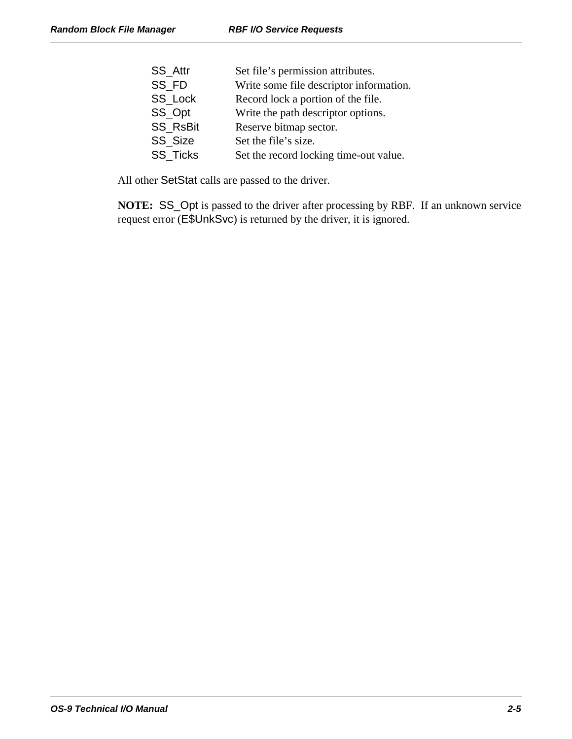| | |
|---|---|
| SS_Attr | Set file’s permission attributes. |
| SS_FD | Write some file descriptor information. |
| SS_Lock | Record lock a portion of the file. |
| SS_Opt | Write the path descriptor options. |
| SS_RsBit | Reserve bitmap sector. |
| SS_Size | Set the file’s size. |
| SS_Ticks | Set the record locking time-out value. |

All other SetStat calls are passed to the driver.

**NOTE:** SS_Opt is passed to the driver after processing by RBF. If an unknown service request error (E$UnkSvc) is returned by the driver, it is ignored.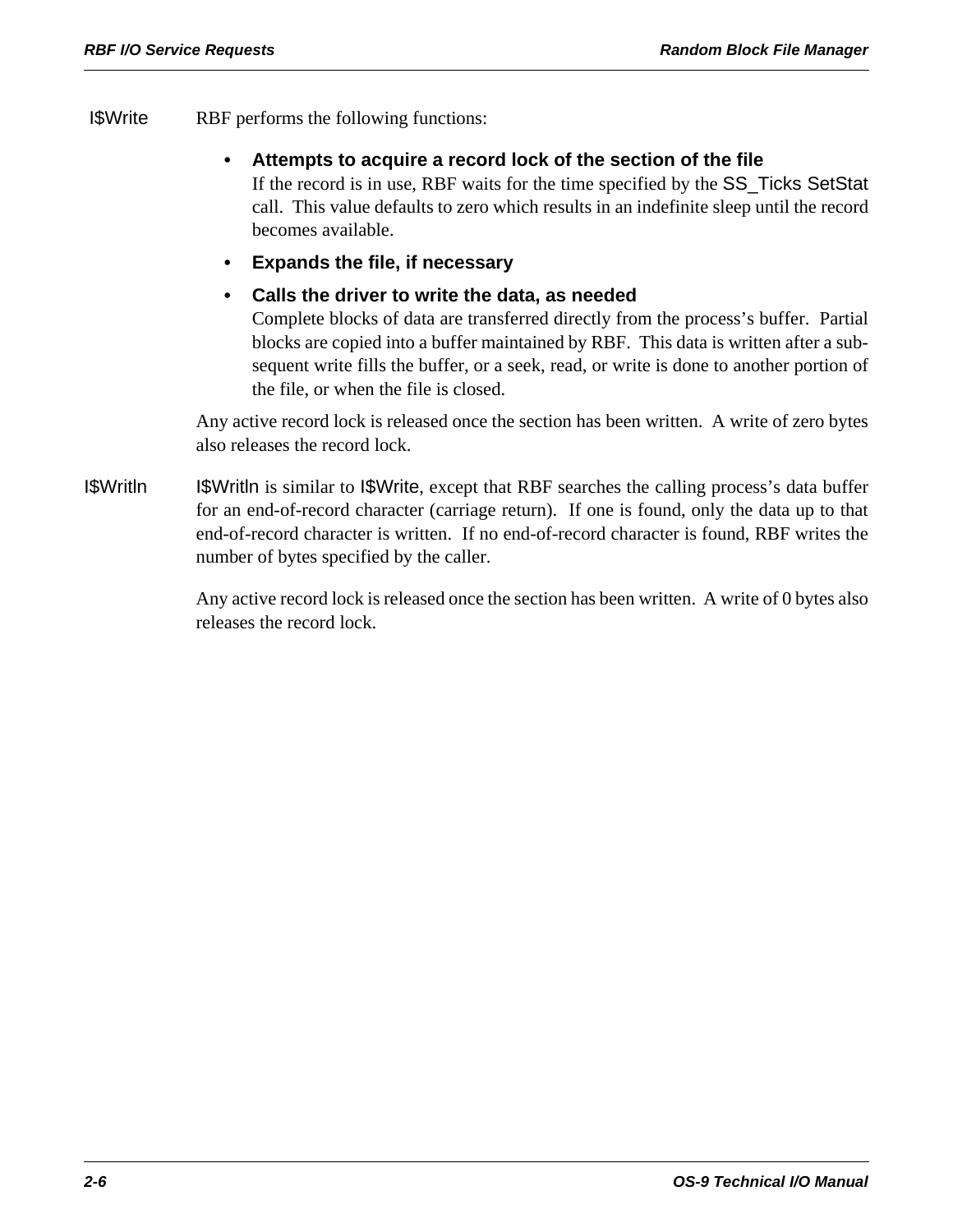**I$Write**

RBF performs the following functions:

- **Attempts to acquire a record lock of the section of the file**
  If the record is in use, RBF waits for the time specified by the SS_Ticks SetStat call. This value defaults to zero which results in an indefinite sleep until the record becomes available.
- **Expands the file, if necessary**
- **Calls the driver to write the data, as needed**
  Complete blocks of data are transferred directly from the process's buffer. Partial blocks are copied into a buffer maintained by RBF. This data is written after a subsequent write fills the buffer, or a seek, read, or write is done to another portion of the file, or when the file is closed.

Any active record lock is released once the section has been written. A write of zero bytes also releases the record lock.

**I$Writln**

I$Writln is similar to I$Write, except that RBF searches the calling process's data buffer for an end-of-record character (carriage return). If one is found, only the data up to that end-of-record character is written. If no end-of-record character is found, RBF writes the number of bytes specified by the caller.

Any active record lock is released once the section has been written. A write of 0 bytes also releases the record lock.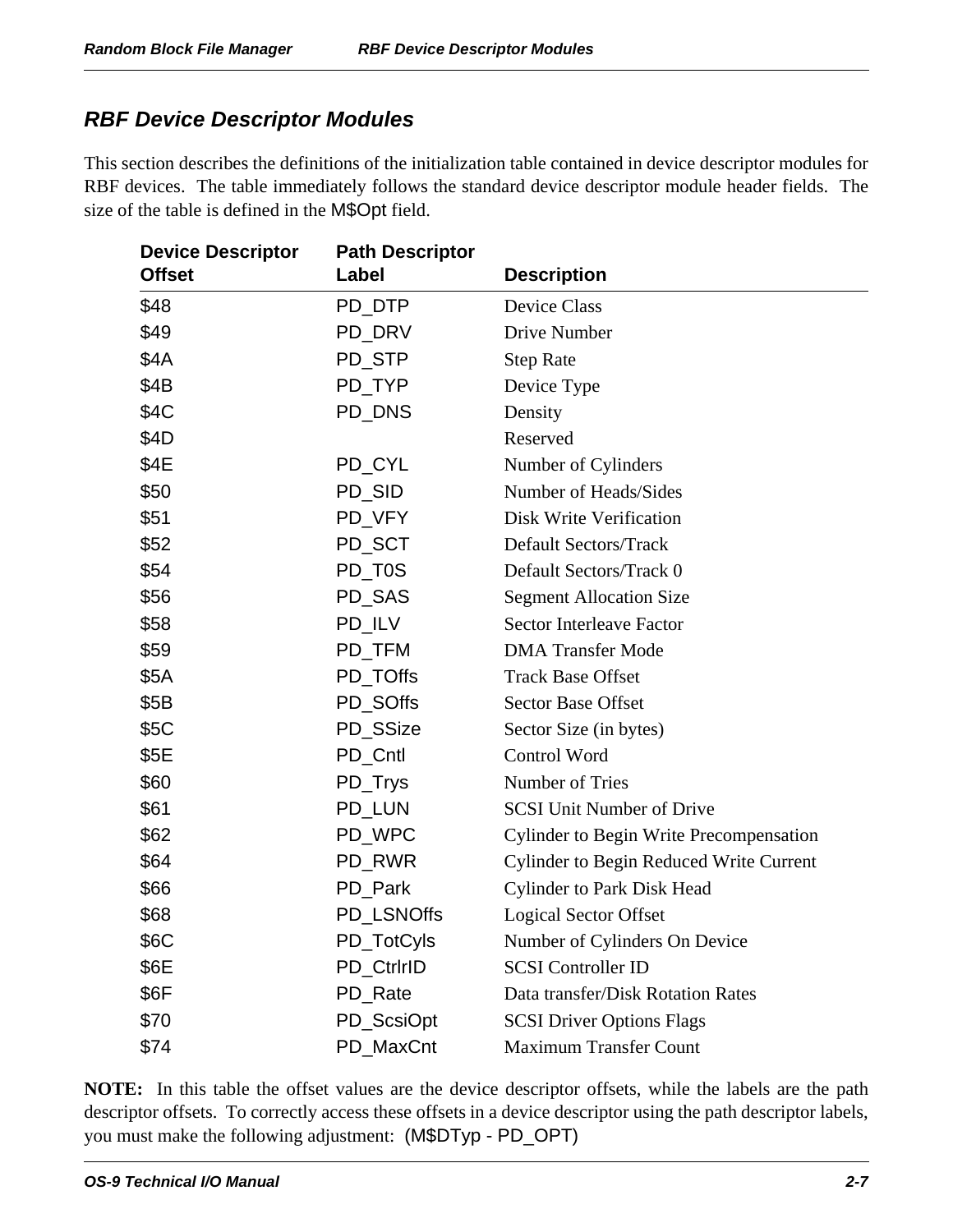## RBF Device Descriptor Modules

This section describes the definitions of the initialization table contained in device descriptor modules for RBF devices. The table immediately follows the standard device descriptor module header fields. The size of the table is defined in the M$Opt field.

| Device Descriptor Offset | Path Descriptor Label | Description |
|---|---|---|
| $48 | PD_DTP | Device Class |
| $49 | PD_DRV | Drive Number |
| $4A | PD_STP | Step Rate |
| $4B | PD_TYP | Device Type |
| $4C | PD_DNS | Density |
| $4D | | Reserved |
| $4E | PD_CYL | Number of Cylinders |
| $50 | PD_SID | Number of Heads/Sides |
| $51 | PD_VFY | Disk Write Verification |
| $52 | PD_SCT | Default Sectors/Track |
| $54 | PD_T0S | Default Sectors/Track 0 |
| $56 | PD_SAS | Segment Allocation Size |
| $58 | PD_ILV | Sector Interleave Factor |
| $59 | PD_TFM | DMA Transfer Mode |
| $5A | PD_TOffs | Track Base Offset |
| $5B | PD_SOffs | Sector Base Offset |
| $5C | PD_SSize | Sector Size (in bytes) |
| $5E | PD_Cntl | Control Word |
| $60 | PD_Trys | Number of Tries |
| $61 | PD_LUN | SCSI Unit Number of Drive |
| $62 | PD_WPC | Cylinder to Begin Write Precompensation |
| $64 | PD_RWR | Cylinder to Begin Reduced Write Current |
| $66 | PD_Park | Cylinder to Park Disk Head |
| $68 | PD_LSNOffs | Logical Sector Offset |
| $6C | PD_TotCyls | Number of Cylinders On Device |
| $6E | PD_CtrlrID | SCSI Controller ID |
| $6F | PD_Rate | Data transfer/Disk Rotation Rates |
| $70 | PD_ScsiOpt | SCSI Driver Options Flags |
| $74 | PD_MaxCnt | Maximum Transfer Count |

**NOTE:** In this table the offset values are the device descriptor offsets, while the labels are the path descriptor offsets. To correctly access these offsets in a device descriptor using the path descriptor labels, you must make the following adjustment: (M$DTyp - PD_OPT)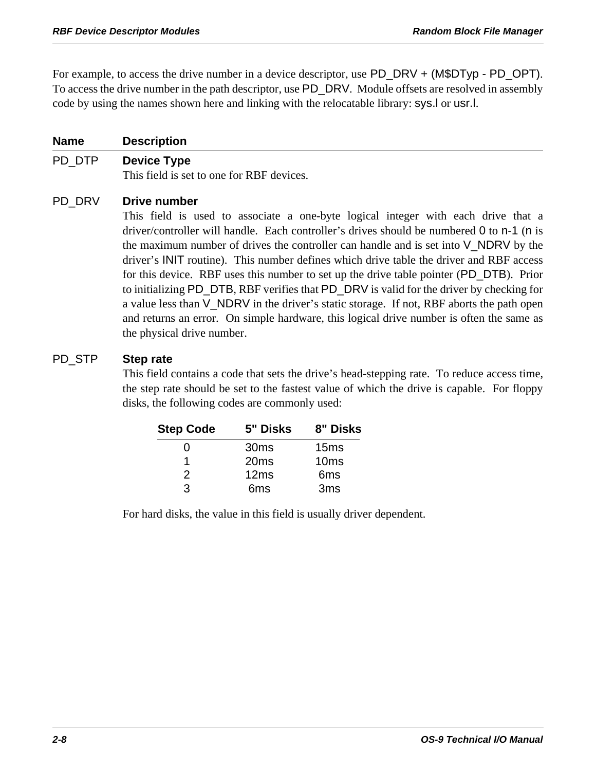For example, to access the drive number in a device descriptor, use PD_DRV + (M$DTyp - PD_OPT). To access the drive number in the path descriptor, use PD_DRV. Module offsets are resolved in assembly code by using the names shown here and linking with the relocatable library: sys.l or usr.l.

| Name | Description |
|---|---|
| PD_DTP | **Device Type**<br>This field is set to one for RBF devices. |
| PD_DRV | **Drive number**<br>This field is used to associate a one-byte logical integer with each drive that a driver/controller will handle. Each controller's drives should be numbered 0 to n-1 (n is the maximum number of drives the controller can handle and is set into V_NDRV by the driver's INIT routine). This number defines which drive table the driver and RBF access for this device. RBF uses this number to set up the drive table pointer (PD_DTB). Prior to initializing PD_DTB, RBF verifies that PD_DRV is valid for the driver by checking for a value less than V_NDRV in the driver's static storage. If not, RBF aborts the path open and returns an error. On simple hardware, this logical drive number is often the same as the physical drive number. |
| PD_STP | **Step rate**<br>This field contains a code that sets the drive's head-stepping rate. To reduce access time, the step rate should be set to the fastest value of which the drive is capable. For floppy disks, the following codes are commonly used: |

| Step Code | 5" Disks | 8" Disks |
|---|---|---|
| 0 | 30ms | 15ms |
| 1 | 20ms | 10ms |
| 2 | 12ms | 6ms |
| 3 | 6ms | 3ms |

For hard disks, the value in this field is usually driver dependent.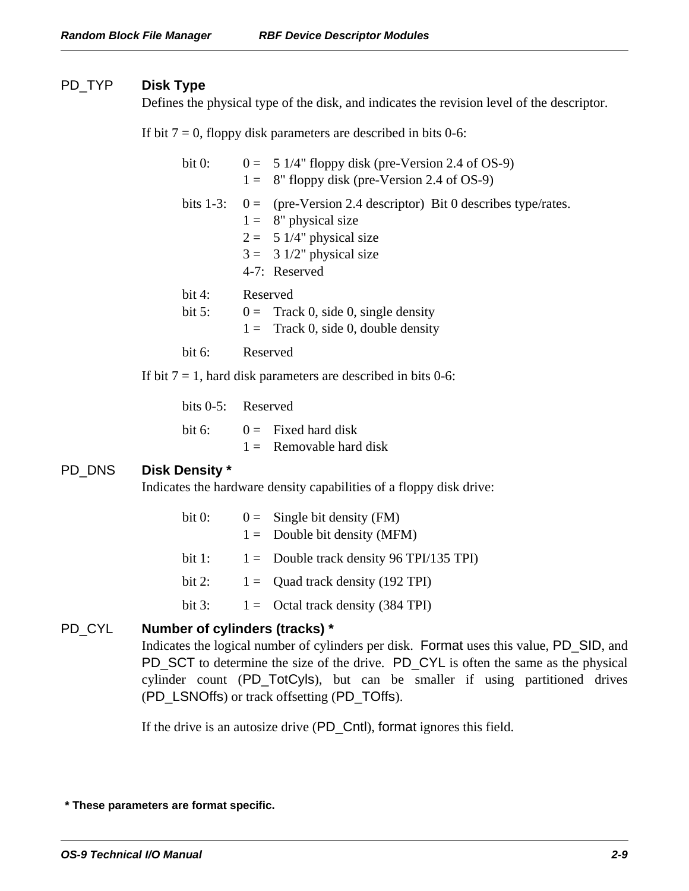**PD_TYP** **Disk Type**

Defines the physical type of the disk, and indicates the revision level of the descriptor.

If bit 7 = 0, floppy disk parameters are described in bits 0-6:

| | | |
|---|---|---|
| bit 0: | 0 = | 5 1/4" floppy disk (pre-Version 2.4 of OS-9) |
| | 1 = | 8" floppy disk (pre-Version 2.4 of OS-9) |
| bits 1-3: | 0 = | (pre-Version 2.4 descriptor) Bit 0 describes type/rates. |
| | 1 = | 8" physical size |
| | 2 = | 5 1/4" physical size |
| | 3 = | 3 1/2" physical size |
| | 4-7: | Reserved |
| bit 4: | Reserved | |
| bit 5: | 0 = | Track 0, side 0, single density |
| | 1 = | Track 0, side 0, double density |
| bit 6: | Reserved | |

If bit 7 = 1, hard disk parameters are described in bits 0-6:

| | | |
|---|---|---|
| bits 0-5: | Reserved | |
| bit 6: | 0 = | Fixed hard disk |
| | 1 = | Removable hard disk |

**PD_DNS** **Disk Density ***

Indicates the hardware density capabilities of a floppy disk drive:

| | | |
|---|---|---|
| bit 0: | 0 = | Single bit density (FM) |
| | 1 = | Double bit density (MFM) |
| bit 1: | 1 = | Double track density 96 TPI/135 TPI) |
| bit 2: | 1 = | Quad track density (192 TPI) |
| bit 3: | 1 = | Octal track density (384 TPI) |

**PD_CYL** **Number of cylinders (tracks) ***

Indicates the logical number of cylinders per disk. Format uses this value, PD_SID, and PD_SCT to determine the size of the drive. PD_CYL is often the same as the physical cylinder count (PD_TotCyls), but can be smaller if using partitioned drives (PD_LSNOffs) or track offsetting (PD_TOffs).

If the drive is an autosize drive (PD_Cntl), format ignores this field.

**\* These parameters are format specific.**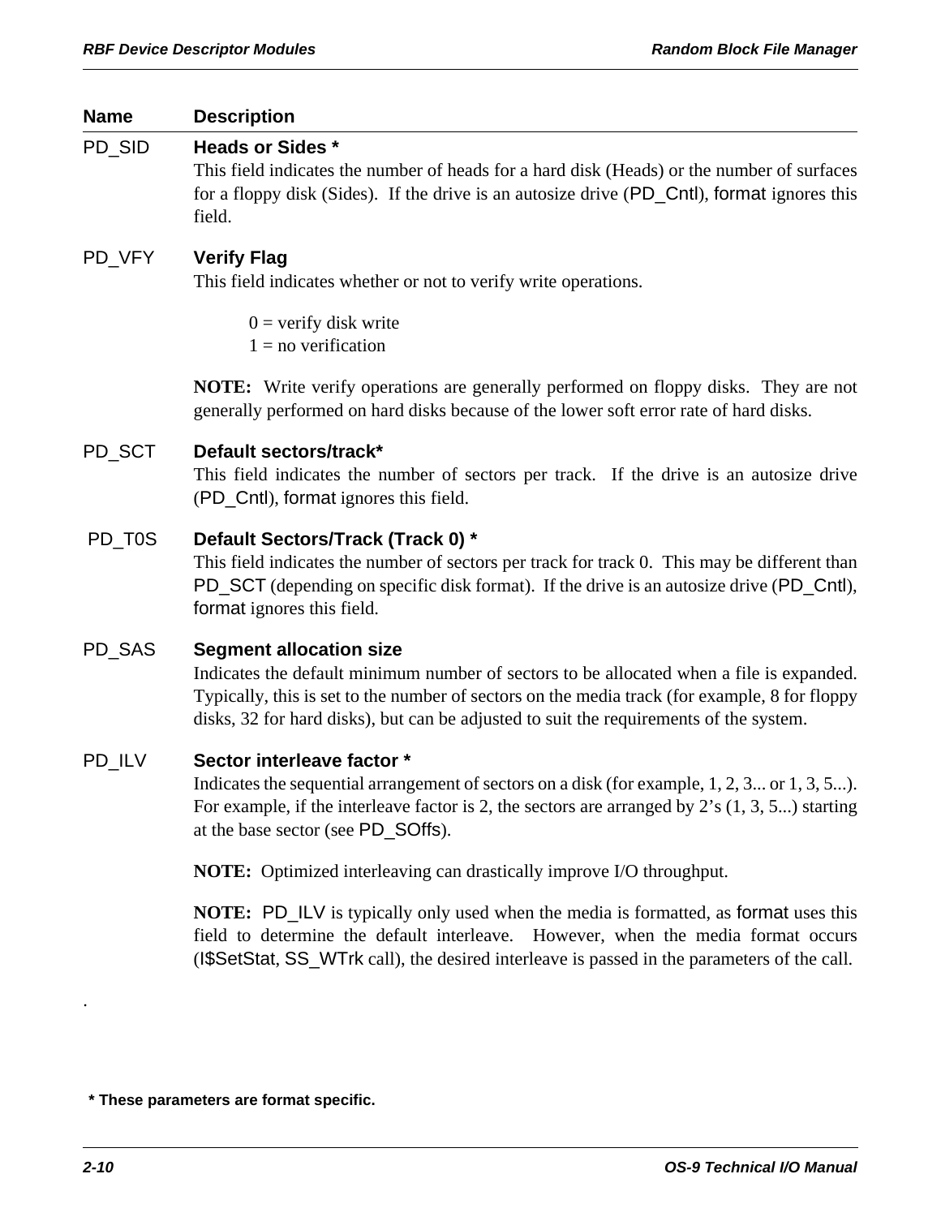| Name | Description |
|---|---|
| PD_SID | **Heads or Sides *** <br> This field indicates the number of heads for a hard disk (Heads) or the number of surfaces for a floppy disk (Sides). If the drive is an autosize drive (PD_Cntl), format ignores this field. |
| PD_VFY | **Verify Flag** <br> This field indicates whether or not to verify write operations. <br><br> 0 = verify disk write <br> 1 = no verification <br><br> **NOTE:** Write verify operations are generally performed on floppy disks. They are not generally performed on hard disks because of the lower soft error rate of hard disks. |
| PD_SCT | **Default sectors/track*** <br> This field indicates the number of sectors per track. If the drive is an autosize drive (PD_Cntl), format ignores this field. |
| PD_T0S | **Default Sectors/Track (Track 0) *** <br> This field indicates the number of sectors per track for track 0. This may be different than PD_SCT (depending on specific disk format). If the drive is an autosize drive (PD_Cntl), format ignores this field. |
| PD_SAS | **Segment allocation size** <br> Indicates the default minimum number of sectors to be allocated when a file is expanded. Typically, this is set to the number of sectors on the media track (for example, 8 for floppy disks, 32 for hard disks), but can be adjusted to suit the requirements of the system. |
| PD_ILV | **Sector interleave factor *** <br> Indicates the sequential arrangement of sectors on a disk (for example, 1, 2, 3... or 1, 3, 5...). For example, if the interleave factor is 2, the sectors are arranged by 2's (1, 3, 5...) starting at the base sector (see PD_SOffs). <br><br> **NOTE:** Optimized interleaving can drastically improve I/O throughput. <br><br> **NOTE:** PD_ILV is typically only used when the media is formatted, as format uses this field to determine the default interleave. However, when the media format occurs (I$SetStat, SS_WTrk call), the desired interleave is passed in the parameters of the call. |

**\* These parameters are format specific.**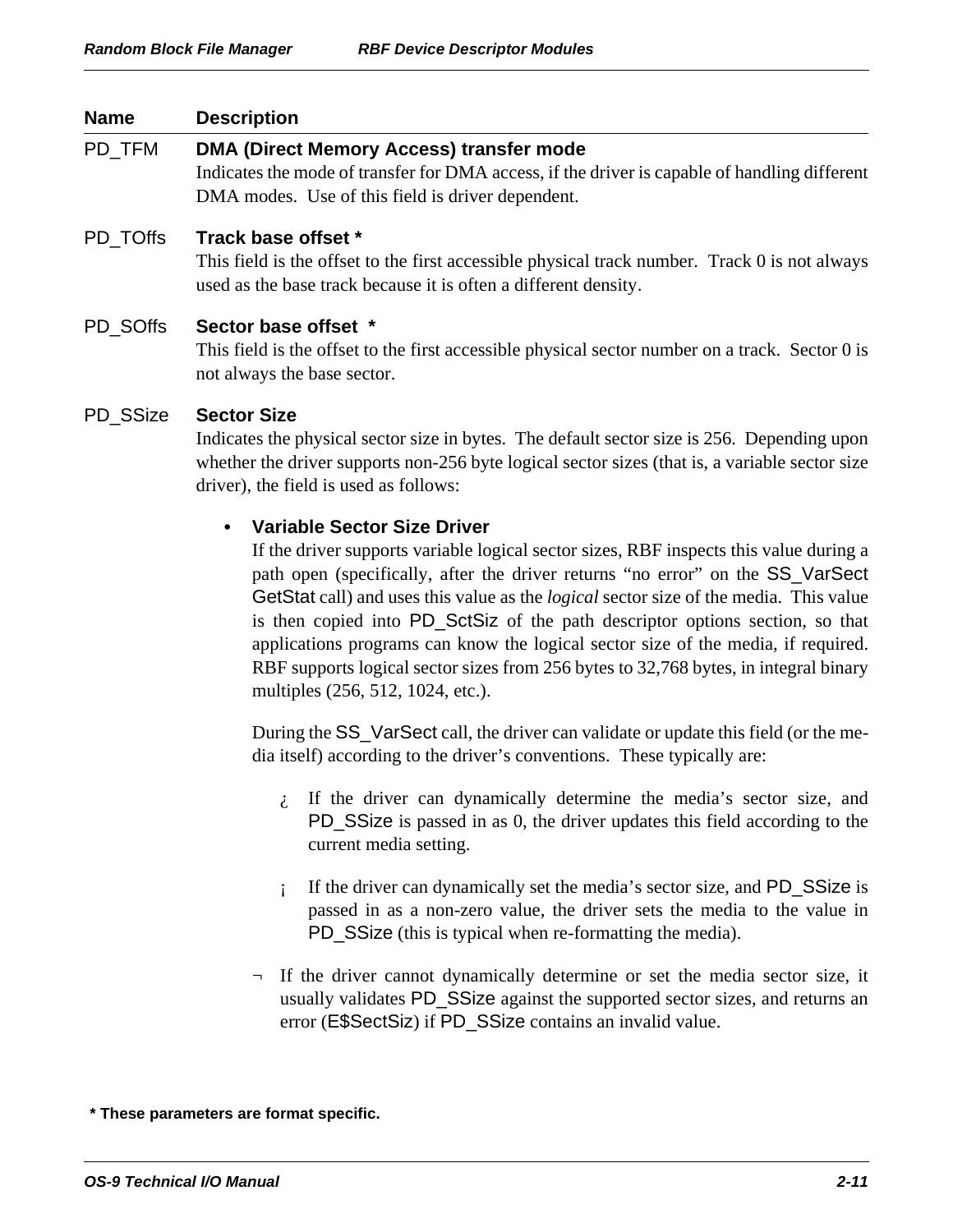| Name | Description |
|---|---|
| PD_TFM | **DMA (Direct Memory Access) transfer mode**<br>Indicates the mode of transfer for DMA access, if the driver is capable of handling different DMA modes. Use of this field is driver dependent. |
| PD_TOffs | **Track base offset ***<br>This field is the offset to the first accessible physical track number. Track 0 is not always used as the base track because it is often a different density. |
| PD_SOffs | **Sector base offset ***<br>This field is the offset to the first accessible physical sector number on a track. Sector 0 is not always the base sector. |
| PD_SSize | **Sector Size**<br>Indicates the physical sector size in bytes. The default sector size is 256. Depending upon whether the driver supports non-256 byte logical sector sizes (that is, a variable sector size driver), the field is used as follows: |

- **Variable Sector Size Driver**
  If the driver supports variable logical sector sizes, RBF inspects this value during a path open (specifically, after the driver returns "no error" on the SS_VarSect GetStat call) and uses this value as the *logical* sector size of the media. This value is then copied into PD_SctSiz of the path descriptor options section, so that applications programs can know the logical sector size of the media, if required. RBF supports logical sector sizes from 256 bytes to 32,768 bytes, in integral binary multiples (256, 512, 1024, etc.).

  During the SS_VarSect call, the driver can validate or update this field (or the media itself) according to the driver's conventions. These typically are:

  ¿ If the driver can dynamically determine the media's sector size, and PD_SSize is passed in as 0, the driver updates this field according to the current media setting.

  ¡ If the driver can dynamically set the media's sector size, and PD_SSize is passed in as a non-zero value, the driver sets the media to the value in PD_SSize (this is typical when re-formatting the media).

  ¬ If the driver cannot dynamically determine or set the media sector size, it usually validates PD_SSize against the supported sector sizes, and returns an error (E$SectSiz) if PD_SSize contains an invalid value.

**\* These parameters are format specific.**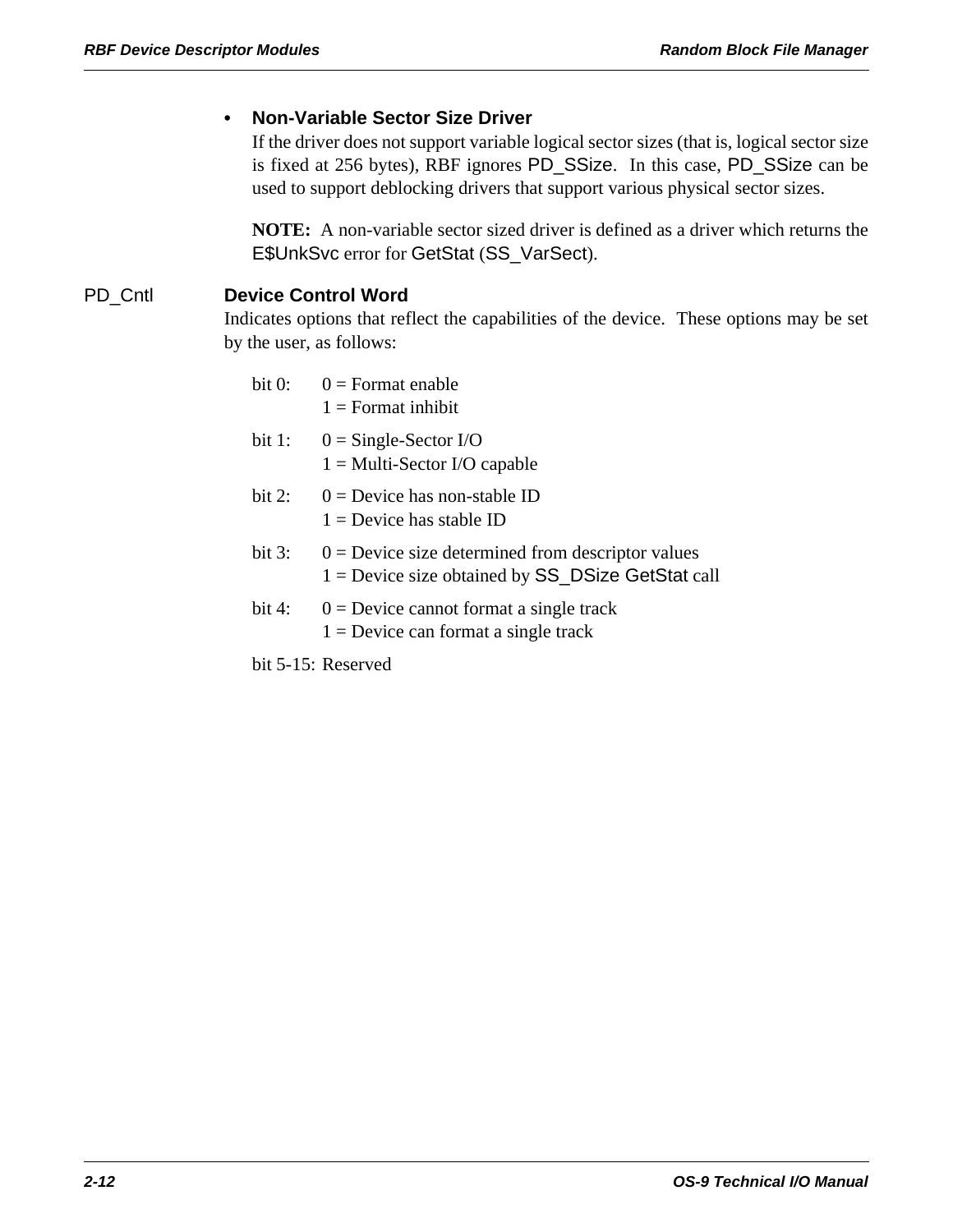- **Non-Variable Sector Size Driver**
  If the driver does not support variable logical sector sizes (that is, logical sector size is fixed at 256 bytes), RBF ignores PD_SSize. In this case, PD_SSize can be used to support deblocking drivers that support various physical sector sizes.

  **NOTE:** A non-variable sector sized driver is defined as a driver which returns the E$UnkSvc error for GetStat (SS_VarSect).

PD_Cntl **Device Control Word**

Indicates options that reflect the capabilities of the device. These options may be set by the user, as follows:

bit 0: 0 = Format enable
1 = Format inhibit

bit 1: 0 = Single-Sector I/O
1 = Multi-Sector I/O capable

bit 2: 0 = Device has non-stable ID
1 = Device has stable ID

bit 3: 0 = Device size determined from descriptor values
1 = Device size obtained by SS_DSize GetStat call

bit 4: 0 = Device cannot format a single track
1 = Device can format a single track

bit 5-15: Reserved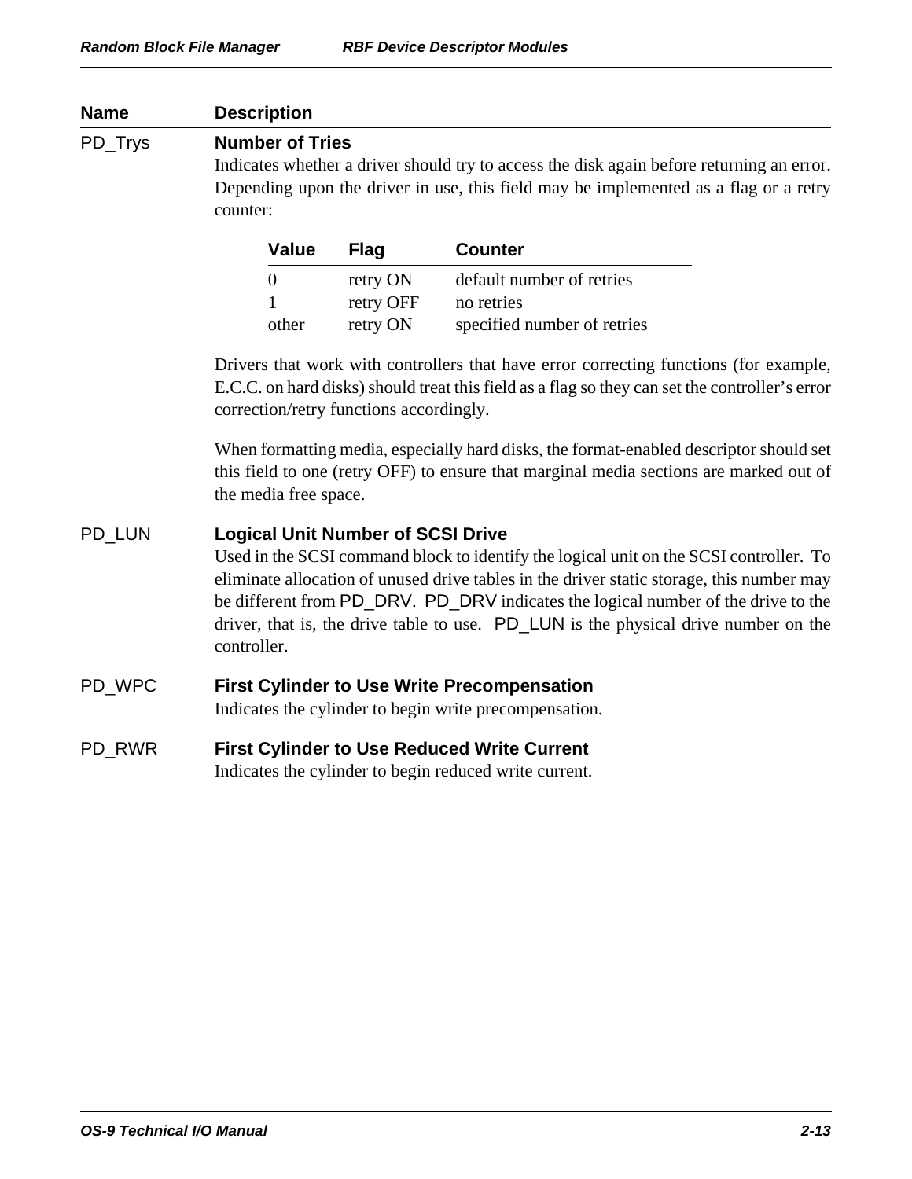| Name | Description |
|---|---|
| PD_Trys | **Number of Tries** Indicates whether a driver should try to access the disk again before returning an error. Depending upon the driver in use, this field may be implemented as a flag or a retry counter: |

| Value | Flag | Counter |
|---|---|---|
| 0 | retry ON | default number of retries |
| 1 | retry OFF | no retries |
| other | retry ON | specified number of retries |

Drivers that work with controllers that have error correcting functions (for example, E.C.C. on hard disks) should treat this field as a flag so they can set the controller's error correction/retry functions accordingly.

When formatting media, especially hard disks, the format-enabled descriptor should set this field to one (retry OFF) to ensure that marginal media sections are marked out of the media free space.

| Name | Description |
|---|---|
| PD_LUN | **Logical Unit Number of SCSI Drive** Used in the SCSI command block to identify the logical unit on the SCSI controller. To eliminate allocation of unused drive tables in the driver static storage, this number may be different from PD_DRV. PD_DRV indicates the logical number of the drive to the driver, that is, the drive table to use. PD_LUN is the physical drive number on the controller. |
| PD_WPC | **First Cylinder to Use Write Precompensation** Indicates the cylinder to begin write precompensation. |
| PD_RWR | **First Cylinder to Use Reduced Write Current** Indicates the cylinder to begin reduced write current. |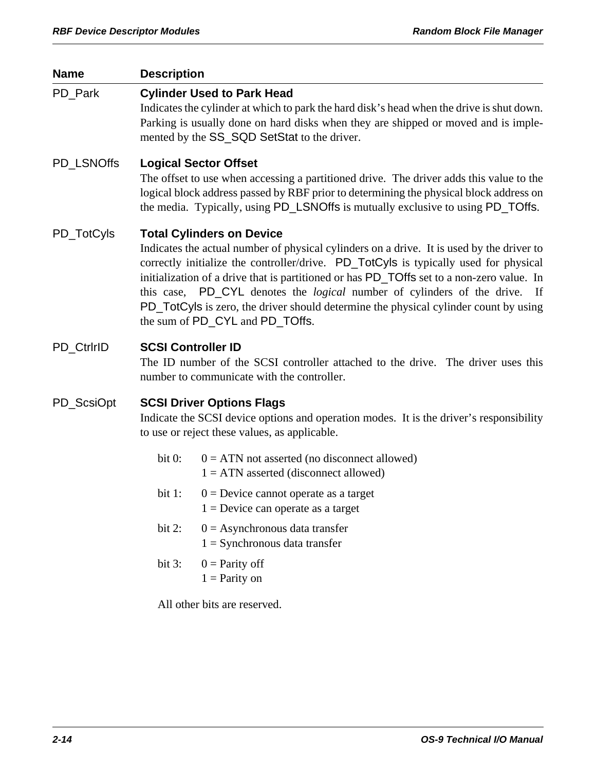| Name | Description |
|---|---|
| PD_Park | **Cylinder Used to Park Head**<br>Indicates the cylinder at which to park the hard disk's head when the drive is shut down. Parking is usually done on hard disks when they are shipped or moved and is implemented by the SS_SQD SetStat to the driver. |
| PD_LSNOffs | **Logical Sector Offset**<br>The offset to use when accessing a partitioned drive. The driver adds this value to the logical block address passed by RBF prior to determining the physical block address on the media. Typically, using PD_LSNOffs is mutually exclusive to using PD_TOffs. |
| PD_TotCyls | **Total Cylinders on Device**<br>Indicates the actual number of physical cylinders on a drive. It is used by the driver to correctly initialize the controller/drive. PD_TotCyls is typically used for physical initialization of a drive that is partitioned or has PD_TOffs set to a non-zero value. In this case, PD_CYL denotes the *logical* number of cylinders of the drive. If PD_TotCyls is zero, the driver should determine the physical cylinder count by using the sum of PD_CYL and PD_TOffs. |
| PD_CtrlrID | **SCSI Controller ID**<br>The ID number of the SCSI controller attached to the drive. The driver uses this number to communicate with the controller. |
| PD_ScsiOpt | **SCSI Driver Options Flags**<br>Indicate the SCSI device options and operation modes. It is the driver's responsibility to use or reject these values, as applicable.<br><br>bit 0: 0 = ATN not asserted (no disconnect allowed)<br>1 = ATN asserted (disconnect allowed)<br><br>bit 1: 0 = Device cannot operate as a target<br>1 = Device can operate as a target<br><br>bit 2: 0 = Asynchronous data transfer<br>1 = Synchronous data transfer<br><br>bit 3: 0 = Parity off<br>1 = Parity on<br><br>All other bits are reserved. |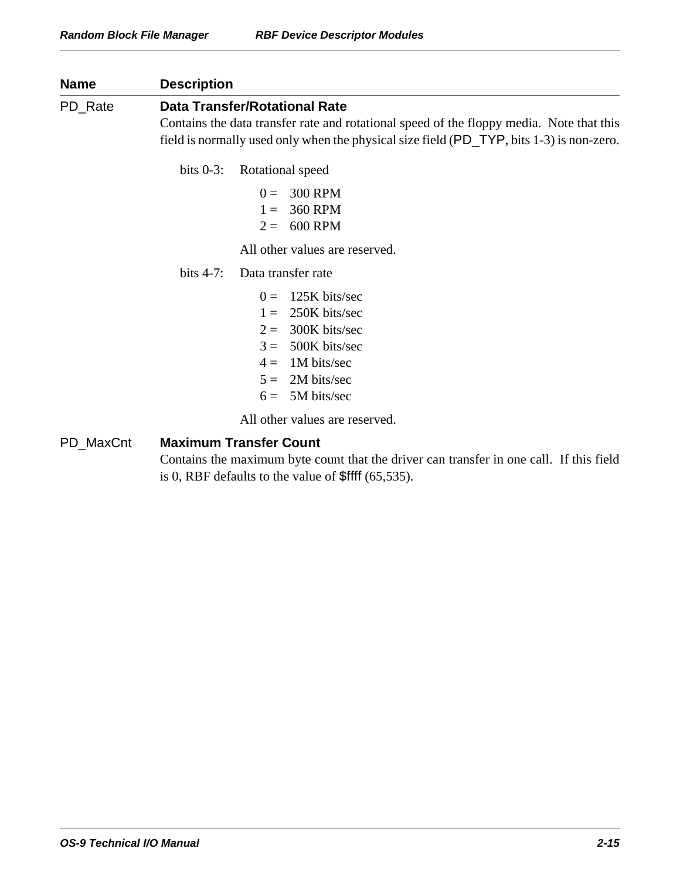| Name | Description |
|---|---|
| PD_Rate | **Data Transfer/Rotational Rate** |

**PD_Rate** — **Data Transfer/Rotational Rate**

Contains the data transfer rate and rotational speed of the floppy media. Note that this field is normally used only when the physical size field (PD_TYP, bits 1-3) is non-zero.

bits 0-3: Rotational speed

- 0 = 300 RPM
- 1 = 360 RPM
- 2 = 600 RPM

All other values are reserved.

bits 4-7: Data transfer rate

- 0 = 125K bits/sec
- 1 = 250K bits/sec
- 2 = 300K bits/sec
- 3 = 500K bits/sec
- 4 = 1M bits/sec
- 5 = 2M bits/sec
- 6 = 5M bits/sec

All other values are reserved.

**PD_MaxCnt** — **Maximum Transfer Count**

Contains the maximum byte count that the driver can transfer in one call. If this field is 0, RBF defaults to the value of $ffff (65,535).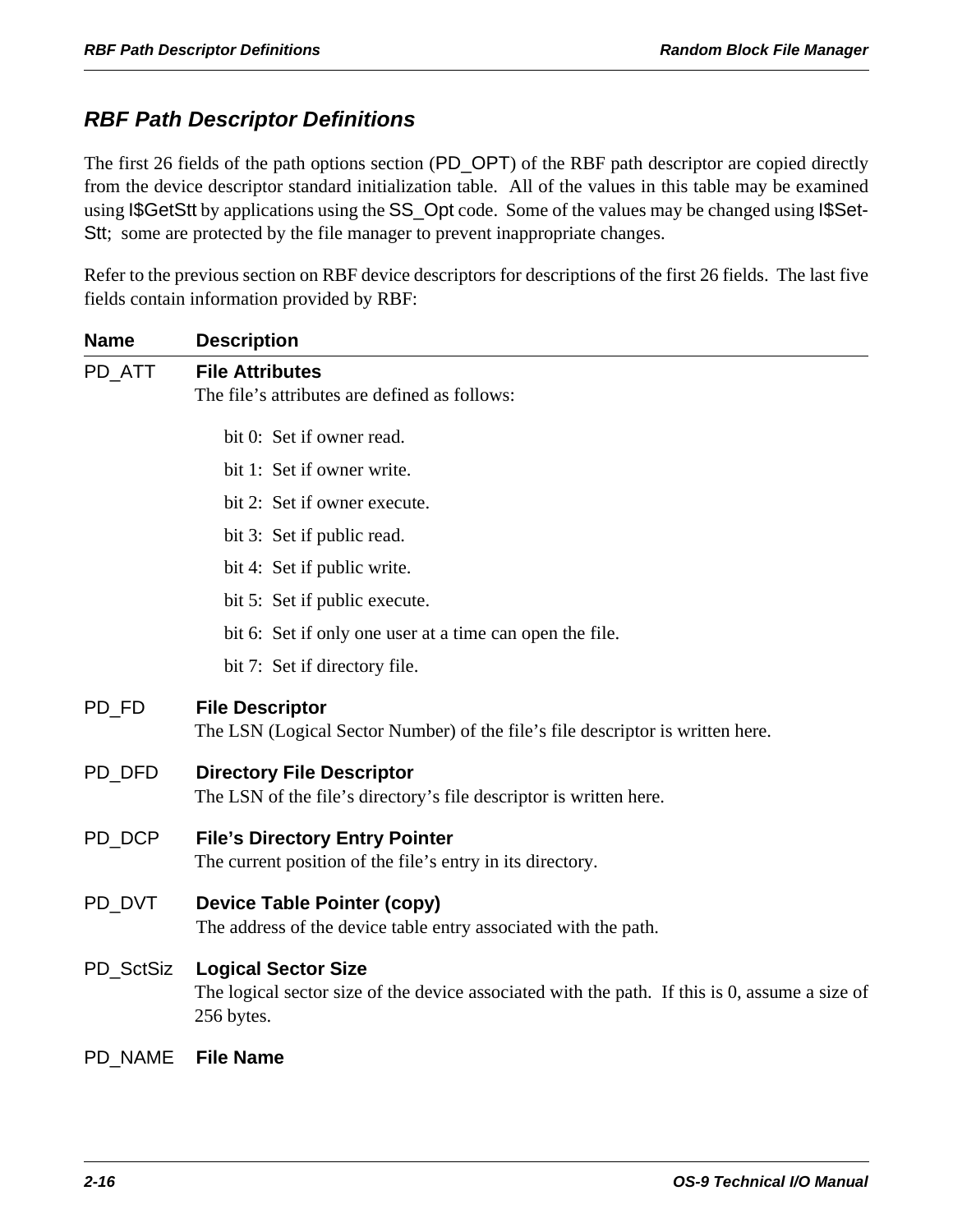## RBF Path Descriptor Definitions

The first 26 fields of the path options section (PD_OPT) of the RBF path descriptor are copied directly from the device descriptor standard initialization table. All of the values in this table may be examined using I$GetStt by applications using the SS_Opt code. Some of the values may be changed using I$SetStt; some are protected by the file manager to prevent inappropriate changes.

Refer to the previous section on RBF device descriptors for descriptions of the first 26 fields. The last five fields contain information provided by RBF:

| Name | Description |
|---|---|
| PD_ATT | **File Attributes**<br>The file's attributes are defined as follows:<br>bit 0: Set if owner read.<br>bit 1: Set if owner write.<br>bit 2: Set if owner execute.<br>bit 3: Set if public read.<br>bit 4: Set if public write.<br>bit 5: Set if public execute.<br>bit 6: Set if only one user at a time can open the file.<br>bit 7: Set if directory file. |
| PD_FD | **File Descriptor**<br>The LSN (Logical Sector Number) of the file's file descriptor is written here. |
| PD_DFD | **Directory File Descriptor**<br>The LSN of the file's directory's file descriptor is written here. |
| PD_DCP | **File's Directory Entry Pointer**<br>The current position of the file's entry in its directory. |
| PD_DVT | **Device Table Pointer (copy)**<br>The address of the device table entry associated with the path. |
| PD_SctSiz | **Logical Sector Size**<br>The logical sector size of the device associated with the path. If this is 0, assume a size of 256 bytes. |
| PD_NAME | **File Name** |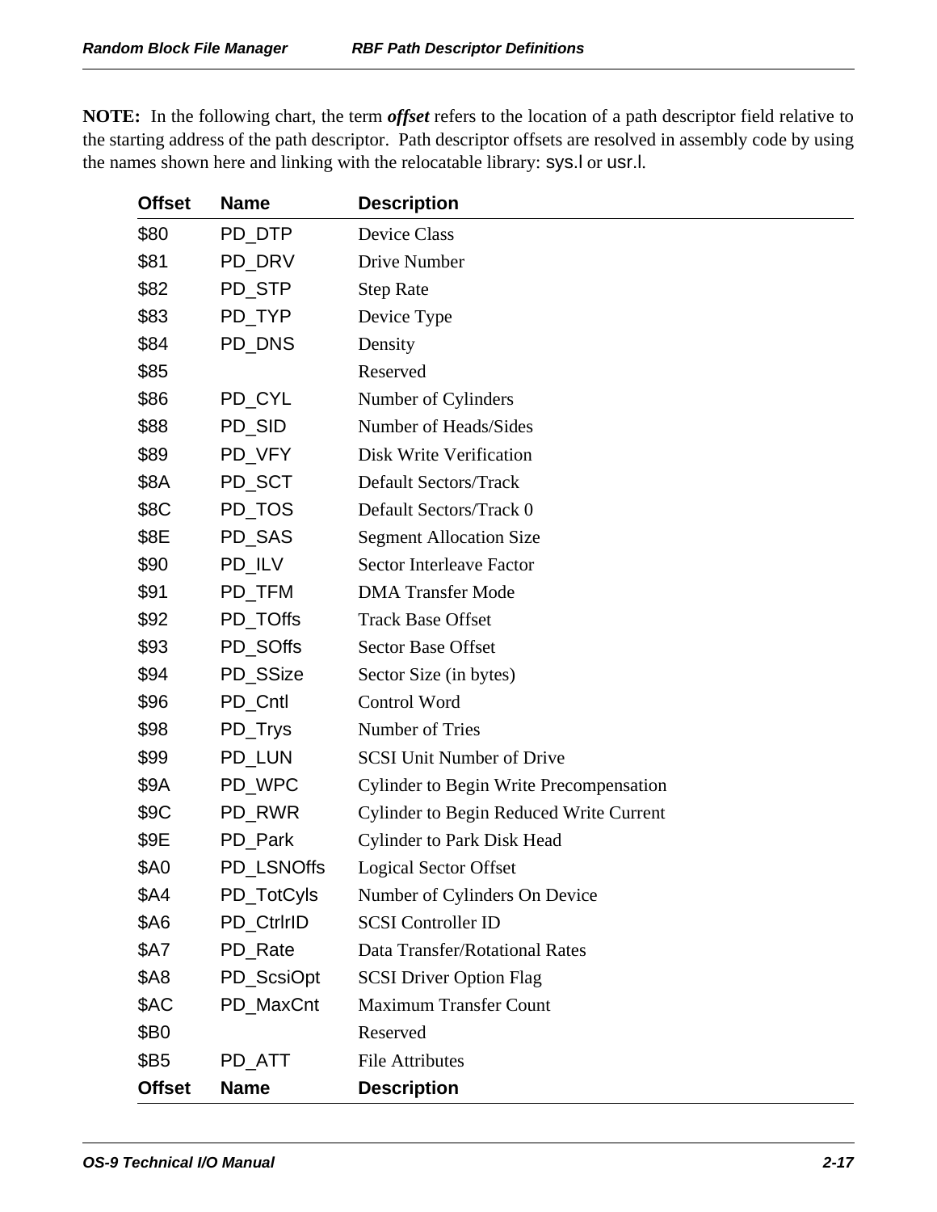**NOTE:** In the following chart, the term ***offset*** refers to the location of a path descriptor field relative to the starting address of the path descriptor. Path descriptor offsets are resolved in assembly code by using the names shown here and linking with the relocatable library: sys.l or usr.l.

| Offset | Name | Description |
|---|---|---|
| $80 | PD_DTP | Device Class |
| $81 | PD_DRV | Drive Number |
| $82 | PD_STP | Step Rate |
| $83 | PD_TYP | Device Type |
| $84 | PD_DNS | Density |
| $85 | | Reserved |
| $86 | PD_CYL | Number of Cylinders |
| $88 | PD_SID | Number of Heads/Sides |
| $89 | PD_VFY | Disk Write Verification |
| $8A | PD_SCT | Default Sectors/Track |
| $8C | PD_TOS | Default Sectors/Track 0 |
| $8E | PD_SAS | Segment Allocation Size |
| $90 | PD_ILV | Sector Interleave Factor |
| $91 | PD_TFM | DMA Transfer Mode |
| $92 | PD_TOffs | Track Base Offset |
| $93 | PD_SOffs | Sector Base Offset |
| $94 | PD_SSize | Sector Size (in bytes) |
| $96 | PD_Cntl | Control Word |
| $98 | PD_Trys | Number of Tries |
| $99 | PD_LUN | SCSI Unit Number of Drive |
| $9A | PD_WPC | Cylinder to Begin Write Precompensation |
| $9C | PD_RWR | Cylinder to Begin Reduced Write Current |
| $9E | PD_Park | Cylinder to Park Disk Head |
| $A0 | PD_LSNOffs | Logical Sector Offset |
| $A4 | PD_TotCyls | Number of Cylinders On Device |
| $A6 | PD_CtrlrID | SCSI Controller ID |
| $A7 | PD_Rate | Data Transfer/Rotational Rates |
| $A8 | PD_ScsiOpt | SCSI Driver Option Flag |
| $AC | PD_MaxCnt | Maximum Transfer Count |
| $B0 | | Reserved |
| $B5 | PD_ATT | File Attributes |
| **Offset** | **Name** | **Description** |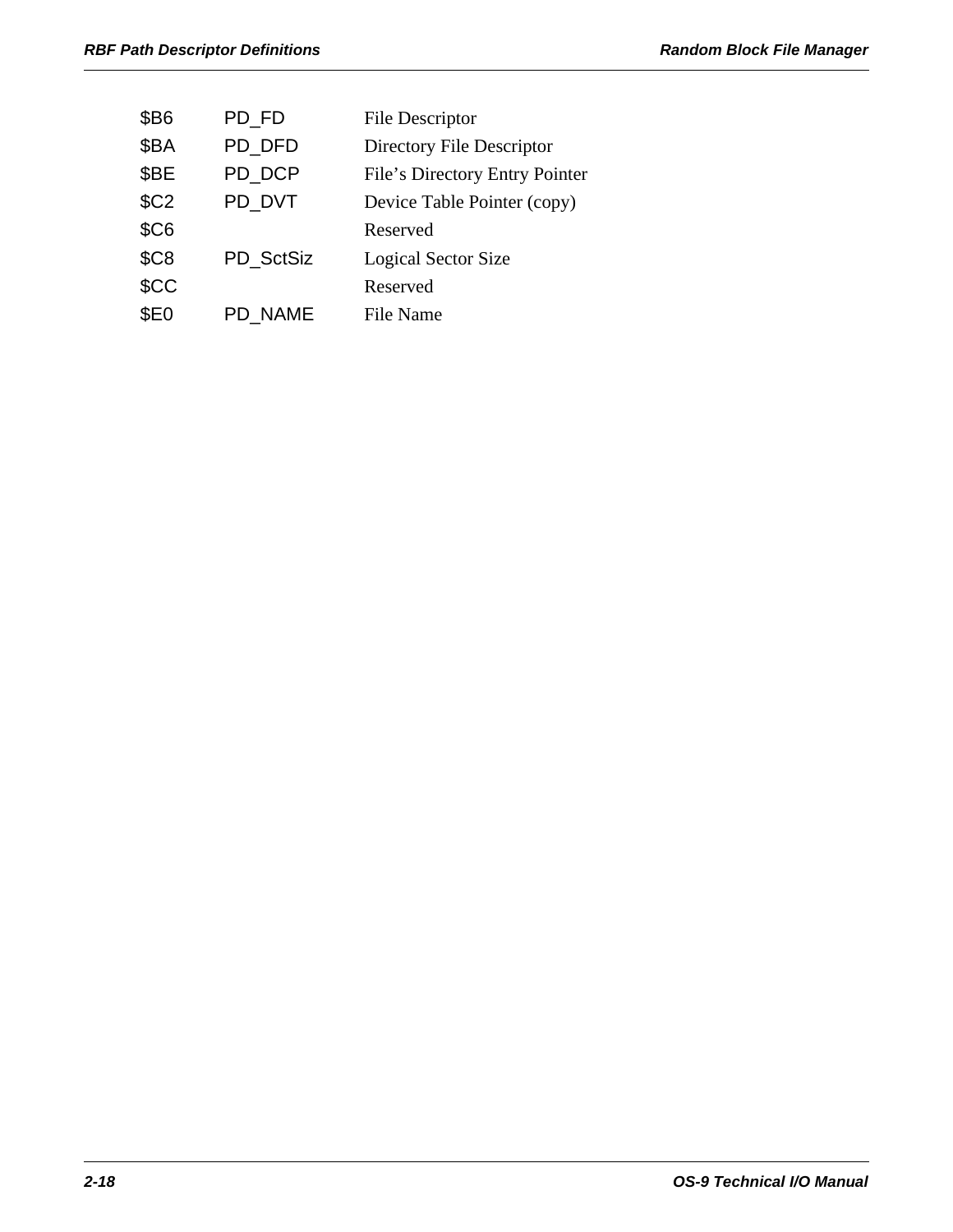| | | |
|---|---|---|
| $B6 | PD_FD | File Descriptor |
| $BA | PD_DFD | Directory File Descriptor |
| $BE | PD_DCP | File's Directory Entry Pointer |
| $C2 | PD_DVT | Device Table Pointer (copy) |
| $C6 | | Reserved |
| $C8 | PD_SctSiz | Logical Sector Size |
| $CC | | Reserved |
| $E0 | PD_NAME | File Name |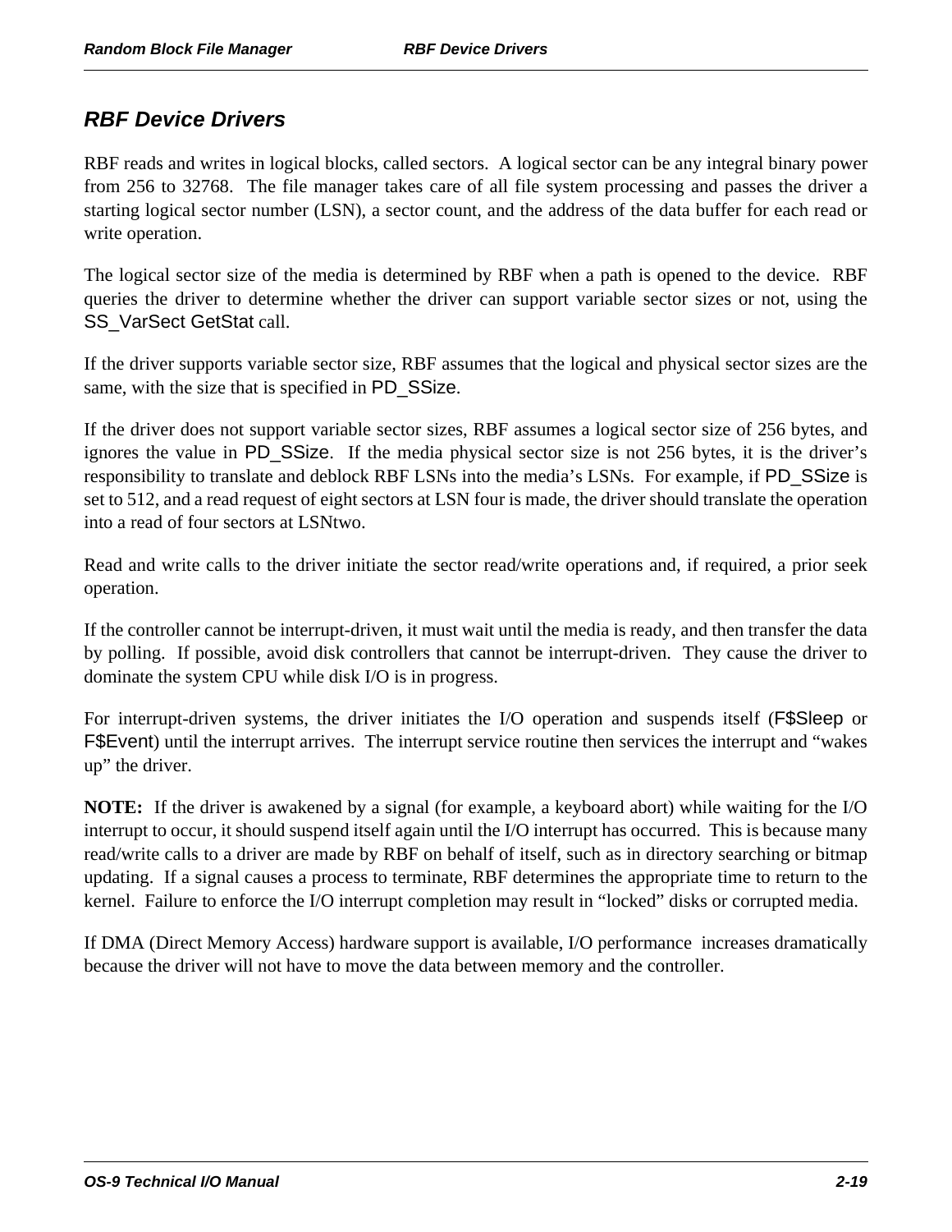## *RBF Device Drivers*

RBF reads and writes in logical blocks, called sectors. A logical sector can be any integral binary power from 256 to 32768. The file manager takes care of all file system processing and passes the driver a starting logical sector number (LSN), a sector count, and the address of the data buffer for each read or write operation.

The logical sector size of the media is determined by RBF when a path is opened to the device. RBF queries the driver to determine whether the driver can support variable sector sizes or not, using the SS_VarSect GetStat call.

If the driver supports variable sector size, RBF assumes that the logical and physical sector sizes are the same, with the size that is specified in PD_SSize.

If the driver does not support variable sector sizes, RBF assumes a logical sector size of 256 bytes, and ignores the value in PD_SSize. If the media physical sector size is not 256 bytes, it is the driver's responsibility to translate and deblock RBF LSNs into the media's LSNs. For example, if PD_SSize is set to 512, and a read request of eight sectors at LSN four is made, the driver should translate the operation into a read of four sectors at LSNtwo.

Read and write calls to the driver initiate the sector read/write operations and, if required, a prior seek operation.

If the controller cannot be interrupt-driven, it must wait until the media is ready, and then transfer the data by polling. If possible, avoid disk controllers that cannot be interrupt-driven. They cause the driver to dominate the system CPU while disk I/O is in progress.

For interrupt-driven systems, the driver initiates the I/O operation and suspends itself (F$Sleep or F$Event) until the interrupt arrives. The interrupt service routine then services the interrupt and "wakes up" the driver.

**NOTE:** If the driver is awakened by a signal (for example, a keyboard abort) while waiting for the I/O interrupt to occur, it should suspend itself again until the I/O interrupt has occurred. This is because many read/write calls to a driver are made by RBF on behalf of itself, such as in directory searching or bitmap updating. If a signal causes a process to terminate, RBF determines the appropriate time to return to the kernel. Failure to enforce the I/O interrupt completion may result in "locked" disks or corrupted media.

If DMA (Direct Memory Access) hardware support is available, I/O performance increases dramatically because the driver will not have to move the data between memory and the controller.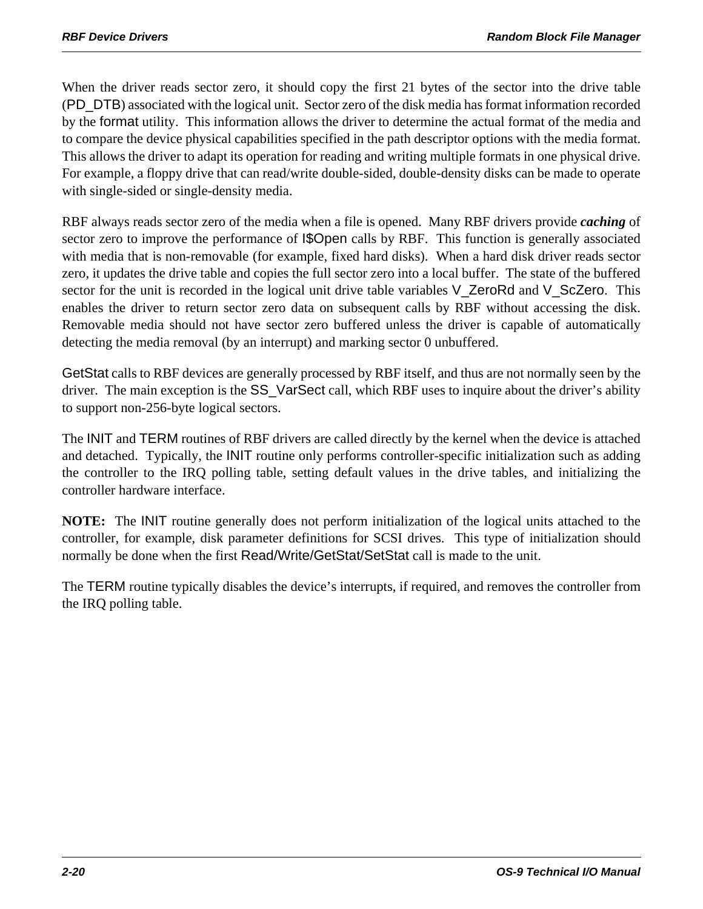When the driver reads sector zero, it should copy the first 21 bytes of the sector into the drive table (PD_DTB) associated with the logical unit. Sector zero of the disk media has format information recorded by the format utility. This information allows the driver to determine the actual format of the media and to compare the device physical capabilities specified in the path descriptor options with the media format. This allows the driver to adapt its operation for reading and writing multiple formats in one physical drive. For example, a floppy drive that can read/write double-sided, double-density disks can be made to operate with single-sided or single-density media.

RBF always reads sector zero of the media when a file is opened. Many RBF drivers provide ***caching*** of sector zero to improve the performance of I$Open calls by RBF. This function is generally associated with media that is non-removable (for example, fixed hard disks). When a hard disk driver reads sector zero, it updates the drive table and copies the full sector zero into a local buffer. The state of the buffered sector for the unit is recorded in the logical unit drive table variables V_ZeroRd and V_ScZero. This enables the driver to return sector zero data on subsequent calls by RBF without accessing the disk. Removable media should not have sector zero buffered unless the driver is capable of automatically detecting the media removal (by an interrupt) and marking sector 0 unbuffered.

GetStat calls to RBF devices are generally processed by RBF itself, and thus are not normally seen by the driver. The main exception is the SS_VarSect call, which RBF uses to inquire about the driver's ability to support non-256-byte logical sectors.

The INIT and TERM routines of RBF drivers are called directly by the kernel when the device is attached and detached. Typically, the INIT routine only performs controller-specific initialization such as adding the controller to the IRQ polling table, setting default values in the drive tables, and initializing the controller hardware interface.

**NOTE:** The INIT routine generally does not perform initialization of the logical units attached to the controller, for example, disk parameter definitions for SCSI drives. This type of initialization should normally be done when the first Read/Write/GetStat/SetStat call is made to the unit.

The TERM routine typically disables the device's interrupts, if required, and removes the controller from the IRQ polling table.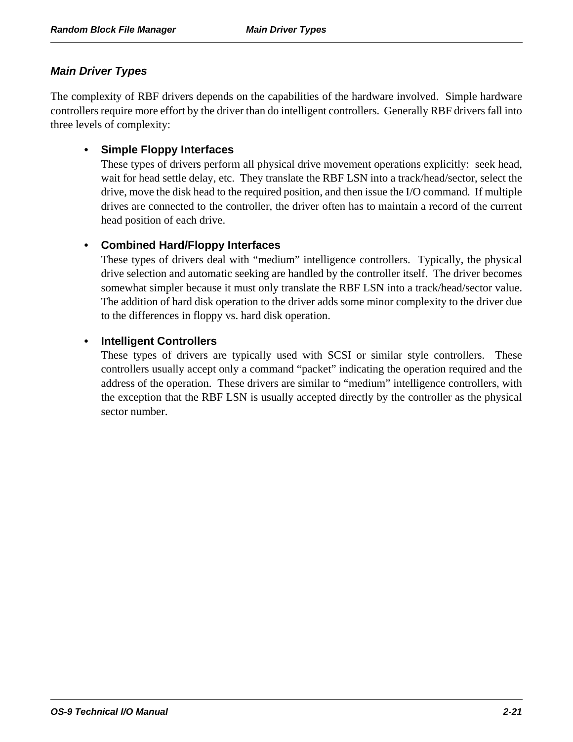## Main Driver Types

The complexity of RBF drivers depends on the capabilities of the hardware involved. Simple hardware controllers require more effort by the driver than do intelligent controllers. Generally RBF drivers fall into three levels of complexity:

- **Simple Floppy Interfaces**
  These types of drivers perform all physical drive movement operations explicitly: seek head, wait for head settle delay, etc. They translate the RBF LSN into a track/head/sector, select the drive, move the disk head to the required position, and then issue the I/O command. If multiple drives are connected to the controller, the driver often has to maintain a record of the current head position of each drive.

- **Combined Hard/Floppy Interfaces**
  These types of drivers deal with “medium” intelligence controllers. Typically, the physical drive selection and automatic seeking are handled by the controller itself. The driver becomes somewhat simpler because it must only translate the RBF LSN into a track/head/sector value. The addition of hard disk operation to the driver adds some minor complexity to the driver due to the differences in floppy vs. hard disk operation.

- **Intelligent Controllers**
  These types of drivers are typically used with SCSI or similar style controllers. These controllers usually accept only a command “packet” indicating the operation required and the address of the operation. These drivers are similar to “medium” intelligence controllers, with the exception that the RBF LSN is usually accepted directly by the controller as the physical sector number.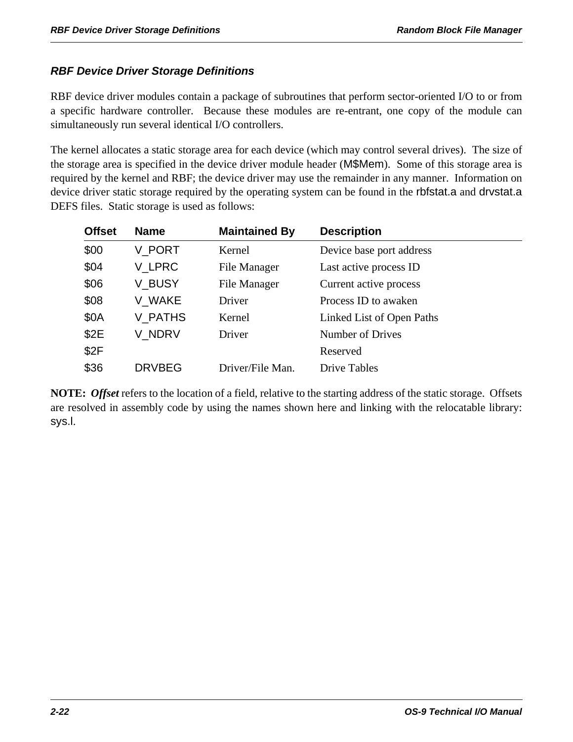## RBF Device Driver Storage Definitions

RBF device driver modules contain a package of subroutines that perform sector-oriented I/O to or from a specific hardware controller. Because these modules are re-entrant, one copy of the module can simultaneously run several identical I/O controllers.

The kernel allocates a static storage area for each device (which may control several drives). The size of the storage area is specified in the device driver module header (M$Mem). Some of this storage area is required by the kernel and RBF; the device driver may use the remainder in any manner. Information on device driver static storage required by the operating system can be found in the rbfstat.a and drvstat.a DEFS files. Static storage is used as follows:

| Offset | Name | Maintained By | Description |
|---|---|---|---|
| $00 | V_PORT | Kernel | Device base port address |
| $04 | V_LPRC | File Manager | Last active process ID |
| $06 | V_BUSY | File Manager | Current active process |
| $08 | V_WAKE | Driver | Process ID to awaken |
| $0A | V_PATHS | Kernel | Linked List of Open Paths |
| $2E | V_NDRV | Driver | Number of Drives |
| $2F | | | Reserved |
| $36 | DRVBEG | Driver/File Man. | Drive Tables |

**NOTE:** ***Offset*** refers to the location of a field, relative to the starting address of the static storage. Offsets are resolved in assembly code by using the names shown here and linking with the relocatable library: sys.l.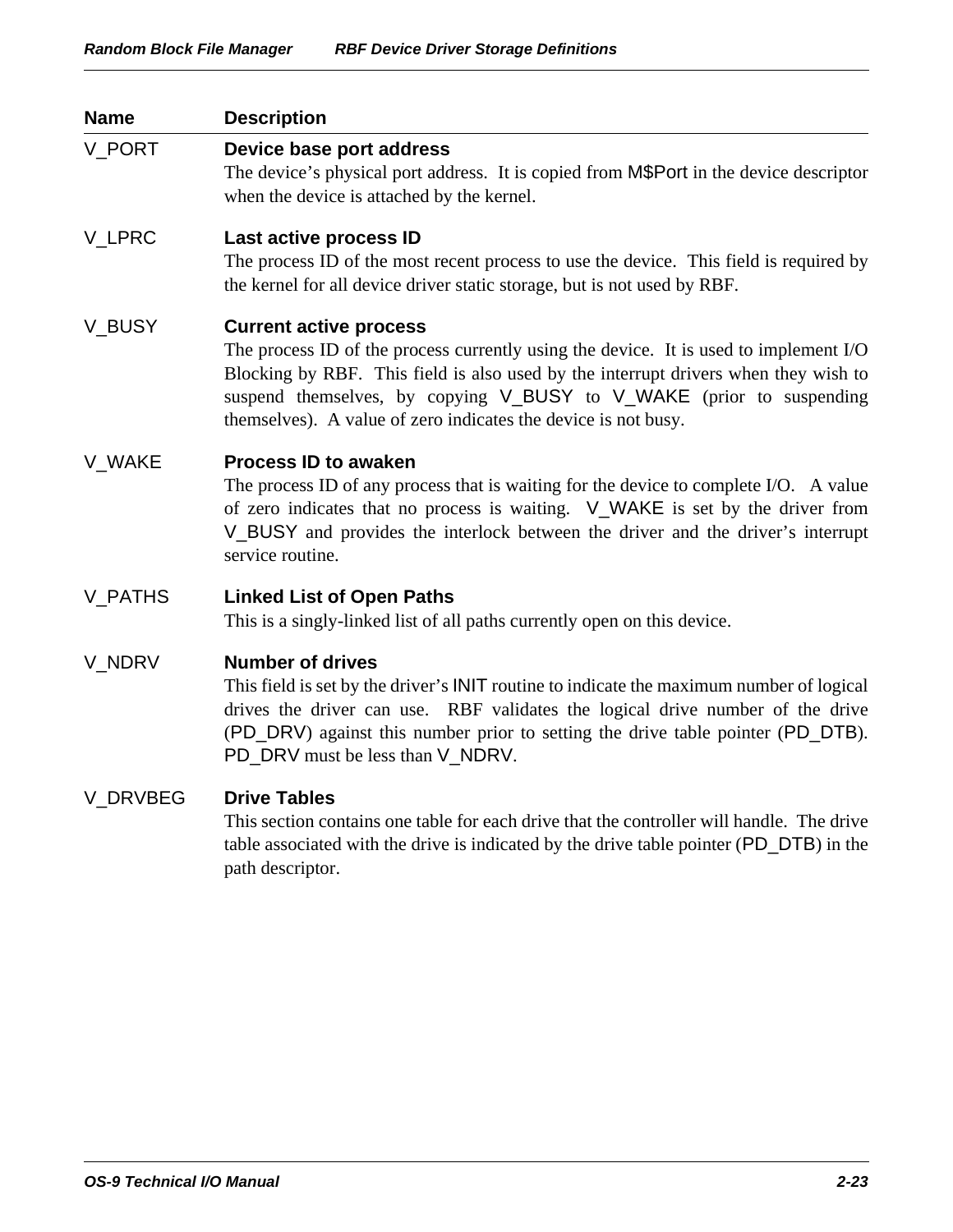| Name | Description |
| --- | --- |
| V_PORT | **Device base port address**<br>The device's physical port address. It is copied from M$Port in the device descriptor when the device is attached by the kernel. |
| V_LPRC | **Last active process ID**<br>The process ID of the most recent process to use the device. This field is required by the kernel for all device driver static storage, but is not used by RBF. |
| V_BUSY | **Current active process**<br>The process ID of the process currently using the device. It is used to implement I/O Blocking by RBF. This field is also used by the interrupt drivers when they wish to suspend themselves, by copying V_BUSY to V_WAKE (prior to suspending themselves). A value of zero indicates the device is not busy. |
| V_WAKE | **Process ID to awaken**<br>The process ID of any process that is waiting for the device to complete I/O. A value of zero indicates that no process is waiting. V_WAKE is set by the driver from V_BUSY and provides the interlock between the driver and the driver's interrupt service routine. |
| V_PATHS | **Linked List of Open Paths**<br>This is a singly-linked list of all paths currently open on this device. |
| V_NDRV | **Number of drives**<br>This field is set by the driver's INIT routine to indicate the maximum number of logical drives the driver can use. RBF validates the logical drive number of the drive (PD_DRV) against this number prior to setting the drive table pointer (PD_DTB). PD_DRV must be less than V_NDRV. |
| V_DRVBEG | **Drive Tables**<br>This section contains one table for each drive that the controller will handle. The drive table associated with the drive is indicated by the drive table pointer (PD_DTB) in the path descriptor. |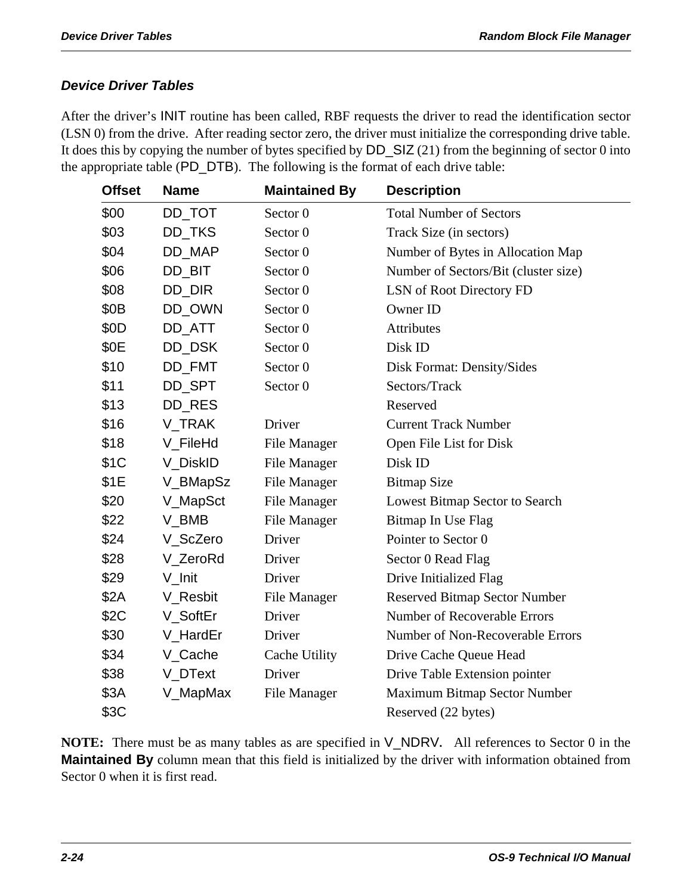## Device Driver Tables

After the driver's INIT routine has been called, RBF requests the driver to read the identification sector (LSN 0) from the drive. After reading sector zero, the driver must initialize the corresponding drive table. It does this by copying the number of bytes specified by DD_SIZ (21) from the beginning of sector 0 into the appropriate table (PD_DTB). The following is the format of each drive table:

| Offset | Name | Maintained By | Description |
|---|---|---|---|
| $00 | DD_TOT | Sector 0 | Total Number of Sectors |
| $03 | DD_TKS | Sector 0 | Track Size (in sectors) |
| $04 | DD_MAP | Sector 0 | Number of Bytes in Allocation Map |
| $06 | DD_BIT | Sector 0 | Number of Sectors/Bit (cluster size) |
| $08 | DD_DIR | Sector 0 | LSN of Root Directory FD |
| $0B | DD_OWN | Sector 0 | Owner ID |
| $0D | DD_ATT | Sector 0 | Attributes |
| $0E | DD_DSK | Sector 0 | Disk ID |
| $10 | DD_FMT | Sector 0 | Disk Format: Density/Sides |
| $11 | DD_SPT | Sector 0 | Sectors/Track |
| $13 | DD_RES | | Reserved |
| $16 | V_TRAK | Driver | Current Track Number |
| $18 | V_FileHd | File Manager | Open File List for Disk |
| $1C | V_DiskID | File Manager | Disk ID |
| $1E | V_BMapSz | File Manager | Bitmap Size |
| $20 | V_MapSct | File Manager | Lowest Bitmap Sector to Search |
| $22 | V_BMB | File Manager | Bitmap In Use Flag |
| $24 | V_ScZero | Driver | Pointer to Sector 0 |
| $28 | V_ZeroRd | Driver | Sector 0 Read Flag |
| $29 | V_Init | Driver | Drive Initialized Flag |
| $2A | V_Resbit | File Manager | Reserved Bitmap Sector Number |
| $2C | V_SoftEr | Driver | Number of Recoverable Errors |
| $30 | V_HardEr | Driver | Number of Non-Recoverable Errors |
| $34 | V_Cache | Cache Utility | Drive Cache Queue Head |
| $38 | V_DText | Driver | Drive Table Extension pointer |
| $3A | V_MapMax | File Manager | Maximum Bitmap Sector Number |
| $3C | | | Reserved (22 bytes) |

**NOTE:** There must be as many tables as are specified in V_NDRV. All references to Sector 0 in the **Maintained By** column mean that this field is initialized by the driver with information obtained from Sector 0 when it is first read.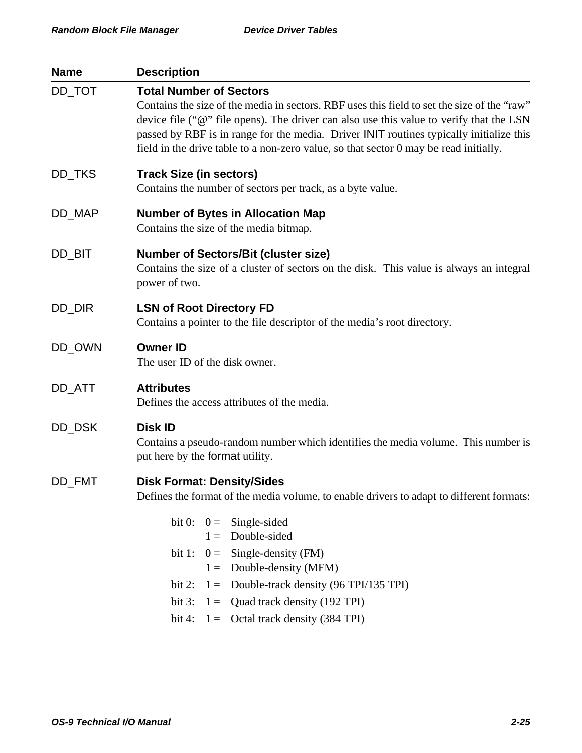| Name | Description |
|---|---|
| DD_TOT | **Total Number of Sectors**<br>Contains the size of the media in sectors. RBF uses this field to set the size of the “raw” device file (“@” file opens). The driver can also use this value to verify that the LSN passed by RBF is in range for the media. Driver INIT routines typically initialize this field in the drive table to a non-zero value, so that sector 0 may be read initially. |
| DD_TKS | **Track Size (in sectors)**<br>Contains the number of sectors per track, as a byte value. |
| DD_MAP | **Number of Bytes in Allocation Map**<br>Contains the size of the media bitmap. |
| DD_BIT | **Number of Sectors/Bit (cluster size)**<br>Contains the size of a cluster of sectors on the disk. This value is always an integral power of two. |
| DD_DIR | **LSN of Root Directory FD**<br>Contains a pointer to the file descriptor of the media’s root directory. |
| DD_OWN | **Owner ID**<br>The user ID of the disk owner. |
| DD_ATT | **Attributes**<br>Defines the access attributes of the media. |
| DD_DSK | **Disk ID**<br>Contains a pseudo-random number which identifies the media volume. This number is put here by the format utility. |
| DD_FMT | **Disk Format: Density/Sides**<br>Defines the format of the media volume, to enable drivers to adapt to different formats:<br>bit 0: 0 = Single-sided<br>1 = Double-sided<br>bit 1: 0 = Single-density (FM)<br>1 = Double-density (MFM)<br>bit 2: 1 = Double-track density (96 TPI/135 TPI)<br>bit 3: 1 = Quad track density (192 TPI)<br>bit 4: 1 = Octal track density (384 TPI) |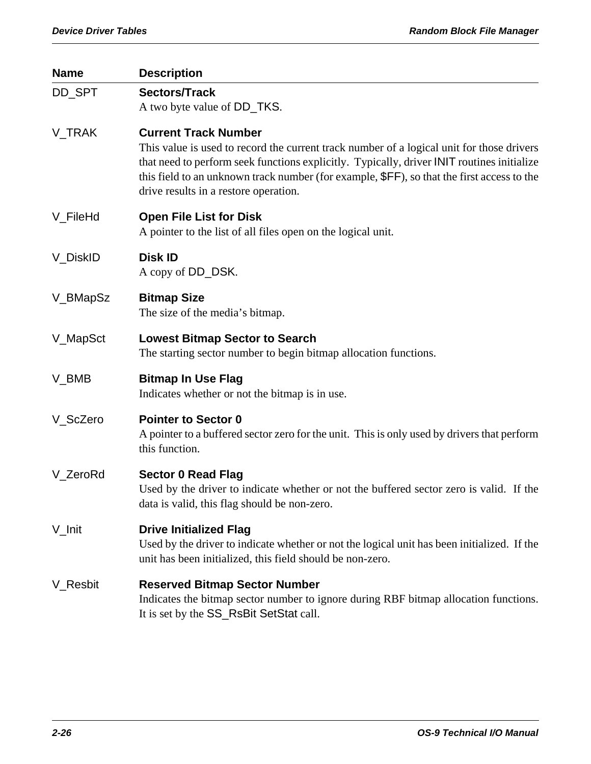| Name | Description |
|---|---|
| DD_SPT | **Sectors/Track**<br>A two byte value of DD_TKS. |
| V_TRAK | **Current Track Number**<br>This value is used to record the current track number of a logical unit for those drivers that need to perform seek functions explicitly. Typically, driver INIT routines initialize this field to an unknown track number (for example, $FF), so that the first access to the drive results in a restore operation. |
| V_FileHd | **Open File List for Disk**<br>A pointer to the list of all files open on the logical unit. |
| V_DiskID | **Disk ID**<br>A copy of DD_DSK. |
| V_BMapSz | **Bitmap Size**<br>The size of the media's bitmap. |
| V_MapSct | **Lowest Bitmap Sector to Search**<br>The starting sector number to begin bitmap allocation functions. |
| V_BMB | **Bitmap In Use Flag**<br>Indicates whether or not the bitmap is in use. |
| V_ScZero | **Pointer to Sector 0**<br>A pointer to a buffered sector zero for the unit. This is only used by drivers that perform this function. |
| V_ZeroRd | **Sector 0 Read Flag**<br>Used by the driver to indicate whether or not the buffered sector zero is valid. If the data is valid, this flag should be non-zero. |
| V_Init | **Drive Initialized Flag**<br>Used by the driver to indicate whether or not the logical unit has been initialized. If the unit has been initialized, this field should be non-zero. |
| V_Resbit | **Reserved Bitmap Sector Number**<br>Indicates the bitmap sector number to ignore during RBF bitmap allocation functions. It is set by the SS_RsBit SetStat call. |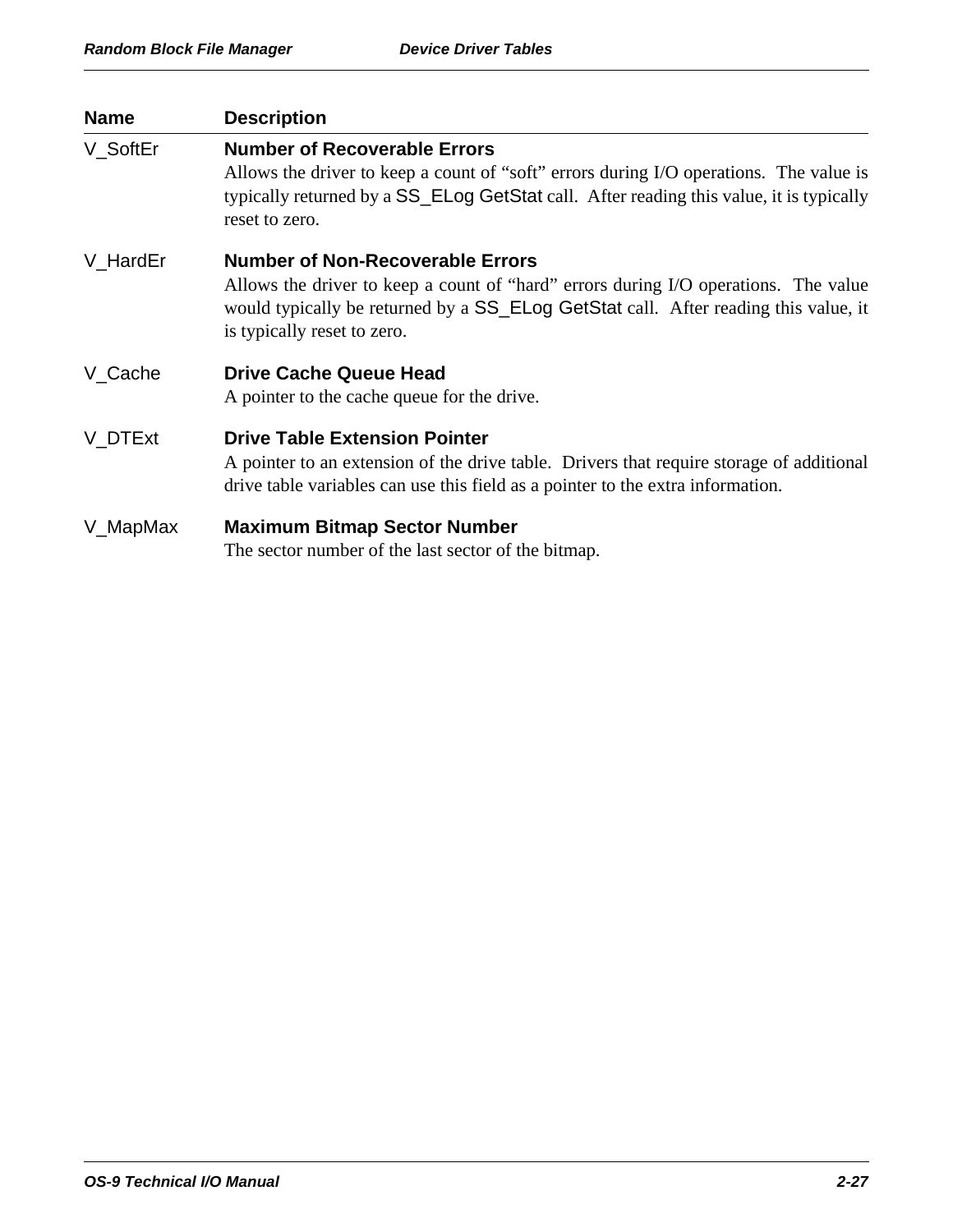| Name | Description |
|---|---|
| V_SoftEr | **Number of Recoverable Errors**<br>Allows the driver to keep a count of “soft” errors during I/O operations. The value is typically returned by a SS_ELog GetStat call. After reading this value, it is typically reset to zero. |
| V_HardEr | **Number of Non-Recoverable Errors**<br>Allows the driver to keep a count of “hard” errors during I/O operations. The value would typically be returned by a SS_ELog GetStat call. After reading this value, it is typically reset to zero. |
| V_Cache | **Drive Cache Queue Head**<br>A pointer to the cache queue for the drive. |
| V_DTExt | **Drive Table Extension Pointer**<br>A pointer to an extension of the drive table. Drivers that require storage of additional drive table variables can use this field as a pointer to the extra information. |
| V_MapMax | **Maximum Bitmap Sector Number**<br>The sector number of the last sector of the bitmap. |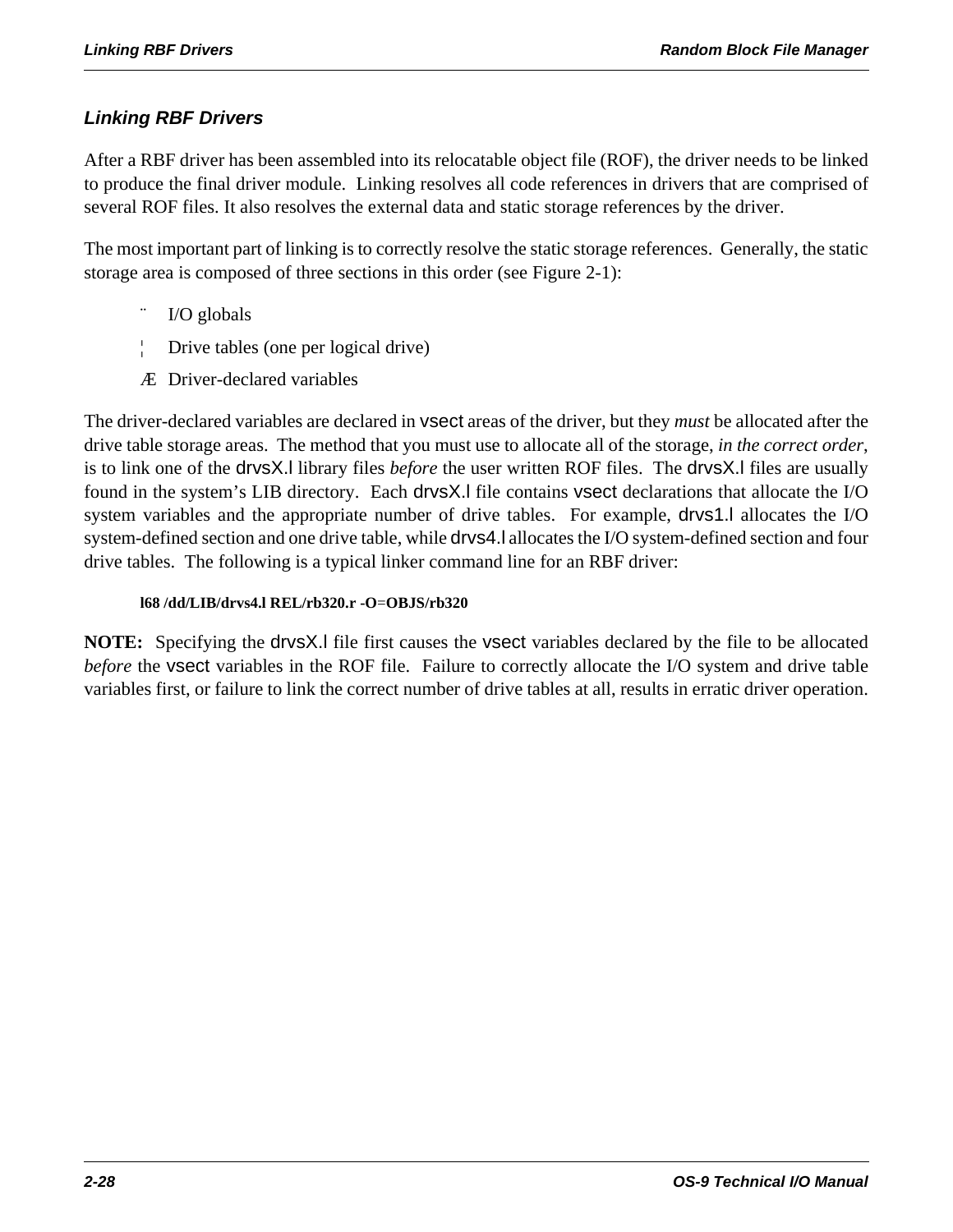## *Linking RBF Drivers*

After a RBF driver has been assembled into its relocatable object file (ROF), the driver needs to be linked to produce the final driver module. Linking resolves all code references in drivers that are comprised of several ROF files. It also resolves the external data and static storage references by the driver.

The most important part of linking is to correctly resolve the static storage references. Generally, the static storage area is composed of three sections in this order (see Figure 2-1):

¨ I/O globals

¦ Drive tables (one per logical drive)

Æ Driver-declared variables

The driver-declared variables are declared in vsect areas of the driver, but they *must* be allocated after the drive table storage areas. The method that you must use to allocate all of the storage, *in the correct order*, is to link one of the drvsX.l library files *before* the user written ROF files. The drvsX.l files are usually found in the system's LIB directory. Each drvsX.l file contains vsect declarations that allocate the I/O system variables and the appropriate number of drive tables. For example, drvs1.l allocates the I/O system-defined section and one drive table, while drvs4.l allocates the I/O system-defined section and four drive tables. The following is a typical linker command line for an RBF driver:

```
l68 /dd/LIB/drvs4.l REL/rb320.r -O=OBJS/rb320
```

**NOTE:** Specifying the drvsX.l file first causes the vsect variables declared by the file to be allocated *before* the vsect variables in the ROF file. Failure to correctly allocate the I/O system and drive table variables first, or failure to link the correct number of drive tables at all, results in erratic driver operation.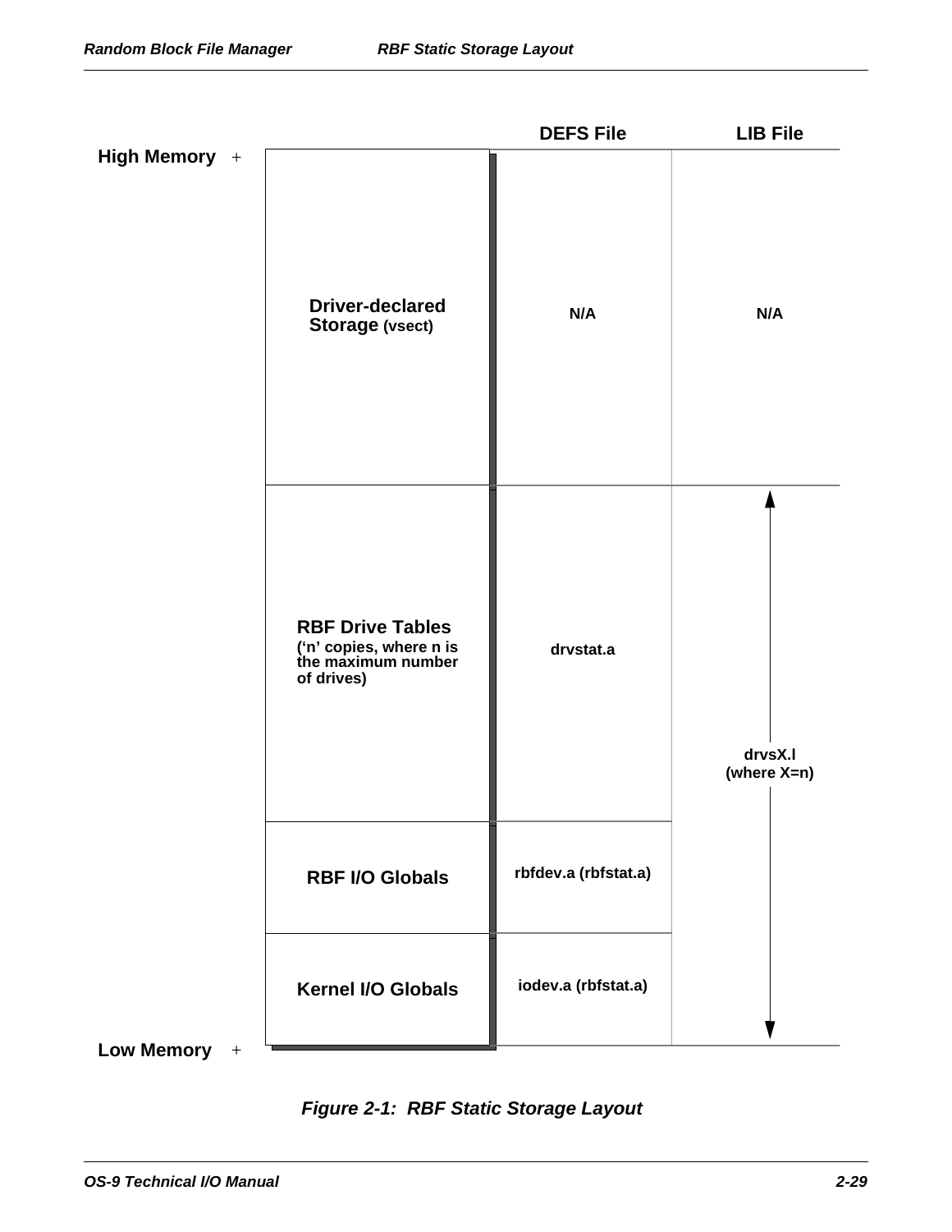| | | DEFS File | LIB File |
|---|---|---|---|
| High Memory | Driver-declared Storage (vsect) | N/A | N/A |
| | RBF Drive Tables ('n' copies, where n is the maximum number of drives) | drvstat.a | drvsX.l (where X=n) |
| | RBF I/O Globals | rbfdev.a (rbfstat.a) | |
| Low Memory | Kernel I/O Globals | iodev.a (rbfstat.a) | |

*Figure 2-1: RBF Static Storage Layout*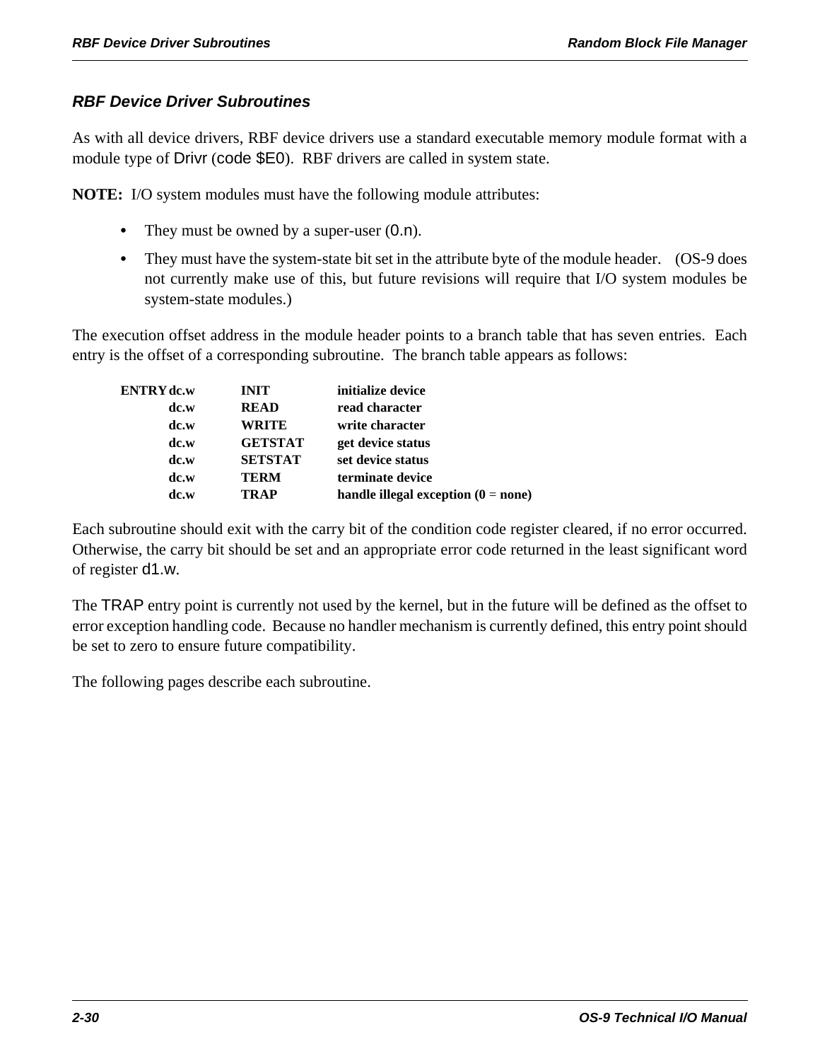## *RBF Device Driver Subroutines*

As with all device drivers, RBF device drivers use a standard executable memory module format with a module type of Drivr (code $E0). RBF drivers are called in system state.

**NOTE:** I/O system modules must have the following module attributes:

- They must be owned by a super-user (0.n).
- They must have the system-state bit set in the attribute byte of the module header. (OS-9 does not currently make use of this, but future revisions will require that I/O system modules be system-state modules.)

The execution offset address in the module header points to a branch table that has seven entries. Each entry is the offset of a corresponding subroutine. The branch table appears as follows:

```
ENTRY dc.w   INIT      initialize device
      dc.w   READ      read character
      dc.w   WRITE     write character
      dc.w   GETSTAT   get device status
      dc.w   SETSTAT   set device status
      dc.w   TERM      terminate device
      dc.w   TRAP      handle illegal exception (0 = none)
```

Each subroutine should exit with the carry bit of the condition code register cleared, if no error occurred. Otherwise, the carry bit should be set and an appropriate error code returned in the least significant word of register d1.w.

The TRAP entry point is currently not used by the kernel, but in the future will be defined as the offset to error exception handling code. Because no handler mechanism is currently defined, this entry point should be set to zero to ensure future compatibility.

The following pages describe each subroutine.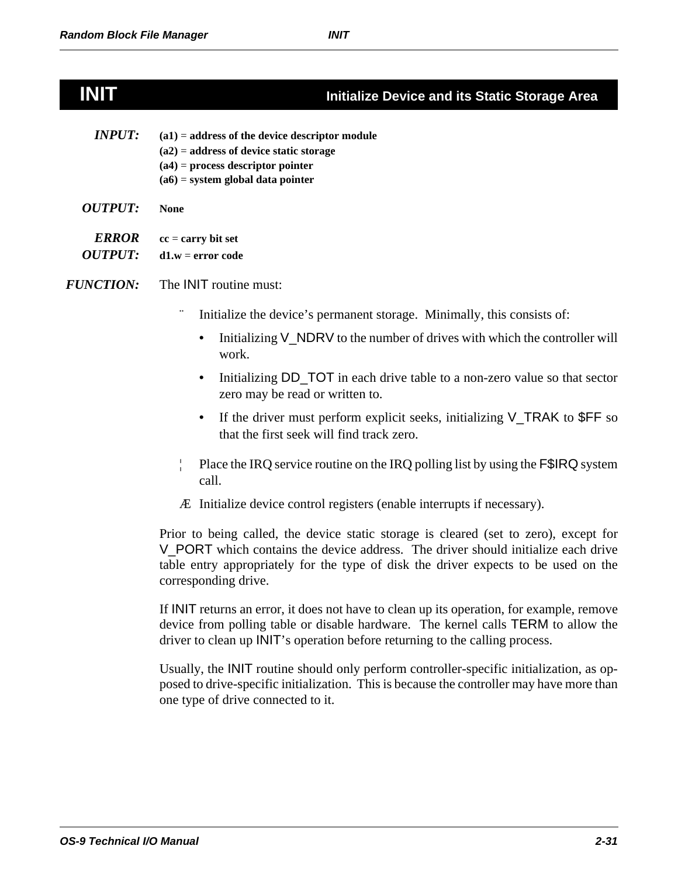# INIT — Initialize Device and its Static Storage Area

***INPUT:*** **(a1) = address of the device descriptor module**
**(a2) = address of device static storage**
**(a4) = process descriptor pointer**
**(a6) = system global data pointer**

***OUTPUT:*** **None**

***ERROR OUTPUT:*** **cc = carry bit set**
**d1.w = error code**

***FUNCTION:*** The INIT routine must:

1. Initialize the device's permanent storage. Minimally, this consists of:
   - Initializing V_NDRV to the number of drives with which the controller will work.
   - Initializing DD_TOT in each drive table to a non-zero value so that sector zero may be read or written to.
   - If the driver must perform explicit seeks, initializing V_TRAK to $FF so that the first seek will find track zero.
2. Place the IRQ service routine on the IRQ polling list by using the F$IRQ system call.
3. Initialize device control registers (enable interrupts if necessary).

Prior to being called, the device static storage is cleared (set to zero), except for V_PORT which contains the device address. The driver should initialize each drive table entry appropriately for the type of disk the driver expects to be used on the corresponding drive.

If INIT returns an error, it does not have to clean up its operation, for example, remove device from polling table or disable hardware. The kernel calls TERM to allow the driver to clean up INIT's operation before returning to the calling process.

Usually, the INIT routine should only perform controller-specific initialization, as opposed to drive-specific initialization. This is because the controller may have more than one type of drive connected to it.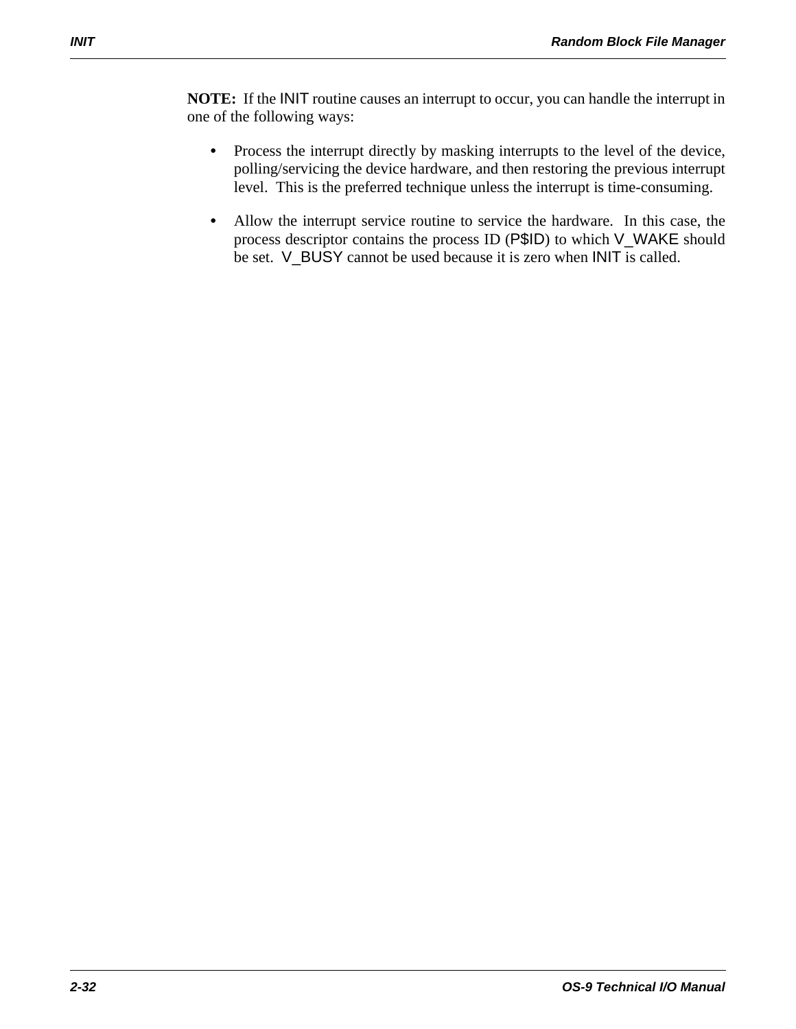**NOTE:** If the INIT routine causes an interrupt to occur, you can handle the interrupt in one of the following ways:

- Process the interrupt directly by masking interrupts to the level of the device, polling/servicing the device hardware, and then restoring the previous interrupt level. This is the preferred technique unless the interrupt is time-consuming.
- Allow the interrupt service routine to service the hardware. In this case, the process descriptor contains the process ID (P$ID) to which V_WAKE should be set. V_BUSY cannot be used because it is zero when INIT is called.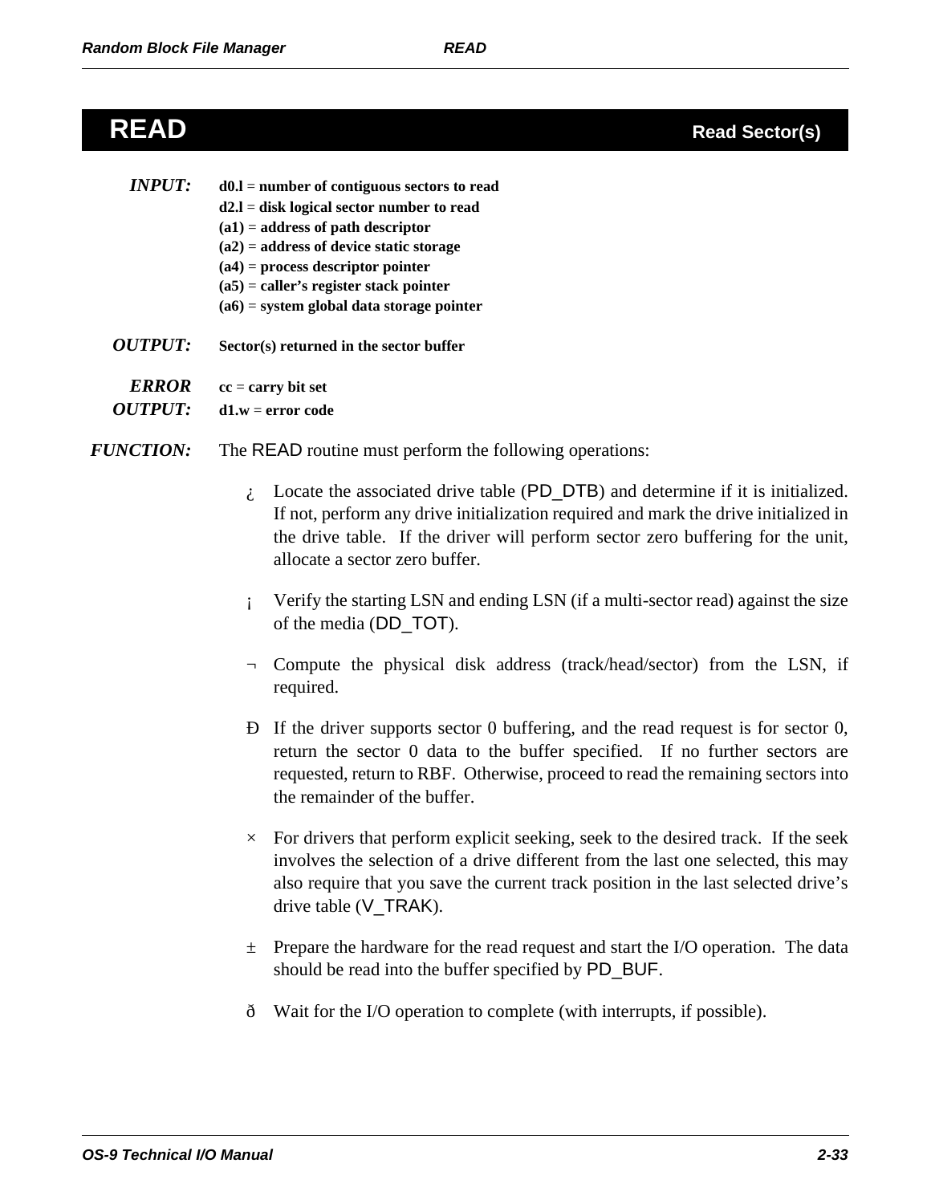# READ

**Read Sector(s)**

***INPUT:***

**d0.l** = **number of contiguous sectors to read**
**d2.l** = **disk logical sector number to read**
**(a1)** = **address of path descriptor**
**(a2)** = **address of device static storage**
**(a4)** = **process descriptor pointer**
**(a5)** = **caller's register stack pointer**
**(a6)** = **system global data storage pointer**

***OUTPUT:*** **Sector(s) returned in the sector buffer**

***ERROR OUTPUT:***

**cc** = **carry bit set**
**d1.w** = **error code**

***FUNCTION:*** The READ routine must perform the following operations:

¿ Locate the associated drive table (PD_DTB) and determine if it is initialized. If not, perform any drive initialization required and mark the drive initialized in the drive table. If the driver will perform sector zero buffering for the unit, allocate a sector zero buffer.

¡ Verify the starting LSN and ending LSN (if a multi-sector read) against the size of the media (DD_TOT).

¬ Compute the physical disk address (track/head/sector) from the LSN, if required.

Ð If the driver supports sector 0 buffering, and the read request is for sector 0, return the sector 0 data to the buffer specified. If no further sectors are requested, return to RBF. Otherwise, proceed to read the remaining sectors into the remainder of the buffer.

× For drivers that perform explicit seeking, seek to the desired track. If the seek involves the selection of a drive different from the last one selected, this may also require that you save the current track position in the last selected drive's drive table (V_TRAK).

± Prepare the hardware for the read request and start the I/O operation. The data should be read into the buffer specified by PD_BUF.

ð Wait for the I/O operation to complete (with interrupts, if possible).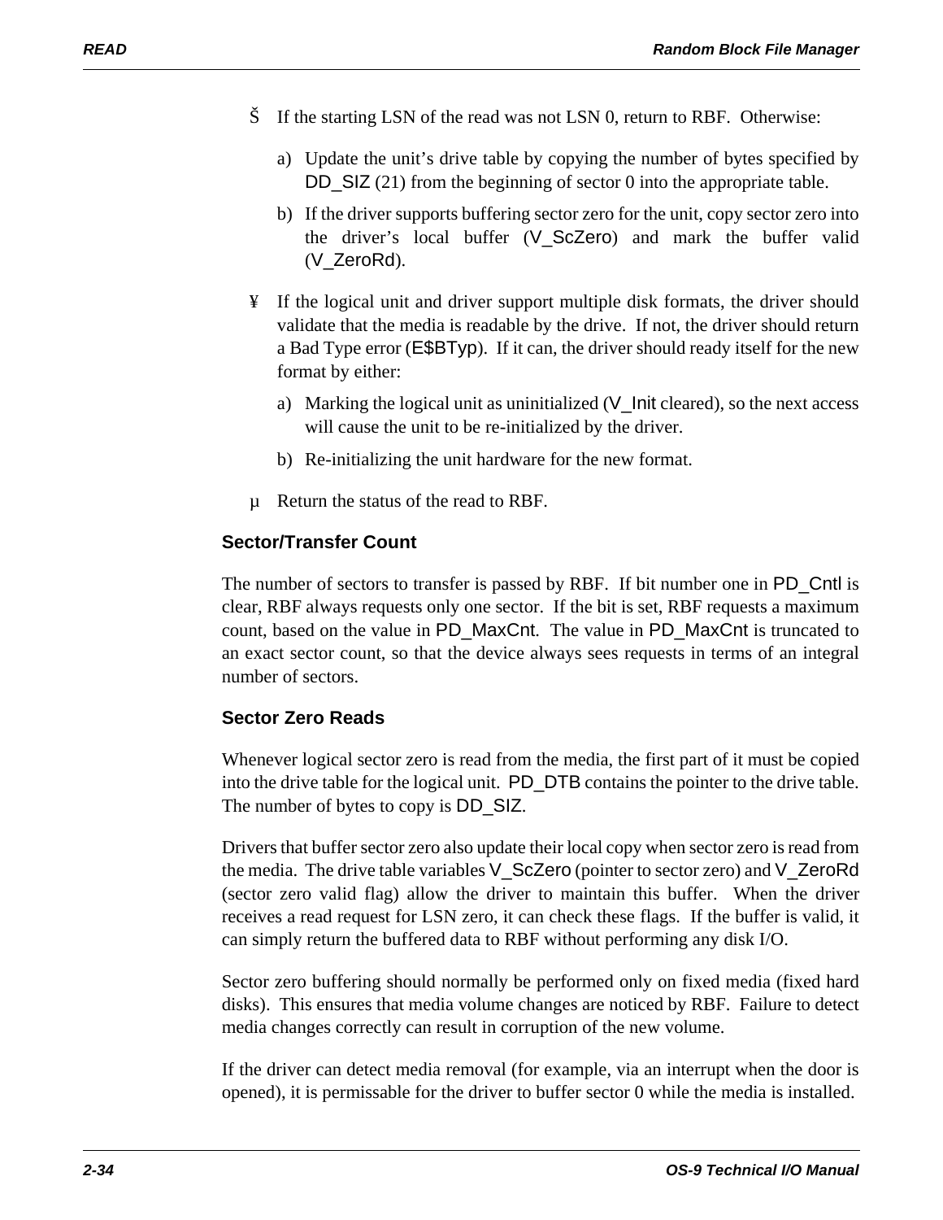Š If the starting LSN of the read was not LSN 0, return to RBF. Otherwise:

a) Update the unit's drive table by copying the number of bytes specified by DD_SIZ (21) from the beginning of sector 0 into the appropriate table.

b) If the driver supports buffering sector zero for the unit, copy sector zero into the driver's local buffer (V_ScZero) and mark the buffer valid (V_ZeroRd).

¥ If the logical unit and driver support multiple disk formats, the driver should validate that the media is readable by the drive. If not, the driver should return a Bad Type error (E$BTyp). If it can, the driver should ready itself for the new format by either:

a) Marking the logical unit as uninitialized (V_Init cleared), so the next access will cause the unit to be re-initialized by the driver.

b) Re-initializing the unit hardware for the new format.

µ Return the status of the read to RBF.

### Sector/Transfer Count

The number of sectors to transfer is passed by RBF. If bit number one in PD_Cntl is clear, RBF always requests only one sector. If the bit is set, RBF requests a maximum count, based on the value in PD_MaxCnt. The value in PD_MaxCnt is truncated to an exact sector count, so that the device always sees requests in terms of an integral number of sectors.

### Sector Zero Reads

Whenever logical sector zero is read from the media, the first part of it must be copied into the drive table for the logical unit. PD_DTB contains the pointer to the drive table. The number of bytes to copy is DD_SIZ.

Drivers that buffer sector zero also update their local copy when sector zero is read from the media. The drive table variables V_ScZero (pointer to sector zero) and V_ZeroRd (sector zero valid flag) allow the driver to maintain this buffer. When the driver receives a read request for LSN zero, it can check these flags. If the buffer is valid, it can simply return the buffered data to RBF without performing any disk I/O.

Sector zero buffering should normally be performed only on fixed media (fixed hard disks). This ensures that media volume changes are noticed by RBF. Failure to detect media changes correctly can result in corruption of the new volume.

If the driver can detect media removal (for example, via an interrupt when the door is opened), it is permissable for the driver to buffer sector 0 while the media is installed.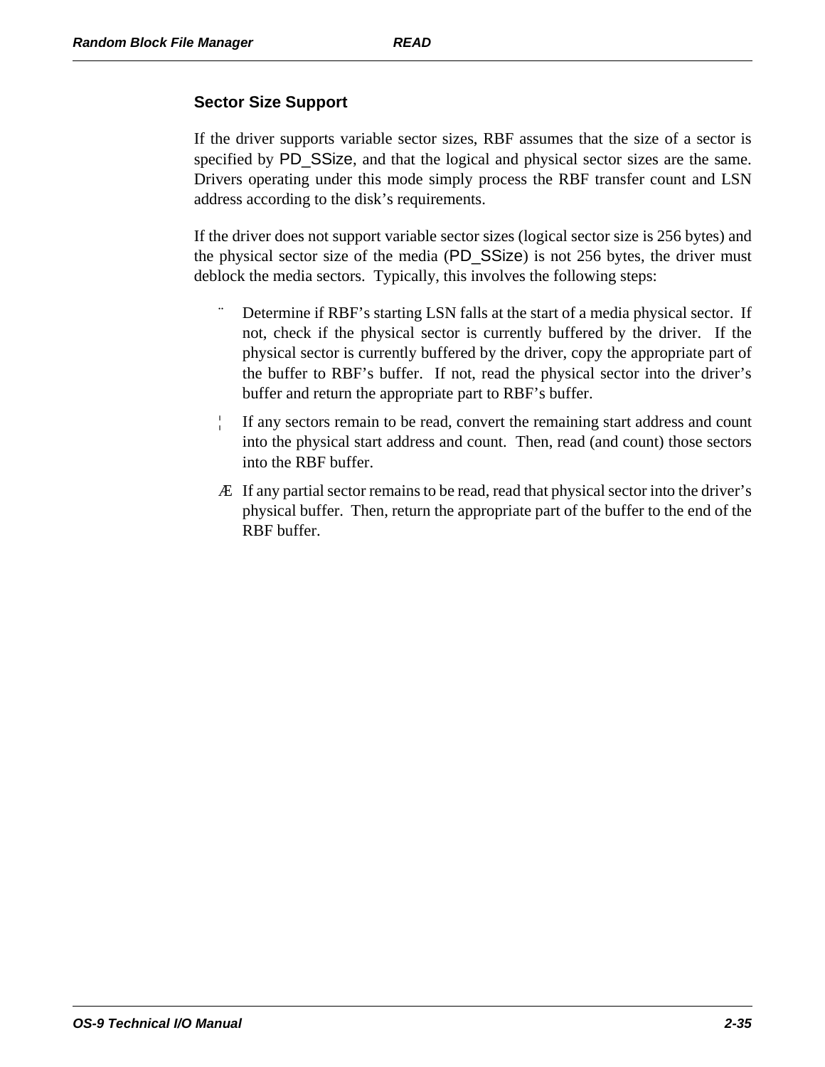## Sector Size Support

If the driver supports variable sector sizes, RBF assumes that the size of a sector is specified by PD_SSize, and that the logical and physical sector sizes are the same. Drivers operating under this mode simply process the RBF transfer count and LSN address according to the disk's requirements.

If the driver does not support variable sector sizes (logical sector size is 256 bytes) and the physical sector size of the media (PD_SSize) is not 256 bytes, the driver must deblock the media sectors. Typically, this involves the following steps:

1. Determine if RBF's starting LSN falls at the start of a media physical sector. If not, check if the physical sector is currently buffered by the driver. If the physical sector is currently buffered by the driver, copy the appropriate part of the buffer to RBF's buffer. If not, read the physical sector into the driver's buffer and return the appropriate part to RBF's buffer.
2. If any sectors remain to be read, convert the remaining start address and count into the physical start address and count. Then, read (and count) those sectors into the RBF buffer.
3. If any partial sector remains to be read, read that physical sector into the driver's physical buffer. Then, return the appropriate part of the buffer to the end of the RBF buffer.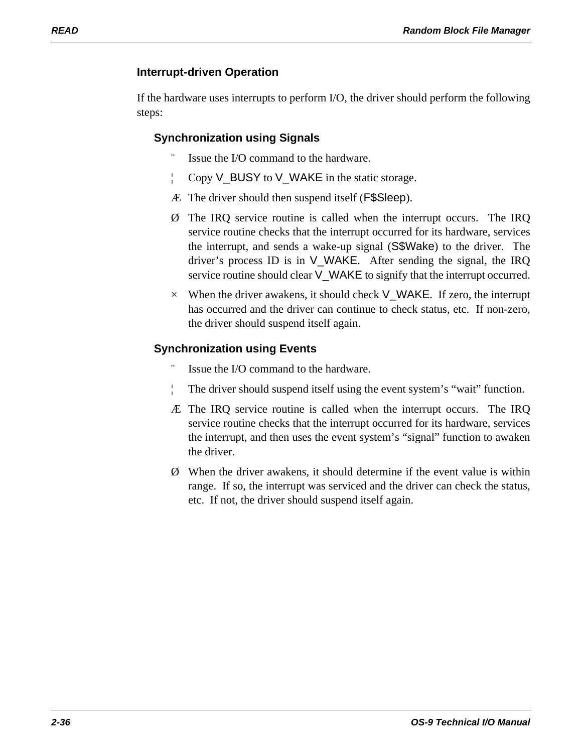## Interrupt-driven Operation

If the hardware uses interrupts to perform I/O, the driver should perform the following steps:

### Synchronization using Signals

1. Issue the I/O command to the hardware.
2. Copy V_BUSY to V_WAKE in the static storage.
3. The driver should then suspend itself (F$Sleep).
4. The IRQ service routine is called when the interrupt occurs. The IRQ service routine checks that the interrupt occurred for its hardware, services the interrupt, and sends a wake-up signal (S$Wake) to the driver. The driver's process ID is in V_WAKE. After sending the signal, the IRQ service routine should clear V_WAKE to signify that the interrupt occurred.
5. When the driver awakens, it should check V_WAKE. If zero, the interrupt has occurred and the driver can continue to check status, etc. If non-zero, the driver should suspend itself again.

### Synchronization using Events

1. Issue the I/O command to the hardware.
2. The driver should suspend itself using the event system's "wait" function.
3. The IRQ service routine is called when the interrupt occurs. The IRQ service routine checks that the interrupt occurred for its hardware, services the interrupt, and then uses the event system's "signal" function to awaken the driver.
4. When the driver awakens, it should determine if the event value is within range. If so, the interrupt was serviced and the driver can check the status, etc. If not, the driver should suspend itself again.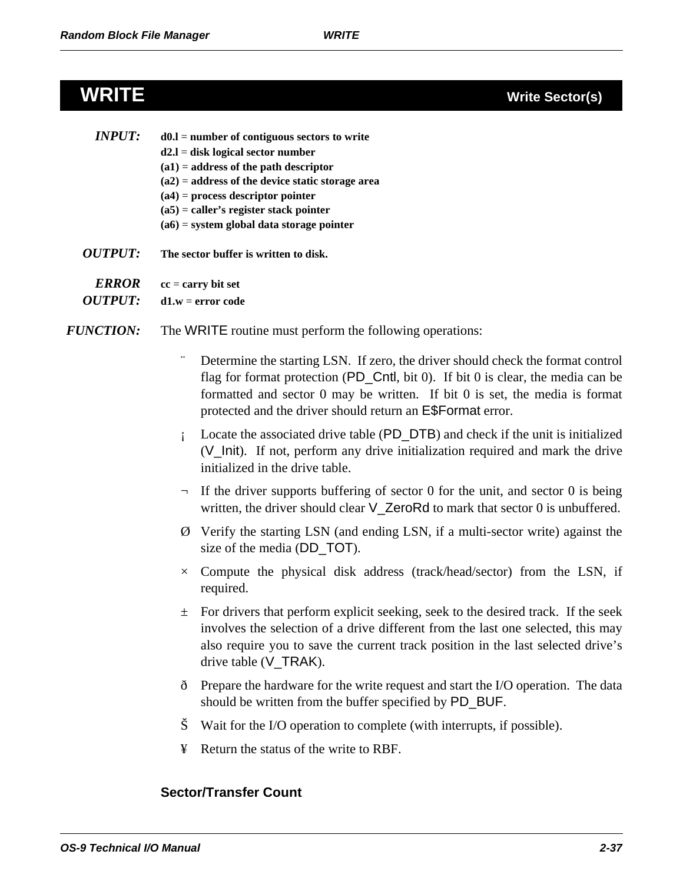# WRITE

**Write Sector(s)**

***INPUT:***
**d0.l** = **number of contiguous sectors to write**
**d2.l** = **disk logical sector number**
**(a1)** = **address of the path descriptor**
**(a2)** = **address of the device static storage area**
**(a4)** = **process descriptor pointer**
**(a5)** = **caller's register stack pointer**
**(a6)** = **system global data storage pointer**

***OUTPUT:*** **The sector buffer is written to disk.**

***ERROR OUTPUT:***
**cc** = **carry bit set**
**d1.w** = **error code**

***FUNCTION:*** The WRITE routine must perform the following operations:

¨ Determine the starting LSN. If zero, the driver should check the format control flag for format protection (PD_Cntl, bit 0). If bit 0 is clear, the media can be formatted and sector 0 may be written. If bit 0 is set, the media is format protected and the driver should return an E$Format error.

¡ Locate the associated drive table (PD_DTB) and check if the unit is initialized (V_Init). If not, perform any drive initialization required and mark the drive initialized in the drive table.

¬ If the driver supports buffering of sector 0 for the unit, and sector 0 is being written, the driver should clear V_ZeroRd to mark that sector 0 is unbuffered.

Ø Verify the starting LSN (and ending LSN, if a multi-sector write) against the size of the media (DD_TOT).

× Compute the physical disk address (track/head/sector) from the LSN, if required.

± For drivers that perform explicit seeking, seek to the desired track. If the seek involves the selection of a drive different from the last one selected, this may also require you to save the current track position in the last selected drive's drive table (V_TRAK).

ð Prepare the hardware for the write request and start the I/O operation. The data should be written from the buffer specified by PD_BUF.

Š Wait for the I/O operation to complete (with interrupts, if possible).

¥ Return the status of the write to RBF.

### Sector/Transfer Count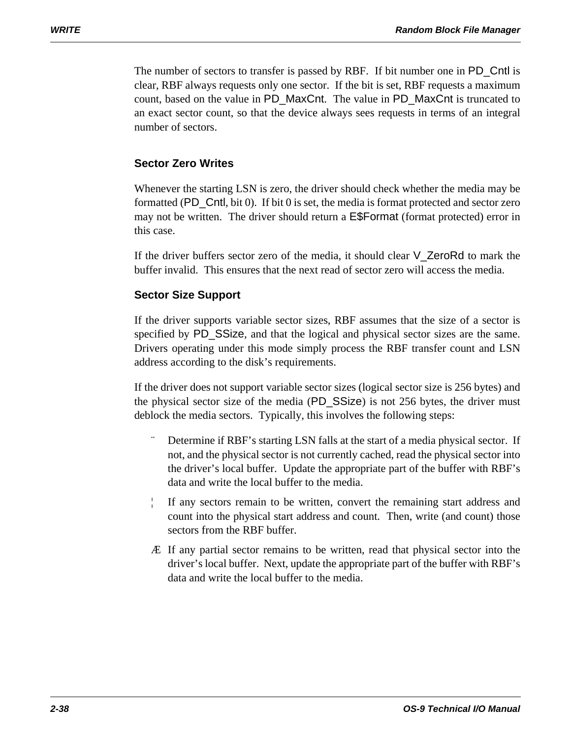The number of sectors to transfer is passed by RBF. If bit number one in PD_Cntl is clear, RBF always requests only one sector. If the bit is set, RBF requests a maximum count, based on the value in PD_MaxCnt. The value in PD_MaxCnt is truncated to an exact sector count, so that the device always sees requests in terms of an integral number of sectors.

### Sector Zero Writes

Whenever the starting LSN is zero, the driver should check whether the media may be formatted (PD_Cntl, bit 0). If bit 0 is set, the media is format protected and sector zero may not be written. The driver should return a E$Format (format protected) error in this case.

If the driver buffers sector zero of the media, it should clear V_ZeroRd to mark the buffer invalid. This ensures that the next read of sector zero will access the media.

### Sector Size Support

If the driver supports variable sector sizes, RBF assumes that the size of a sector is specified by PD_SSize, and that the logical and physical sector sizes are the same. Drivers operating under this mode simply process the RBF transfer count and LSN address according to the disk's requirements.

If the driver does not support variable sector sizes (logical sector size is 256 bytes) and the physical sector size of the media (PD_SSize) is not 256 bytes, the driver must deblock the media sectors. Typically, this involves the following steps:

1. Determine if RBF's starting LSN falls at the start of a media physical sector. If not, and the physical sector is not currently cached, read the physical sector into the driver's local buffer. Update the appropriate part of the buffer with RBF's data and write the local buffer to the media.
2. If any sectors remain to be written, convert the remaining start address and count into the physical start address and count. Then, write (and count) those sectors from the RBF buffer.
3. If any partial sector remains to be written, read that physical sector into the driver's local buffer. Next, update the appropriate part of the buffer with RBF's data and write the local buffer to the media.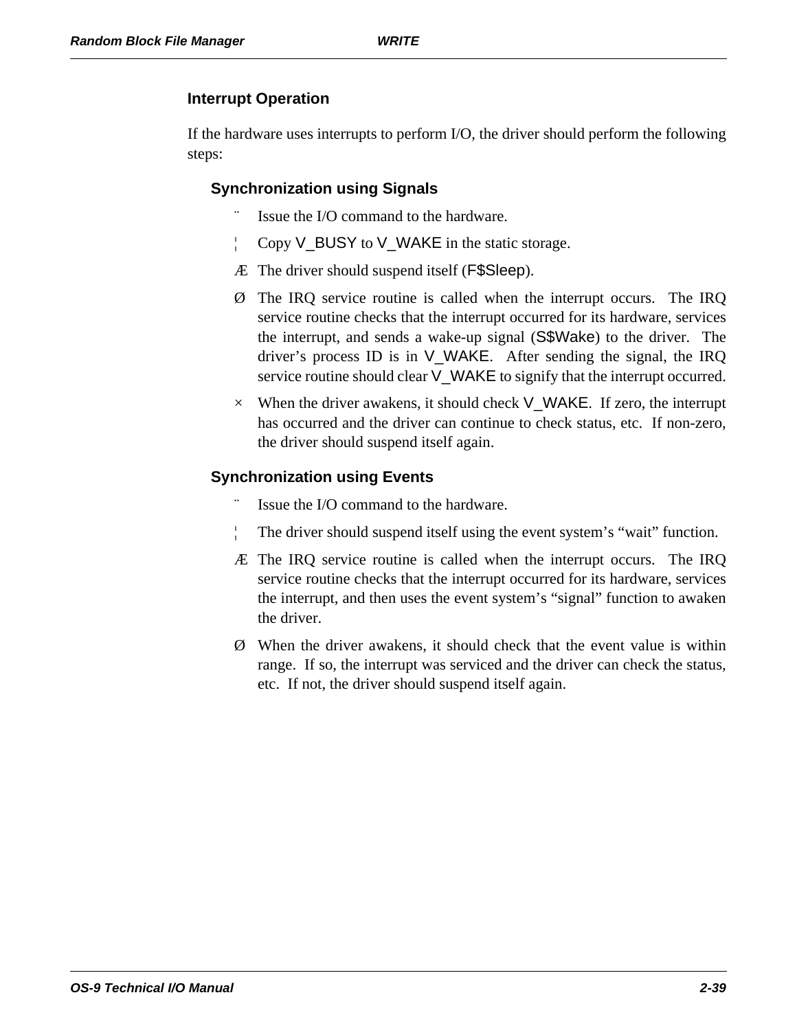## Interrupt Operation

If the hardware uses interrupts to perform I/O, the driver should perform the following steps:

### Synchronization using Signals

1. Issue the I/O command to the hardware.
2. Copy V_BUSY to V_WAKE in the static storage.
3. The driver should suspend itself (F$Sleep).
4. The IRQ service routine is called when the interrupt occurs. The IRQ service routine checks that the interrupt occurred for its hardware, services the interrupt, and sends a wake-up signal (S$Wake) to the driver. The driver's process ID is in V_WAKE. After sending the signal, the IRQ service routine should clear V_WAKE to signify that the interrupt occurred.
5. When the driver awakens, it should check V_WAKE. If zero, the interrupt has occurred and the driver can continue to check status, etc. If non-zero, the driver should suspend itself again.

### Synchronization using Events

1. Issue the I/O command to the hardware.
2. The driver should suspend itself using the event system's "wait" function.
3. The IRQ service routine is called when the interrupt occurs. The IRQ service routine checks that the interrupt occurred for its hardware, services the interrupt, and then uses the event system's "signal" function to awaken the driver.
4. When the driver awakens, it should check that the event value is within range. If so, the interrupt was serviced and the driver can check the status, etc. If not, the driver should suspend itself again.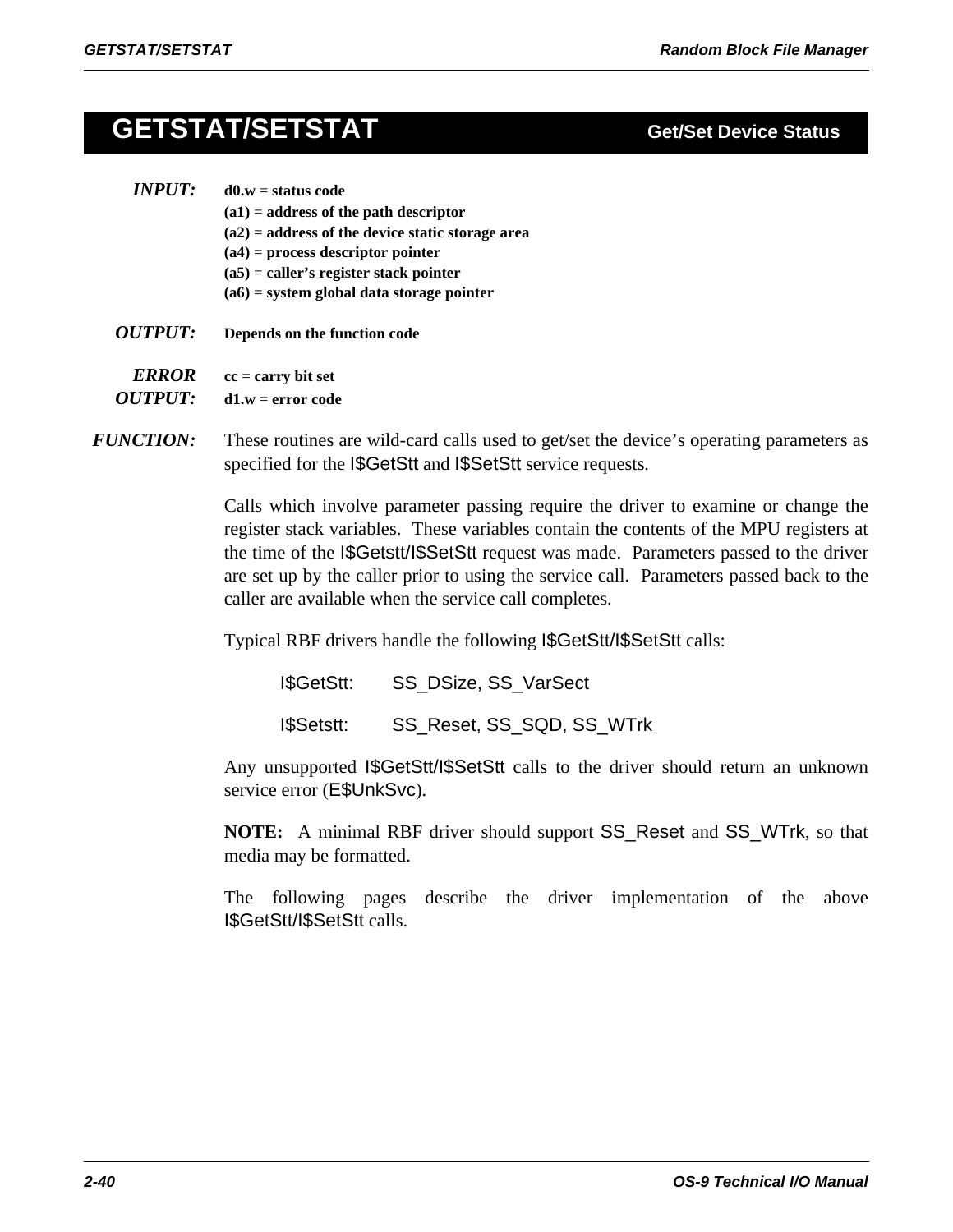# GETSTAT/SETSTAT — Get/Set Device Status

***INPUT:***
**d0.w = status code**
**(a1) = address of the path descriptor**
**(a2) = address of the device static storage area**
**(a4) = process descriptor pointer**
**(a5) = caller's register stack pointer**
**(a6) = system global data storage pointer**

***OUTPUT:*** **Depends on the function code**

***ERROR OUTPUT:***
**cc = carry bit set**
**d1.w = error code**

***FUNCTION:*** These routines are wild-card calls used to get/set the device's operating parameters as specified for the I$GetStt and I$SetStt service requests.

Calls which involve parameter passing require the driver to examine or change the register stack variables. These variables contain the contents of the MPU registers at the time of the I$Getstt/I$SetStt request was made. Parameters passed to the driver are set up by the caller prior to using the service call. Parameters passed back to the caller are available when the service call completes.

Typical RBF drivers handle the following I$GetStt/I$SetStt calls:

I$GetStt: SS_DSize, SS_VarSect

I$Setstt: SS_Reset, SS_SQD, SS_WTrk

Any unsupported I$GetStt/I$SetStt calls to the driver should return an unknown service error (E$UnkSvc).

**NOTE:** A minimal RBF driver should support SS_Reset and SS_WTrk, so that media may be formatted.

The following pages describe the driver implementation of the above I$GetStt/I$SetStt calls.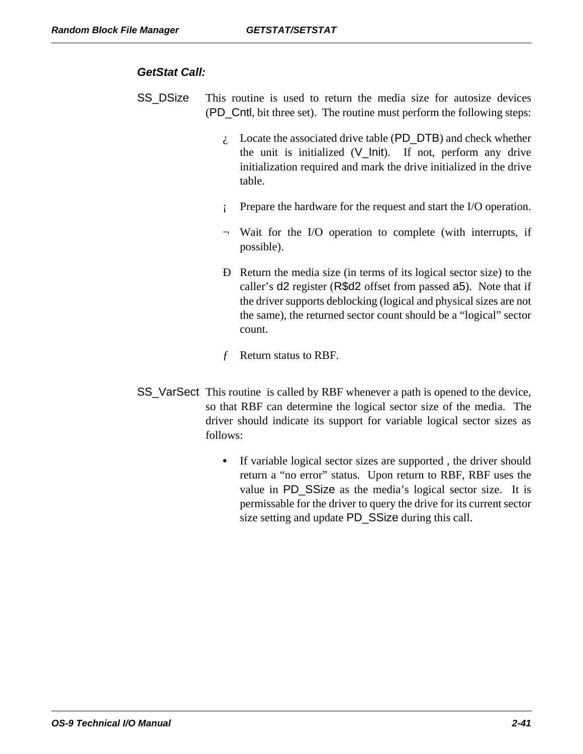### GetStat Call:

**SS_DSize** This routine is used to return the media size for autosize devices (PD_Cntl, bit three set). The routine must perform the following steps:

¿ Locate the associated drive table (PD_DTB) and check whether the unit is initialized (V_Init). If not, perform any drive initialization required and mark the drive initialized in the drive table.

¡ Prepare the hardware for the request and start the I/O operation.

¬ Wait for the I/O operation to complete (with interrupts, if possible).

Ð Return the media size (in terms of its logical sector size) to the caller's d2 register (R$d2 offset from passed a5). Note that if the driver supports deblocking (logical and physical sizes are not the same), the returned sector count should be a "logical" sector count.

ƒ Return status to RBF.

**SS_VarSect** This routine is called by RBF whenever a path is opened to the device, so that RBF can determine the logical sector size of the media. The driver should indicate its support for variable logical sector sizes as follows:

- If variable logical sector sizes are supported , the driver should return a "no error" status. Upon return to RBF, RBF uses the value in PD_SSize as the media's logical sector size. It is permissable for the driver to query the drive for its current sector size setting and update PD_SSize during this call.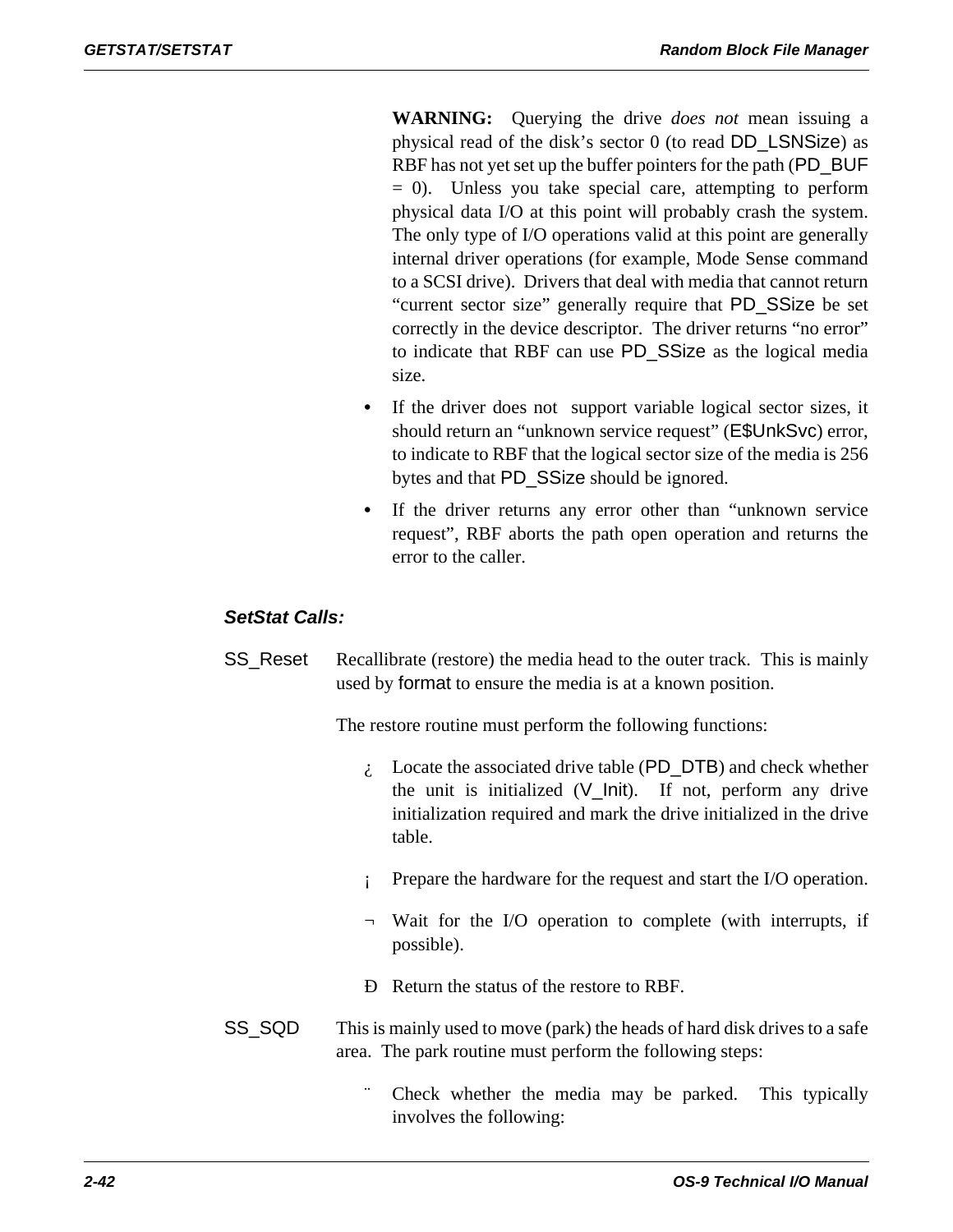**WARNING:** Querying the drive *does not* mean issuing a physical read of the disk's sector 0 (to read DD_LSNSize) as RBF has not yet set up the buffer pointers for the path (PD_BUF = 0). Unless you take special care, attempting to perform physical data I/O at this point will probably crash the system. The only type of I/O operations valid at this point are generally internal driver operations (for example, Mode Sense command to a SCSI drive). Drivers that deal with media that cannot return "current sector size" generally require that PD_SSize be set correctly in the device descriptor. The driver returns "no error" to indicate that RBF can use PD_SSize as the logical media size.

- If the driver does not support variable logical sector sizes, it should return an "unknown service request" (E$UnkSvc) error, to indicate to RBF that the logical sector size of the media is 256 bytes and that PD_SSize should be ignored.
- If the driver returns any error other than "unknown service request", RBF aborts the path open operation and returns the error to the caller.

### *SetStat Calls:*

**SS_Reset** Recallibrate (restore) the media head to the outer track. This is mainly used by format to ensure the media is at a known position.

The restore routine must perform the following functions:

¿ Locate the associated drive table (PD_DTB) and check whether the unit is initialized (V_Init). If not, perform any drive initialization required and mark the drive initialized in the drive table.

¡ Prepare the hardware for the request and start the I/O operation.

¬ Wait for the I/O operation to complete (with interrupts, if possible).

Ð Return the status of the restore to RBF.

**SS_SQD** This is mainly used to move (park) the heads of hard disk drives to a safe area. The park routine must perform the following steps:

¨ Check whether the media may be parked. This typically involves the following: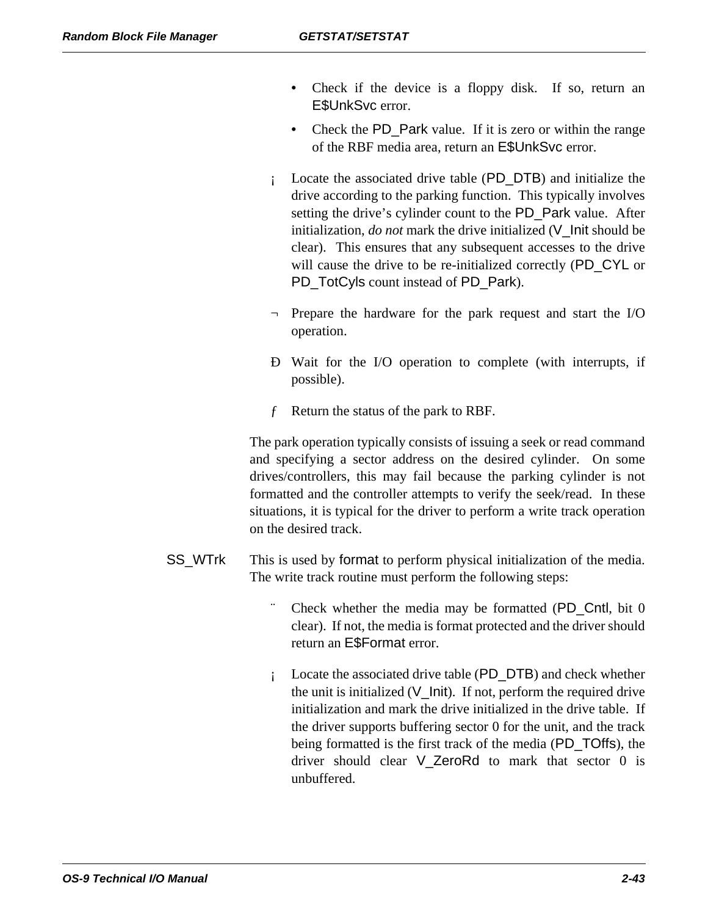- Check if the device is a floppy disk. If so, return an E$UnkSvc error.
- Check the PD_Park value. If it is zero or within the range of the RBF media area, return an E$UnkSvc error.

¡ Locate the associated drive table (PD_DTB) and initialize the drive according to the parking function. This typically involves setting the drive's cylinder count to the PD_Park value. After initialization, *do not* mark the drive initialized (V_Init should be clear). This ensures that any subsequent accesses to the drive will cause the drive to be re-initialized correctly (PD_CYL or PD_TotCyls count instead of PD_Park).

¬ Prepare the hardware for the park request and start the I/O operation.

Ð Wait for the I/O operation to complete (with interrupts, if possible).

ƒ Return the status of the park to RBF.

The park operation typically consists of issuing a seek or read command and specifying a sector address on the desired cylinder. On some drives/controllers, this may fail because the parking cylinder is not formatted and the controller attempts to verify the seek/read. In these situations, it is typical for the driver to perform a write track operation on the desired track.

**SS_WTrk** This is used by format to perform physical initialization of the media. The write track routine must perform the following steps:

¨ Check whether the media may be formatted (PD_Cntl, bit 0 clear). If not, the media is format protected and the driver should return an E$Format error.

¡ Locate the associated drive table (PD_DTB) and check whether the unit is initialized (V_Init). If not, perform the required drive initialization and mark the drive initialized in the drive table. If the driver supports buffering sector 0 for the unit, and the track being formatted is the first track of the media (PD_TOffs), the driver should clear V_ZeroRd to mark that sector 0 is unbuffered.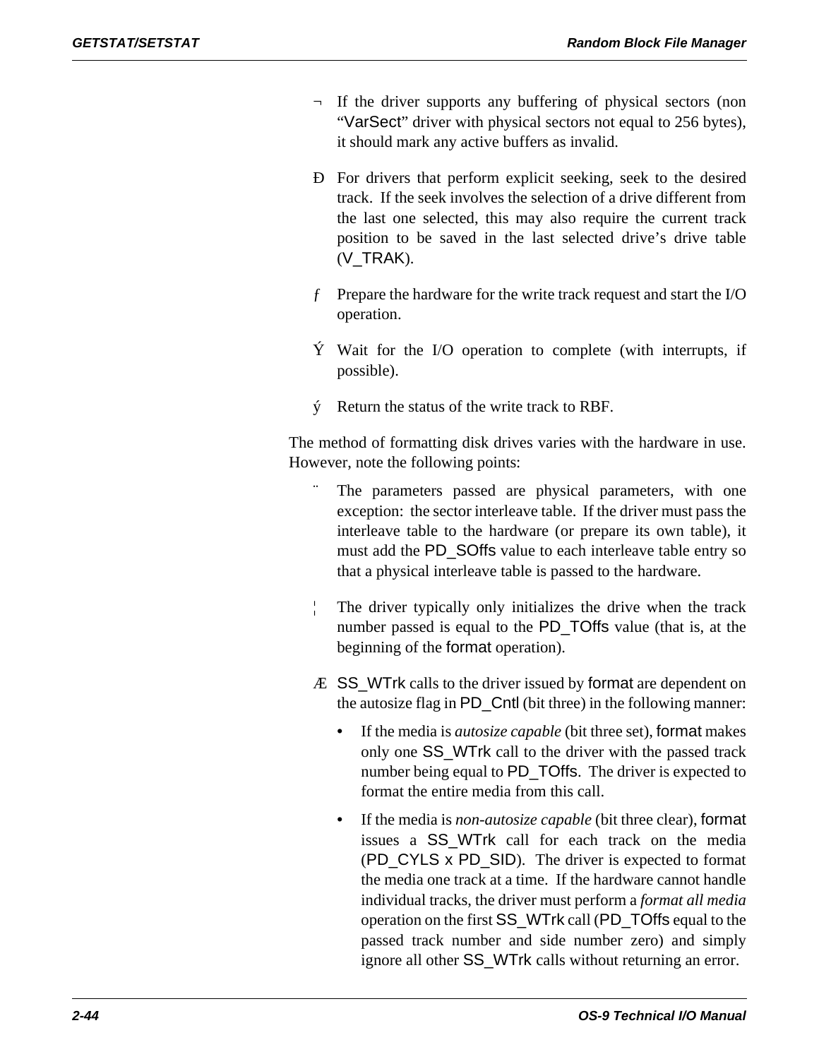¬ If the driver supports any buffering of physical sectors (non "VarSect" driver with physical sectors not equal to 256 bytes), it should mark any active buffers as invalid.

Ð For drivers that perform explicit seeking, seek to the desired track. If the seek involves the selection of a drive different from the last one selected, this may also require the current track position to be saved in the last selected drive's drive table (V_TRAK).

ƒ Prepare the hardware for the write track request and start the I/O operation.

Ý Wait for the I/O operation to complete (with interrupts, if possible).

ý Return the status of the write track to RBF.

The method of formatting disk drives varies with the hardware in use. However, note the following points:

¨ The parameters passed are physical parameters, with one exception: the sector interleave table. If the driver must pass the interleave table to the hardware (or prepare its own table), it must add the PD_SOffs value to each interleave table entry so that a physical interleave table is passed to the hardware.

¦ The driver typically only initializes the drive when the track number passed is equal to the PD_TOffs value (that is, at the beginning of the format operation).

Æ SS_WTrk calls to the driver issued by format are dependent on the autosize flag in PD_Cntl (bit three) in the following manner:

- If the media is *autosize capable* (bit three set), format makes only one SS_WTrk call to the driver with the passed track number being equal to PD_TOffs. The driver is expected to format the entire media from this call.
- If the media is *non-autosize capable* (bit three clear), format issues a SS_WTrk call for each track on the media (PD_CYLS x PD_SID). The driver is expected to format the media one track at a time. If the hardware cannot handle individual tracks, the driver must perform a *format all media* operation on the first SS_WTrk call (PD_TOffs equal to the passed track number and side number zero) and simply ignore all other SS_WTrk calls without returning an error.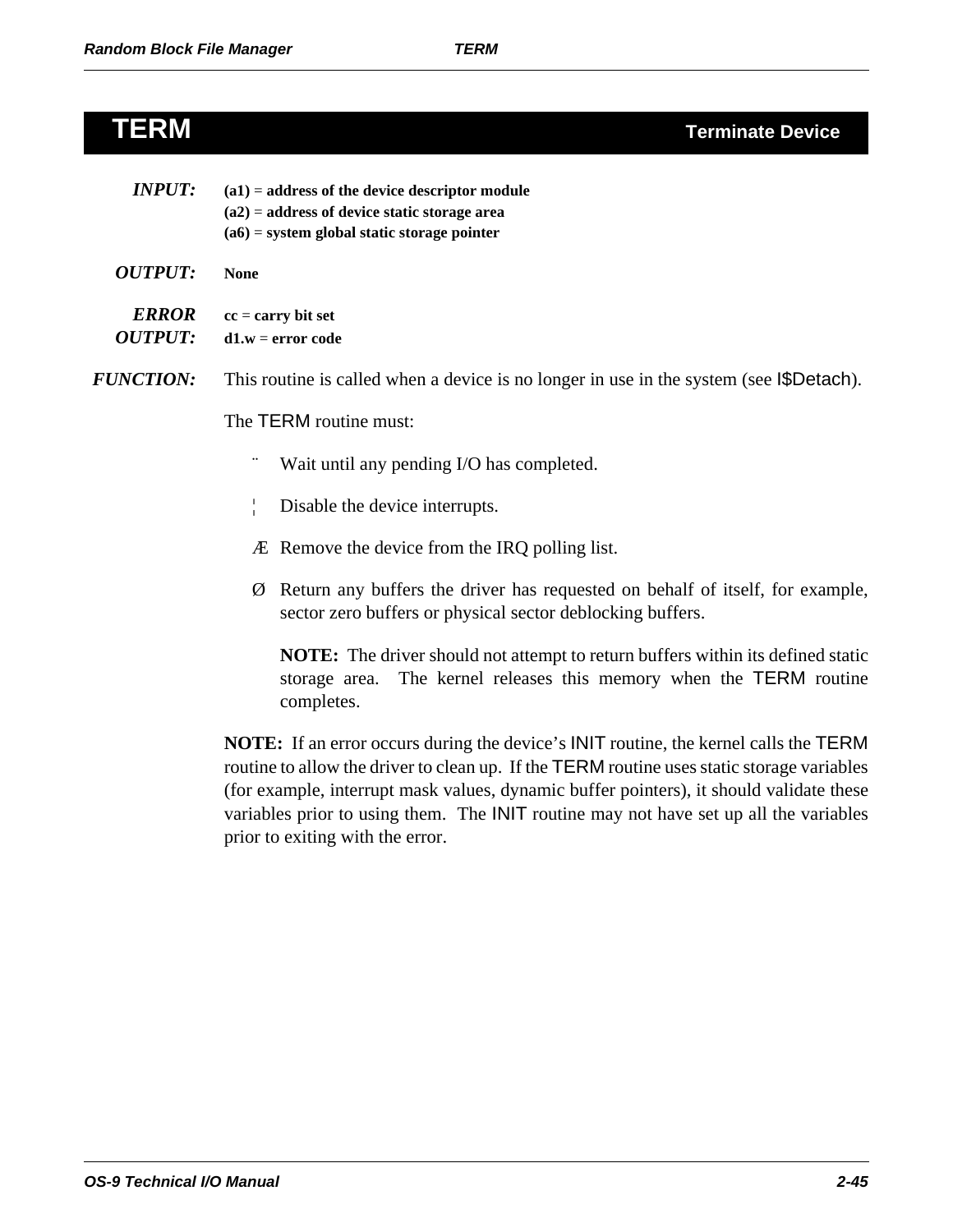# TERM — Terminate Device

***INPUT:*** **(a1) = address of the device descriptor module**
**(a2) = address of device static storage area**
**(a6) = system global static storage pointer**

***OUTPUT:*** **None**

***ERROR OUTPUT:*** **cc = carry bit set**
**d1.w = error code**

***FUNCTION:*** This routine is called when a device is no longer in use in the system (see I$Detach).

The TERM routine must:

¨ Wait until any pending I/O has completed.

¦ Disable the device interrupts.

Æ Remove the device from the IRQ polling list.

Ø Return any buffers the driver has requested on behalf of itself, for example, sector zero buffers or physical sector deblocking buffers.

**NOTE:** The driver should not attempt to return buffers within its defined static storage area. The kernel releases this memory when the TERM routine completes.

**NOTE:** If an error occurs during the device's INIT routine, the kernel calls the TERM routine to allow the driver to clean up. If the TERM routine uses static storage variables (for example, interrupt mask values, dynamic buffer pointers), it should validate these variables prior to using them. The INIT routine may not have set up all the variables prior to exiting with the error.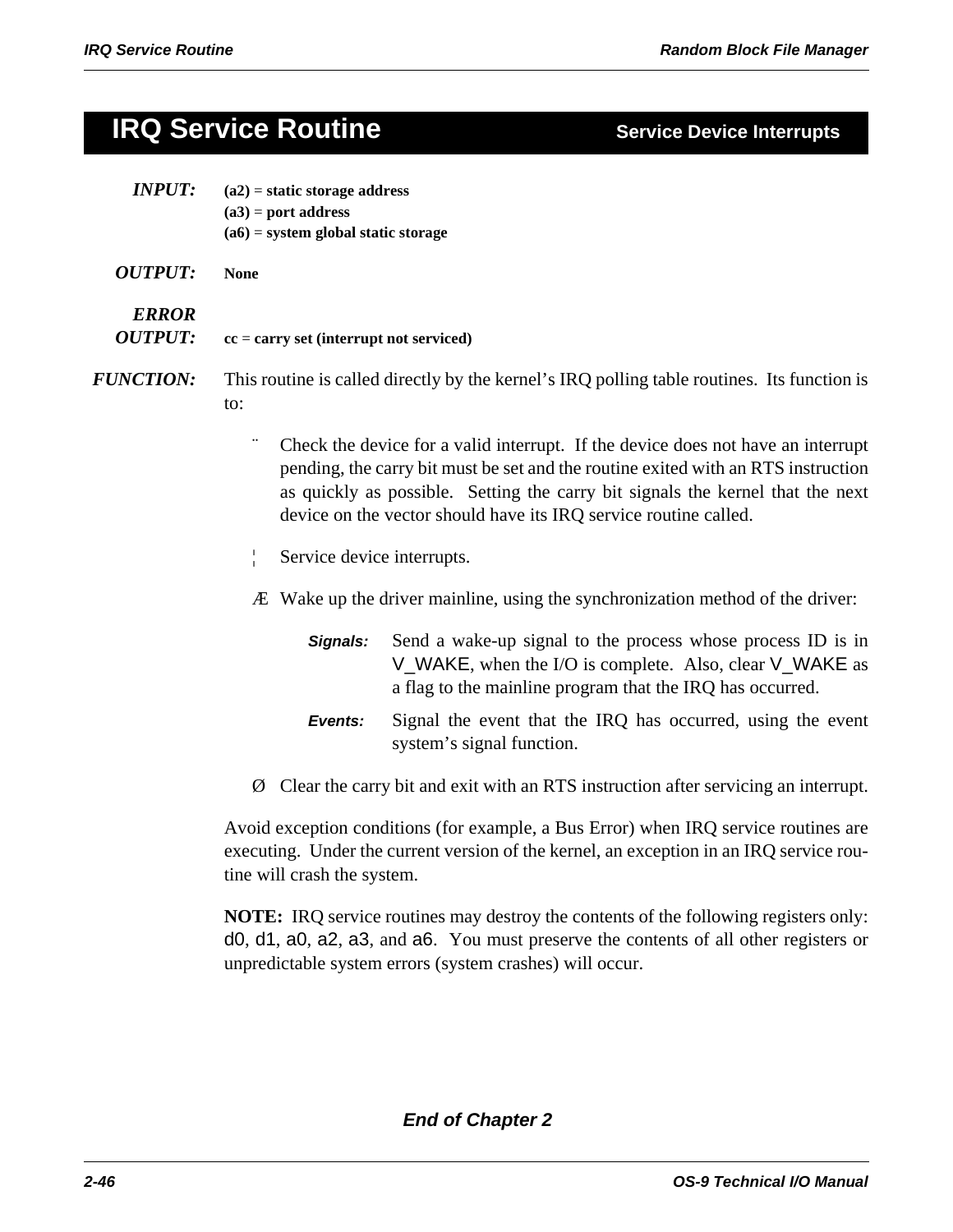# IRQ Service Routine

**Service Device Interrupts**

***INPUT:***
**(a2) = static storage address**
**(a3) = port address**
**(a6) = system global static storage**

***OUTPUT:*** **None**

***ERROR OUTPUT:*** **cc = carry set (interrupt not serviced)**

***FUNCTION:*** This routine is called directly by the kernel's IRQ polling table routines. Its function is to:

¨ Check the device for a valid interrupt. If the device does not have an interrupt pending, the carry bit must be set and the routine exited with an RTS instruction as quickly as possible. Setting the carry bit signals the kernel that the next device on the vector should have its IRQ service routine called.

¦ Service device interrupts.

Æ Wake up the driver mainline, using the synchronization method of the driver:

***Signals:*** Send a wake-up signal to the process whose process ID is in V_WAKE, when the I/O is complete. Also, clear V_WAKE as a flag to the mainline program that the IRQ has occurred.

***Events:*** Signal the event that the IRQ has occurred, using the event system's signal function.

Ø Clear the carry bit and exit with an RTS instruction after servicing an interrupt.

Avoid exception conditions (for example, a Bus Error) when IRQ service routines are executing. Under the current version of the kernel, an exception in an IRQ service routine will crash the system.

**NOTE:** IRQ service routines may destroy the contents of the following registers only: d0, d1, a0, a2, a3, and a6. You must preserve the contents of all other registers or unpredictable system errors (system crashes) will occur.

***End of Chapter 2***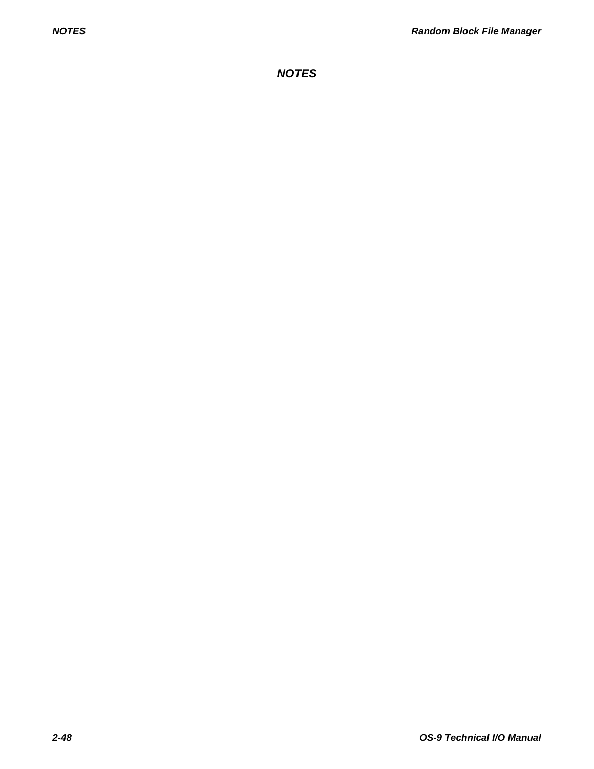## NOTES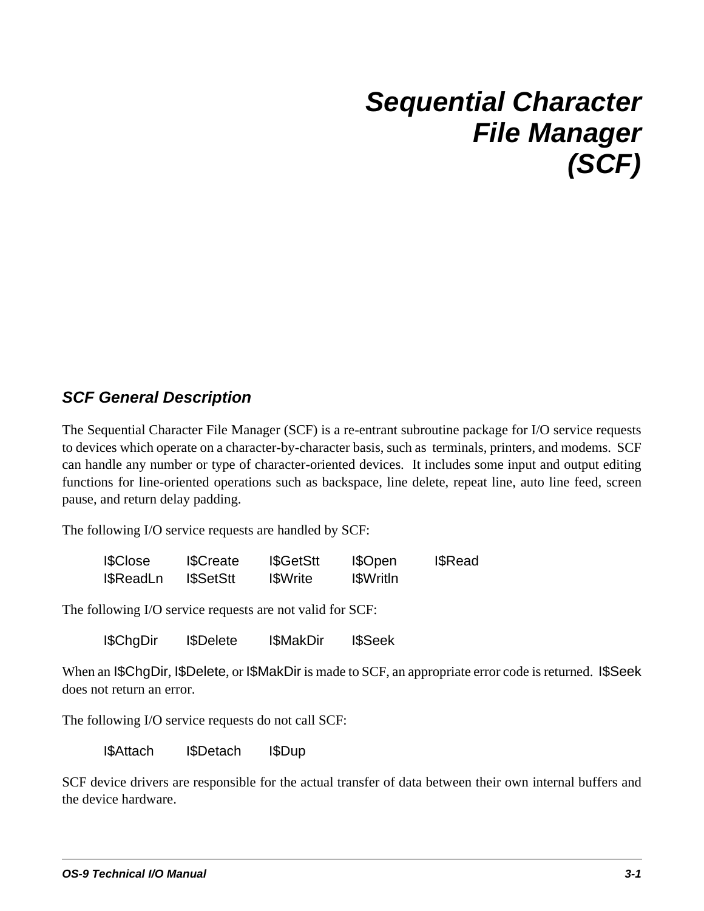# Sequential Character File Manager (SCF)

## SCF General Description

The Sequential Character File Manager (SCF) is a re-entrant subroutine package for I/O service requests to devices which operate on a character-by-character basis, such as terminals, printers, and modems. SCF can handle any number or type of character-oriented devices. It includes some input and output editing functions for line-oriented operations such as backspace, line delete, repeat line, auto line feed, screen pause, and return delay padding.

The following I/O service requests are handled by SCF:

| | | | | |
|---|---|---|---|---|
| I$Close | I$Create | I$GetStt | I$Open | I$Read |
| I$ReadLn | I$SetStt | I$Write | I$Writln | |

The following I/O service requests are not valid for SCF:

I$ChgDir    I$Delete    I$MakDir    I$Seek

When an I$ChgDir, I$Delete, or I$MakDir is made to SCF, an appropriate error code is returned. I$Seek does not return an error.

The following I/O service requests do not call SCF:

I$Attach    I$Detach    I$Dup

SCF device drivers are responsible for the actual transfer of data between their own internal buffers and the device hardware.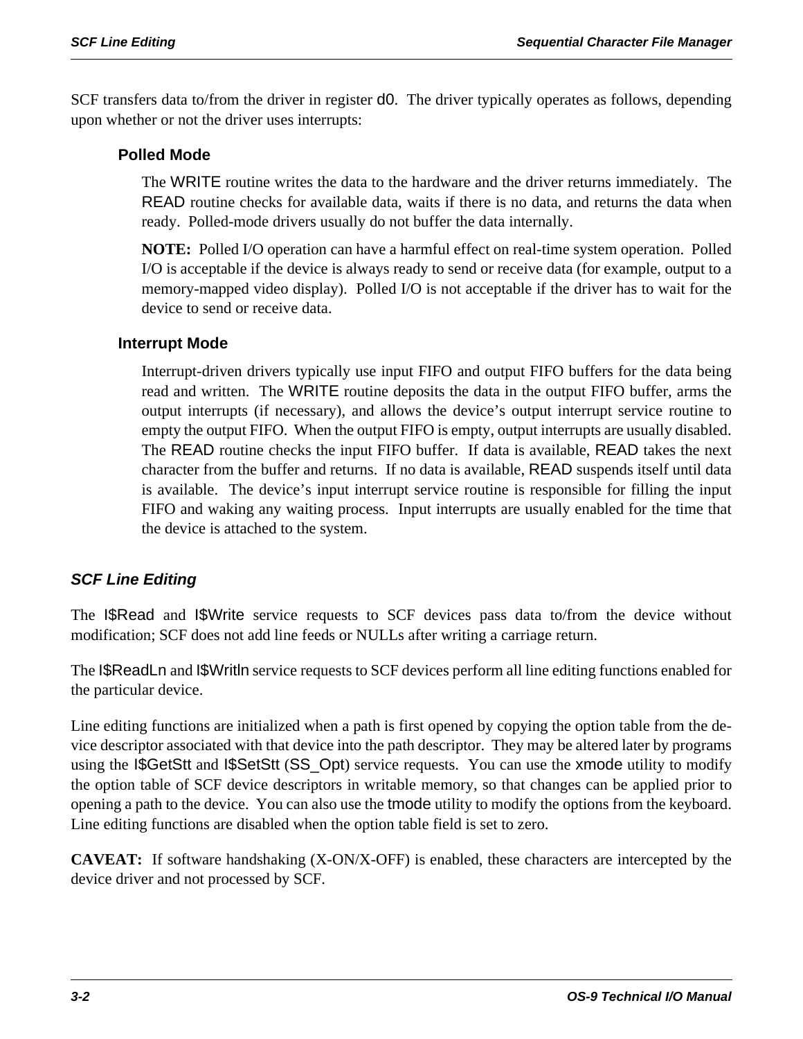SCF transfers data to/from the driver in register d0. The driver typically operates as follows, depending upon whether or not the driver uses interrupts:

### Polled Mode

The WRITE routine writes the data to the hardware and the driver returns immediately. The READ routine checks for available data, waits if there is no data, and returns the data when ready. Polled-mode drivers usually do not buffer the data internally.

**NOTE:** Polled I/O operation can have a harmful effect on real-time system operation. Polled I/O is acceptable if the device is always ready to send or receive data (for example, output to a memory-mapped video display). Polled I/O is not acceptable if the driver has to wait for the device to send or receive data.

### Interrupt Mode

Interrupt-driven drivers typically use input FIFO and output FIFO buffers for the data being read and written. The WRITE routine deposits the data in the output FIFO buffer, arms the output interrupts (if necessary), and allows the device's output interrupt service routine to empty the output FIFO. When the output FIFO is empty, output interrupts are usually disabled. The READ routine checks the input FIFO buffer. If data is available, READ takes the next character from the buffer and returns. If no data is available, READ suspends itself until data is available. The device's input interrupt service routine is responsible for filling the input FIFO and waking any waiting process. Input interrupts are usually enabled for the time that the device is attached to the system.

## *SCF Line Editing*

The I$Read and I$Write service requests to SCF devices pass data to/from the device without modification; SCF does not add line feeds or NULLs after writing a carriage return.

The I$ReadLn and I$Writln service requests to SCF devices perform all line editing functions enabled for the particular device.

Line editing functions are initialized when a path is first opened by copying the option table from the device descriptor associated with that device into the path descriptor. They may be altered later by programs using the I$GetStt and I$SetStt (SS_Opt) service requests. You can use the xmode utility to modify the option table of SCF device descriptors in writable memory, so that changes can be applied prior to opening a path to the device. You can also use the tmode utility to modify the options from the keyboard. Line editing functions are disabled when the option table field is set to zero.

**CAVEAT:** If software handshaking (X-ON/X-OFF) is enabled, these characters are intercepted by the device driver and not processed by SCF.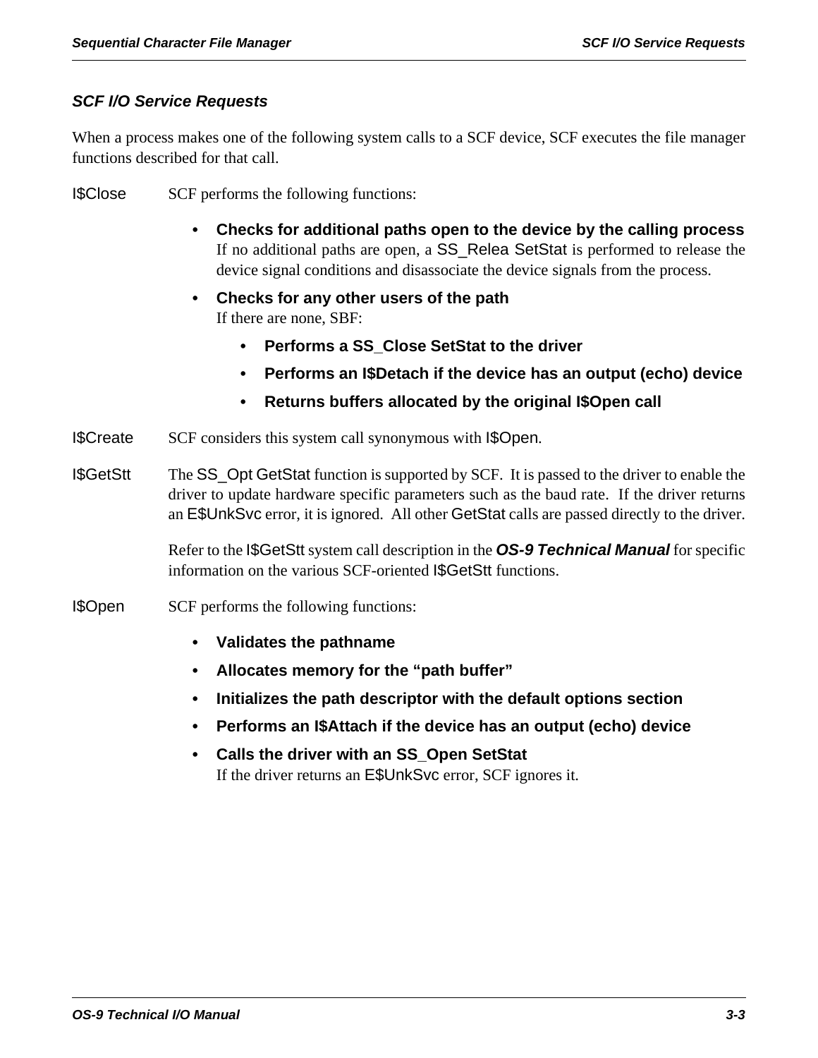## SCF I/O Service Requests

When a process makes one of the following system calls to a SCF device, SCF executes the file manager functions described for that call.

**I$Close** SCF performs the following functions:

- **Checks for additional paths open to the device by the calling process**
  If no additional paths are open, a SS_Relea SetStat is performed to release the device signal conditions and disassociate the device signals from the process.
- **Checks for any other users of the path**
  If there are none, SBF:
  - **Performs a SS_Close SetStat to the driver**
  - **Performs an I$Detach if the device has an output (echo) device**
  - **Returns buffers allocated by the original I$Open call**

**I$Create** SCF considers this system call synonymous with I$Open.

**I$GetStt** The SS_Opt GetStat function is supported by SCF. It is passed to the driver to enable the driver to update hardware specific parameters such as the baud rate. If the driver returns an E$UnkSvc error, it is ignored. All other GetStat calls are passed directly to the driver.

Refer to the I$GetStt system call description in the ***OS-9 Technical Manual*** for specific information on the various SCF-oriented I$GetStt functions.

**I$Open** SCF performs the following functions:

- **Validates the pathname**
- **Allocates memory for the "path buffer"**
- **Initializes the path descriptor with the default options section**
- **Performs an I$Attach if the device has an output (echo) device**
- **Calls the driver with an SS_Open SetStat**
  If the driver returns an E$UnkSvc error, SCF ignores it.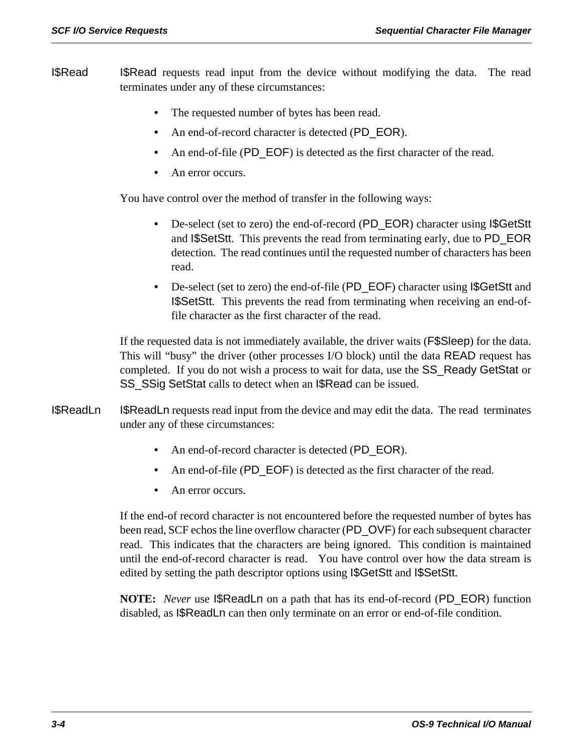**I$Read**

I$Read requests read input from the device without modifying the data. The read terminates under any of these circumstances:

- The requested number of bytes has been read.
- An end-of-record character is detected (PD_EOR).
- An end-of-file (PD_EOF) is detected as the first character of the read.
- An error occurs.

You have control over the method of transfer in the following ways:

- De-select (set to zero) the end-of-record (PD_EOR) character using I$GetStt and I$SetStt. This prevents the read from terminating early, due to PD_EOR detection. The read continues until the requested number of characters has been read.
- De-select (set to zero) the end-of-file (PD_EOF) character using I$GetStt and I$SetStt. This prevents the read from terminating when receiving an end-of-file character as the first character of the read.

If the requested data is not immediately available, the driver waits (F$Sleep) for the data. This will "busy" the driver (other processes I/O block) until the data READ request has completed. If you do not wish a process to wait for data, use the SS_Ready GetStat or SS_SSig SetStat calls to detect when an I$Read can be issued.

**I$ReadLn**

I$ReadLn requests read input from the device and may edit the data. The read terminates under any of these circumstances:

- An end-of-record character is detected (PD_EOR).
- An end-of-file (PD_EOF) is detected as the first character of the read.
- An error occurs.

If the end-of record character is not encountered before the requested number of bytes has been read, SCF echos the line overflow character (PD_OVF) for each subsequent character read. This indicates that the characters are being ignored. This condition is maintained until the end-of-record character is read. You have control over how the data stream is edited by setting the path descriptor options using I$GetStt and I$SetStt.

**NOTE:** *Never* use I$ReadLn on a path that has its end-of-record (PD_EOR) function disabled, as I$ReadLn can then only terminate on an error or end-of-file condition.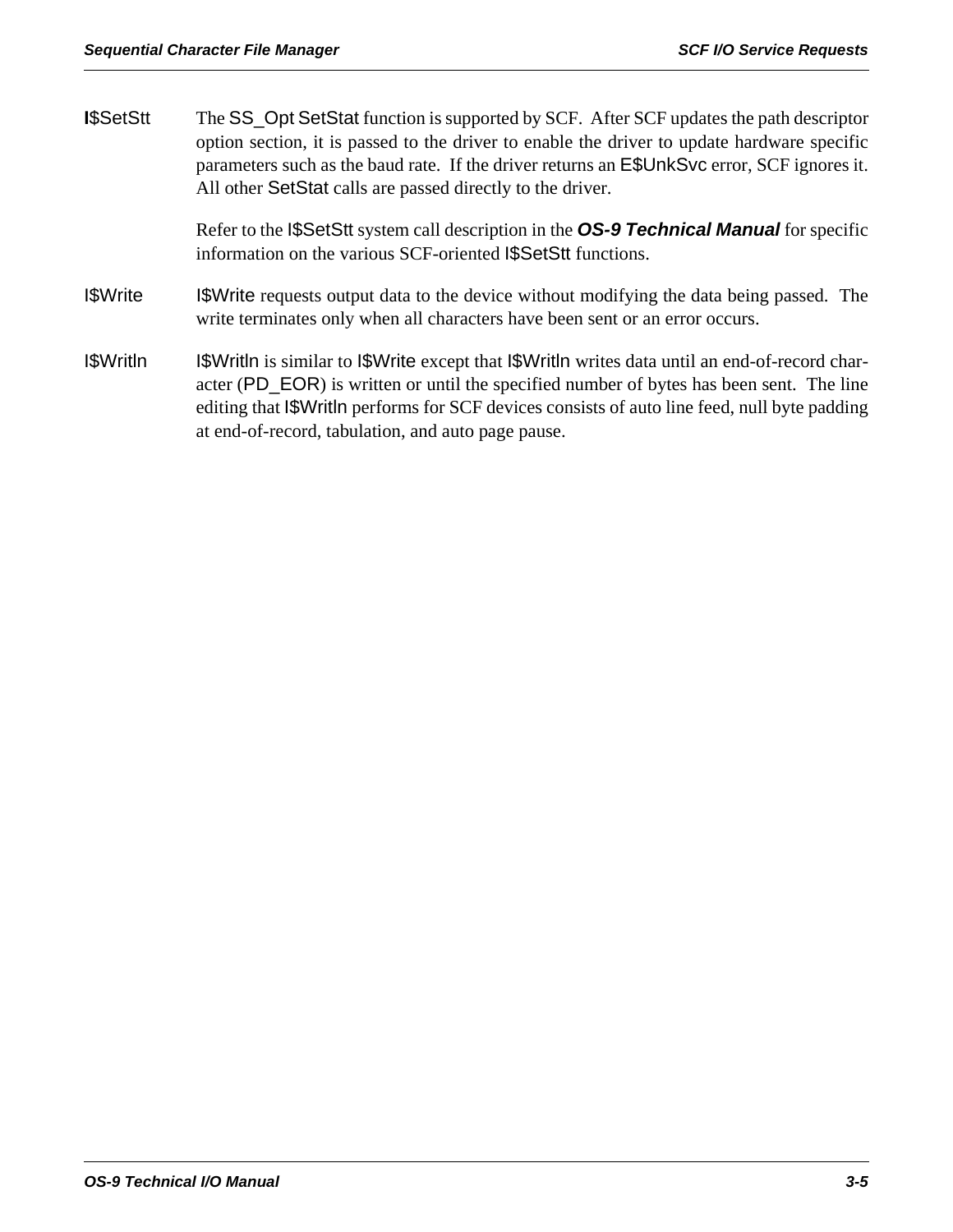**I$SetStt** The SS_Opt SetStat function is supported by SCF. After SCF updates the path descriptor option section, it is passed to the driver to enable the driver to update hardware specific parameters such as the baud rate. If the driver returns an E$UnkSvc error, SCF ignores it. All other SetStat calls are passed directly to the driver.

Refer to the I$SetStt system call description in the ***OS-9 Technical Manual*** for specific information on the various SCF-oriented I$SetStt functions.

**I$Write** I$Write requests output data to the device without modifying the data being passed. The write terminates only when all characters have been sent or an error occurs.

**I$Writln** I$Writln is similar to I$Write except that I$Writln writes data until an end-of-record character (PD_EOR) is written or until the specified number of bytes has been sent. The line editing that I$Writln performs for SCF devices consists of auto line feed, null byte padding at end-of-record, tabulation, and auto page pause.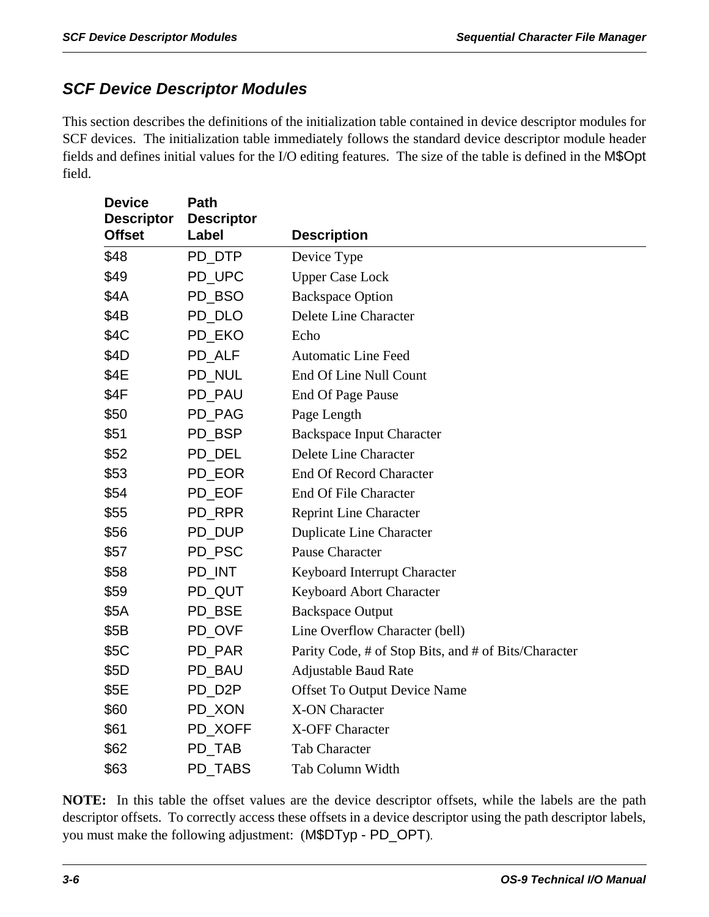## SCF Device Descriptor Modules

This section describes the definitions of the initialization table contained in device descriptor modules for SCF devices. The initialization table immediately follows the standard device descriptor module header fields and defines initial values for the I/O editing features. The size of the table is defined in the M$Opt field.

| Device Descriptor Offset | Path Descriptor Label | Description |
|---|---|---|
| $48 | PD_DTP | Device Type |
| $49 | PD_UPC | Upper Case Lock |
| $4A | PD_BSO | Backspace Option |
| $4B | PD_DLO | Delete Line Character |
| $4C | PD_EKO | Echo |
| $4D | PD_ALF | Automatic Line Feed |
| $4E | PD_NUL | End Of Line Null Count |
| $4F | PD_PAU | End Of Page Pause |
| $50 | PD_PAG | Page Length |
| $51 | PD_BSP | Backspace Input Character |
| $52 | PD_DEL | Delete Line Character |
| $53 | PD_EOR | End Of Record Character |
| $54 | PD_EOF | End Of File Character |
| $55 | PD_RPR | Reprint Line Character |
| $56 | PD_DUP | Duplicate Line Character |
| $57 | PD_PSC | Pause Character |
| $58 | PD_INT | Keyboard Interrupt Character |
| $59 | PD_QUT | Keyboard Abort Character |
| $5A | PD_BSE | Backspace Output |
| $5B | PD_OVF | Line Overflow Character (bell) |
| $5C | PD_PAR | Parity Code, # of Stop Bits, and # of Bits/Character |
| $5D | PD_BAU | Adjustable Baud Rate |
| $5E | PD_D2P | Offset To Output Device Name |
| $60 | PD_XON | X-ON Character |
| $61 | PD_XOFF | X-OFF Character |
| $62 | PD_TAB | Tab Character |
| $63 | PD_TABS | Tab Column Width |

**NOTE:** In this table the offset values are the device descriptor offsets, while the labels are the path descriptor offsets. To correctly access these offsets in a device descriptor using the path descriptor labels, you must make the following adjustment: (M$DTyp - PD_OPT).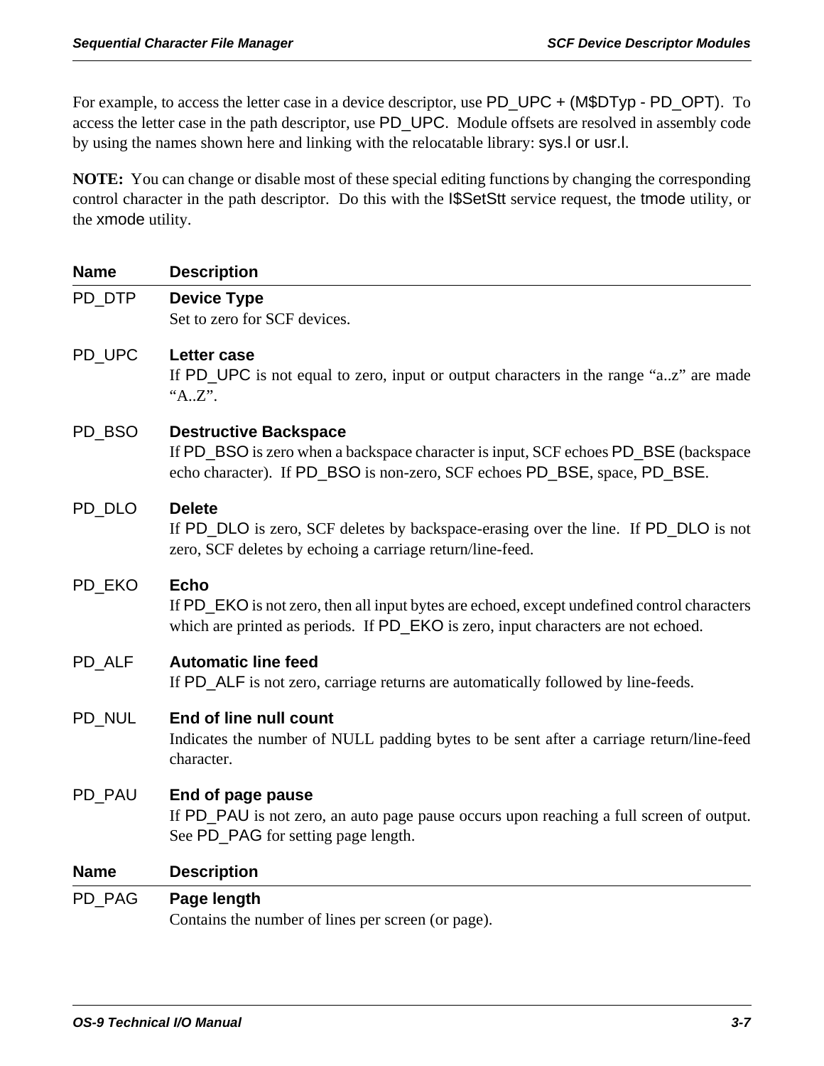For example, to access the letter case in a device descriptor, use PD_UPC + (M$DTyp - PD_OPT). To access the letter case in the path descriptor, use PD_UPC. Module offsets are resolved in assembly code by using the names shown here and linking with the relocatable library: sys.l or usr.l.

**NOTE:** You can change or disable most of these special editing functions by changing the corresponding control character in the path descriptor. Do this with the I$SetStt service request, the tmode utility, or the xmode utility.

| Name | Description |
|---|---|
| PD_DTP | **Device Type**<br>Set to zero for SCF devices. |
| PD_UPC | **Letter case**<br>If PD_UPC is not equal to zero, input or output characters in the range "a..z" are made "A..Z". |
| PD_BSO | **Destructive Backspace**<br>If PD_BSO is zero when a backspace character is input, SCF echoes PD_BSE (backspace echo character). If PD_BSO is non-zero, SCF echoes PD_BSE, space, PD_BSE. |
| PD_DLO | **Delete**<br>If PD_DLO is zero, SCF deletes by backspace-erasing over the line. If PD_DLO is not zero, SCF deletes by echoing a carriage return/line-feed. |
| PD_EKO | **Echo**<br>If PD_EKO is not zero, then all input bytes are echoed, except undefined control characters which are printed as periods. If PD_EKO is zero, input characters are not echoed. |
| PD_ALF | **Automatic line feed**<br>If PD_ALF is not zero, carriage returns are automatically followed by line-feeds. |
| PD_NUL | **End of line null count**<br>Indicates the number of NULL padding bytes to be sent after a carriage return/line-feed character. |
| PD_PAU | **End of page pause**<br>If PD_PAU is not zero, an auto page pause occurs upon reaching a full screen of output. See PD_PAG for setting page length. |

| Name | Description |
|---|---|
| PD_PAG | **Page length**<br>Contains the number of lines per screen (or page). |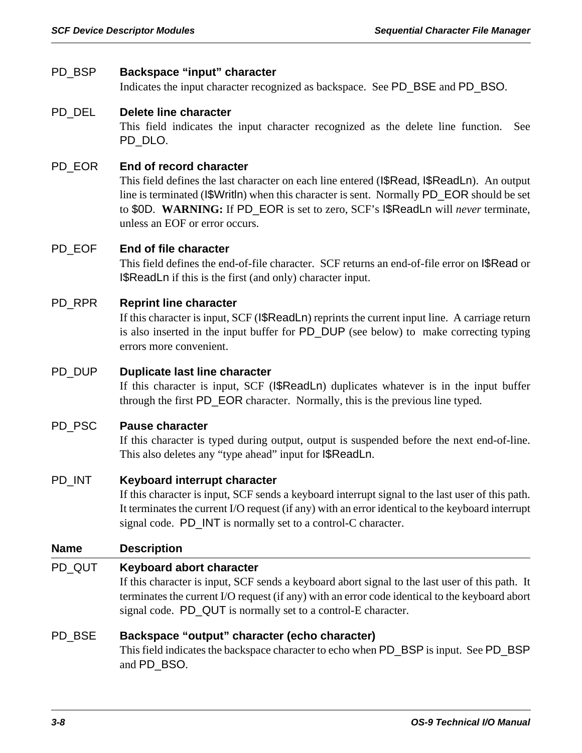PD_BSP **Backspace "input" character**
Indicates the input character recognized as backspace. See PD_BSE and PD_BSO.

PD_DEL **Delete line character**
This field indicates the input character recognized as the delete line function. See PD_DLO.

PD_EOR **End of record character**
This field defines the last character on each line entered (I$Read, I$ReadLn). An output line is terminated (I$Writln) when this character is sent. Normally PD_EOR should be set to $0D. **WARNING:** If PD_EOR is set to zero, SCF's I$ReadLn will *never* terminate, unless an EOF or error occurs.

PD_EOF **End of file character**
This field defines the end-of-file character. SCF returns an end-of-file error on I$Read or I$ReadLn if this is the first (and only) character input.

PD_RPR **Reprint line character**
If this character is input, SCF (I$ReadLn) reprints the current input line. A carriage return is also inserted in the input buffer for PD_DUP (see below) to make correcting typing errors more convenient.

PD_DUP **Duplicate last line character**
If this character is input, SCF (I$ReadLn) duplicates whatever is in the input buffer through the first PD_EOR character. Normally, this is the previous line typed.

PD_PSC **Pause character**
If this character is typed during output, output is suspended before the next end-of-line. This also deletes any "type ahead" input for I$ReadLn.

PD_INT **Keyboard interrupt character**
If this character is input, SCF sends a keyboard interrupt signal to the last user of this path. It terminates the current I/O request (if any) with an error identical to the keyboard interrupt signal code. PD_INT is normally set to a control-C character.

| Name | Description |
|---|---|
| PD_QUT | **Keyboard abort character**<br>If this character is input, SCF sends a keyboard abort signal to the last user of this path. It terminates the current I/O request (if any) with an error code identical to the keyboard abort signal code. PD_QUT is normally set to a control-E character. |
| PD_BSE | **Backspace "output" character (echo character)**<br>This field indicates the backspace character to echo when PD_BSP is input. See PD_BSP and PD_BSO. |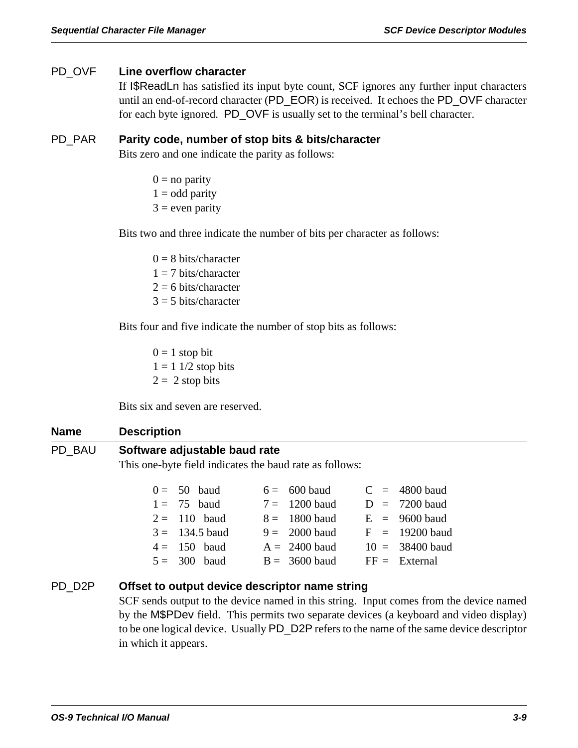**PD_OVF** **Line overflow character**

If I$ReadLn has satisfied its input byte count, SCF ignores any further input characters until an end-of-record character (PD_EOR) is received. It echoes the PD_OVF character for each byte ignored. PD_OVF is usually set to the terminal's bell character.

**PD_PAR** **Parity code, number of stop bits & bits/character**

Bits zero and one indicate the parity as follows:

0 = no parity
1 = odd parity
3 = even parity

Bits two and three indicate the number of bits per character as follows:

0 = 8 bits/character
1 = 7 bits/character
2 = 6 bits/character
3 = 5 bits/character

Bits four and five indicate the number of stop bits as follows:

0 = 1 stop bit
1 = 1 1/2 stop bits
2 = 2 stop bits

Bits six and seven are reserved.

| Name | Description |
|---|---|

**PD_BAU** **Software adjustable baud rate**

This one-byte field indicates the baud rate as follows:

| | | |
|---|---|---|
| 0 = 50 baud | 6 = 600 baud | C = 4800 baud |
| 1 = 75 baud | 7 = 1200 baud | D = 7200 baud |
| 2 = 110 baud | 8 = 1800 baud | E = 9600 baud |
| 3 = 134.5 baud | 9 = 2000 baud | F = 19200 baud |
| 4 = 150 baud | A = 2400 baud | 10 = 38400 baud |
| 5 = 300 baud | B = 3600 baud | FF = External |

**PD_D2P** **Offset to output device descriptor name string**

SCF sends output to the device named in this string. Input comes from the device named by the M$PDev field. This permits two separate devices (a keyboard and video display) to be one logical device. Usually PD_D2P refers to the name of the same device descriptor in which it appears.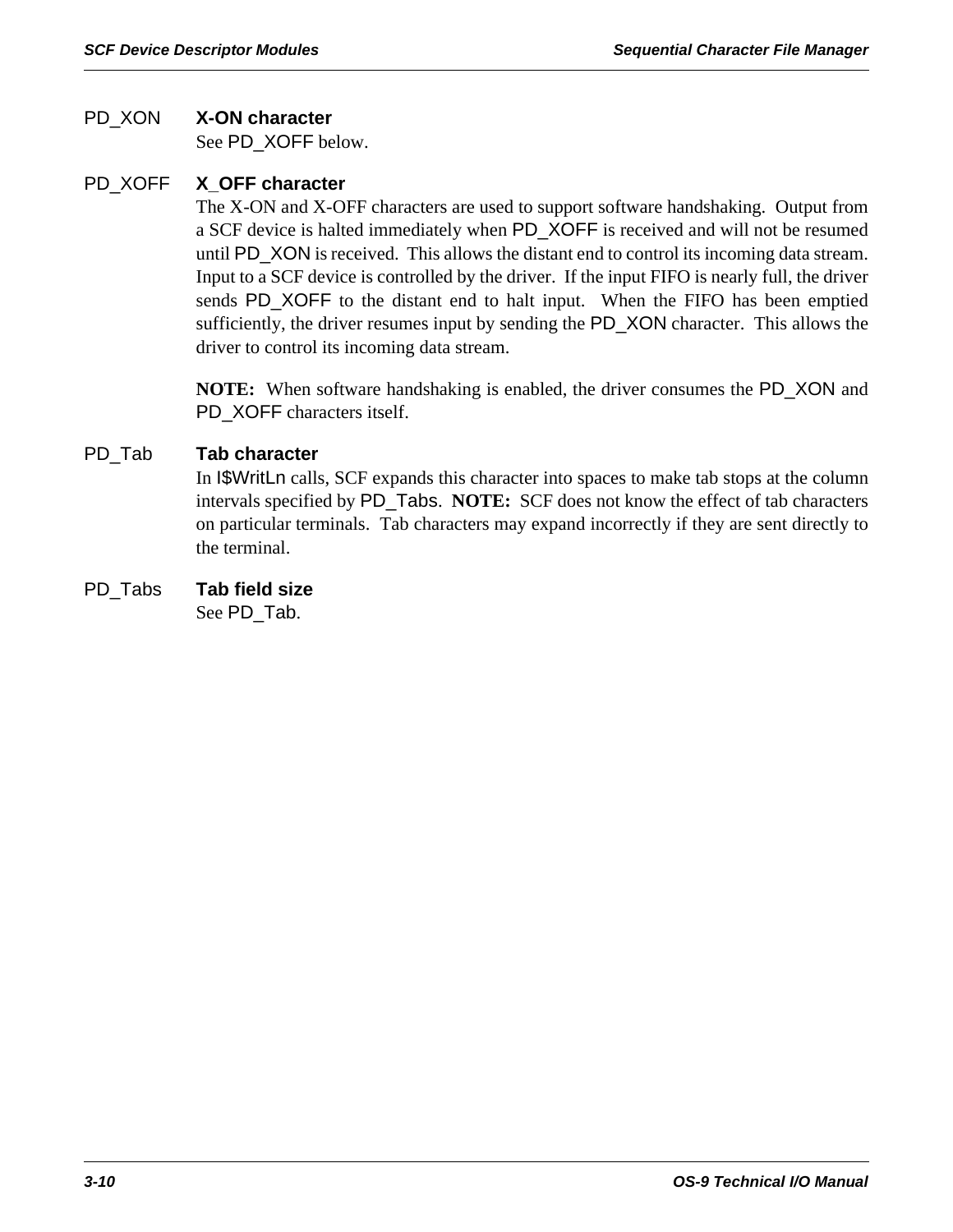PD_XON **X-ON character**
See PD_XOFF below.

PD_XOFF **X_OFF character**
The X-ON and X-OFF characters are used to support software handshaking. Output from a SCF device is halted immediately when PD_XOFF is received and will not be resumed until PD_XON is received. This allows the distant end to control its incoming data stream. Input to a SCF device is controlled by the driver. If the input FIFO is nearly full, the driver sends PD_XOFF to the distant end to halt input. When the FIFO has been emptied sufficiently, the driver resumes input by sending the PD_XON character. This allows the driver to control its incoming data stream.

**NOTE:** When software handshaking is enabled, the driver consumes the PD_XON and PD_XOFF characters itself.

PD_Tab **Tab character**
In I$WritLn calls, SCF expands this character into spaces to make tab stops at the column intervals specified by PD_Tabs. **NOTE:** SCF does not know the effect of tab characters on particular terminals. Tab characters may expand incorrectly if they are sent directly to the terminal.

PD_Tabs **Tab field size**
See PD_Tab.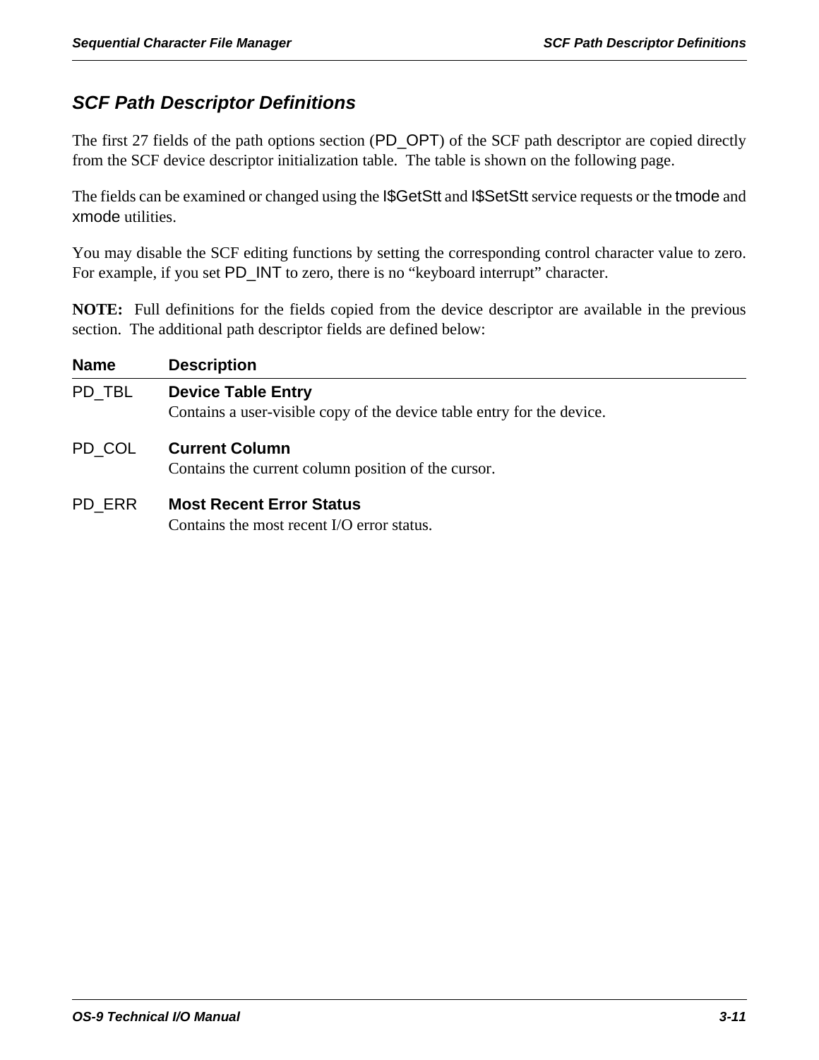## SCF Path Descriptor Definitions

The first 27 fields of the path options section (PD_OPT) of the SCF path descriptor are copied directly from the SCF device descriptor initialization table. The table is shown on the following page.

The fields can be examined or changed using the I$GetStt and I$SetStt service requests or the tmode and xmode utilities.

You may disable the SCF editing functions by setting the corresponding control character value to zero. For example, if you set PD_INT to zero, there is no "keyboard interrupt" character.

**NOTE:** Full definitions for the fields copied from the device descriptor are available in the previous section. The additional path descriptor fields are defined below:

| Name | Description |
|---|---|
| PD_TBL | **Device Table Entry**<br>Contains a user-visible copy of the device table entry for the device. |
| PD_COL | **Current Column**<br>Contains the current column position of the cursor. |
| PD_ERR | **Most Recent Error Status**<br>Contains the most recent I/O error status. |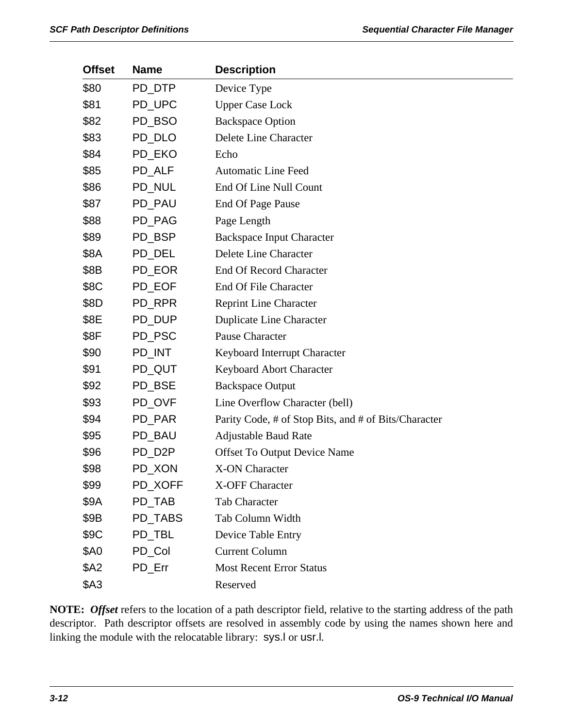| Offset | Name | Description |
|---|---|---|
| $80 | PD_DTP | Device Type |
| $81 | PD_UPC | Upper Case Lock |
| $82 | PD_BSO | Backspace Option |
| $83 | PD_DLO | Delete Line Character |
| $84 | PD_EKO | Echo |
| $85 | PD_ALF | Automatic Line Feed |
| $86 | PD_NUL | End Of Line Null Count |
| $87 | PD_PAU | End Of Page Pause |
| $88 | PD_PAG | Page Length |
| $89 | PD_BSP | Backspace Input Character |
| $8A | PD_DEL | Delete Line Character |
| $8B | PD_EOR | End Of Record Character |
| $8C | PD_EOF | End Of File Character |
| $8D | PD_RPR | Reprint Line Character |
| $8E | PD_DUP | Duplicate Line Character |
| $8F | PD_PSC | Pause Character |
| $90 | PD_INT | Keyboard Interrupt Character |
| $91 | PD_QUT | Keyboard Abort Character |
| $92 | PD_BSE | Backspace Output |
| $93 | PD_OVF | Line Overflow Character (bell) |
| $94 | PD_PAR | Parity Code, # of Stop Bits, and # of Bits/Character |
| $95 | PD_BAU | Adjustable Baud Rate |
| $96 | PD_D2P | Offset To Output Device Name |
| $98 | PD_XON | X-ON Character |
| $99 | PD_XOFF | X-OFF Character |
| $9A | PD_TAB | Tab Character |
| $9B | PD_TABS | Tab Column Width |
| $9C | PD_TBL | Device Table Entry |
| $A0 | PD_Col | Current Column |
| $A2 | PD_Err | Most Recent Error Status |
| $A3 | | Reserved |

**NOTE:** ***Offset*** refers to the location of a path descriptor field, relative to the starting address of the path descriptor. Path descriptor offsets are resolved in assembly code by using the names shown here and linking the module with the relocatable library: sys.l or usr.l.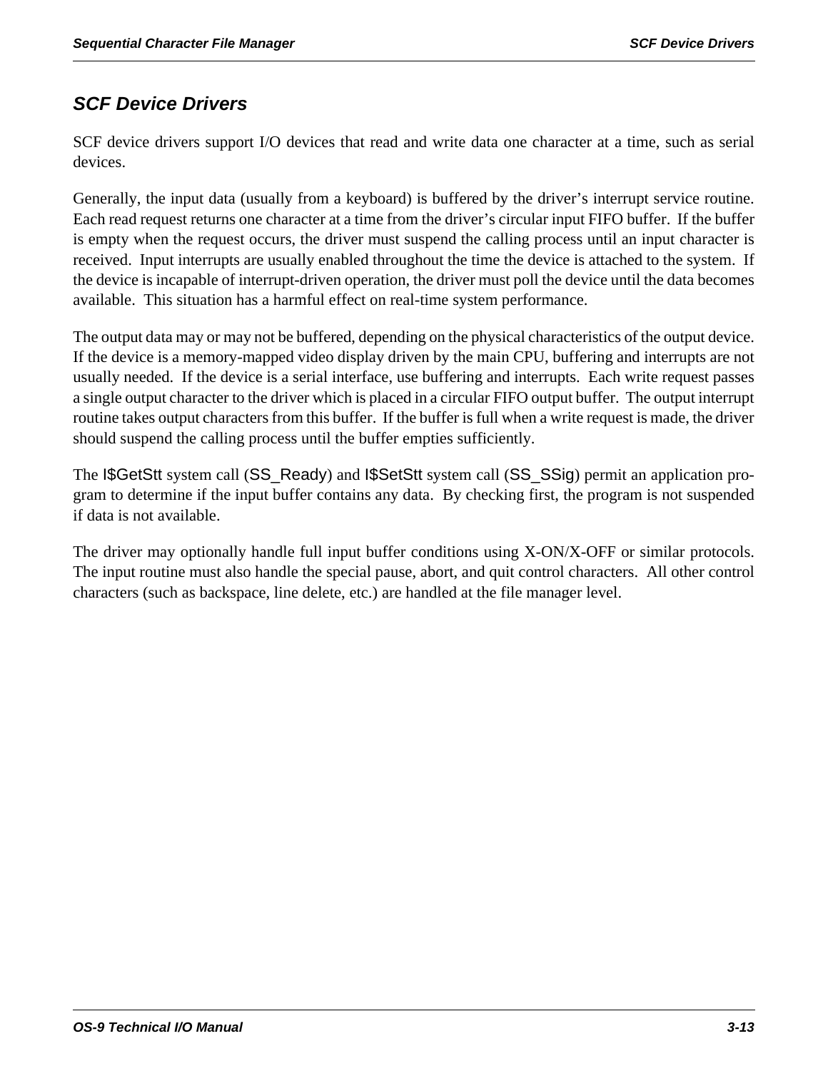## *SCF Device Drivers*

SCF device drivers support I/O devices that read and write data one character at a time, such as serial devices.

Generally, the input data (usually from a keyboard) is buffered by the driver's interrupt service routine. Each read request returns one character at a time from the driver's circular input FIFO buffer. If the buffer is empty when the request occurs, the driver must suspend the calling process until an input character is received. Input interrupts are usually enabled throughout the time the device is attached to the system. If the device is incapable of interrupt-driven operation, the driver must poll the device until the data becomes available. This situation has a harmful effect on real-time system performance.

The output data may or may not be buffered, depending on the physical characteristics of the output device. If the device is a memory-mapped video display driven by the main CPU, buffering and interrupts are not usually needed. If the device is a serial interface, use buffering and interrupts. Each write request passes a single output character to the driver which is placed in a circular FIFO output buffer. The output interrupt routine takes output characters from this buffer. If the buffer is full when a write request is made, the driver should suspend the calling process until the buffer empties sufficiently.

The I$GetStt system call (SS_Ready) and I$SetStt system call (SS_SSig) permit an application program to determine if the input buffer contains any data. By checking first, the program is not suspended if data is not available.

The driver may optionally handle full input buffer conditions using X-ON/X-OFF or similar protocols. The input routine must also handle the special pause, abort, and quit control characters. All other control characters (such as backspace, line delete, etc.) are handled at the file manager level.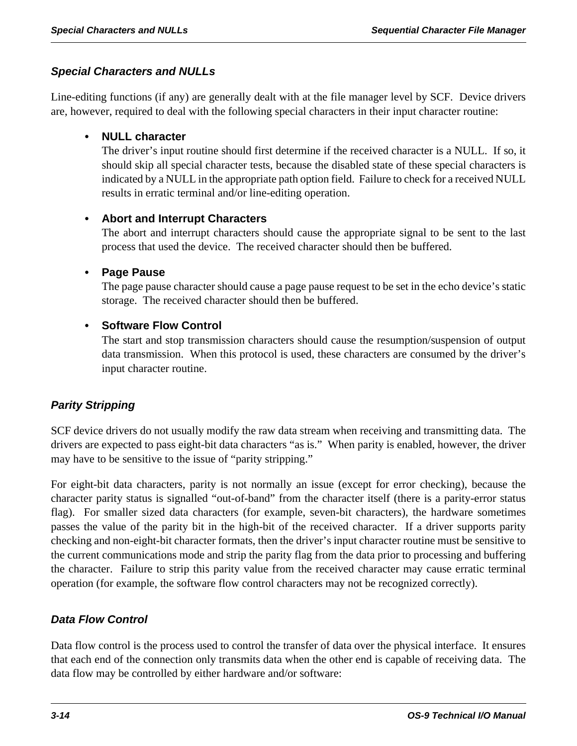## *Special Characters and NULLs*

Line-editing functions (if any) are generally dealt with at the file manager level by SCF. Device drivers are, however, required to deal with the following special characters in their input character routine:

- **NULL character**
  The driver's input routine should first determine if the received character is a NULL. If so, it should skip all special character tests, because the disabled state of these special characters is indicated by a NULL in the appropriate path option field. Failure to check for a received NULL results in erratic terminal and/or line-editing operation.

- **Abort and Interrupt Characters**
  The abort and interrupt characters should cause the appropriate signal to be sent to the last process that used the device. The received character should then be buffered.

- **Page Pause**
  The page pause character should cause a page pause request to be set in the echo device's static storage. The received character should then be buffered.

- **Software Flow Control**
  The start and stop transmission characters should cause the resumption/suspension of output data transmission. When this protocol is used, these characters are consumed by the driver's input character routine.

## *Parity Stripping*

SCF device drivers do not usually modify the raw data stream when receiving and transmitting data. The drivers are expected to pass eight-bit data characters "as is." When parity is enabled, however, the driver may have to be sensitive to the issue of "parity stripping."

For eight-bit data characters, parity is not normally an issue (except for error checking), because the character parity status is signalled "out-of-band" from the character itself (there is a parity-error status flag). For smaller sized data characters (for example, seven-bit characters), the hardware sometimes passes the value of the parity bit in the high-bit of the received character. If a driver supports parity checking and non-eight-bit character formats, then the driver's input character routine must be sensitive to the current communications mode and strip the parity flag from the data prior to processing and buffering the character. Failure to strip this parity value from the received character may cause erratic terminal operation (for example, the software flow control characters may not be recognized correctly).

## *Data Flow Control*

Data flow control is the process used to control the transfer of data over the physical interface. It ensures that each end of the connection only transmits data when the other end is capable of receiving data. The data flow may be controlled by either hardware and/or software: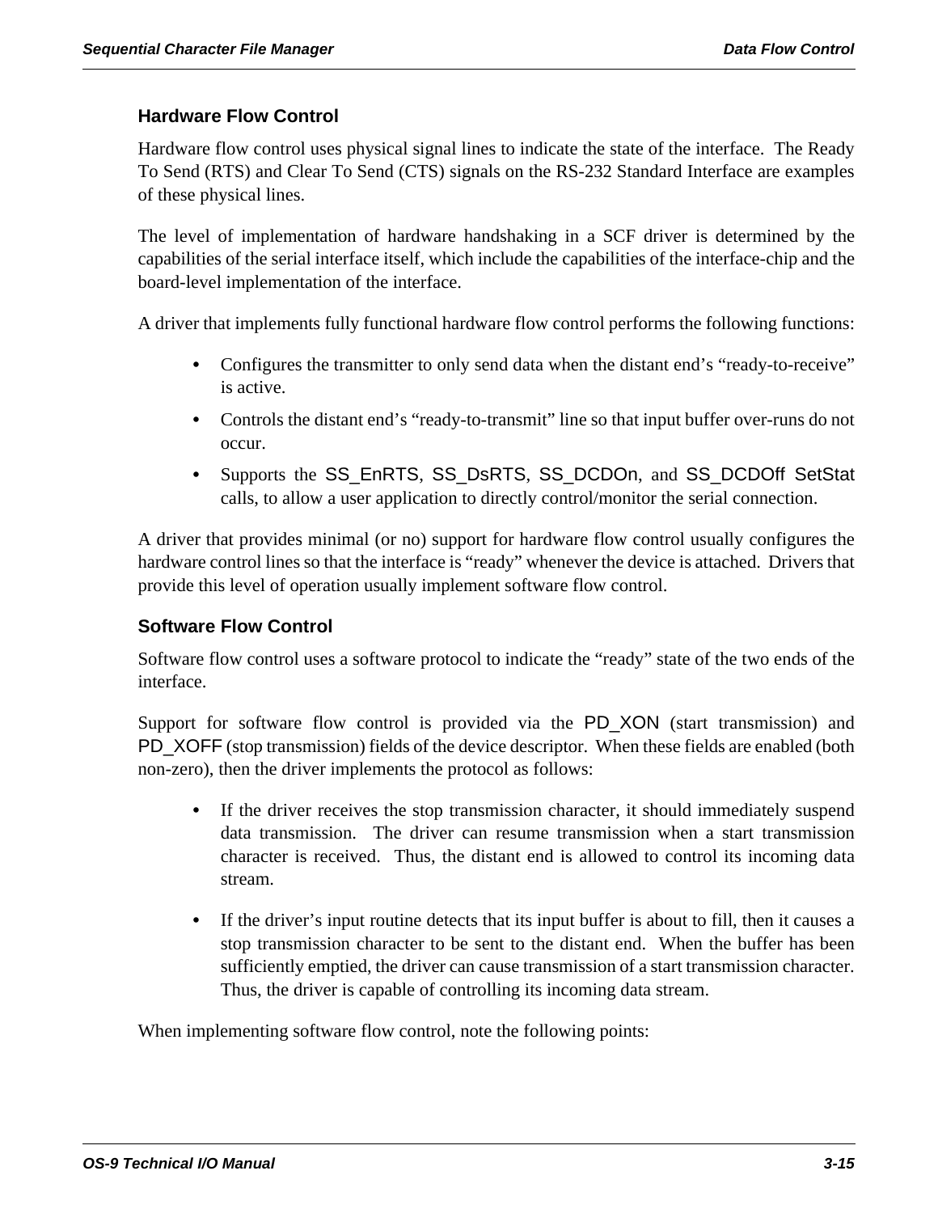### Hardware Flow Control

Hardware flow control uses physical signal lines to indicate the state of the interface. The Ready To Send (RTS) and Clear To Send (CTS) signals on the RS-232 Standard Interface are examples of these physical lines.

The level of implementation of hardware handshaking in a SCF driver is determined by the capabilities of the serial interface itself, which include the capabilities of the interface-chip and the board-level implementation of the interface.

A driver that implements fully functional hardware flow control performs the following functions:

- Configures the transmitter to only send data when the distant end's "ready-to-receive" is active.
- Controls the distant end's "ready-to-transmit" line so that input buffer over-runs do not occur.
- Supports the SS_EnRTS, SS_DsRTS, SS_DCDOn, and SS_DCDOff SetStat calls, to allow a user application to directly control/monitor the serial connection.

A driver that provides minimal (or no) support for hardware flow control usually configures the hardware control lines so that the interface is "ready" whenever the device is attached. Drivers that provide this level of operation usually implement software flow control.

### Software Flow Control

Software flow control uses a software protocol to indicate the "ready" state of the two ends of the interface.

Support for software flow control is provided via the PD_XON (start transmission) and PD_XOFF (stop transmission) fields of the device descriptor. When these fields are enabled (both non-zero), then the driver implements the protocol as follows:

- If the driver receives the stop transmission character, it should immediately suspend data transmission. The driver can resume transmission when a start transmission character is received. Thus, the distant end is allowed to control its incoming data stream.
- If the driver's input routine detects that its input buffer is about to fill, then it causes a stop transmission character to be sent to the distant end. When the buffer has been sufficiently emptied, the driver can cause transmission of a start transmission character. Thus, the driver is capable of controlling its incoming data stream.

When implementing software flow control, note the following points: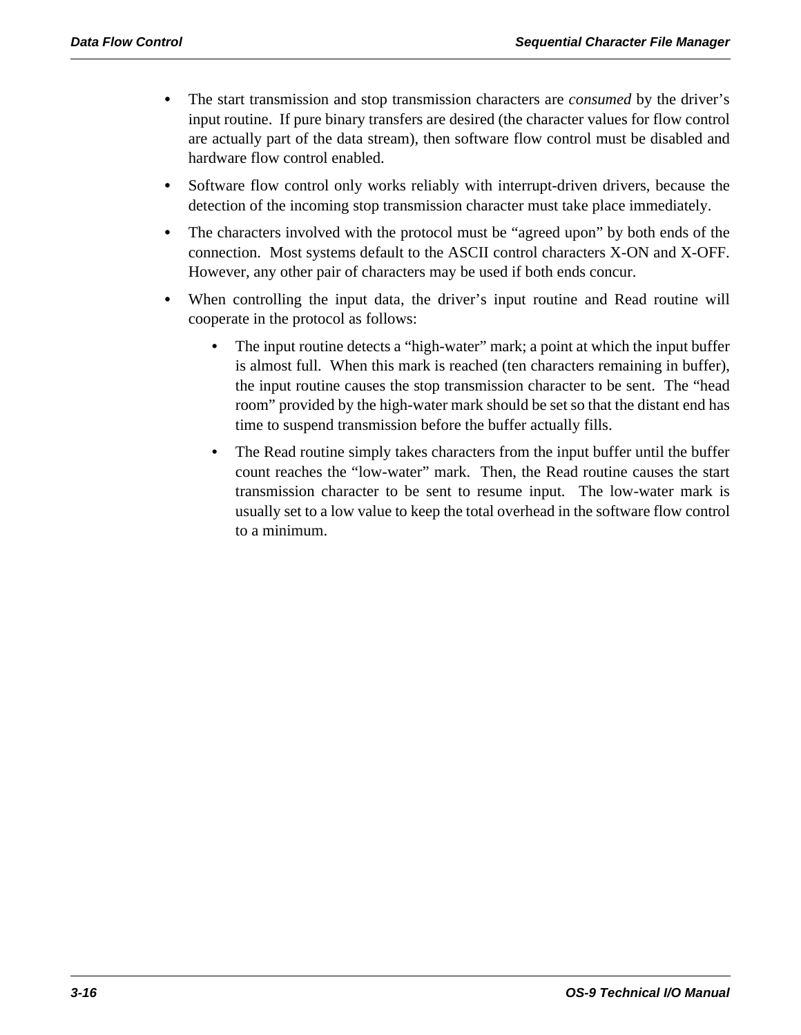- The start transmission and stop transmission characters are *consumed* by the driver's input routine. If pure binary transfers are desired (the character values for flow control are actually part of the data stream), then software flow control must be disabled and hardware flow control enabled.
- Software flow control only works reliably with interrupt-driven drivers, because the detection of the incoming stop transmission character must take place immediately.
- The characters involved with the protocol must be "agreed upon" by both ends of the connection. Most systems default to the ASCII control characters X-ON and X-OFF. However, any other pair of characters may be used if both ends concur.
- When controlling the input data, the driver's input routine and Read routine will cooperate in the protocol as follows:
  - The input routine detects a "high-water" mark; a point at which the input buffer is almost full. When this mark is reached (ten characters remaining in buffer), the input routine causes the stop transmission character to be sent. The "head room" provided by the high-water mark should be set so that the distant end has time to suspend transmission before the buffer actually fills.
  - The Read routine simply takes characters from the input buffer until the buffer count reaches the "low-water" mark. Then, the Read routine causes the start transmission character to be sent to resume input. The low-water mark is usually set to a low value to keep the total overhead in the software flow control to a minimum.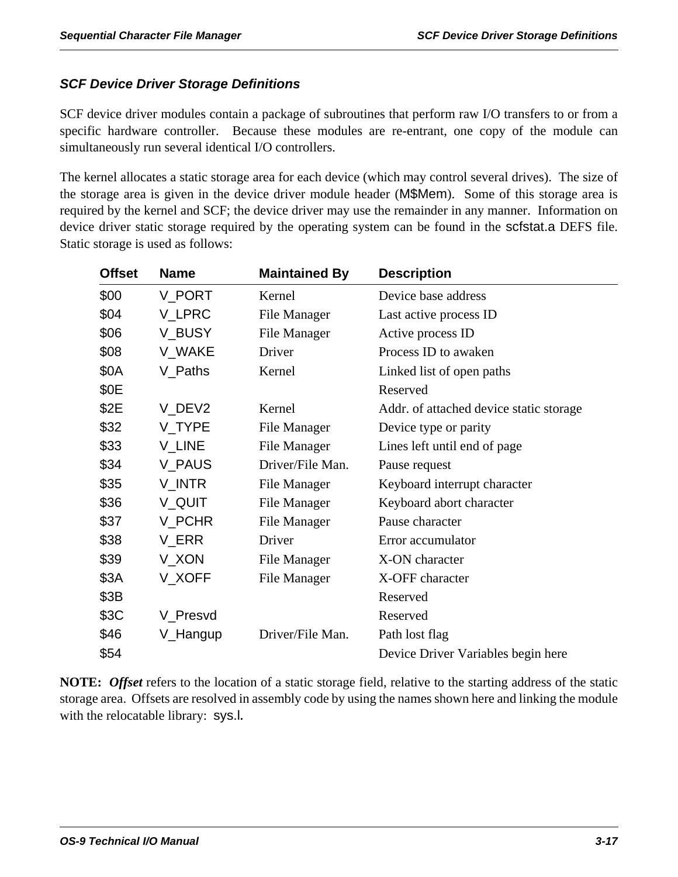## SCF Device Driver Storage Definitions

SCF device driver modules contain a package of subroutines that perform raw I/O transfers to or from a specific hardware controller. Because these modules are re-entrant, one copy of the module can simultaneously run several identical I/O controllers.

The kernel allocates a static storage area for each device (which may control several drives). The size of the storage area is given in the device driver module header (M$Mem). Some of this storage area is required by the kernel and SCF; the device driver may use the remainder in any manner. Information on device driver static storage required by the operating system can be found in the scfstat.a DEFS file. Static storage is used as follows:

| Offset | Name | Maintained By | Description |
|---|---|---|---|
| $00 | V_PORT | Kernel | Device base address |
| $04 | V_LPRC | File Manager | Last active process ID |
| $06 | V_BUSY | File Manager | Active process ID |
| $08 | V_WAKE | Driver | Process ID to awaken |
| $0A | V_Paths | Kernel | Linked list of open paths |
| $0E | | | Reserved |
| $2E | V_DEV2 | Kernel | Addr. of attached device static storage |
| $32 | V_TYPE | File Manager | Device type or parity |
| $33 | V_LINE | File Manager | Lines left until end of page |
| $34 | V_PAUS | Driver/File Man. | Pause request |
| $35 | V_INTR | File Manager | Keyboard interrupt character |
| $36 | V_QUIT | File Manager | Keyboard abort character |
| $37 | V_PCHR | File Manager | Pause character |
| $38 | V_ERR | Driver | Error accumulator |
| $39 | V_XON | File Manager | X-ON character |
| $3A | V_XOFF | File Manager | X-OFF character |
| $3B | | | Reserved |
| $3C | V_Presvd | | Reserved |
| $46 | V_Hangup | Driver/File Man. | Path lost flag |
| $54 | | | Device Driver Variables begin here |

**NOTE:** ***Offset*** refers to the location of a static storage field, relative to the starting address of the static storage area. Offsets are resolved in assembly code by using the names shown here and linking the module with the relocatable library: sys.l.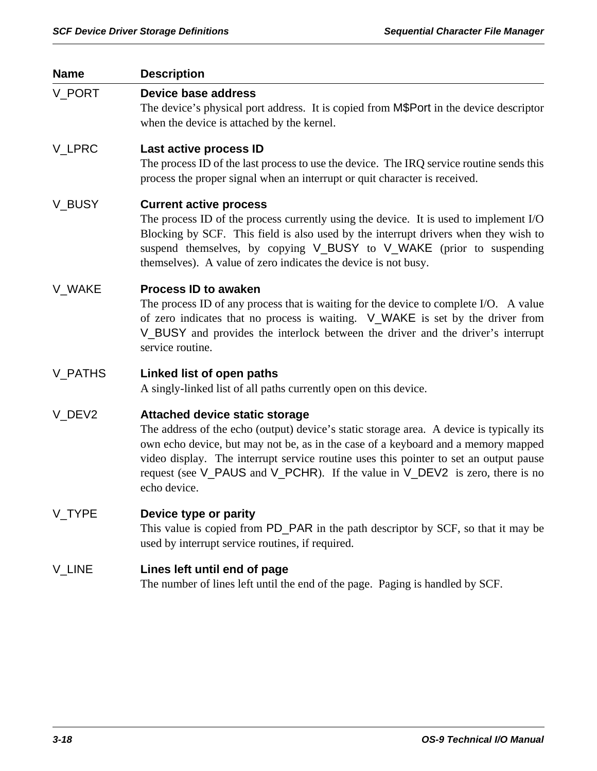| Name | Description |
| --- | --- |
| V_PORT | **Device base address**<br>The device's physical port address. It is copied from M$Port in the device descriptor when the device is attached by the kernel. |
| V_LPRC | **Last active process ID**<br>The process ID of the last process to use the device. The IRQ service routine sends this process the proper signal when an interrupt or quit character is received. |
| V_BUSY | **Current active process**<br>The process ID of the process currently using the device. It is used to implement I/O Blocking by SCF. This field is also used by the interrupt drivers when they wish to suspend themselves, by copying V_BUSY to V_WAKE (prior to suspending themselves). A value of zero indicates the device is not busy. |
| V_WAKE | **Process ID to awaken**<br>The process ID of any process that is waiting for the device to complete I/O. A value of zero indicates that no process is waiting. V_WAKE is set by the driver from V_BUSY and provides the interlock between the driver and the driver's interrupt service routine. |
| V_PATHS | **Linked list of open paths**<br>A singly-linked list of all paths currently open on this device. |
| V_DEV2 | **Attached device static storage**<br>The address of the echo (output) device's static storage area. A device is typically its own echo device, but may not be, as in the case of a keyboard and a memory mapped video display. The interrupt service routine uses this pointer to set an output pause request (see V_PAUS and V_PCHR). If the value in V_DEV2 is zero, there is no echo device. |
| V_TYPE | **Device type or parity**<br>This value is copied from PD_PAR in the path descriptor by SCF, so that it may be used by interrupt service routines, if required. |
| V_LINE | **Lines left until end of page**<br>The number of lines left until the end of the page. Paging is handled by SCF. |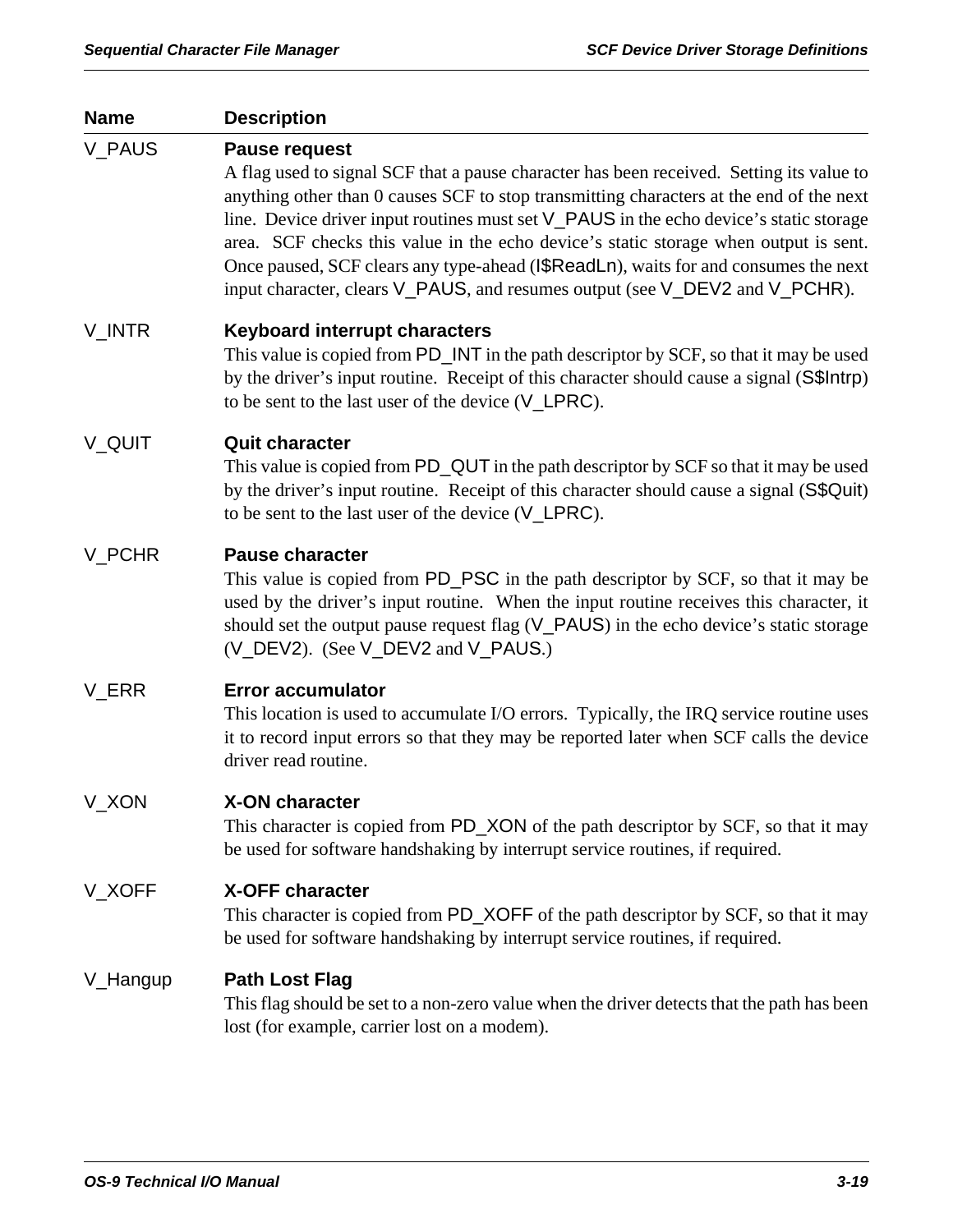| Name | Description |
|---|---|
| V_PAUS | **Pause request**<br>A flag used to signal SCF that a pause character has been received. Setting its value to anything other than 0 causes SCF to stop transmitting characters at the end of the next line. Device driver input routines must set V_PAUS in the echo device's static storage area. SCF checks this value in the echo device's static storage when output is sent. Once paused, SCF clears any type-ahead (I$ReadLn), waits for and consumes the next input character, clears V_PAUS, and resumes output (see V_DEV2 and V_PCHR). |
| V_INTR | **Keyboard interrupt characters**<br>This value is copied from PD_INT in the path descriptor by SCF, so that it may be used by the driver's input routine. Receipt of this character should cause a signal (S$Intrp) to be sent to the last user of the device (V_LPRC). |
| V_QUIT | **Quit character**<br>This value is copied from PD_QUT in the path descriptor by SCF so that it may be used by the driver's input routine. Receipt of this character should cause a signal (S$Quit) to be sent to the last user of the device (V_LPRC). |
| V_PCHR | **Pause character**<br>This value is copied from PD_PSC in the path descriptor by SCF, so that it may be used by the driver's input routine. When the input routine receives this character, it should set the output pause request flag (V_PAUS) in the echo device's static storage (V_DEV2). (See V_DEV2 and V_PAUS.) |
| V_ERR | **Error accumulator**<br>This location is used to accumulate I/O errors. Typically, the IRQ service routine uses it to record input errors so that they may be reported later when SCF calls the device driver read routine. |
| V_XON | **X-ON character**<br>This character is copied from PD_XON of the path descriptor by SCF, so that it may be used for software handshaking by interrupt service routines, if required. |
| V_XOFF | **X-OFF character**<br>This character is copied from PD_XOFF of the path descriptor by SCF, so that it may be used for software handshaking by interrupt service routines, if required. |
| V_Hangup | **Path Lost Flag**<br>This flag should be set to a non-zero value when the driver detects that the path has been lost (for example, carrier lost on a modem). |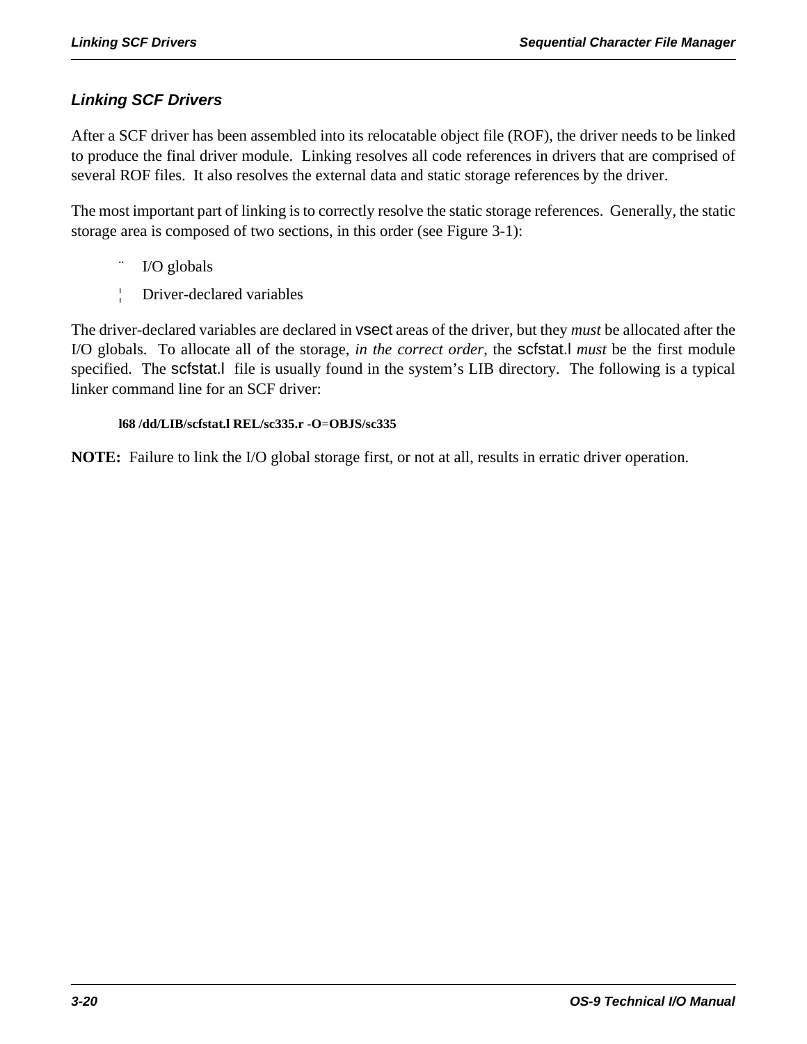## *Linking SCF Drivers*

After a SCF driver has been assembled into its relocatable object file (ROF), the driver needs to be linked to produce the final driver module. Linking resolves all code references in drivers that are comprised of several ROF files. It also resolves the external data and static storage references by the driver.

The most important part of linking is to correctly resolve the static storage references. Generally, the static storage area is composed of two sections, in this order (see Figure 3-1):

- I/O globals
- Driver-declared variables

The driver-declared variables are declared in vsect areas of the driver, but they *must* be allocated after the I/O globals. To allocate all of the storage, *in the correct order*, the scfstat.l *must* be the first module specified. The scfstat.l file is usually found in the system's LIB directory. The following is a typical linker command line for an SCF driver:

```
l68 /dd/LIB/scfstat.l REL/sc335.r -O=OBJS/sc335
```

**NOTE:** Failure to link the I/O global storage first, or not at all, results in erratic driver operation.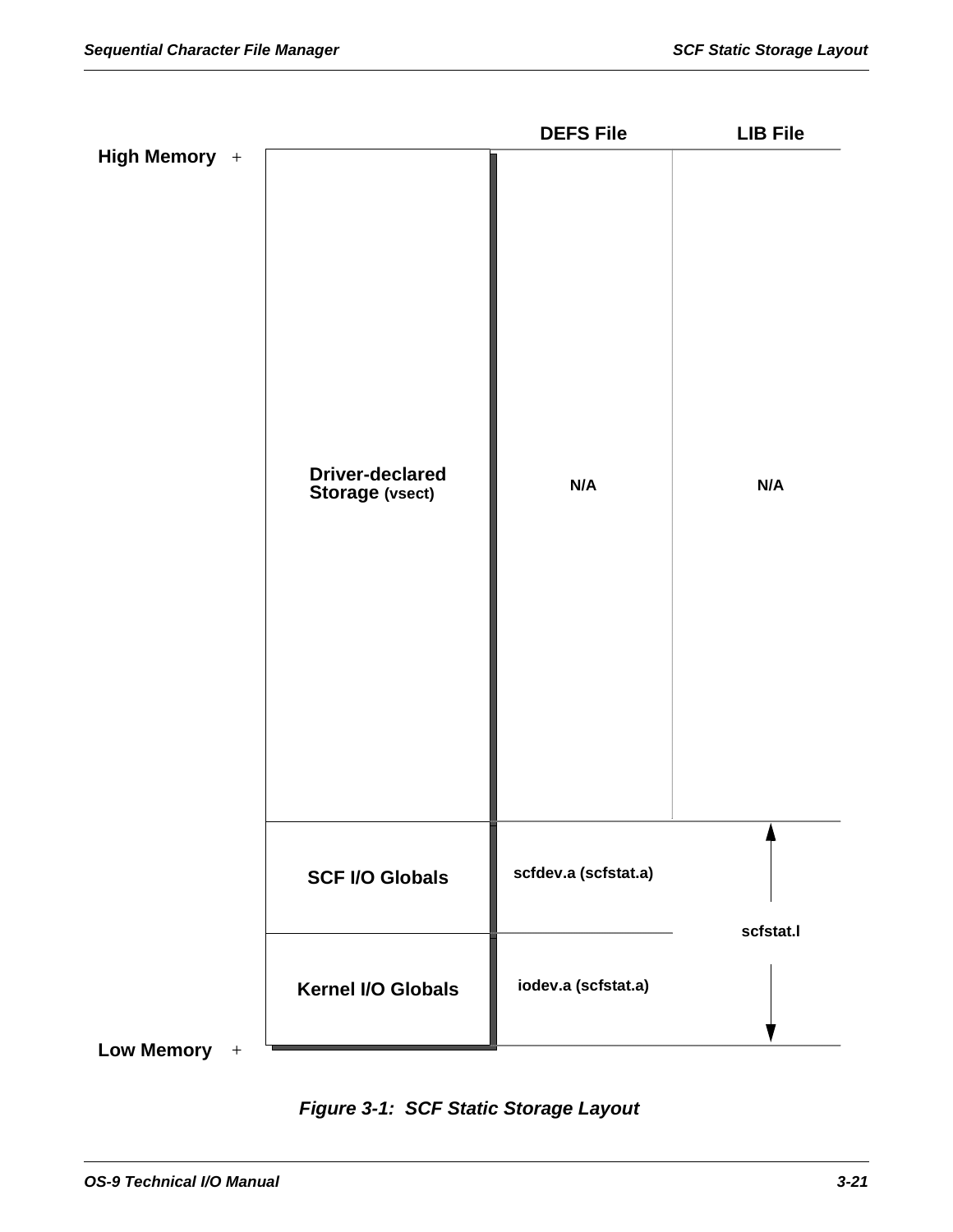| | | DEFS File | LIB File |
|---|---|---|---|
| High Memory | Driver-declared Storage (vsect) | N/A | N/A |
| | SCF I/O Globals | scfdev.a (scfstat.a) | scfstat.l |
| Low Memory | Kernel I/O Globals | iodev.a (scfstat.a) | |

***Figure 3-1: SCF Static Storage Layout***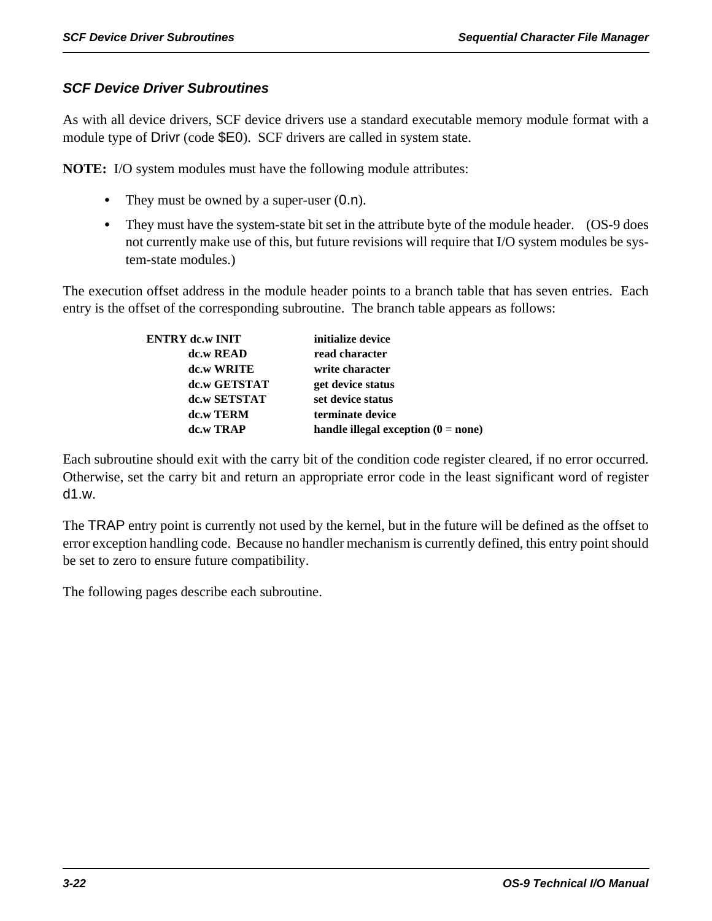## SCF Device Driver Subroutines

As with all device drivers, SCF device drivers use a standard executable memory module format with a module type of Drivr (code $E0). SCF drivers are called in system state.

**NOTE:** I/O system modules must have the following module attributes:

- They must be owned by a super-user (0.n).
- They must have the system-state bit set in the attribute byte of the module header. (OS-9 does not currently make use of this, but future revisions will require that I/O system modules be system-state modules.)

The execution offset address in the module header points to a branch table that has seven entries. Each entry is the offset of the corresponding subroutine. The branch table appears as follows:

```
ENTRY dc.w INIT        initialize device
      dc.w READ        read character
      dc.w WRITE       write character
      dc.w GETSTAT     get device status
      dc.w SETSTAT     set device status
      dc.w TERM        terminate device
      dc.w TRAP        handle illegal exception (0 = none)
```

Each subroutine should exit with the carry bit of the condition code register cleared, if no error occurred. Otherwise, set the carry bit and return an appropriate error code in the least significant word of register d1.w.

The TRAP entry point is currently not used by the kernel, but in the future will be defined as the offset to error exception handling code. Because no handler mechanism is currently defined, this entry point should be set to zero to ensure future compatibility.

The following pages describe each subroutine.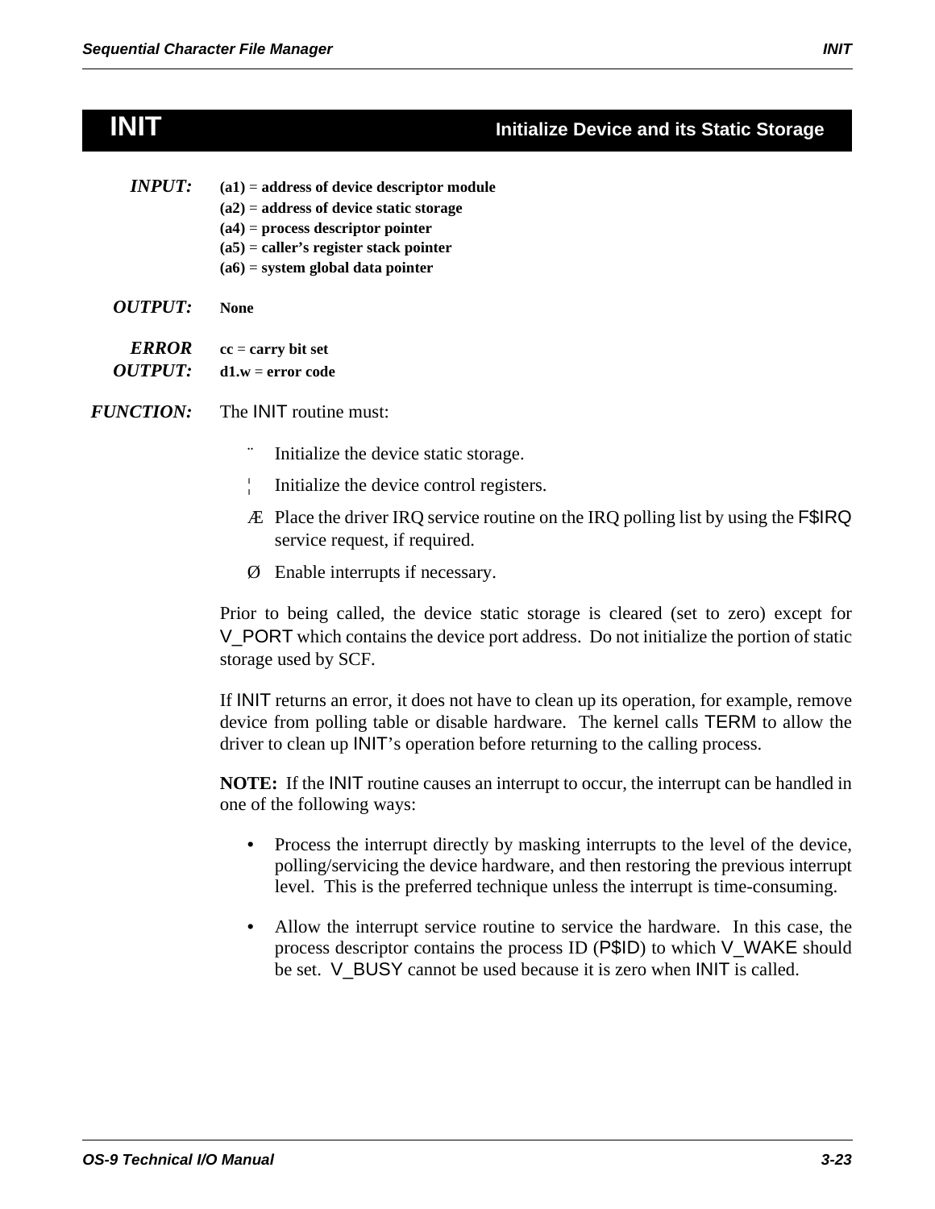# INIT

**Initialize Device and its Static Storage**

***INPUT:***
**(a1) = address of device descriptor module**
**(a2) = address of device static storage**
**(a4) = process descriptor pointer**
**(a5) = caller's register stack pointer**
**(a6) = system global data pointer**

***OUTPUT:*** **None**

***ERROR OUTPUT:***
**cc = carry bit set**
**d1.w = error code**

***FUNCTION:*** The INIT routine must:

¨ Initialize the device static storage.

¦ Initialize the device control registers.

Æ Place the driver IRQ service routine on the IRQ polling list by using the F$IRQ service request, if required.

Ø Enable interrupts if necessary.

Prior to being called, the device static storage is cleared (set to zero) except for V_PORT which contains the device port address. Do not initialize the portion of static storage used by SCF.

If INIT returns an error, it does not have to clean up its operation, for example, remove device from polling table or disable hardware. The kernel calls TERM to allow the driver to clean up INIT's operation before returning to the calling process.

**NOTE:** If the INIT routine causes an interrupt to occur, the interrupt can be handled in one of the following ways:

- Process the interrupt directly by masking interrupts to the level of the device, polling/servicing the device hardware, and then restoring the previous interrupt level. This is the preferred technique unless the interrupt is time-consuming.

- Allow the interrupt service routine to service the hardware. In this case, the process descriptor contains the process ID (P$ID) to which V_WAKE should be set. V_BUSY cannot be used because it is zero when INIT is called.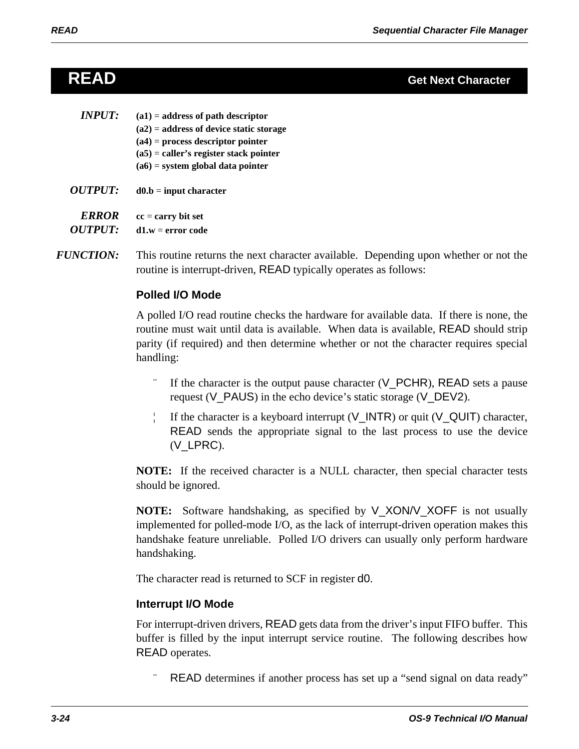# READ — Get Next Character

***INPUT:***
**(a1) = address of path descriptor**
**(a2) = address of device static storage**
**(a4) = process descriptor pointer**
**(a5) = caller's register stack pointer**
**(a6) = system global data pointer**

***OUTPUT:*** **d0.b = input character**

***ERROR OUTPUT:***
**cc = carry bit set**
**d1.w = error code**

***FUNCTION:*** This routine returns the next character available. Depending upon whether or not the routine is interrupt-driven, READ typically operates as follows:

### Polled I/O Mode

A polled I/O read routine checks the hardware for available data. If there is none, the routine must wait until data is available. When data is available, READ should strip parity (if required) and then determine whether or not the character requires special handling:

- If the character is the output pause character (V_PCHR), READ sets a pause request (V_PAUS) in the echo device's static storage (V_DEV2).
- If the character is a keyboard interrupt (V_INTR) or quit (V_QUIT) character, READ sends the appropriate signal to the last process to use the device (V_LPRC).

**NOTE:** If the received character is a NULL character, then special character tests should be ignored.

**NOTE:** Software handshaking, as specified by V_XON/V_XOFF is not usually implemented for polled-mode I/O, as the lack of interrupt-driven operation makes this handshake feature unreliable. Polled I/O drivers can usually only perform hardware handshaking.

The character read is returned to SCF in register d0.

### Interrupt I/O Mode

For interrupt-driven drivers, READ gets data from the driver's input FIFO buffer. This buffer is filled by the input interrupt service routine. The following describes how READ operates.

- READ determines if another process has set up a "send signal on data ready"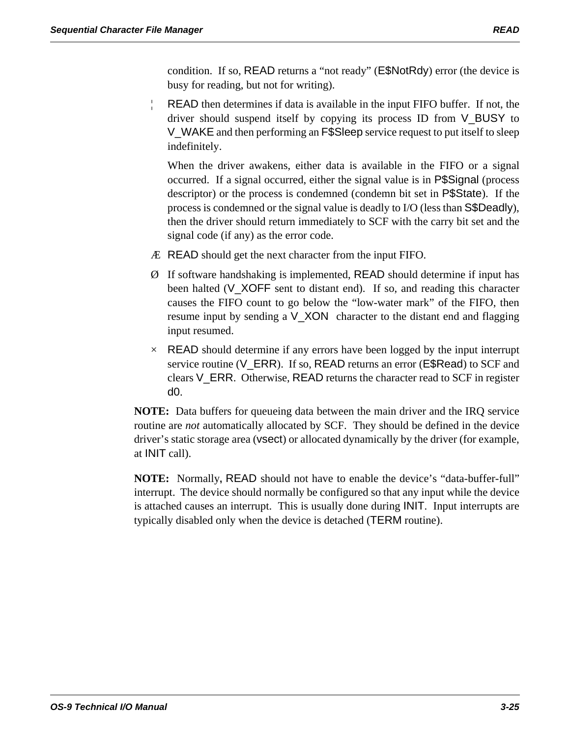condition. If so, READ returns a "not ready" (E$NotRdy) error (the device is busy for reading, but not for writing).

¦ READ then determines if data is available in the input FIFO buffer. If not, the driver should suspend itself by copying its process ID from V_BUSY to V_WAKE and then performing an F$Sleep service request to put itself to sleep indefinitely.

  When the driver awakens, either data is available in the FIFO or a signal occurred. If a signal occurred, either the signal value is in P$Signal (process descriptor) or the process is condemned (condemn bit set in P$State). If the process is condemned or the signal value is deadly to I/O (less than S$Deadly), then the driver should return immediately to SCF with the carry bit set and the signal code (if any) as the error code.

Æ READ should get the next character from the input FIFO.

Ø If software handshaking is implemented, READ should determine if input has been halted (V_XOFF sent to distant end). If so, and reading this character causes the FIFO count to go below the "low-water mark" of the FIFO, then resume input by sending a V_XON character to the distant end and flagging input resumed.

× READ should determine if any errors have been logged by the input interrupt service routine (V_ERR). If so, READ returns an error (E$Read) to SCF and clears V_ERR. Otherwise, READ returns the character read to SCF in register d0.

**NOTE:** Data buffers for queueing data between the main driver and the IRQ service routine are *not* automatically allocated by SCF. They should be defined in the device driver's static storage area (vsect) or allocated dynamically by the driver (for example, at INIT call).

**NOTE:** Normally, READ should not have to enable the device's "data-buffer-full" interrupt. The device should normally be configured so that any input while the device is attached causes an interrupt. This is usually done during INIT. Input interrupts are typically disabled only when the device is detached (TERM routine).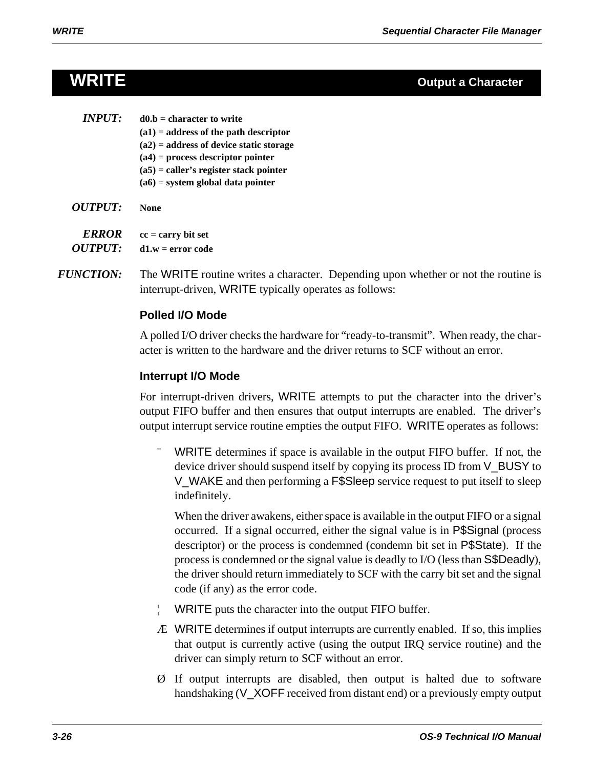# WRITE

**Output a Character**

***INPUT:***
**d0.b = character to write**
**(a1) = address of the path descriptor**
**(a2) = address of device static storage**
**(a4) = process descriptor pointer**
**(a5) = caller's register stack pointer**
**(a6) = system global data pointer**

***OUTPUT:*** **None**

***ERROR OUTPUT:***
**cc = carry bit set**
**d1.w = error code**

***FUNCTION:*** The WRITE routine writes a character. Depending upon whether or not the routine is interrupt-driven, WRITE typically operates as follows:

### Polled I/O Mode

A polled I/O driver checks the hardware for "ready-to-transmit". When ready, the character is written to the hardware and the driver returns to SCF without an error.

### Interrupt I/O Mode

For interrupt-driven drivers, WRITE attempts to put the character into the driver's output FIFO buffer and then ensures that output interrupts are enabled. The driver's output interrupt service routine empties the output FIFO. WRITE operates as follows:

¨ WRITE determines if space is available in the output FIFO buffer. If not, the device driver should suspend itself by copying its process ID from V_BUSY to V_WAKE and then performing a F$Sleep service request to put itself to sleep indefinitely.

When the driver awakens, either space is available in the output FIFO or a signal occurred. If a signal occurred, either the signal value is in P$Signal (process descriptor) or the process is condemned (condemn bit set in P$State). If the process is condemned or the signal value is deadly to I/O (less than S$Deadly), the driver should return immediately to SCF with the carry bit set and the signal code (if any) as the error code.

¦ WRITE puts the character into the output FIFO buffer.

Æ WRITE determines if output interrupts are currently enabled. If so, this implies that output is currently active (using the output IRQ service routine) and the driver can simply return to SCF without an error.

Ø If output interrupts are disabled, then output is halted due to software handshaking (V_XOFF received from distant end) or a previously empty output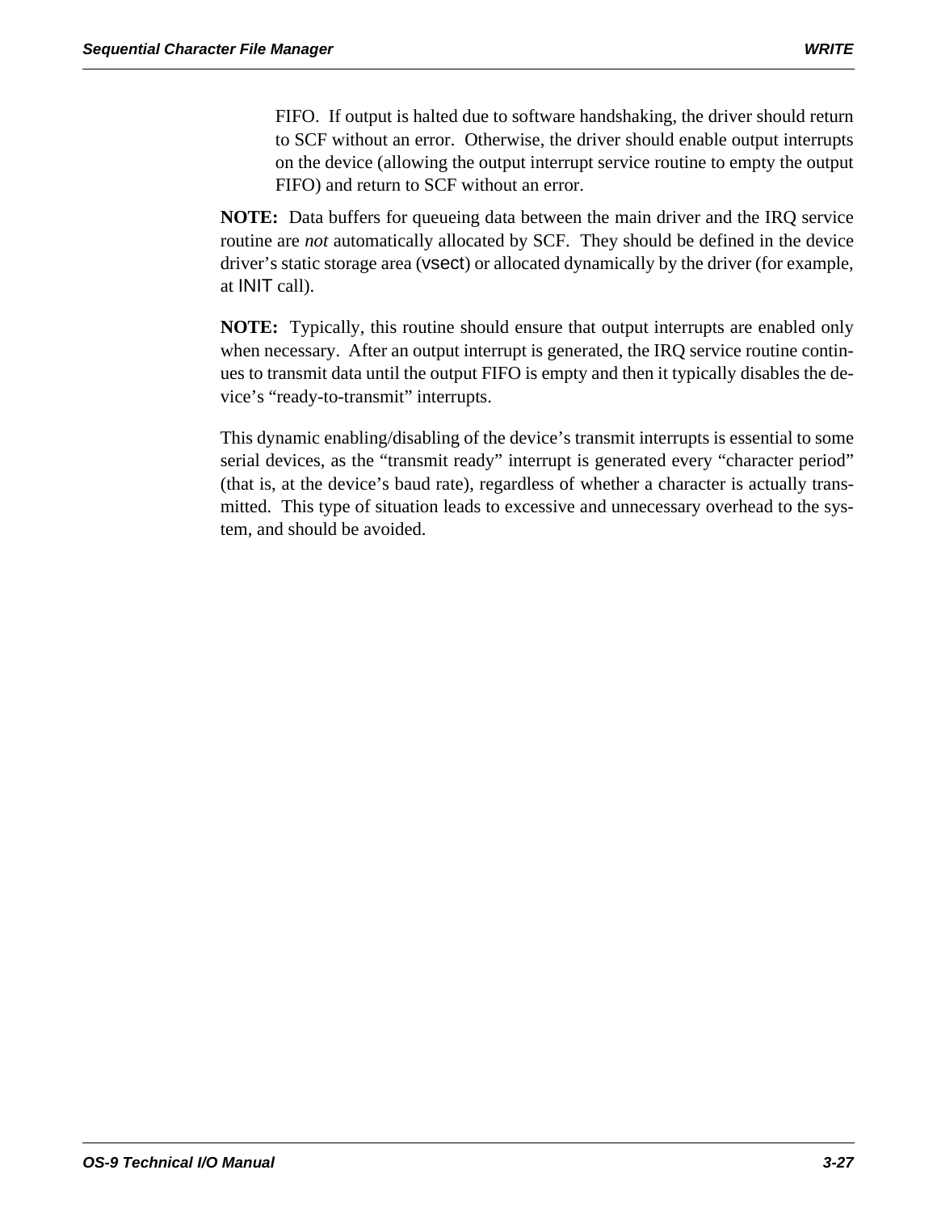FIFO. If output is halted due to software handshaking, the driver should return to SCF without an error. Otherwise, the driver should enable output interrupts on the device (allowing the output interrupt service routine to empty the output FIFO) and return to SCF without an error.

**NOTE:** Data buffers for queueing data between the main driver and the IRQ service routine are *not* automatically allocated by SCF. They should be defined in the device driver's static storage area (vsect) or allocated dynamically by the driver (for example, at INIT call).

**NOTE:** Typically, this routine should ensure that output interrupts are enabled only when necessary. After an output interrupt is generated, the IRQ service routine continues to transmit data until the output FIFO is empty and then it typically disables the device's "ready-to-transmit" interrupts.

This dynamic enabling/disabling of the device's transmit interrupts is essential to some serial devices, as the "transmit ready" interrupt is generated every "character period" (that is, at the device's baud rate), regardless of whether a character is actually transmitted. This type of situation leads to excessive and unnecessary overhead to the system, and should be avoided.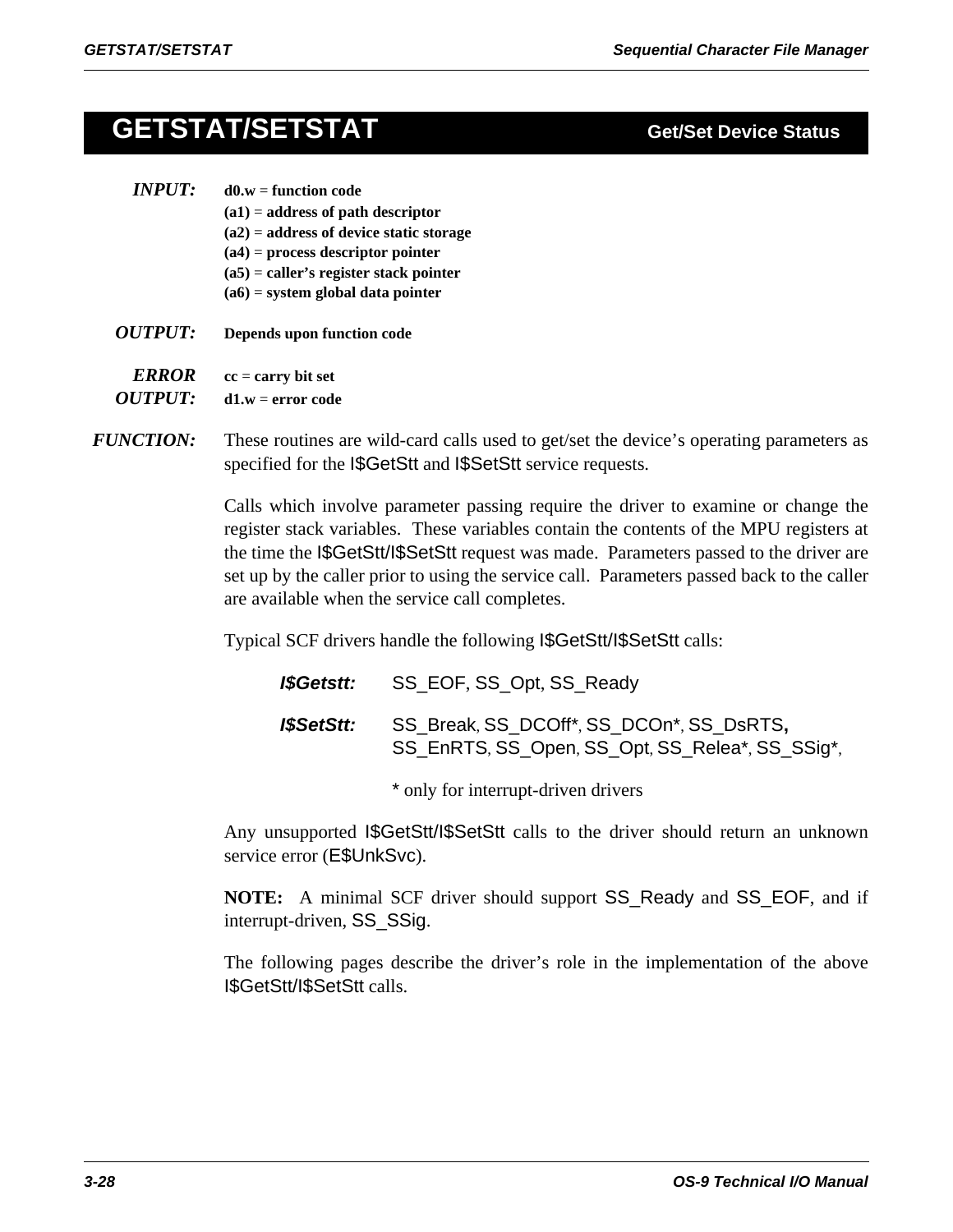# GETSTAT/SETSTAT — Get/Set Device Status

**INPUT:**
**d0.w = function code**
**(a1) = address of path descriptor**
**(a2) = address of device static storage**
**(a4) = process descriptor pointer**
**(a5) = caller's register stack pointer**
**(a6) = system global data pointer**

**OUTPUT:** **Depends upon function code**

**ERROR OUTPUT:**
**cc = carry bit set**
**d1.w = error code**

**FUNCTION:** These routines are wild-card calls used to get/set the device's operating parameters as specified for the I$GetStt and I$SetStt service requests.

Calls which involve parameter passing require the driver to examine or change the register stack variables. These variables contain the contents of the MPU registers at the time the I$GetStt/I$SetStt request was made. Parameters passed to the driver are set up by the caller prior to using the service call. Parameters passed back to the caller are available when the service call completes.

Typical SCF drivers handle the following I$GetStt/I$SetStt calls:

***I$Getstt:*** SS_EOF, SS_Opt, SS_Ready

***I$SetStt:*** SS_Break, SS_DCOff*, SS_DCOn*, SS_DsRTS, SS_EnRTS, SS_Open, SS_Opt, SS_Relea*, SS_SSig*,

\* only for interrupt-driven drivers

Any unsupported I$GetStt/I$SetStt calls to the driver should return an unknown service error (E$UnkSvc).

**NOTE:** A minimal SCF driver should support SS_Ready and SS_EOF, and if interrupt-driven, SS_SSig.

The following pages describe the driver's role in the implementation of the above I$GetStt/I$SetStt calls.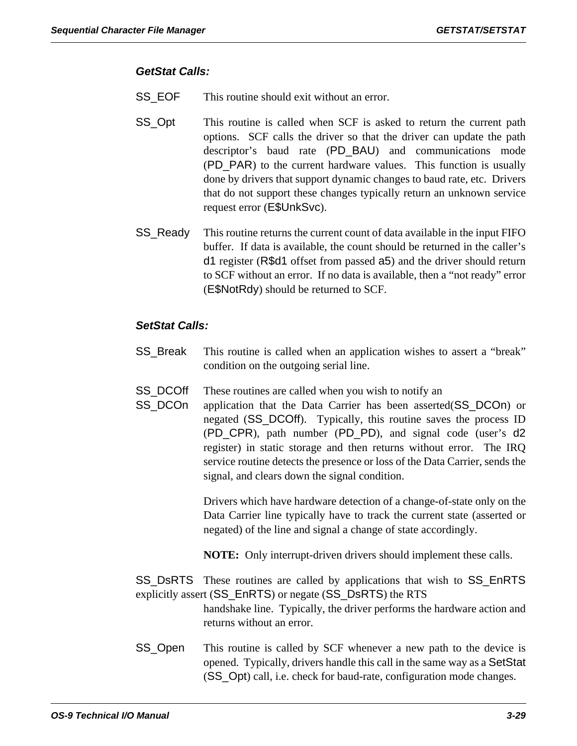### GetStat Calls:

**SS_EOF** This routine should exit without an error.

**SS_Opt** This routine is called when SCF is asked to return the current path options. SCF calls the driver so that the driver can update the path descriptor's baud rate (PD_BAU) and communications mode (PD_PAR) to the current hardware values. This function is usually done by drivers that support dynamic changes to baud rate, etc. Drivers that do not support these changes typically return an unknown service request error (E$UnkSvc).

**SS_Ready** This routine returns the current count of data available in the input FIFO buffer. If data is available, the count should be returned in the caller's d1 register (R$d1 offset from passed a5) and the driver should return to SCF without an error. If no data is available, then a "not ready" error (E$NotRdy) should be returned to SCF.

### SetStat Calls:

**SS_Break** This routine is called when an application wishes to assert a "break" condition on the outgoing serial line.

**SS_DCOff**
**SS_DCOn** These routines are called when you wish to notify an application that the Data Carrier has been asserted(SS_DCOn) or negated (SS_DCOff). Typically, this routine saves the process ID (PD_CPR), path number (PD_PD), and signal code (user's d2 register) in static storage and then returns without error. The IRQ service routine detects the presence or loss of the Data Carrier, sends the signal, and clears down the signal condition.

Drivers which have hardware detection of a change-of-state only on the Data Carrier line typically have to track the current state (asserted or negated) of the line and signal a change of state accordingly.

**NOTE:** Only interrupt-driven drivers should implement these calls.

**SS_DsRTS**
**SS_EnRTS** These routines are called by applications that wish to explicitly assert (SS_EnRTS) or negate (SS_DsRTS) the RTS handshake line. Typically, the driver performs the hardware action and returns without an error.

**SS_Open** This routine is called by SCF whenever a new path to the device is opened. Typically, drivers handle this call in the same way as a SetStat (SS_Opt) call, i.e. check for baud-rate, configuration mode changes.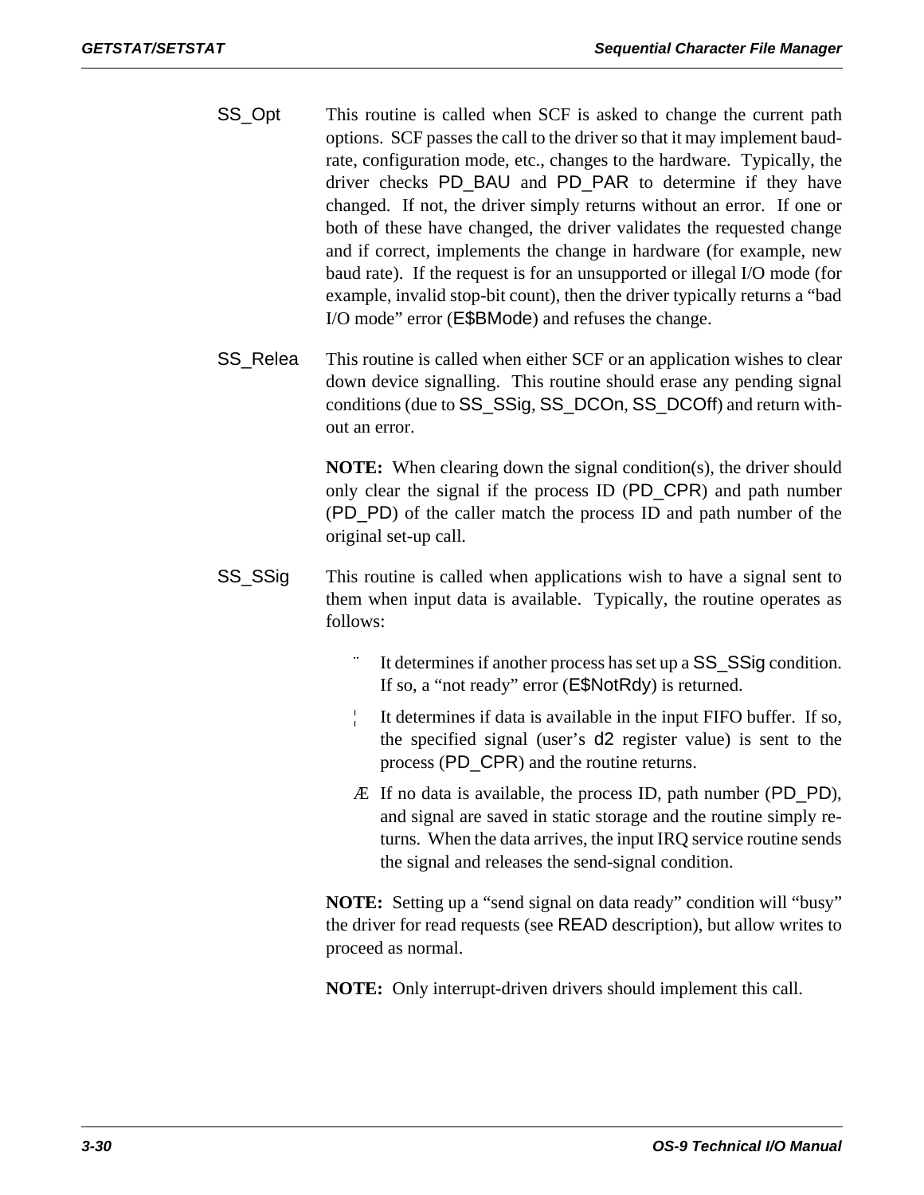**SS_Opt**

This routine is called when SCF is asked to change the current path options. SCF passes the call to the driver so that it may implement baud-rate, configuration mode, etc., changes to the hardware. Typically, the driver checks PD_BAU and PD_PAR to determine if they have changed. If not, the driver simply returns without an error. If one or both of these have changed, the driver validates the requested change and if correct, implements the change in hardware (for example, new baud rate). If the request is for an unsupported or illegal I/O mode (for example, invalid stop-bit count), then the driver typically returns a "bad I/O mode" error (E$BMode) and refuses the change.

**SS_Relea**

This routine is called when either SCF or an application wishes to clear down device signalling. This routine should erase any pending signal conditions (due to SS_SSig, SS_DCOn, SS_DCOff) and return without an error.

**NOTE:** When clearing down the signal condition(s), the driver should only clear the signal if the process ID (PD_CPR) and path number (PD_PD) of the caller match the process ID and path number of the original set-up call.

**SS_SSig**

This routine is called when applications wish to have a signal sent to them when input data is available. Typically, the routine operates as follows:

1. It determines if another process has set up a SS_SSig condition. If so, a "not ready" error (E$NotRdy) is returned.
2. It determines if data is available in the input FIFO buffer. If so, the specified signal (user's d2 register value) is sent to the process (PD_CPR) and the routine returns.
3. If no data is available, the process ID, path number (PD_PD), and signal are saved in static storage and the routine simply returns. When the data arrives, the input IRQ service routine sends the signal and releases the send-signal condition.

**NOTE:** Setting up a "send signal on data ready" condition will "busy" the driver for read requests (see READ description), but allow writes to proceed as normal.

**NOTE:** Only interrupt-driven drivers should implement this call.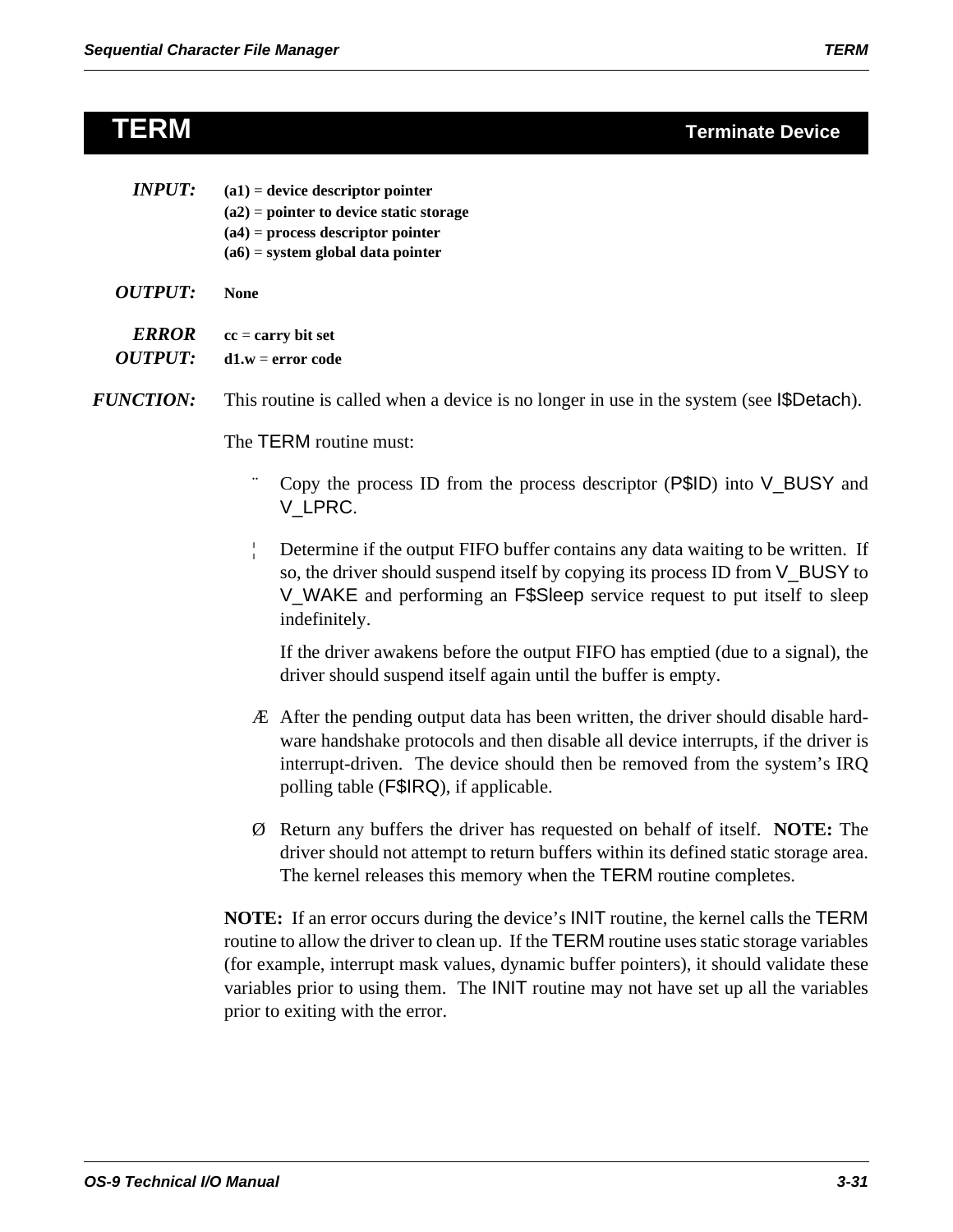# TERM — Terminate Device

***INPUT:*** **(a1) = device descriptor pointer**
**(a2) = pointer to device static storage**
**(a4) = process descriptor pointer**
**(a6) = system global data pointer**

***OUTPUT:*** **None**

***ERROR OUTPUT:*** **cc = carry bit set**
**d1.w = error code**

***FUNCTION:*** This routine is called when a device is no longer in use in the system (see I$Detach).

The TERM routine must:

¨ Copy the process ID from the process descriptor (P$ID) into V_BUSY and V_LPRC.

¦ Determine if the output FIFO buffer contains any data waiting to be written. If so, the driver should suspend itself by copying its process ID from V_BUSY to V_WAKE and performing an F$Sleep service request to put itself to sleep indefinitely.

If the driver awakens before the output FIFO has emptied (due to a signal), the driver should suspend itself again until the buffer is empty.

Æ After the pending output data has been written, the driver should disable hardware handshake protocols and then disable all device interrupts, if the driver is interrupt-driven. The device should then be removed from the system's IRQ polling table (F$IRQ), if applicable.

Ø Return any buffers the driver has requested on behalf of itself. **NOTE:** The driver should not attempt to return buffers within its defined static storage area. The kernel releases this memory when the TERM routine completes.

**NOTE:** If an error occurs during the device's INIT routine, the kernel calls the TERM routine to allow the driver to clean up. If the TERM routine uses static storage variables (for example, interrupt mask values, dynamic buffer pointers), it should validate these variables prior to using them. The INIT routine may not have set up all the variables prior to exiting with the error.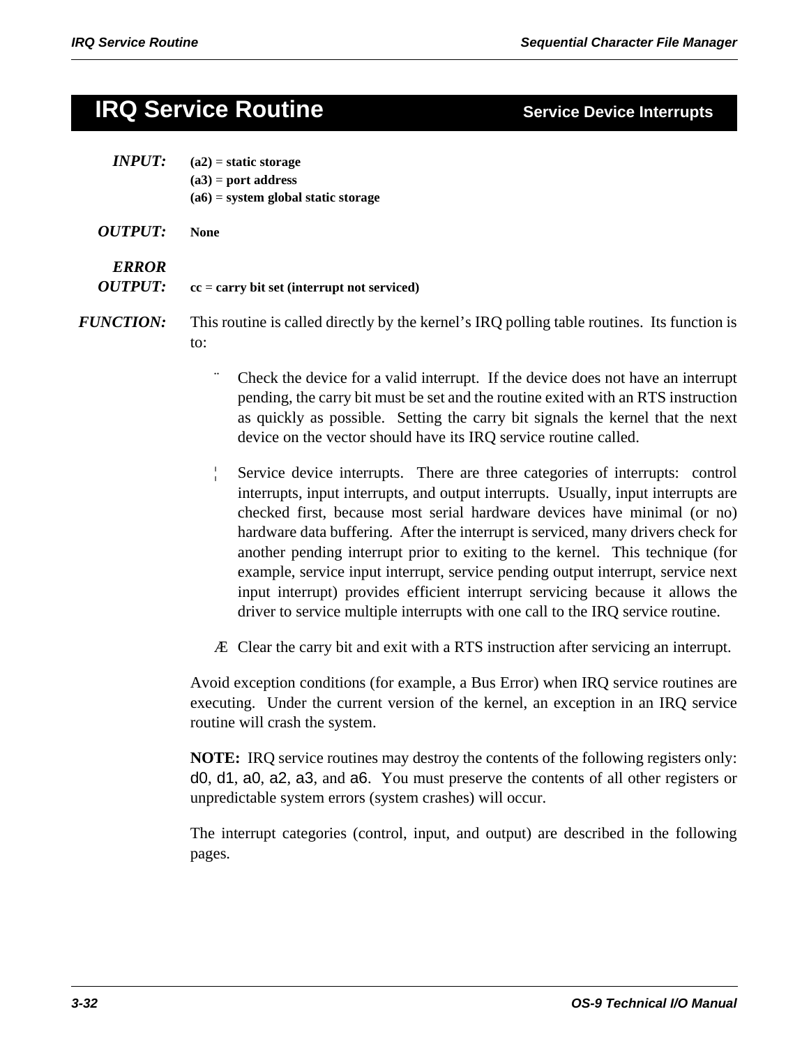# IRQ Service Routine — Service Device Interrupts

***INPUT:*** **(a2) = static storage**
**(a3) = port address**
**(a6) = system global static storage**

***OUTPUT:*** **None**

***ERROR OUTPUT:*** **cc = carry bit set (interrupt not serviced)**

***FUNCTION:*** This routine is called directly by the kernel's IRQ polling table routines. Its function is to:

1. Check the device for a valid interrupt. If the device does not have an interrupt pending, the carry bit must be set and the routine exited with an RTS instruction as quickly as possible. Setting the carry bit signals the kernel that the next device on the vector should have its IRQ service routine called.

2. Service device interrupts. There are three categories of interrupts: control interrupts, input interrupts, and output interrupts. Usually, input interrupts are checked first, because most serial hardware devices have minimal (or no) hardware data buffering. After the interrupt is serviced, many drivers check for another pending interrupt prior to exiting to the kernel. This technique (for example, service input interrupt, service pending output interrupt, service next input interrupt) provides efficient interrupt servicing because it allows the driver to service multiple interrupts with one call to the IRQ service routine.

3. Clear the carry bit and exit with a RTS instruction after servicing an interrupt.

Avoid exception conditions (for example, a Bus Error) when IRQ service routines are executing. Under the current version of the kernel, an exception in an IRQ service routine will crash the system.

**NOTE:** IRQ service routines may destroy the contents of the following registers only: d0, d1, a0, a2, a3, and a6. You must preserve the contents of all other registers or unpredictable system errors (system crashes) will occur.

The interrupt categories (control, input, and output) are described in the following pages.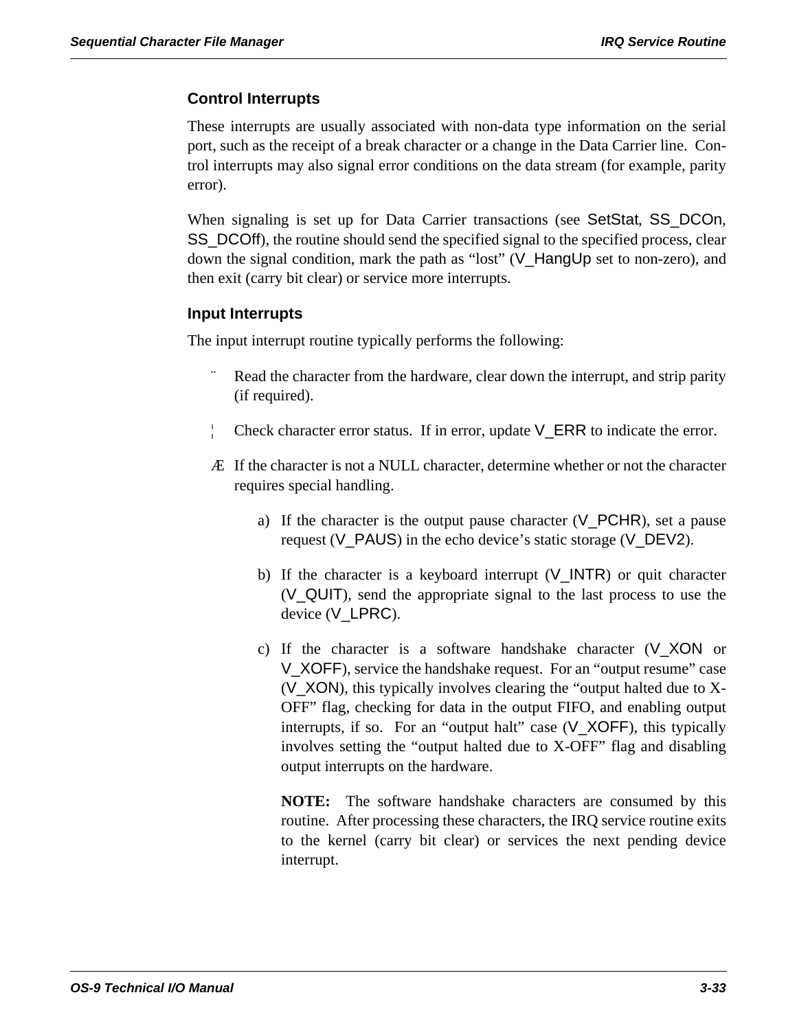### Control Interrupts

These interrupts are usually associated with non-data type information on the serial port, such as the receipt of a break character or a change in the Data Carrier line. Control interrupts may also signal error conditions on the data stream (for example, parity error).

When signaling is set up for Data Carrier transactions (see SetStat, SS_DCOn, SS_DCOff), the routine should send the specified signal to the specified process, clear down the signal condition, mark the path as "lost" (V_HangUp set to non-zero), and then exit (carry bit clear) or service more interrupts.

### Input Interrupts

The input interrupt routine typically performs the following:

1. Read the character from the hardware, clear down the interrupt, and strip parity (if required).

2. Check character error status. If in error, update V_ERR to indicate the error.

3. If the character is not a NULL character, determine whether or not the character requires special handling.

   a) If the character is the output pause character (V_PCHR), set a pause request (V_PAUS) in the echo device's static storage (V_DEV2).

   b) If the character is a keyboard interrupt (V_INTR) or quit character (V_QUIT), send the appropriate signal to the last process to use the device (V_LPRC).

   c) If the character is a software handshake character (V_XON or V_XOFF), service the handshake request. For an "output resume" case (V_XON), this typically involves clearing the "output halted due to X-OFF" flag, checking for data in the output FIFO, and enabling output interrupts, if so. For an "output halt" case (V_XOFF), this typically involves setting the "output halted due to X-OFF" flag and disabling output interrupts on the hardware.

   **NOTE:** The software handshake characters are consumed by this routine. After processing these characters, the IRQ service routine exits to the kernel (carry bit clear) or services the next pending device interrupt.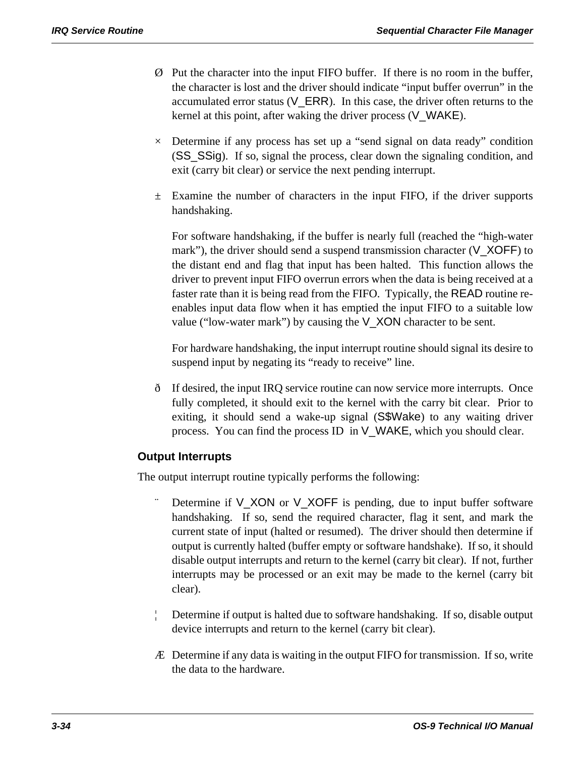Ø Put the character into the input FIFO buffer. If there is no room in the buffer, the character is lost and the driver should indicate "input buffer overrun" in the accumulated error status (V_ERR). In this case, the driver often returns to the kernel at this point, after waking the driver process (V_WAKE).

× Determine if any process has set up a "send signal on data ready" condition (SS_SSig). If so, signal the process, clear down the signaling condition, and exit (carry bit clear) or service the next pending interrupt.

± Examine the number of characters in the input FIFO, if the driver supports handshaking.

For software handshaking, if the buffer is nearly full (reached the "high-water mark"), the driver should send a suspend transmission character (V_XOFF) to the distant end and flag that input has been halted. This function allows the driver to prevent input FIFO overrun errors when the data is being received at a faster rate than it is being read from the FIFO. Typically, the READ routine re-enables input data flow when it has emptied the input FIFO to a suitable low value ("low-water mark") by causing the V_XON character to be sent.

For hardware handshaking, the input interrupt routine should signal its desire to suspend input by negating its "ready to receive" line.

ð If desired, the input IRQ service routine can now service more interrupts. Once fully completed, it should exit to the kernel with the carry bit clear. Prior to exiting, it should send a wake-up signal (S$Wake) to any waiting driver process. You can find the process ID in V_WAKE, which you should clear.

### Output Interrupts

The output interrupt routine typically performs the following:

¨ Determine if V_XON or V_XOFF is pending, due to input buffer software handshaking. If so, send the required character, flag it sent, and mark the current state of input (halted or resumed). The driver should then determine if output is currently halted (buffer empty or software handshake). If so, it should disable output interrupts and return to the kernel (carry bit clear). If not, further interrupts may be processed or an exit may be made to the kernel (carry bit clear).

¦ Determine if output is halted due to software handshaking. If so, disable output device interrupts and return to the kernel (carry bit clear).

Æ Determine if any data is waiting in the output FIFO for transmission. If so, write the data to the hardware.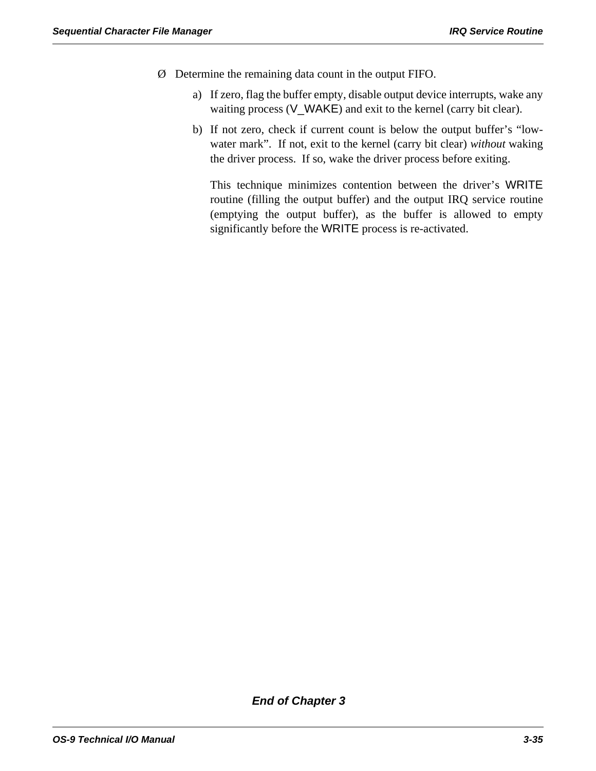Ø Determine the remaining data count in the output FIFO.

a) If zero, flag the buffer empty, disable output device interrupts, wake any waiting process (V_WAKE) and exit to the kernel (carry bit clear).

b) If not zero, check if current count is below the output buffer's "low-water mark". If not, exit to the kernel (carry bit clear) *without* waking the driver process. If so, wake the driver process before exiting.

   This technique minimizes contention between the driver's WRITE routine (filling the output buffer) and the output IRQ service routine (emptying the output buffer), as the buffer is allowed to empty significantly before the WRITE process is re-activated.

***End of Chapter 3***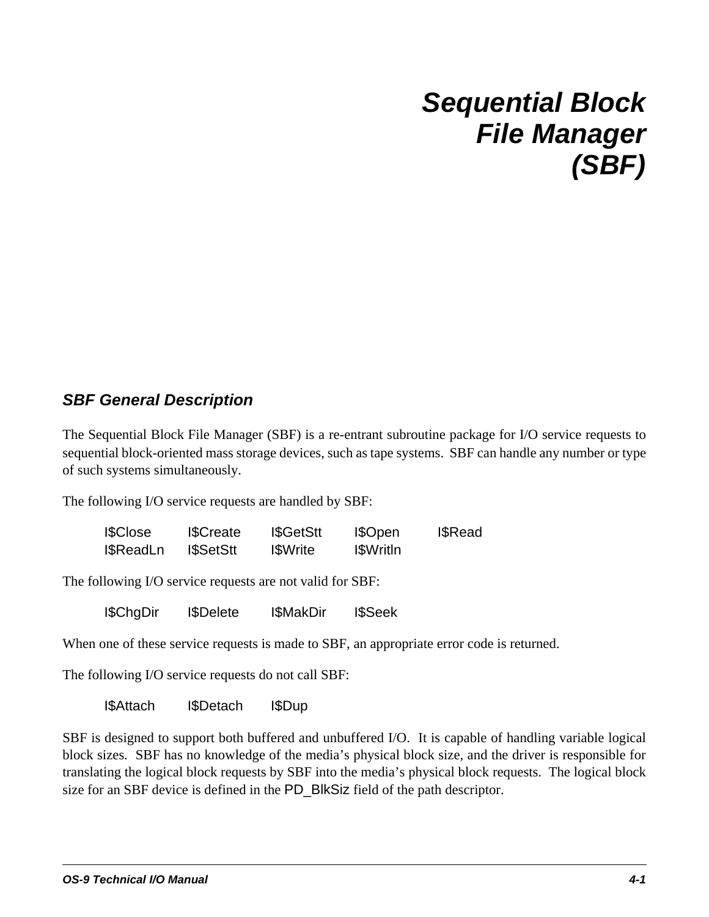# Sequential Block File Manager (SBF)

## SBF General Description

The Sequential Block File Manager (SBF) is a re-entrant subroutine package for I/O service requests to sequential block-oriented mass storage devices, such as tape systems. SBF can handle any number or type of such systems simultaneously.

The following I/O service requests are handled by SBF:

| | | | | |
|---|---|---|---|---|
| I$Close | I$Create | I$GetStt | I$Open | I$Read |
| I$ReadLn | I$SetStt | I$Write | I$Writln | |

The following I/O service requests are not valid for SBF:

I$ChgDir    I$Delete    I$MakDir    I$Seek

When one of these service requests is made to SBF, an appropriate error code is returned.

The following I/O service requests do not call SBF:

I$Attach    I$Detach    I$Dup

SBF is designed to support both buffered and unbuffered I/O. It is capable of handling variable logical block sizes. SBF has no knowledge of the media's physical block size, and the driver is responsible for translating the logical block requests by SBF into the media's physical block requests. The logical block size for an SBF device is defined in the PD_BlkSiz field of the path descriptor.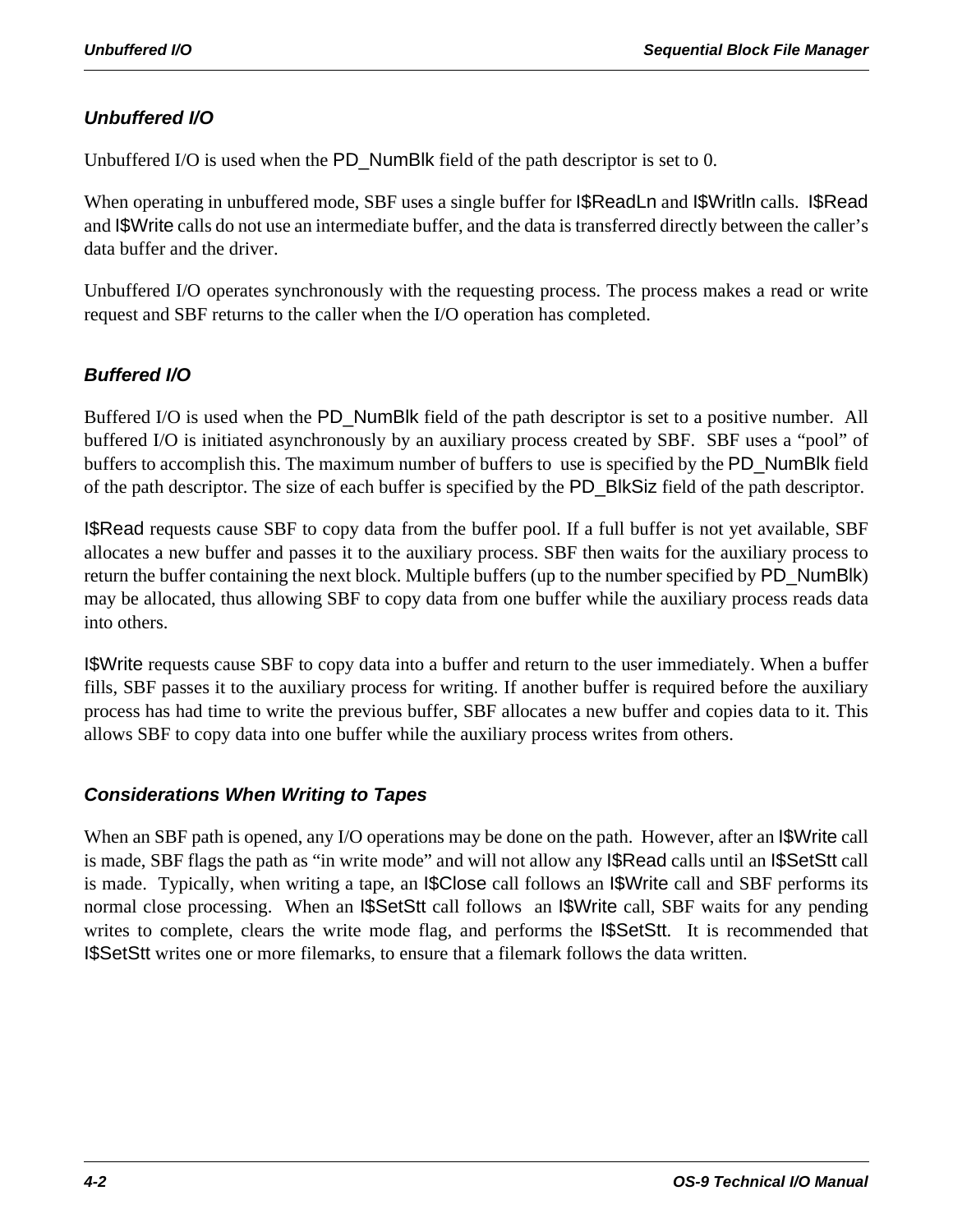### Unbuffered I/O

Unbuffered I/O is used when the PD_NumBlk field of the path descriptor is set to 0.

When operating in unbuffered mode, SBF uses a single buffer for I$ReadLn and I$Writln calls. I$Read and I$Write calls do not use an intermediate buffer, and the data is transferred directly between the caller's data buffer and the driver.

Unbuffered I/O operates synchronously with the requesting process. The process makes a read or write request and SBF returns to the caller when the I/O operation has completed.

### Buffered I/O

Buffered I/O is used when the PD_NumBlk field of the path descriptor is set to a positive number. All buffered I/O is initiated asynchronously by an auxiliary process created by SBF. SBF uses a "pool" of buffers to accomplish this. The maximum number of buffers to use is specified by the PD_NumBlk field of the path descriptor. The size of each buffer is specified by the PD_BlkSiz field of the path descriptor.

I$Read requests cause SBF to copy data from the buffer pool. If a full buffer is not yet available, SBF allocates a new buffer and passes it to the auxiliary process. SBF then waits for the auxiliary process to return the buffer containing the next block. Multiple buffers (up to the number specified by PD_NumBlk) may be allocated, thus allowing SBF to copy data from one buffer while the auxiliary process reads data into others.

I$Write requests cause SBF to copy data into a buffer and return to the user immediately. When a buffer fills, SBF passes it to the auxiliary process for writing. If another buffer is required before the auxiliary process has had time to write the previous buffer, SBF allocates a new buffer and copies data to it. This allows SBF to copy data into one buffer while the auxiliary process writes from others.

### Considerations When Writing to Tapes

When an SBF path is opened, any I/O operations may be done on the path. However, after an I$Write call is made, SBF flags the path as "in write mode" and will not allow any I$Read calls until an I$SetStt call is made. Typically, when writing a tape, an I$Close call follows an I$Write call and SBF performs its normal close processing. When an I$SetStt call follows an I$Write call, SBF waits for any pending writes to complete, clears the write mode flag, and performs the I$SetStt. It is recommended that I$SetStt writes one or more filemarks, to ensure that a filemark follows the data written.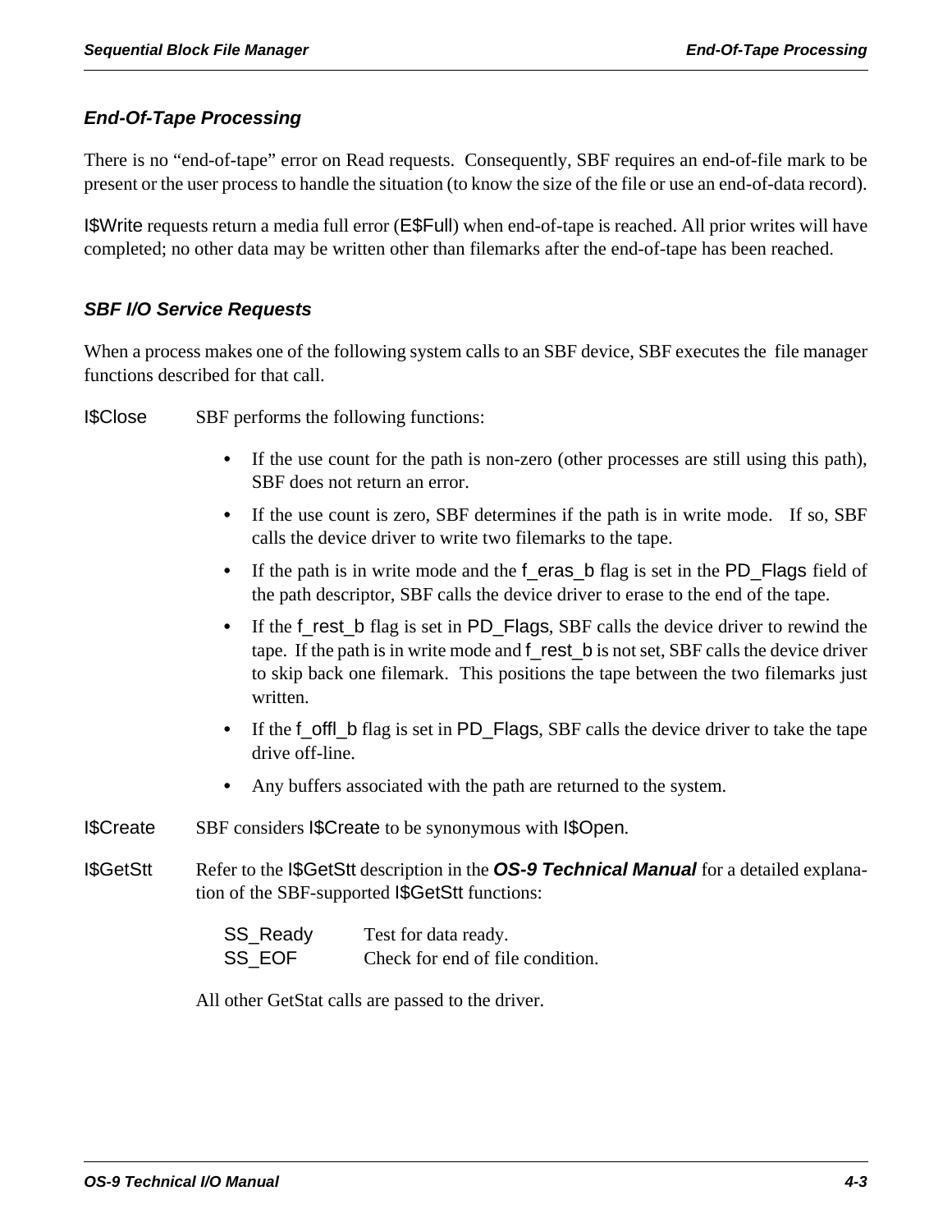## End-Of-Tape Processing

There is no "end-of-tape" error on Read requests. Consequently, SBF requires an end-of-file mark to be present or the user process to handle the situation (to know the size of the file or use an end-of-data record).

I$Write requests return a media full error (E$Full) when end-of-tape is reached. All prior writes will have completed; no other data may be written other than filemarks after the end-of-tape has been reached.

## SBF I/O Service Requests

When a process makes one of the following system calls to an SBF device, SBF executes the file manager functions described for that call.

**I$Close** SBF performs the following functions:

- If the use count for the path is non-zero (other processes are still using this path), SBF does not return an error.
- If the use count is zero, SBF determines if the path is in write mode. If so, SBF calls the device driver to write two filemarks to the tape.
- If the path is in write mode and the f_eras_b flag is set in the PD_Flags field of the path descriptor, SBF calls the device driver to erase to the end of the tape.
- If the f_rest_b flag is set in PD_Flags, SBF calls the device driver to rewind the tape. If the path is in write mode and f_rest_b is not set, SBF calls the device driver to skip back one filemark. This positions the tape between the two filemarks just written.
- If the f_offl_b flag is set in PD_Flags, SBF calls the device driver to take the tape drive off-line.
- Any buffers associated with the path are returned to the system.

**I$Create** SBF considers I$Create to be synonymous with I$Open.

**I$GetStt** Refer to the I$GetStt description in the ***OS-9 Technical Manual*** for a detailed explanation of the SBF-supported I$GetStt functions:

| | |
|---|---|
| SS_Ready | Test for data ready. |
| SS_EOF | Check for end of file condition. |

All other GetStat calls are passed to the driver.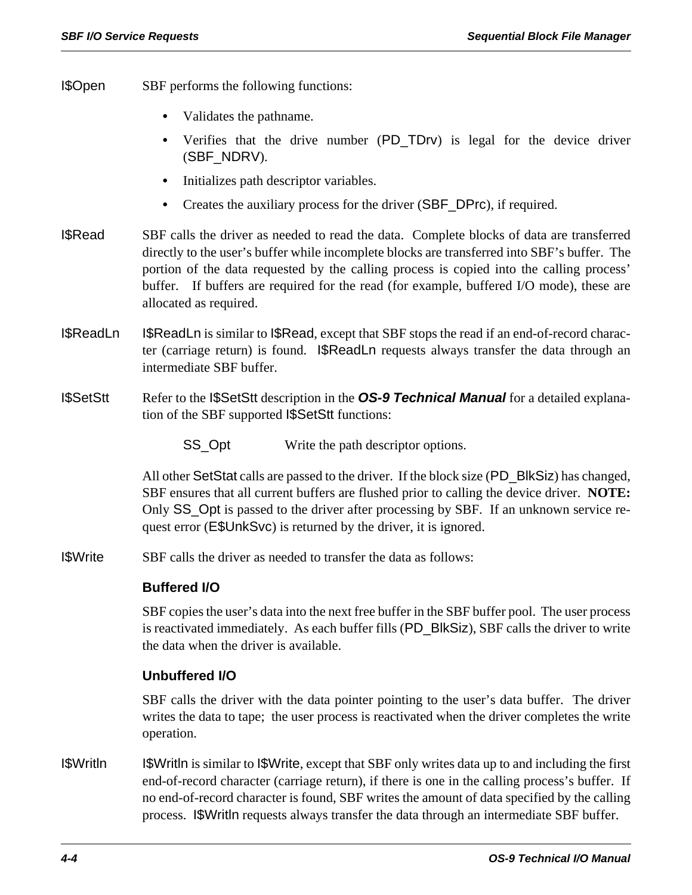**I$Open** SBF performs the following functions:

- Validates the pathname.
- Verifies that the drive number (PD_TDrv) is legal for the device driver (SBF_NDRV).
- Initializes path descriptor variables.
- Creates the auxiliary process for the driver (SBF_DPrc), if required.

**I$Read** SBF calls the driver as needed to read the data. Complete blocks of data are transferred directly to the user's buffer while incomplete blocks are transferred into SBF's buffer. The portion of the data requested by the calling process is copied into the calling process' buffer. If buffers are required for the read (for example, buffered I/O mode), these are allocated as required.

**I$ReadLn** I$ReadLn is similar to I$Read, except that SBF stops the read if an end-of-record character (carriage return) is found. I$ReadLn requests always transfer the data through an intermediate SBF buffer.

**I$SetStt** Refer to the I$SetStt description in the ***OS-9 Technical Manual*** for a detailed explanation of the SBF supported I$SetStt functions:

| | |
|---|---|
| SS_Opt | Write the path descriptor options. |

All other SetStat calls are passed to the driver. If the block size (PD_BlkSiz) has changed, SBF ensures that all current buffers are flushed prior to calling the device driver. **NOTE:** Only SS_Opt is passed to the driver after processing by SBF. If an unknown service request error (E$UnkSvc) is returned by the driver, it is ignored.

**I$Write** SBF calls the driver as needed to transfer the data as follows:

### Buffered I/O

SBF copies the user's data into the next free buffer in the SBF buffer pool. The user process is reactivated immediately. As each buffer fills (PD_BlkSiz), SBF calls the driver to write the data when the driver is available.

### Unbuffered I/O

SBF calls the driver with the data pointer pointing to the user's data buffer. The driver writes the data to tape; the user process is reactivated when the driver completes the write operation.

**I$Writln** I$Writln is similar to I$Write, except that SBF only writes data up to and including the first end-of-record character (carriage return), if there is one in the calling process's buffer. If no end-of-record character is found, SBF writes the amount of data specified by the calling process. I$Writln requests always transfer the data through an intermediate SBF buffer.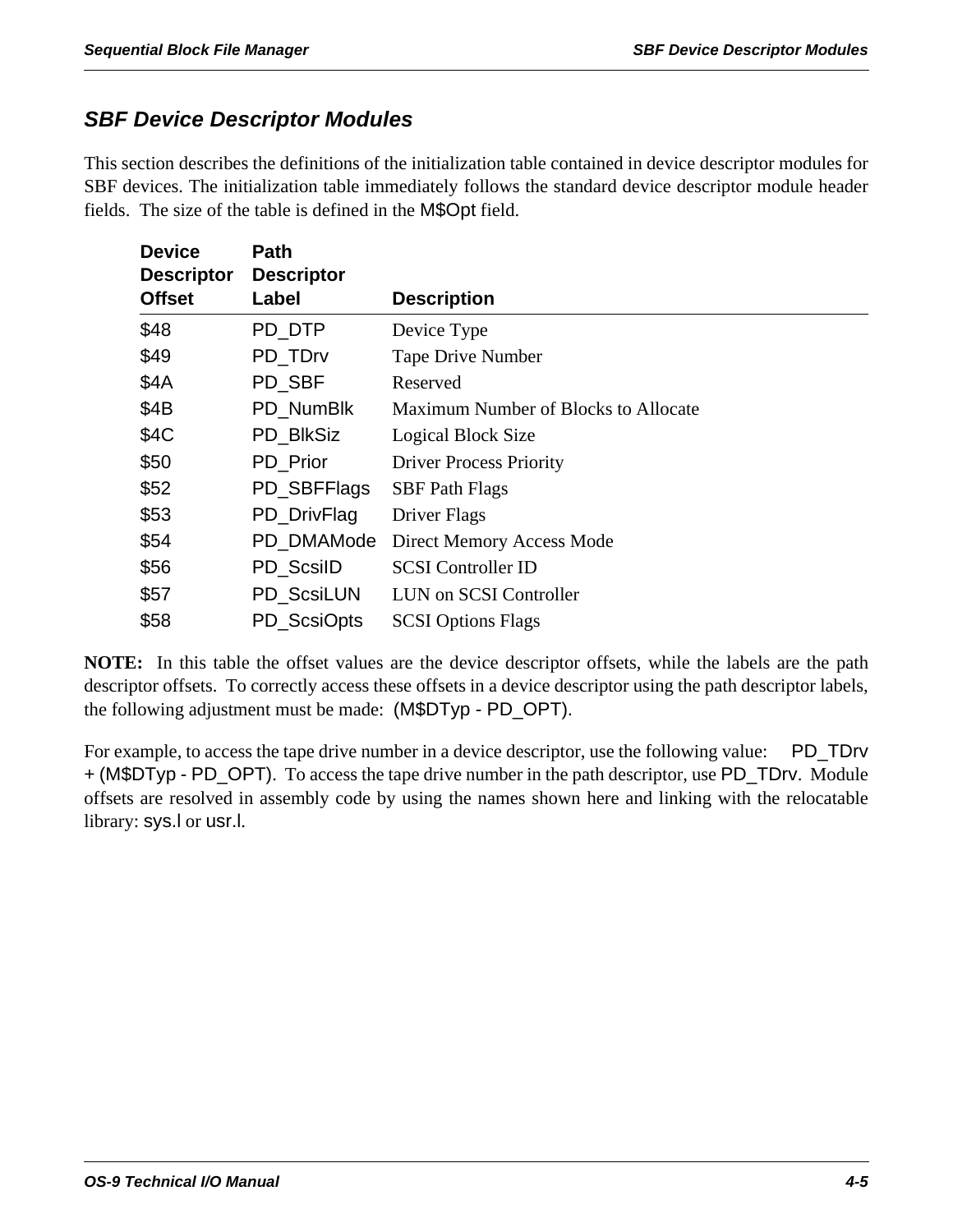## SBF Device Descriptor Modules

This section describes the definitions of the initialization table contained in device descriptor modules for SBF devices. The initialization table immediately follows the standard device descriptor module header fields. The size of the table is defined in the M$Opt field.

| Device Descriptor Offset | Path Descriptor Label | Description |
|---|---|---|
| $48 | PD_DTP | Device Type |
| $49 | PD_TDrv | Tape Drive Number |
| $4A | PD_SBF | Reserved |
| $4B | PD_NumBlk | Maximum Number of Blocks to Allocate |
| $4C | PD_BlkSiz | Logical Block Size |
| $50 | PD_Prior | Driver Process Priority |
| $52 | PD_SBFFlags | SBF Path Flags |
| $53 | PD_DrivFlag | Driver Flags |
| $54 | PD_DMAMode | Direct Memory Access Mode |
| $56 | PD_ScsiID | SCSI Controller ID |
| $57 | PD_ScsiLUN | LUN on SCSI Controller |
| $58 | PD_ScsiOpts | SCSI Options Flags |

**NOTE:** In this table the offset values are the device descriptor offsets, while the labels are the path descriptor offsets. To correctly access these offsets in a device descriptor using the path descriptor labels, the following adjustment must be made: (M$DTyp - PD_OPT).

For example, to access the tape drive number in a device descriptor, use the following value: PD_TDrv + (M$DTyp - PD_OPT). To access the tape drive number in the path descriptor, use PD_TDrv. Module offsets are resolved in assembly code by using the names shown here and linking with the relocatable library: sys.l or usr.l.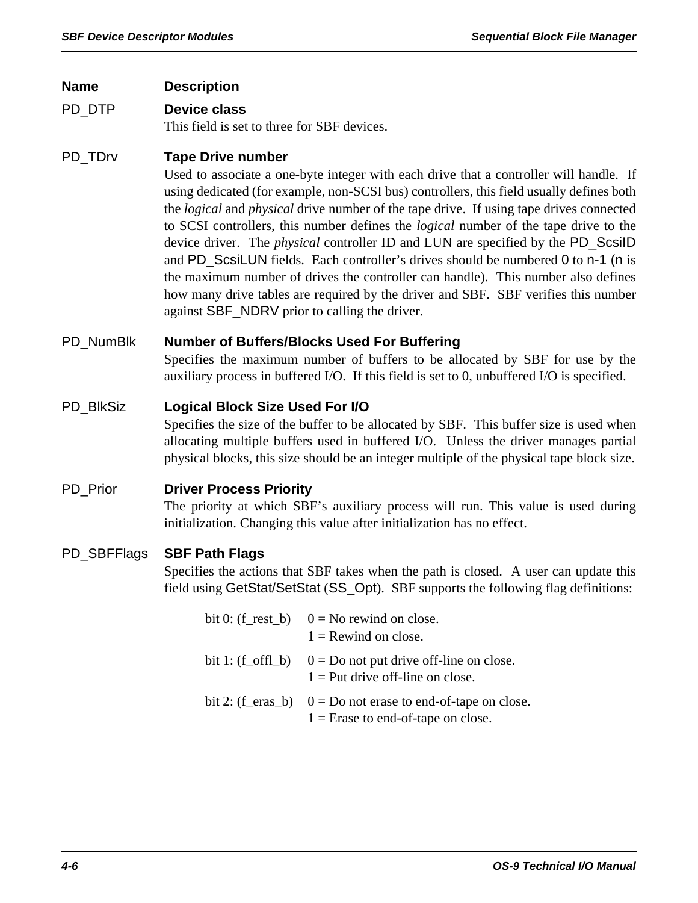| Name | Description |
|---|---|
| PD_DTP | **Device class**<br>This field is set to three for SBF devices. |
| PD_TDrv | **Tape Drive number**<br>Used to associate a one-byte integer with each drive that a controller will handle. If using dedicated (for example, non-SCSI bus) controllers, this field usually defines both the *logical* and *physical* drive number of the tape drive. If using tape drives connected to SCSI controllers, this number defines the *logical* number of the tape drive to the device driver. The *physical* controller ID and LUN are specified by the PD_ScsiID and PD_ScsiLUN fields. Each controller's drives should be numbered 0 to n-1 (n is the maximum number of drives the controller can handle). This number also defines how many drive tables are required by the driver and SBF. SBF verifies this number against SBF_NDRV prior to calling the driver. |
| PD_NumBlk | **Number of Buffers/Blocks Used For Buffering**<br>Specifies the maximum number of buffers to be allocated by SBF for use by the auxiliary process in buffered I/O. If this field is set to 0, unbuffered I/O is specified. |
| PD_BlkSiz | **Logical Block Size Used For I/O**<br>Specifies the size of the buffer to be allocated by SBF. This buffer size is used when allocating multiple buffers used in buffered I/O. Unless the driver manages partial physical blocks, this size should be an integer multiple of the physical tape block size. |
| PD_Prior | **Driver Process Priority**<br>The priority at which SBF's auxiliary process will run. This value is used during initialization. Changing this value after initialization has no effect. |
| PD_SBFFlags | **SBF Path Flags**<br>Specifies the actions that SBF takes when the path is closed. A user can update this field using GetStat/SetStat (SS_Opt). SBF supports the following flag definitions:<br><br>bit 0: (f_rest_b) — 0 = No rewind on close. 1 = Rewind on close.<br>bit 1: (f_offl_b) — 0 = Do not put drive off-line on close. 1 = Put drive off-line on close.<br>bit 2: (f_eras_b) — 0 = Do not erase to end-of-tape on close. 1 = Erase to end-of-tape on close. |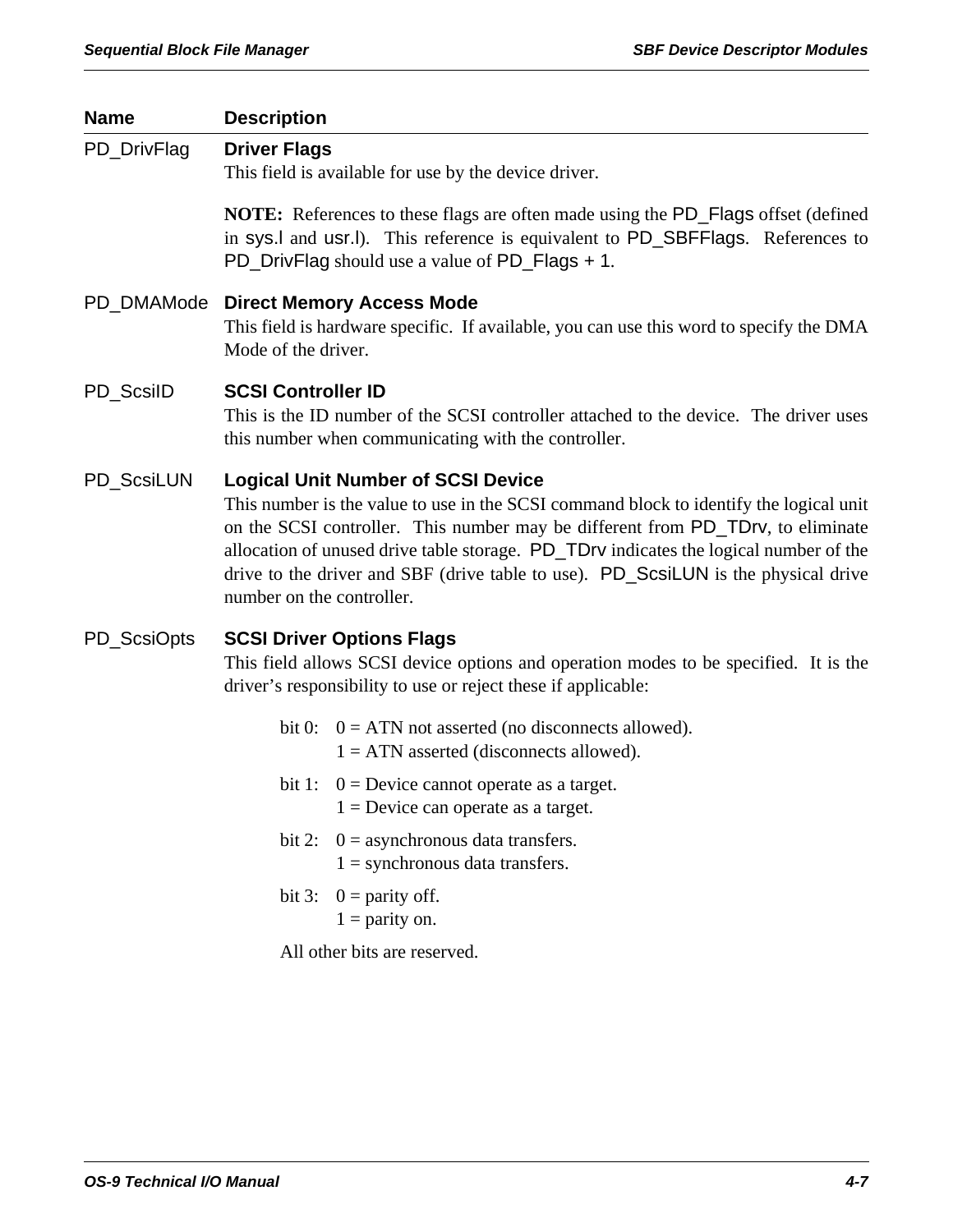| Name | Description |
| --- | --- |
| PD_DrivFlag | **Driver Flags**<br>This field is available for use by the device driver.<br><br>**NOTE:** References to these flags are often made using the PD_Flags offset (defined in sys.l and usr.l). This reference is equivalent to PD_SBFFlags. References to PD_DrivFlag should use a value of PD_Flags + 1. |
| PD_DMAMode | **Direct Memory Access Mode**<br>This field is hardware specific. If available, you can use this word to specify the DMA Mode of the driver. |
| PD_ScsiID | **SCSI Controller ID**<br>This is the ID number of the SCSI controller attached to the device. The driver uses this number when communicating with the controller. |
| PD_ScsiLUN | **Logical Unit Number of SCSI Device**<br>This number is the value to use in the SCSI command block to identify the logical unit on the SCSI controller. This number may be different from PD_TDrv, to eliminate allocation of unused drive table storage. PD_TDrv indicates the logical number of the drive to the driver and SBF (drive table to use). PD_ScsiLUN is the physical drive number on the controller. |
| PD_ScsiOpts | **SCSI Driver Options Flags**<br>This field allows SCSI device options and operation modes to be specified. It is the driver's responsibility to use or reject these if applicable:<br><br>bit 0: 0 = ATN not asserted (no disconnects allowed).<br>1 = ATN asserted (disconnects allowed).<br><br>bit 1: 0 = Device cannot operate as a target.<br>1 = Device can operate as a target.<br><br>bit 2: 0 = asynchronous data transfers.<br>1 = synchronous data transfers.<br><br>bit 3: 0 = parity off.<br>1 = parity on.<br><br>All other bits are reserved. |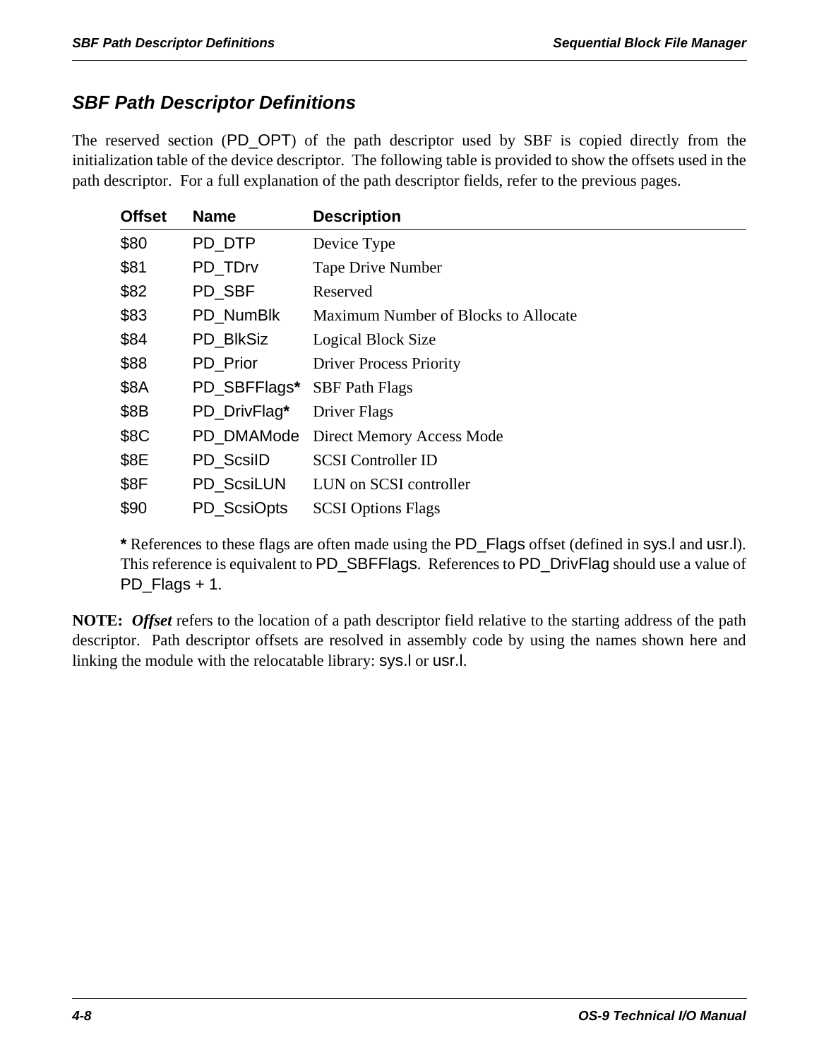## SBF Path Descriptor Definitions

The reserved section (PD_OPT) of the path descriptor used by SBF is copied directly from the initialization table of the device descriptor. The following table is provided to show the offsets used in the path descriptor. For a full explanation of the path descriptor fields, refer to the previous pages.

| Offset | Name | Description |
|---|---|---|
| $80 | PD_DTP | Device Type |
| $81 | PD_TDrv | Tape Drive Number |
| $82 | PD_SBF | Reserved |
| $83 | PD_NumBlk | Maximum Number of Blocks to Allocate |
| $84 | PD_BlkSiz | Logical Block Size |
| $88 | PD_Prior | Driver Process Priority |
| $8A | PD_SBFFlags* | SBF Path Flags |
| $8B | PD_DrivFlag* | Driver Flags |
| $8C | PD_DMAMode | Direct Memory Access Mode |
| $8E | PD_ScsiID | SCSI Controller ID |
| $8F | PD_ScsiLUN | LUN on SCSI controller |
| $90 | PD_ScsiOpts | SCSI Options Flags |

**\*** References to these flags are often made using the PD_Flags offset (defined in sys.l and usr.l). This reference is equivalent to PD_SBFFlags. References to PD_DrivFlag should use a value of PD_Flags + 1.

**NOTE:** ***Offset*** refers to the location of a path descriptor field relative to the starting address of the path descriptor. Path descriptor offsets are resolved in assembly code by using the names shown here and linking the module with the relocatable library: sys.l or usr.l.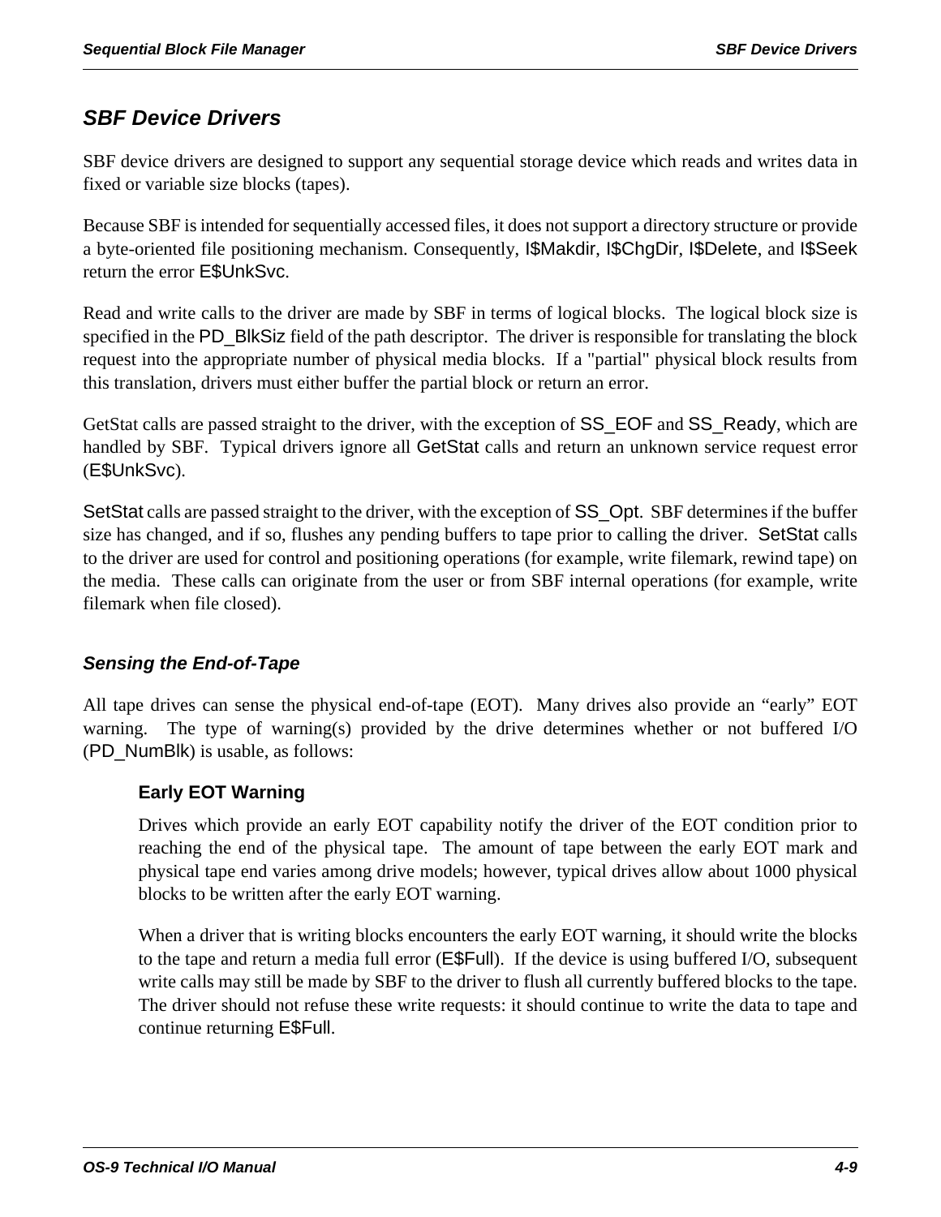## *SBF Device Drivers*

SBF device drivers are designed to support any sequential storage device which reads and writes data in fixed or variable size blocks (tapes).

Because SBF is intended for sequentially accessed files, it does not support a directory structure or provide a byte-oriented file positioning mechanism. Consequently, I$Makdir, I$ChgDir, I$Delete, and I$Seek return the error E$UnkSvc.

Read and write calls to the driver are made by SBF in terms of logical blocks. The logical block size is specified in the PD_BlkSiz field of the path descriptor. The driver is responsible for translating the block request into the appropriate number of physical media blocks. If a "partial" physical block results from this translation, drivers must either buffer the partial block or return an error.

GetStat calls are passed straight to the driver, with the exception of SS_EOF and SS_Ready, which are handled by SBF. Typical drivers ignore all GetStat calls and return an unknown service request error (E$UnkSvc).

SetStat calls are passed straight to the driver, with the exception of SS_Opt. SBF determines if the buffer size has changed, and if so, flushes any pending buffers to tape prior to calling the driver. SetStat calls to the driver are used for control and positioning operations (for example, write filemark, rewind tape) on the media. These calls can originate from the user or from SBF internal operations (for example, write filemark when file closed).

### *Sensing the End-of-Tape*

All tape drives can sense the physical end-of-tape (EOT). Many drives also provide an “early” EOT warning. The type of warning(s) provided by the drive determines whether or not buffered I/O (PD_NumBlk) is usable, as follows:

#### Early EOT Warning

Drives which provide an early EOT capability notify the driver of the EOT condition prior to reaching the end of the physical tape. The amount of tape between the early EOT mark and physical tape end varies among drive models; however, typical drives allow about 1000 physical blocks to be written after the early EOT warning.

When a driver that is writing blocks encounters the early EOT warning, it should write the blocks to the tape and return a media full error (E$Full). If the device is using buffered I/O, subsequent write calls may still be made by SBF to the driver to flush all currently buffered blocks to the tape. The driver should not refuse these write requests: it should continue to write the data to tape and continue returning E$Full.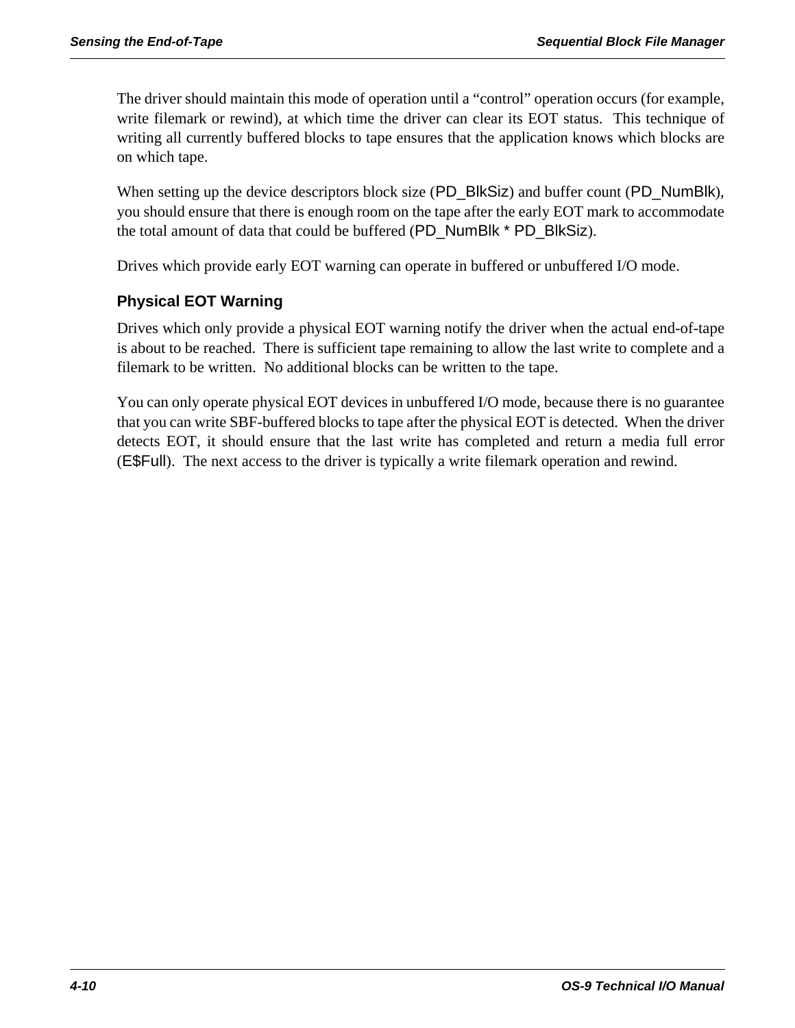The driver should maintain this mode of operation until a “control” operation occurs (for example, write filemark or rewind), at which time the driver can clear its EOT status. This technique of writing all currently buffered blocks to tape ensures that the application knows which blocks are on which tape.

When setting up the device descriptors block size (PD_BlkSiz) and buffer count (PD_NumBlk), you should ensure that there is enough room on the tape after the early EOT mark to accommodate the total amount of data that could be buffered (PD_NumBlk * PD_BlkSiz).

Drives which provide early EOT warning can operate in buffered or unbuffered I/O mode.

### Physical EOT Warning

Drives which only provide a physical EOT warning notify the driver when the actual end-of-tape is about to be reached. There is sufficient tape remaining to allow the last write to complete and a filemark to be written. No additional blocks can be written to the tape.

You can only operate physical EOT devices in unbuffered I/O mode, because there is no guarantee that you can write SBF-buffered blocks to tape after the physical EOT is detected. When the driver detects EOT, it should ensure that the last write has completed and return a media full error (E$Full). The next access to the driver is typically a write filemark operation and rewind.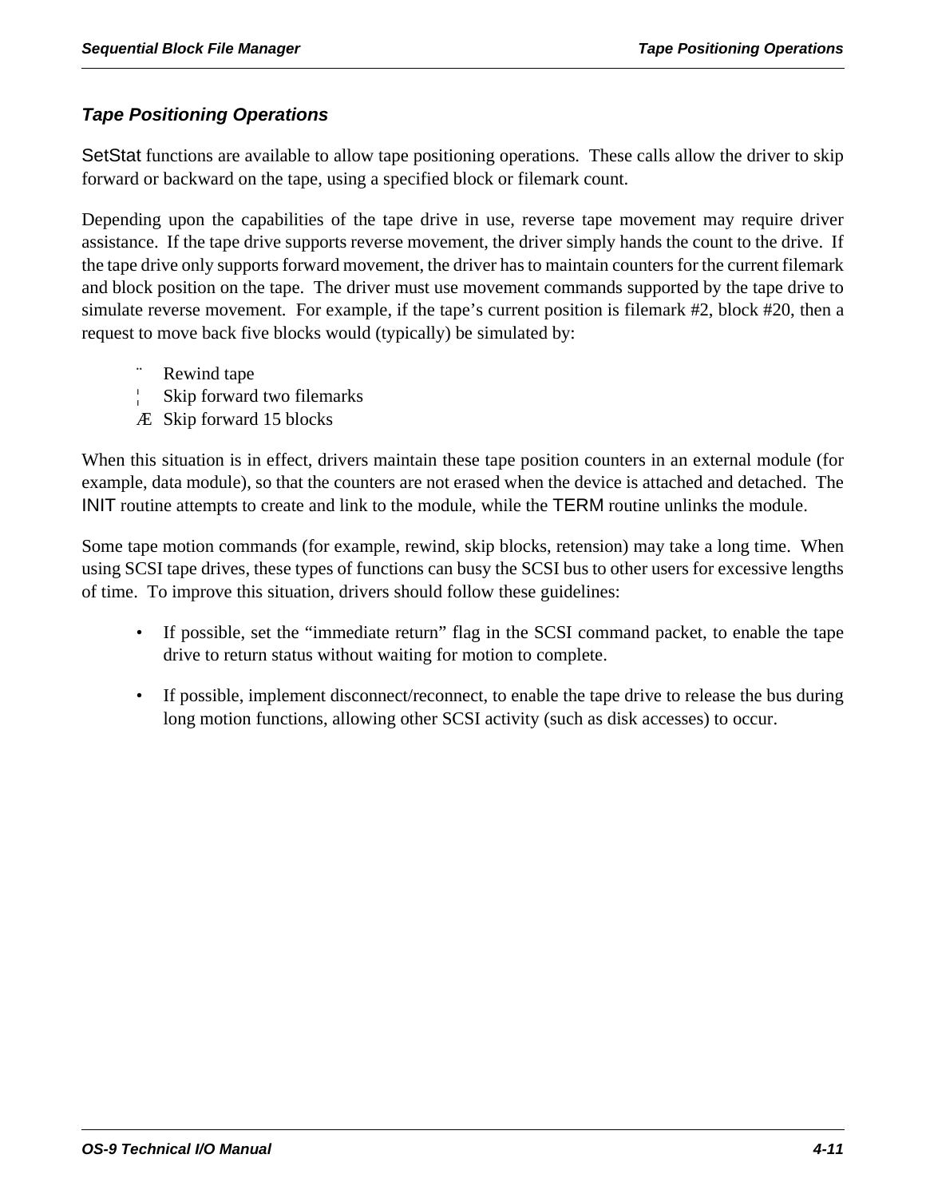## Tape Positioning Operations

SetStat functions are available to allow tape positioning operations. These calls allow the driver to skip forward or backward on the tape, using a specified block or filemark count.

Depending upon the capabilities of the tape drive in use, reverse tape movement may require driver assistance. If the tape drive supports reverse movement, the driver simply hands the count to the drive. If the tape drive only supports forward movement, the driver has to maintain counters for the current filemark and block position on the tape. The driver must use movement commands supported by the tape drive to simulate reverse movement. For example, if the tape's current position is filemark #2, block #20, then a request to move back five blocks would (typically) be simulated by:

¨ Rewind tape
¦ Skip forward two filemarks
Æ Skip forward 15 blocks

When this situation is in effect, drivers maintain these tape position counters in an external module (for example, data module), so that the counters are not erased when the device is attached and detached. The INIT routine attempts to create and link to the module, while the TERM routine unlinks the module.

Some tape motion commands (for example, rewind, skip blocks, retension) may take a long time. When using SCSI tape drives, these types of functions can busy the SCSI bus to other users for excessive lengths of time. To improve this situation, drivers should follow these guidelines:

- If possible, set the "immediate return" flag in the SCSI command packet, to enable the tape drive to return status without waiting for motion to complete.
- If possible, implement disconnect/reconnect, to enable the tape drive to release the bus during long motion functions, allowing other SCSI activity (such as disk accesses) to occur.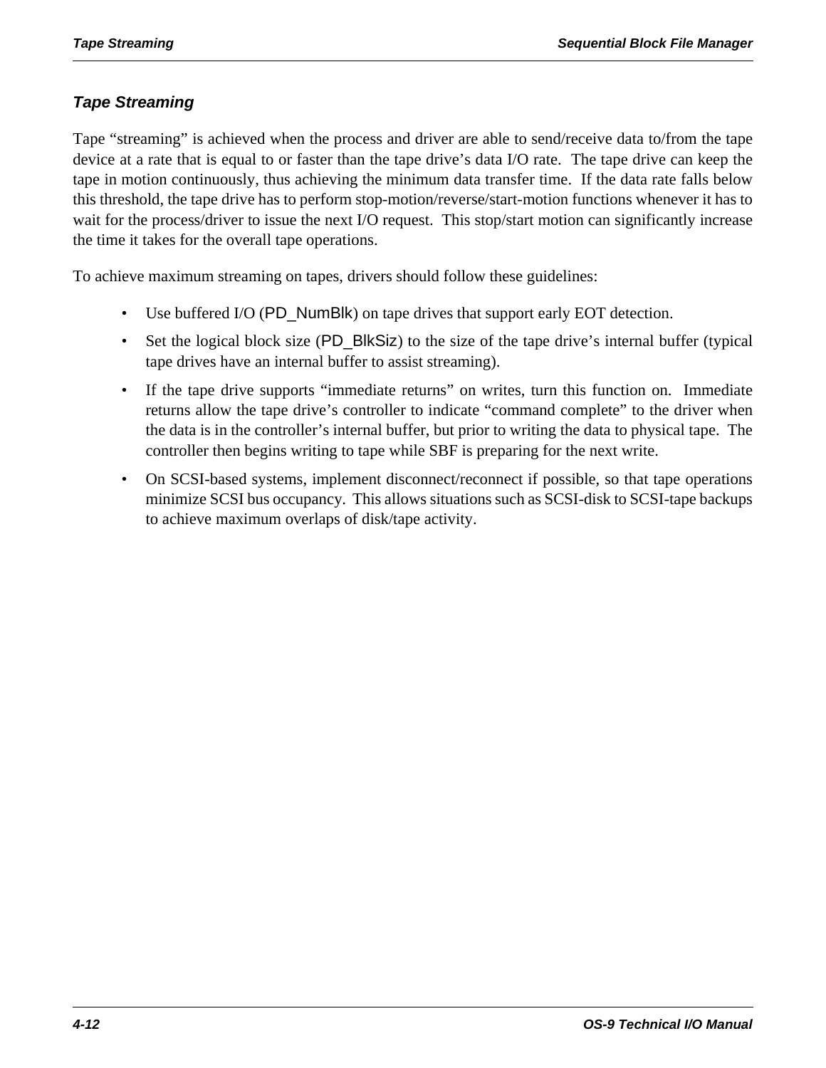## *Tape Streaming*

Tape "streaming" is achieved when the process and driver are able to send/receive data to/from the tape device at a rate that is equal to or faster than the tape drive's data I/O rate. The tape drive can keep the tape in motion continuously, thus achieving the minimum data transfer time. If the data rate falls below this threshold, the tape drive has to perform stop-motion/reverse/start-motion functions whenever it has to wait for the process/driver to issue the next I/O request. This stop/start motion can significantly increase the time it takes for the overall tape operations.

To achieve maximum streaming on tapes, drivers should follow these guidelines:

- Use buffered I/O (PD_NumBlk) on tape drives that support early EOT detection.
- Set the logical block size (PD_BlkSiz) to the size of the tape drive's internal buffer (typical tape drives have an internal buffer to assist streaming).
- If the tape drive supports "immediate returns" on writes, turn this function on. Immediate returns allow the tape drive's controller to indicate "command complete" to the driver when the data is in the controller's internal buffer, but prior to writing the data to physical tape. The controller then begins writing to tape while SBF is preparing for the next write.
- On SCSI-based systems, implement disconnect/reconnect if possible, so that tape operations minimize SCSI bus occupancy. This allows situations such as SCSI-disk to SCSI-tape backups to achieve maximum overlaps of disk/tape activity.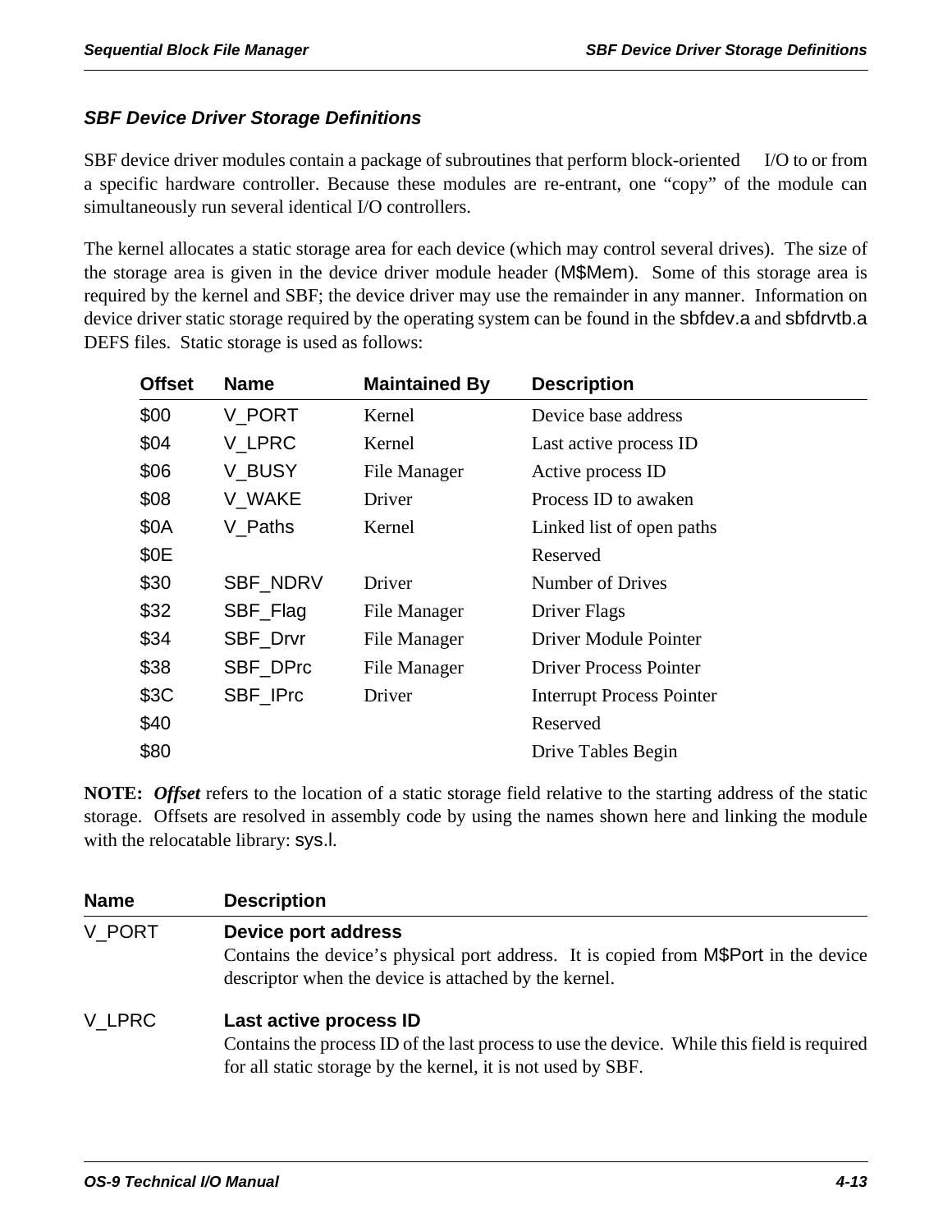## SBF Device Driver Storage Definitions

SBF device driver modules contain a package of subroutines that perform block-oriented I/O to or from a specific hardware controller. Because these modules are re-entrant, one "copy" of the module can simultaneously run several identical I/O controllers.

The kernel allocates a static storage area for each device (which may control several drives). The size of the storage area is given in the device driver module header (M$Mem). Some of this storage area is required by the kernel and SBF; the device driver may use the remainder in any manner. Information on device driver static storage required by the operating system can be found in the sbfdev.a and sbfdrvtb.a DEFS files. Static storage is used as follows:

| Offset | Name | Maintained By | Description |
|---|---|---|---|
| $00 | V_PORT | Kernel | Device base address |
| $04 | V_LPRC | Kernel | Last active process ID |
| $06 | V_BUSY | File Manager | Active process ID |
| $08 | V_WAKE | Driver | Process ID to awaken |
| $0A | V_Paths | Kernel | Linked list of open paths |
| $0E | | | Reserved |
| $30 | SBF_NDRV | Driver | Number of Drives |
| $32 | SBF_Flag | File Manager | Driver Flags |
| $34 | SBF_Drvr | File Manager | Driver Module Pointer |
| $38 | SBF_DPrc | File Manager | Driver Process Pointer |
| $3C | SBF_IPrc | Driver | Interrupt Process Pointer |
| $40 | | | Reserved |
| $80 | | | Drive Tables Begin |

**NOTE:** ***Offset*** refers to the location of a static storage field relative to the starting address of the static storage. Offsets are resolved in assembly code by using the names shown here and linking the module with the relocatable library: sys.l.

| Name | Description |
|---|---|
| V_PORT | **Device port address**<br>Contains the device's physical port address. It is copied from M$Port in the device descriptor when the device is attached by the kernel. |
| V_LPRC | **Last active process ID**<br>Contains the process ID of the last process to use the device. While this field is required for all static storage by the kernel, it is not used by SBF. |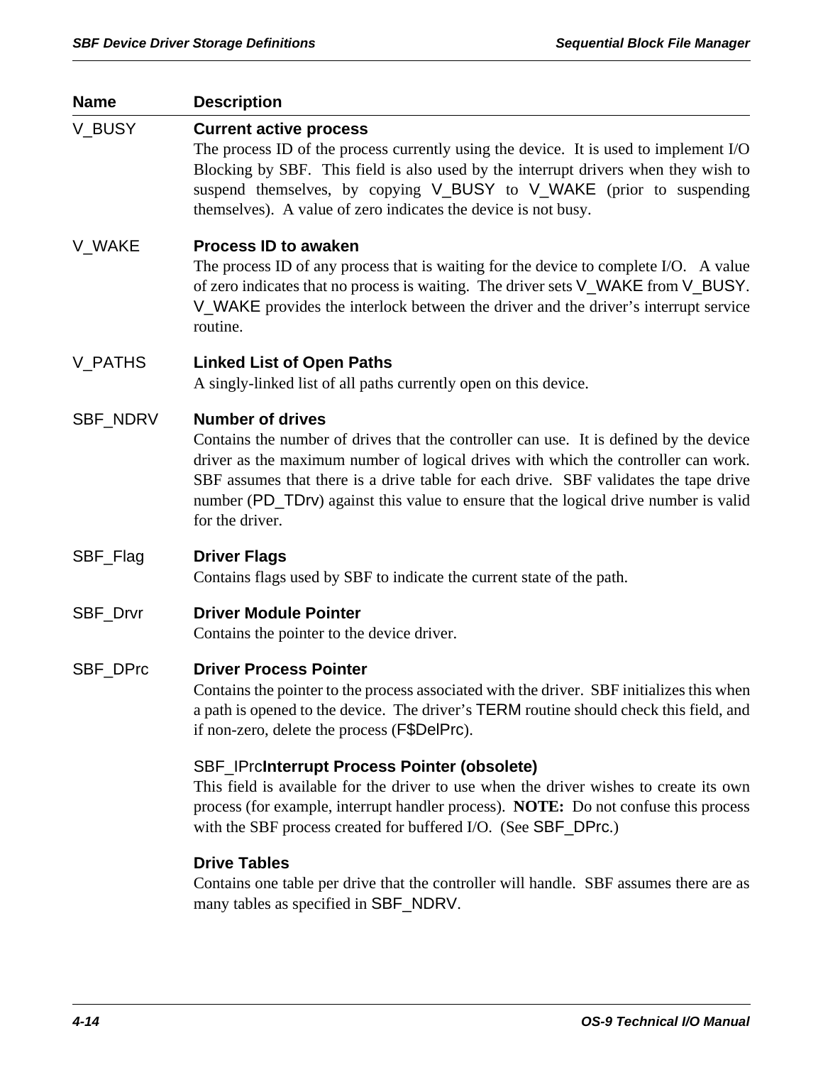| Name | Description |
|---|---|
| V_BUSY | **Current active process**<br>The process ID of the process currently using the device. It is used to implement I/O Blocking by SBF. This field is also used by the interrupt drivers when they wish to suspend themselves, by copying V_BUSY to V_WAKE (prior to suspending themselves). A value of zero indicates the device is not busy. |
| V_WAKE | **Process ID to awaken**<br>The process ID of any process that is waiting for the device to complete I/O. A value of zero indicates that no process is waiting. The driver sets V_WAKE from V_BUSY. V_WAKE provides the interlock between the driver and the driver's interrupt service routine. |
| V_PATHS | **Linked List of Open Paths**<br>A singly-linked list of all paths currently open on this device. |
| SBF_NDRV | **Number of drives**<br>Contains the number of drives that the controller can use. It is defined by the device driver as the maximum number of logical drives with which the controller can work. SBF assumes that there is a drive table for each drive. SBF validates the tape drive number (PD_TDrv) against this value to ensure that the logical drive number is valid for the driver. |
| SBF_Flag | **Driver Flags**<br>Contains flags used by SBF to indicate the current state of the path. |
| SBF_Drvr | **Driver Module Pointer**<br>Contains the pointer to the device driver. |
| SBF_DPrc | **Driver Process Pointer**<br>Contains the pointer to the process associated with the driver. SBF initializes this when a path is opened to the device. The driver's TERM routine should check this field, and if non-zero, delete the process (F$DelPrc). |
| | SBF_IPrc**Interrupt Process Pointer (obsolete)**<br>This field is available for the driver to use when the driver wishes to create its own process (for example, interrupt handler process). **NOTE:** Do not confuse this process with the SBF process created for buffered I/O. (See SBF_DPrc.) |
| | **Drive Tables**<br>Contains one table per drive that the controller will handle. SBF assumes there are as many tables as specified in SBF_NDRV. |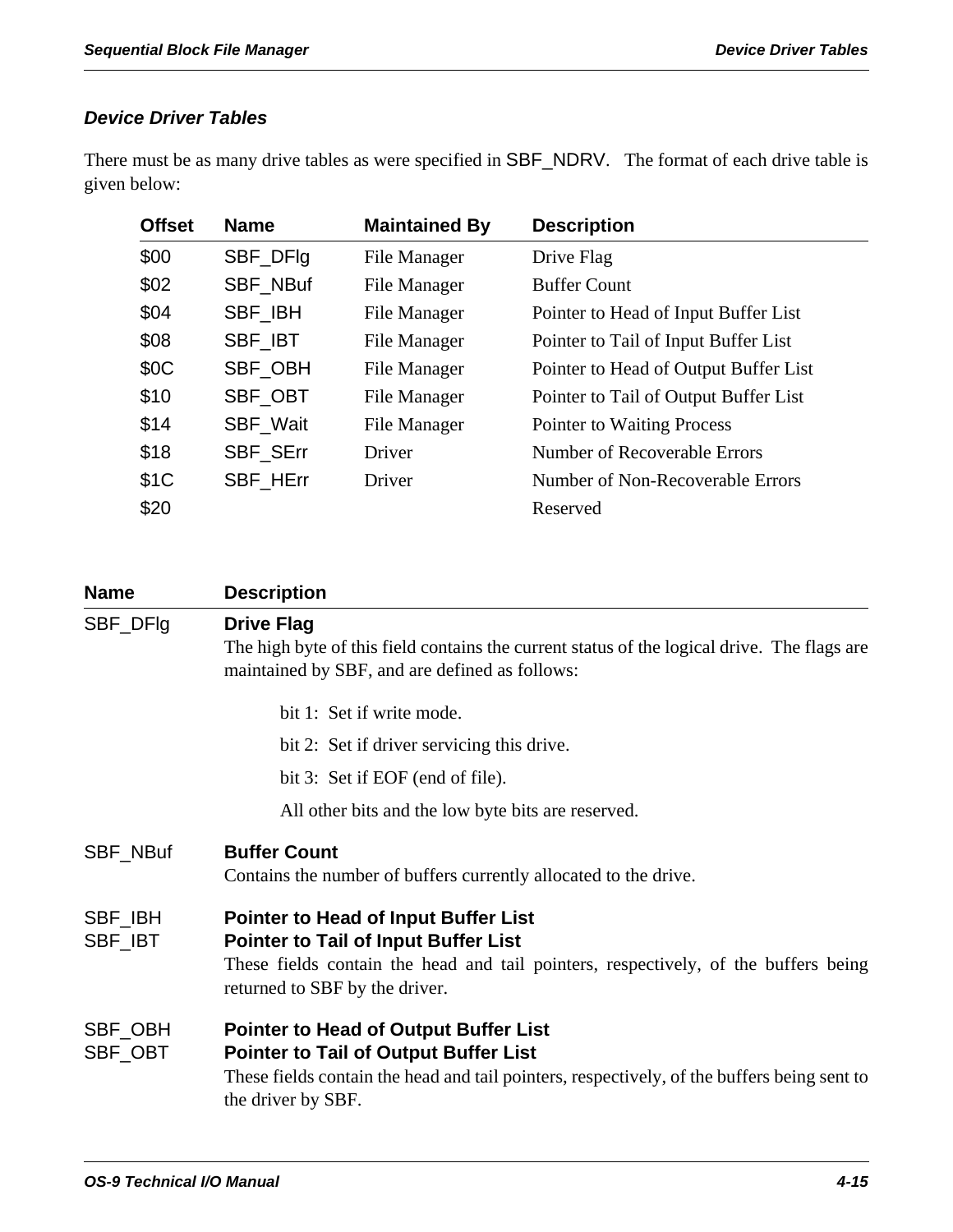## Device Driver Tables

There must be as many drive tables as were specified in SBF_NDRV. The format of each drive table is given below:

| Offset | Name | Maintained By | Description |
|---|---|---|---|
| $00 | SBF_DFlg | File Manager | Drive Flag |
| $02 | SBF_NBuf | File Manager | Buffer Count |
| $04 | SBF_IBH | File Manager | Pointer to Head of Input Buffer List |
| $08 | SBF_IBT | File Manager | Pointer to Tail of Input Buffer List |
| $0C | SBF_OBH | File Manager | Pointer to Head of Output Buffer List |
| $10 | SBF_OBT | File Manager | Pointer to Tail of Output Buffer List |
| $14 | SBF_Wait | File Manager | Pointer to Waiting Process |
| $18 | SBF_SErr | Driver | Number of Recoverable Errors |
| $1C | SBF_HErr | Driver | Number of Non-Recoverable Errors |
| $20 | | | Reserved |

| Name | Description |
|---|---|
| SBF_DFlg | **Drive Flag**<br>The high byte of this field contains the current status of the logical drive. The flags are maintained by SBF, and are defined as follows:<br>bit 1: Set if write mode.<br>bit 2: Set if driver servicing this drive.<br>bit 3: Set if EOF (end of file).<br>All other bits and the low byte bits are reserved. |
| SBF_NBuf | **Buffer Count**<br>Contains the number of buffers currently allocated to the drive. |
| SBF_IBH<br>SBF_IBT | **Pointer to Head of Input Buffer List**<br>**Pointer to Tail of Input Buffer List**<br>These fields contain the head and tail pointers, respectively, of the buffers being returned to SBF by the driver. |
| SBF_OBH<br>SBF_OBT | **Pointer to Head of Output Buffer List**<br>**Pointer to Tail of Output Buffer List**<br>These fields contain the head and tail pointers, respectively, of the buffers being sent to the driver by SBF. |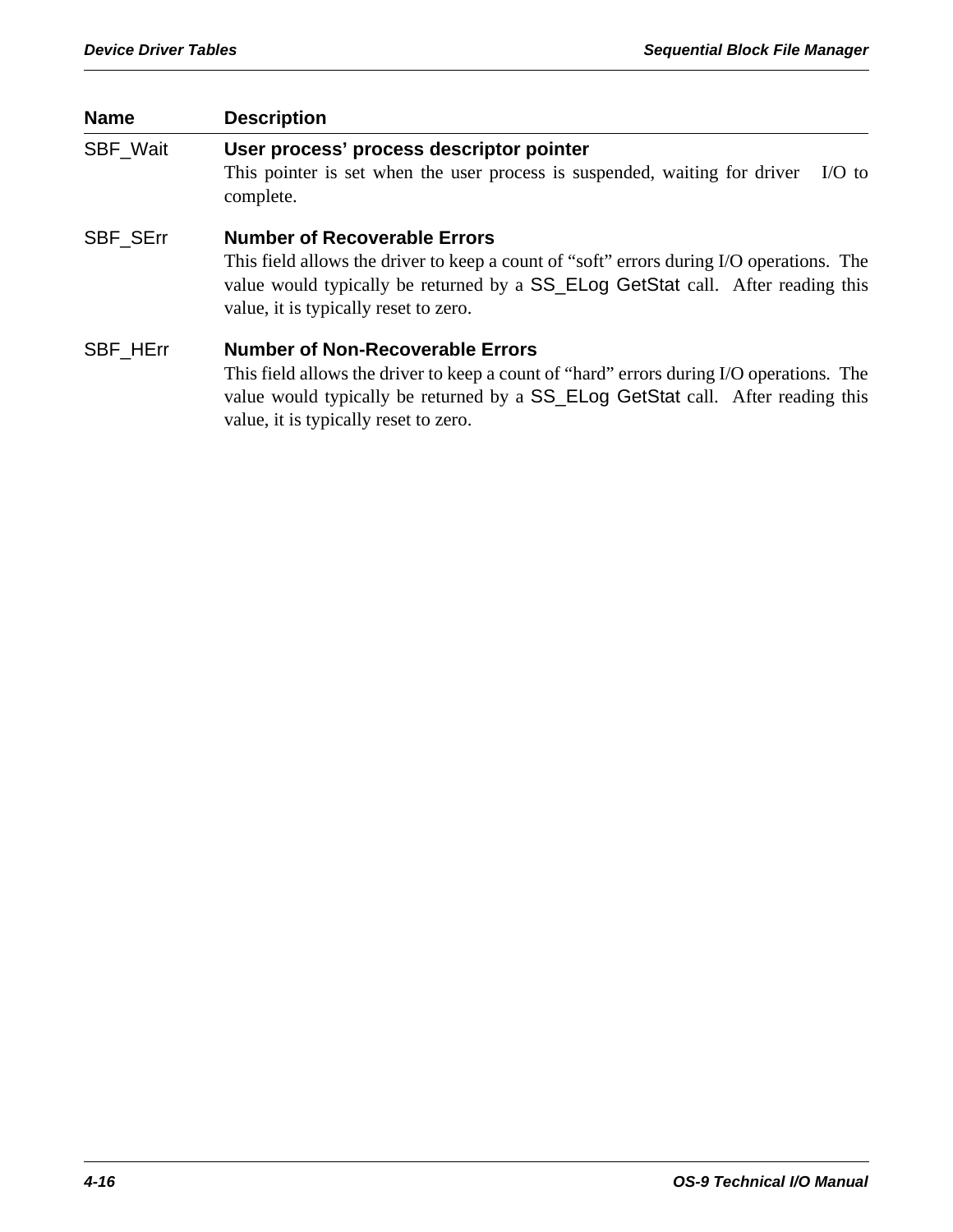| Name | Description |
|---|---|
| SBF_Wait | **User process' process descriptor pointer**<br>This pointer is set when the user process is suspended, waiting for driver I/O to complete. |
| SBF_SErr | **Number of Recoverable Errors**<br>This field allows the driver to keep a count of "soft" errors during I/O operations. The value would typically be returned by a SS_ELog GetStat call. After reading this value, it is typically reset to zero. |
| SBF_HErr | **Number of Non-Recoverable Errors**<br>This field allows the driver to keep a count of "hard" errors during I/O operations. The value would typically be returned by a SS_ELog GetStat call. After reading this value, it is typically reset to zero. |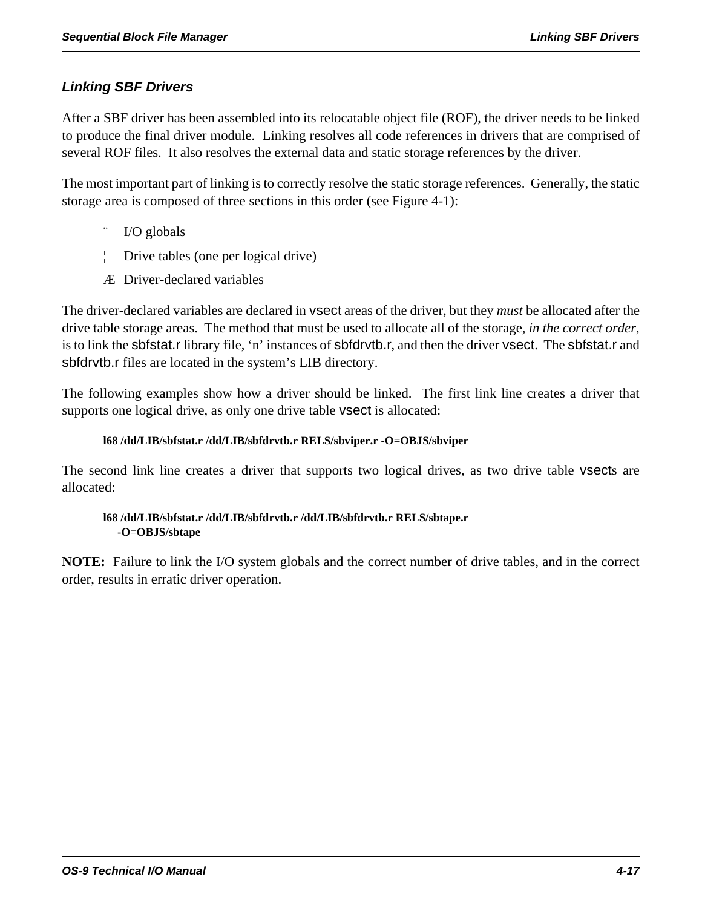## Linking SBF Drivers

After a SBF driver has been assembled into its relocatable object file (ROF), the driver needs to be linked to produce the final driver module. Linking resolves all code references in drivers that are comprised of several ROF files. It also resolves the external data and static storage references by the driver.

The most important part of linking is to correctly resolve the static storage references. Generally, the static storage area is composed of three sections in this order (see Figure 4-1):

¨ I/O globals

¦ Drive tables (one per logical drive)

Æ Driver-declared variables

The driver-declared variables are declared in vsect areas of the driver, but they *must* be allocated after the drive table storage areas. The method that must be used to allocate all of the storage, *in the correct order*, is to link the sbfstat.r library file, ‘n’ instances of sbfdrvtb.r, and then the driver vsect. The sbfstat.r and sbfdrvtb.r files are located in the system’s LIB directory.

The following examples show how a driver should be linked. The first link line creates a driver that supports one logical drive, as only one drive table vsect is allocated:

```
l68 /dd/LIB/sbfstat.r /dd/LIB/sbfdrvtb.r RELS/sbviper.r -O=OBJS/sbviper
```

The second link line creates a driver that supports two logical drives, as two drive table vsects are allocated:

```
l68 /dd/LIB/sbfstat.r /dd/LIB/sbfdrvtb.r /dd/LIB/sbfdrvtb.r RELS/sbtape.r
    -O=OBJS/sbtape
```

**NOTE:** Failure to link the I/O system globals and the correct number of drive tables, and in the correct order, results in erratic driver operation.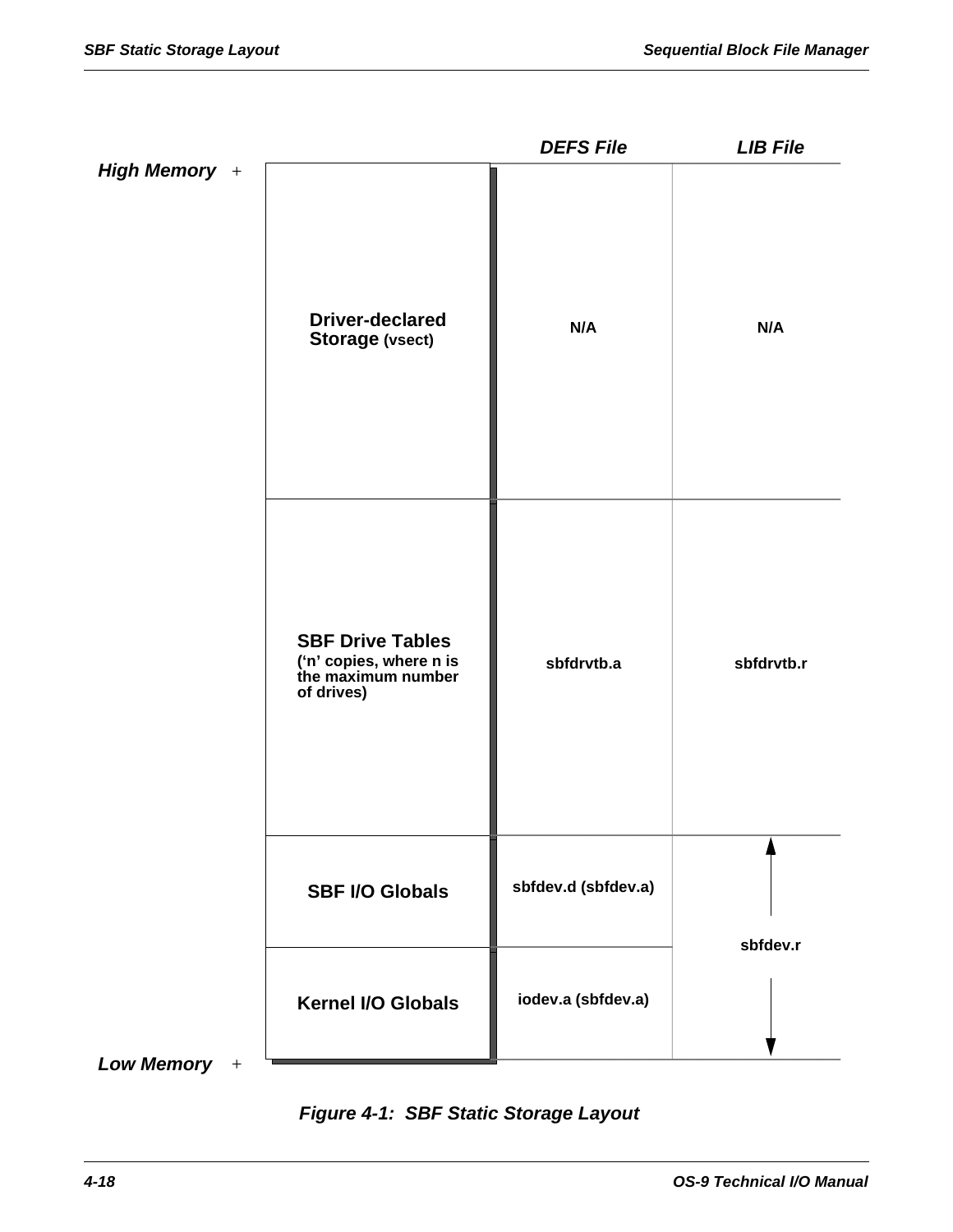| Memory | Storage Area | DEFS File | LIB File |
|---|---|---|---|
| High Memory | Driver-declared Storage (vsect) | N/A | N/A |
| | SBF Drive Tables ('n' copies, where n is the maximum number of drives) | sbfdrvtb.a | sbfdrvtb.r |
| | SBF I/O Globals | sbfdev.d (sbfdev.a) | sbfdev.r |
| Low Memory | Kernel I/O Globals | iodev.a (sbfdev.a) | sbfdev.r |

*Figure 4-1: SBF Static Storage Layout*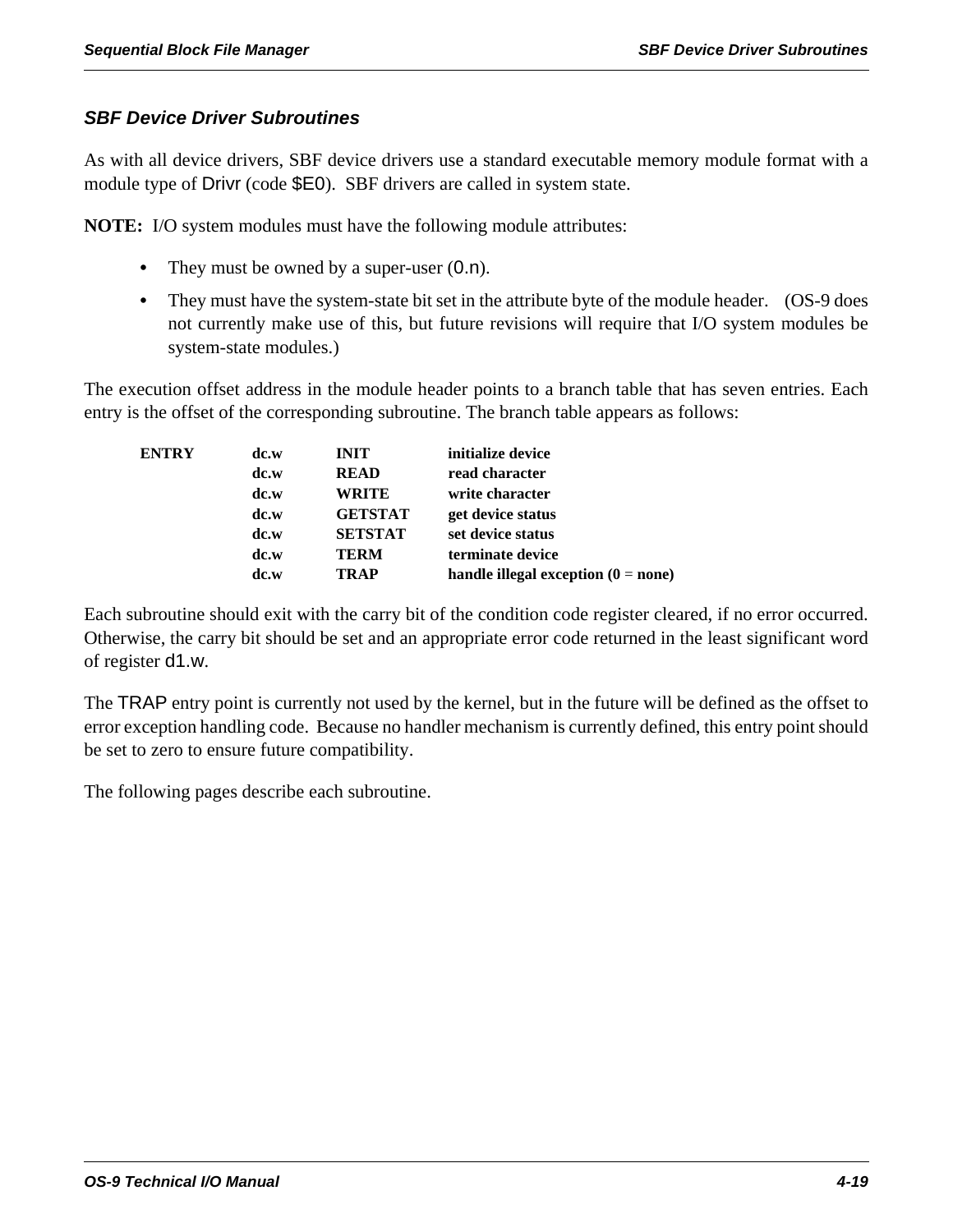## SBF Device Driver Subroutines

As with all device drivers, SBF device drivers use a standard executable memory module format with a module type of Drivr (code $E0). SBF drivers are called in system state.

**NOTE:** I/O system modules must have the following module attributes:

- They must be owned by a super-user (0.n).
- They must have the system-state bit set in the attribute byte of the module header. (OS-9 does not currently make use of this, but future revisions will require that I/O system modules be system-state modules.)

The execution offset address in the module header points to a branch table that has seven entries. Each entry is the offset of the corresponding subroutine. The branch table appears as follows:

```
ENTRY    dc.w    INIT       initialize device
         dc.w    READ       read character
         dc.w    WRITE      write character
         dc.w    GETSTAT    get device status
         dc.w    SETSTAT    set device status
         dc.w    TERM       terminate device
         dc.w    TRAP       handle illegal exception (0 = none)
```

Each subroutine should exit with the carry bit of the condition code register cleared, if no error occurred. Otherwise, the carry bit should be set and an appropriate error code returned in the least significant word of register d1.w.

The TRAP entry point is currently not used by the kernel, but in the future will be defined as the offset to error exception handling code. Because no handler mechanism is currently defined, this entry point should be set to zero to ensure future compatibility.

The following pages describe each subroutine.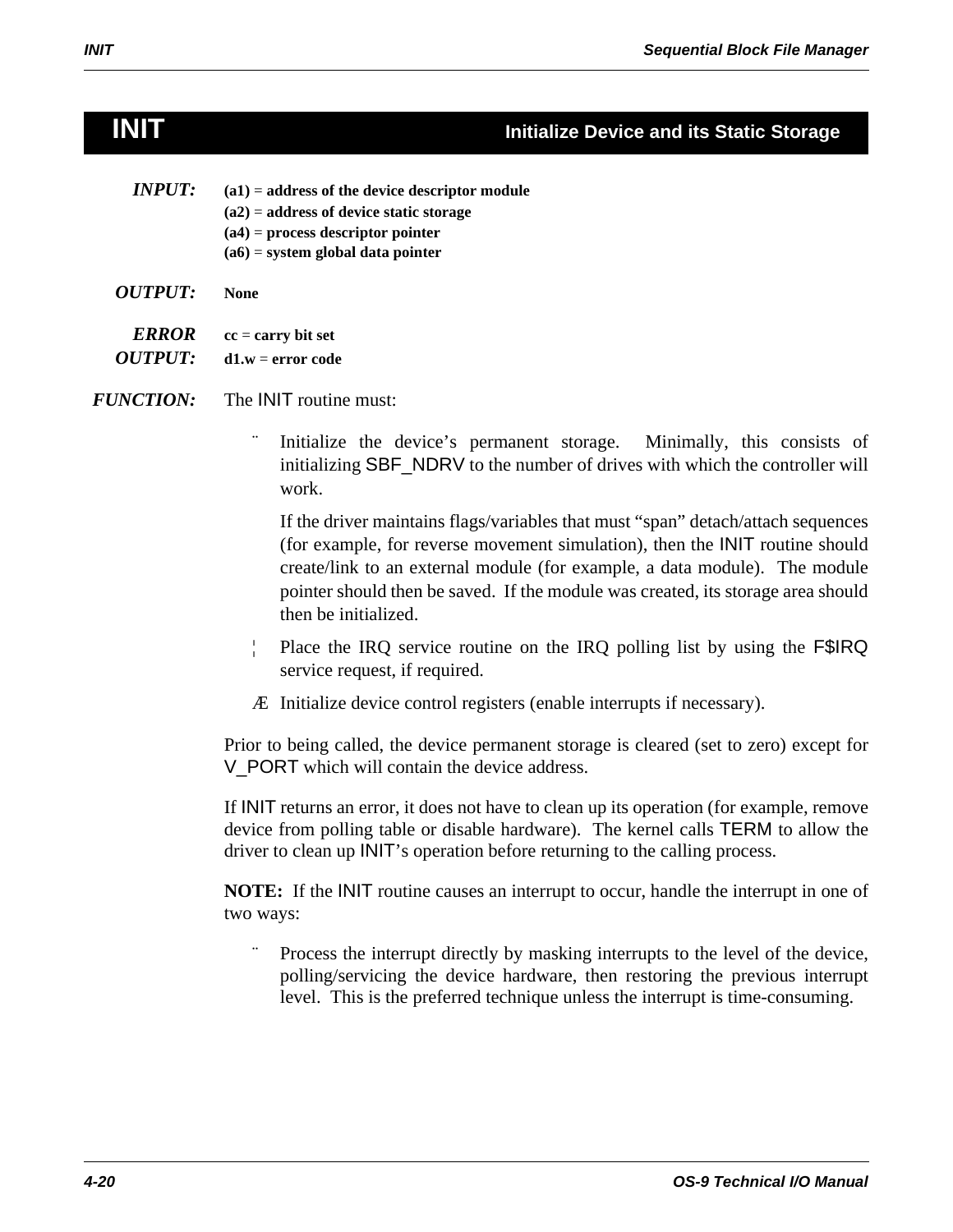# INIT

**Initialize Device and its Static Storage**

***INPUT:***
**(a1) = address of the device descriptor module**
**(a2) = address of device static storage**
**(a4) = process descriptor pointer**
**(a6) = system global data pointer**

***OUTPUT:*** **None**

***ERROR OUTPUT:***
**cc = carry bit set**
**d1.w = error code**

***FUNCTION:*** The INIT routine must:

¨ Initialize the device's permanent storage. Minimally, this consists of initializing SBF_NDRV to the number of drives with which the controller will work.

If the driver maintains flags/variables that must "span" detach/attach sequences (for example, for reverse movement simulation), then the INIT routine should create/link to an external module (for example, a data module). The module pointer should then be saved. If the module was created, its storage area should then be initialized.

¦ Place the IRQ service routine on the IRQ polling list by using the F$IRQ service request, if required.

Æ Initialize device control registers (enable interrupts if necessary).

Prior to being called, the device permanent storage is cleared (set to zero) except for V_PORT which will contain the device address.

If INIT returns an error, it does not have to clean up its operation (for example, remove device from polling table or disable hardware). The kernel calls TERM to allow the driver to clean up INIT's operation before returning to the calling process.

**NOTE:** If the INIT routine causes an interrupt to occur, handle the interrupt in one of two ways:

¨ Process the interrupt directly by masking interrupts to the level of the device, polling/servicing the device hardware, then restoring the previous interrupt level. This is the preferred technique unless the interrupt is time-consuming.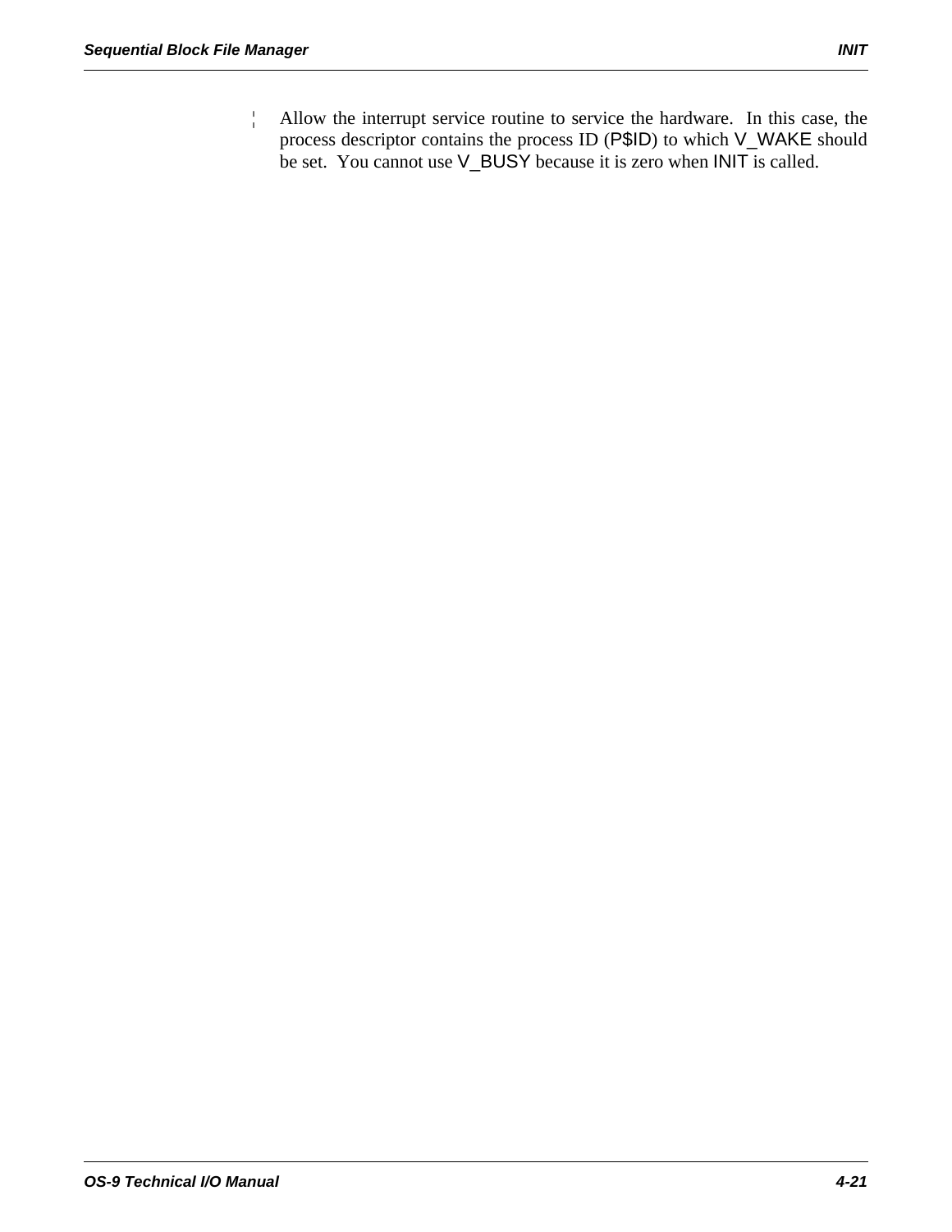- Allow the interrupt service routine to service the hardware. In this case, the process descriptor contains the process ID (P$ID) to which V_WAKE should be set. You cannot use V_BUSY because it is zero when INIT is called.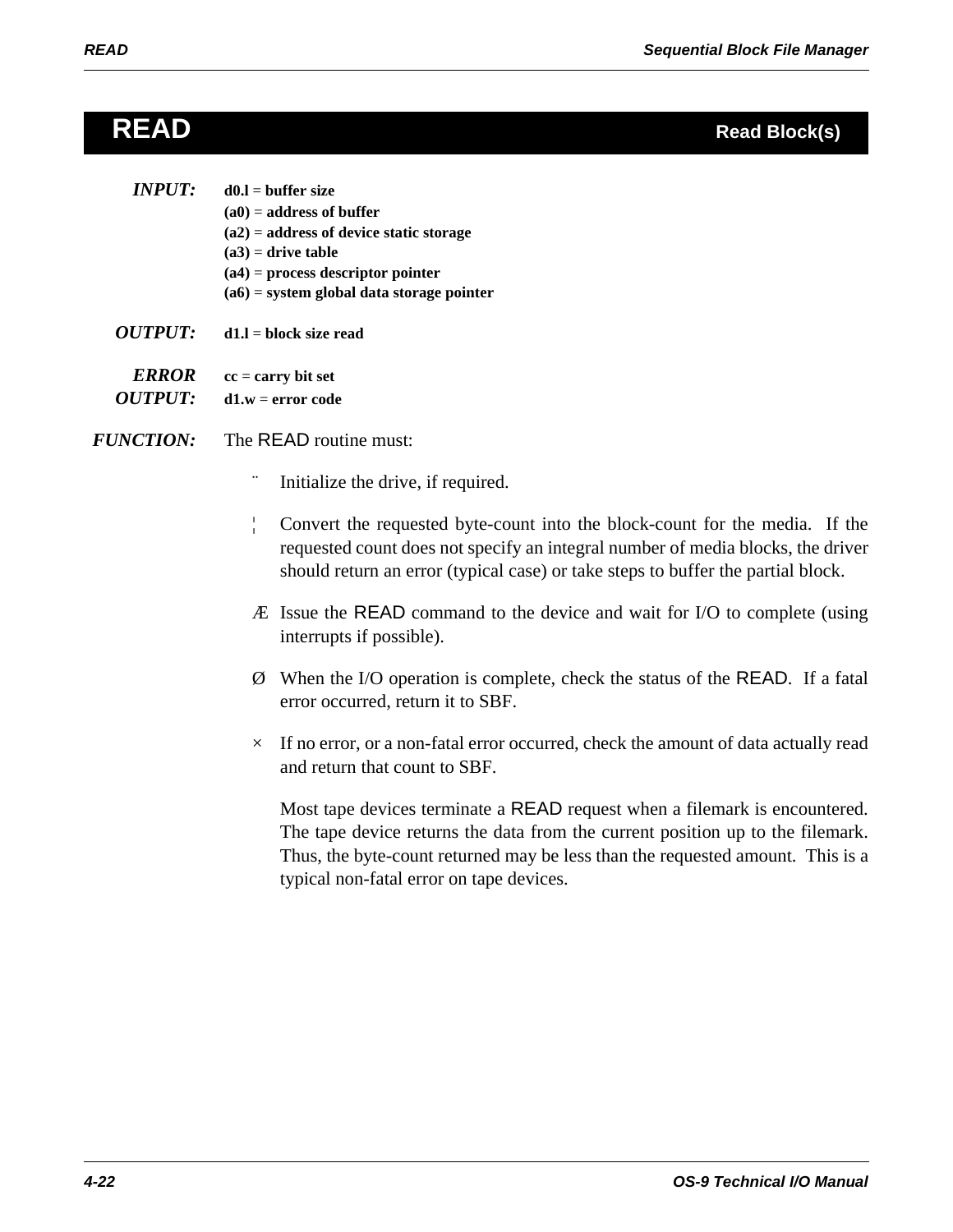# READ — Read Block(s)

***INPUT:***

**d0.l = buffer size**
**(a0) = address of buffer**
**(a2) = address of device static storage**
**(a3) = drive table**
**(a4) = process descriptor pointer**
**(a6) = system global data storage pointer**

***OUTPUT:***

**d1.l = block size read**

***ERROR OUTPUT:***

**cc = carry bit set**
**d1.w = error code**

***FUNCTION:*** The READ routine must:

1. Initialize the drive, if required.
2. Convert the requested byte-count into the block-count for the media. If the requested count does not specify an integral number of media blocks, the driver should return an error (typical case) or take steps to buffer the partial block.
3. Issue the READ command to the device and wait for I/O to complete (using interrupts if possible).
4. When the I/O operation is complete, check the status of the READ. If a fatal error occurred, return it to SBF.
5. If no error, or a non-fatal error occurred, check the amount of data actually read and return that count to SBF.

   Most tape devices terminate a READ request when a filemark is encountered. The tape device returns the data from the current position up to the filemark. Thus, the byte-count returned may be less than the requested amount. This is a typical non-fatal error on tape devices.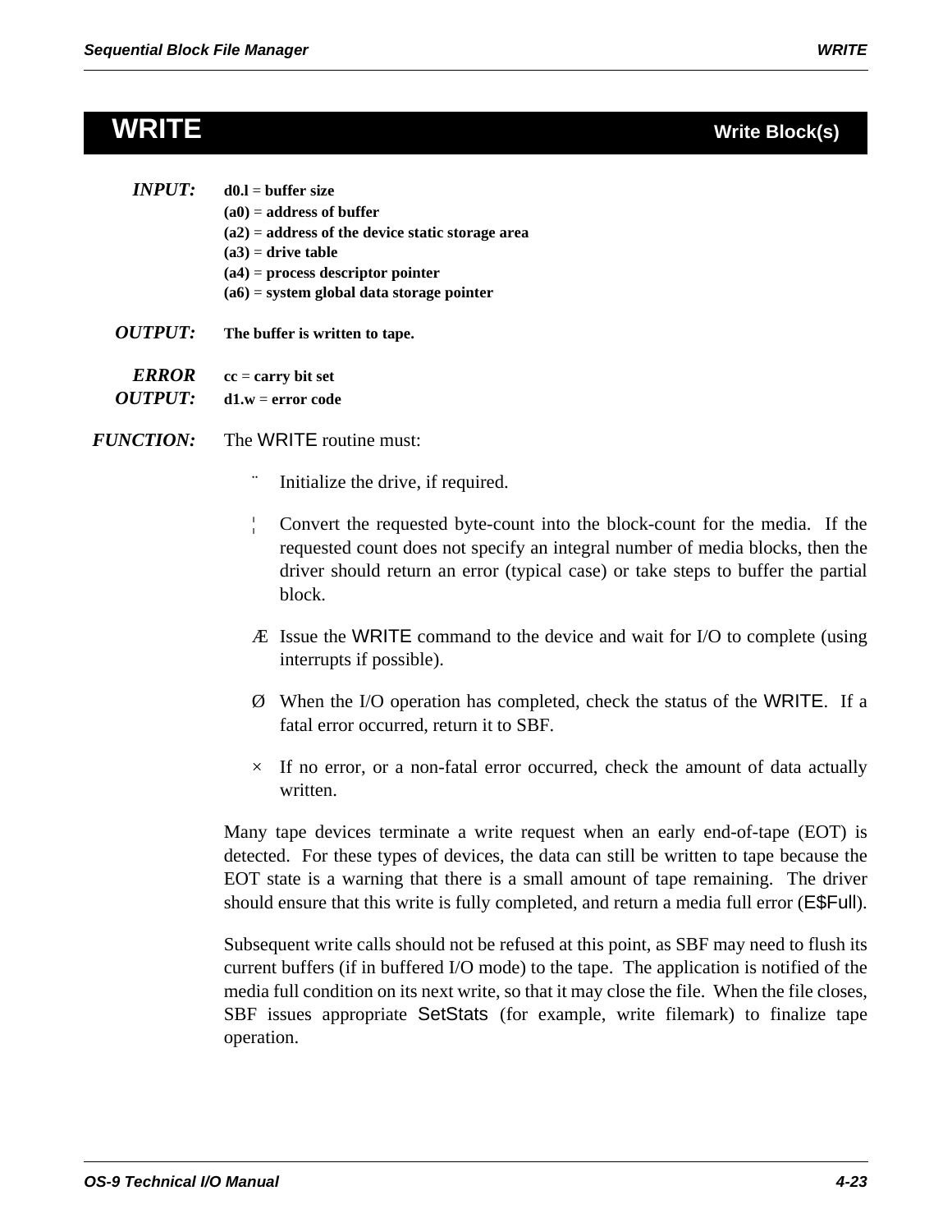# WRITE — Write Block(s)

***INPUT:***

**d0.l = buffer size**
**(a0) = address of buffer**
**(a2) = address of the device static storage area**
**(a3) = drive table**
**(a4) = process descriptor pointer**
**(a6) = system global data storage pointer**

***OUTPUT:***

**The buffer is written to tape.**

***ERROR OUTPUT:***

**cc = carry bit set**
**d1.w = error code**

***FUNCTION:***

The WRITE routine must:

1. Initialize the drive, if required.
2. Convert the requested byte-count into the block-count for the media. If the requested count does not specify an integral number of media blocks, then the driver should return an error (typical case) or take steps to buffer the partial block.
3. Issue the WRITE command to the device and wait for I/O to complete (using interrupts if possible).
4. When the I/O operation has completed, check the status of the WRITE. If a fatal error occurred, return it to SBF.
5. If no error, or a non-fatal error occurred, check the amount of data actually written.

Many tape devices terminate a write request when an early end-of-tape (EOT) is detected. For these types of devices, the data can still be written to tape because the EOT state is a warning that there is a small amount of tape remaining. The driver should ensure that this write is fully completed, and return a media full error (E$Full).

Subsequent write calls should not be refused at this point, as SBF may need to flush its current buffers (if in buffered I/O mode) to the tape. The application is notified of the media full condition on its next write, so that it may close the file. When the file closes, SBF issues appropriate SetStats (for example, write filemark) to finalize tape operation.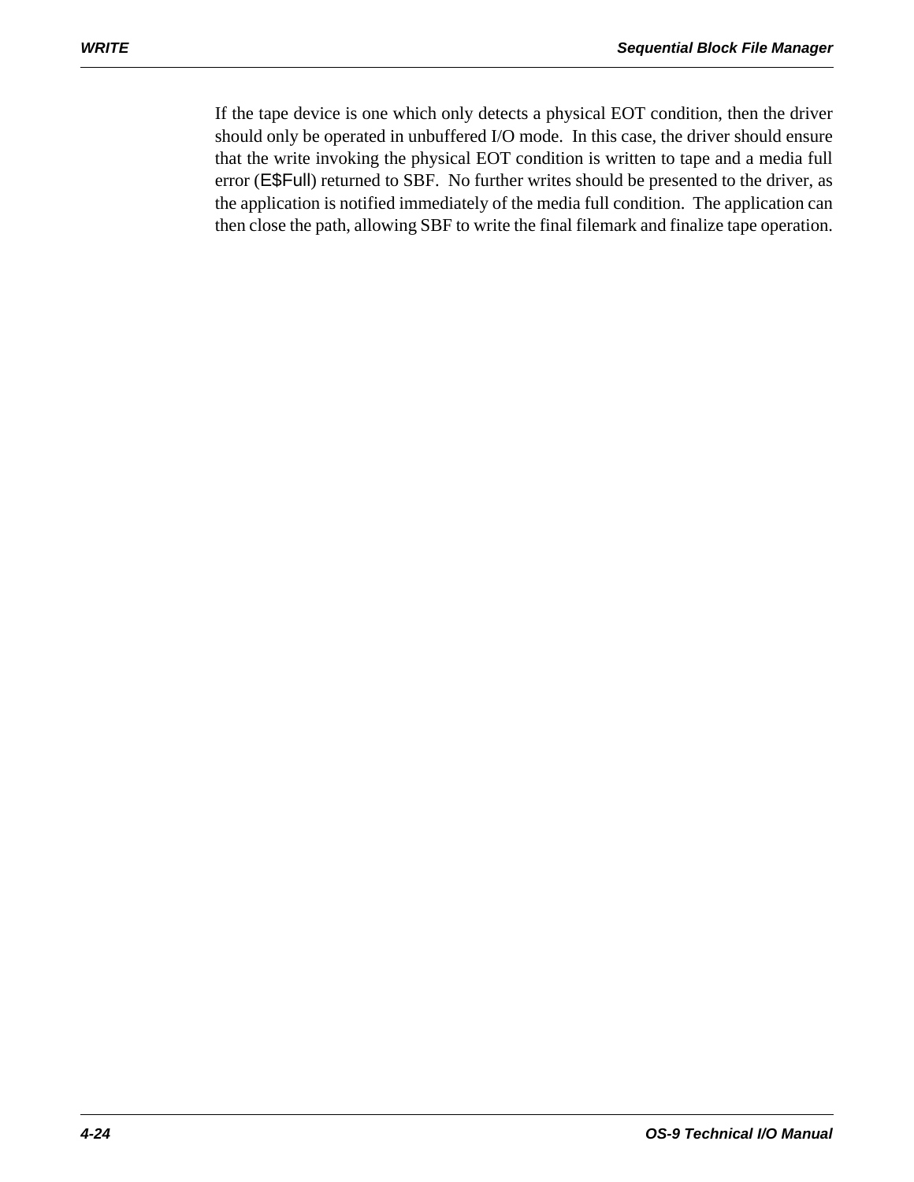If the tape device is one which only detects a physical EOT condition, then the driver should only be operated in unbuffered I/O mode. In this case, the driver should ensure that the write invoking the physical EOT condition is written to tape and a media full error (E$Full) returned to SBF. No further writes should be presented to the driver, as the application is notified immediately of the media full condition. The application can then close the path, allowing SBF to write the final filemark and finalize tape operation.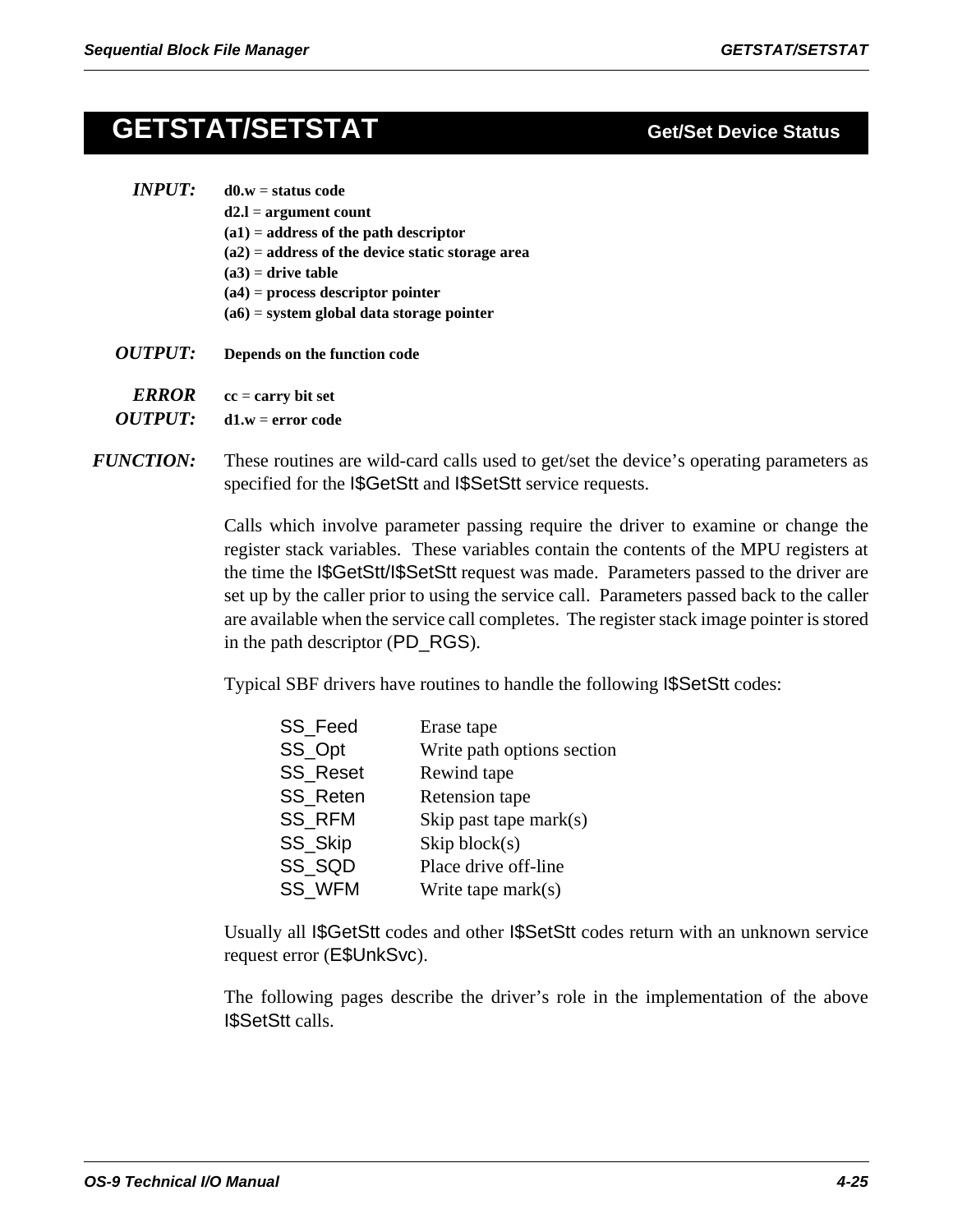# GETSTAT/SETSTAT — Get/Set Device Status

***INPUT:***

**d0.w = status code**
**d2.l = argument count**
**(a1) = address of the path descriptor**
**(a2) = address of the device static storage area**
**(a3) = drive table**
**(a4) = process descriptor pointer**
**(a6) = system global data storage pointer**

***OUTPUT:*** **Depends on the function code**

***ERROR OUTPUT:***

**cc = carry bit set**
**d1.w = error code**

***FUNCTION:*** These routines are wild-card calls used to get/set the device's operating parameters as specified for the I$GetStt and I$SetStt service requests.

Calls which involve parameter passing require the driver to examine or change the register stack variables. These variables contain the contents of the MPU registers at the time the I$GetStt/I$SetStt request was made. Parameters passed to the driver are set up by the caller prior to using the service call. Parameters passed back to the caller are available when the service call completes. The register stack image pointer is stored in the path descriptor (PD_RGS).

Typical SBF drivers have routines to handle the following I$SetStt codes:

| | |
|---|---|
| SS_Feed | Erase tape |
| SS_Opt | Write path options section |
| SS_Reset | Rewind tape |
| SS_Reten | Retension tape |
| SS_RFM | Skip past tape mark(s) |
| SS_Skip | Skip block(s) |
| SS_SQD | Place drive off-line |
| SS_WFM | Write tape mark(s) |

Usually all I$GetStt codes and other I$SetStt codes return with an unknown service request error (E$UnkSvc).

The following pages describe the driver's role in the implementation of the above I$SetStt calls.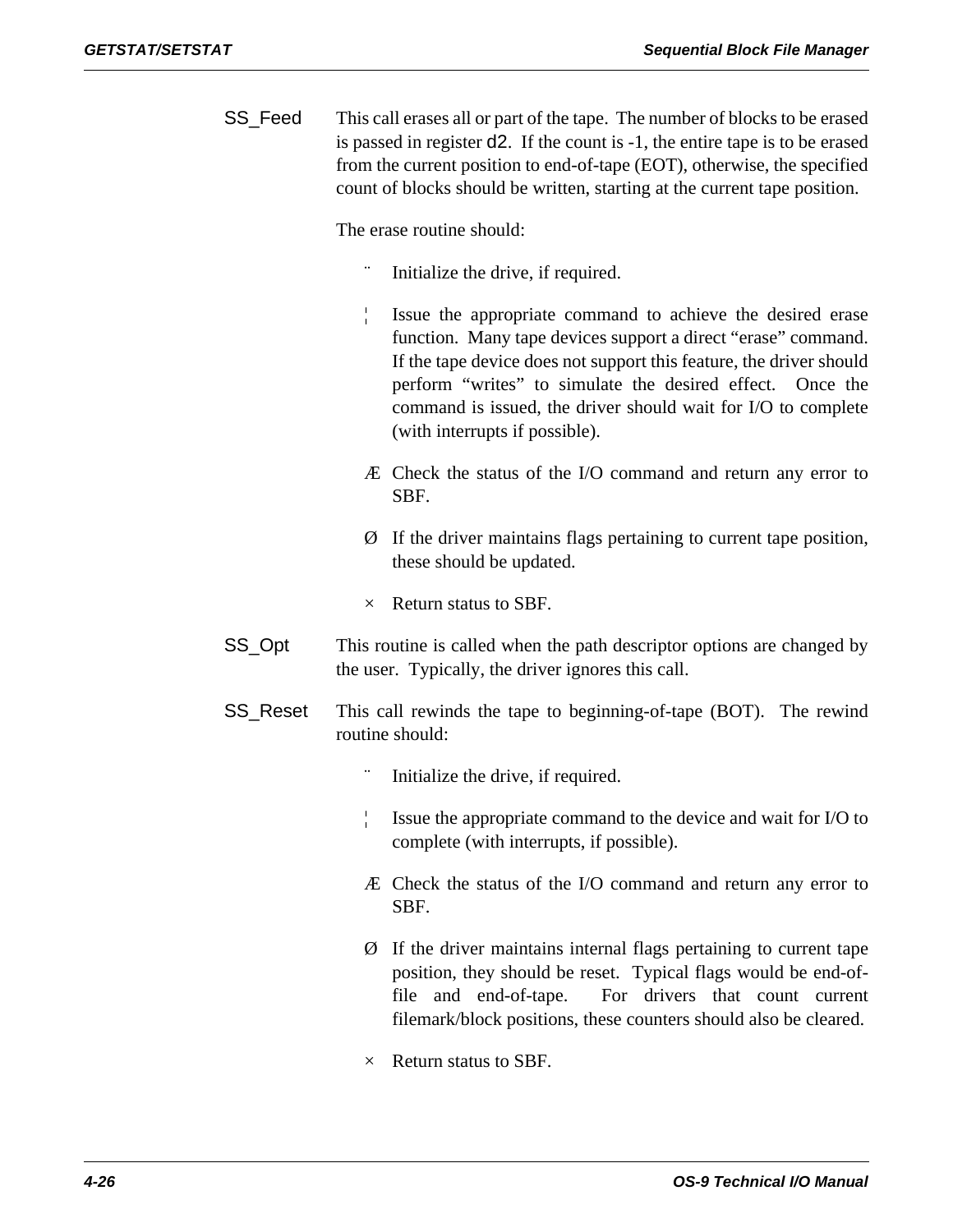**SS_Feed** This call erases all or part of the tape. The number of blocks to be erased is passed in register d2. If the count is -1, the entire tape is to be erased from the current position to end-of-tape (EOT), otherwise, the specified count of blocks should be written, starting at the current tape position.

The erase routine should:

¨ Initialize the drive, if required.

¦ Issue the appropriate command to achieve the desired erase function. Many tape devices support a direct “erase” command. If the tape device does not support this feature, the driver should perform “writes” to simulate the desired effect. Once the command is issued, the driver should wait for I/O to complete (with interrupts if possible).

Æ Check the status of the I/O command and return any error to SBF.

Ø If the driver maintains flags pertaining to current tape position, these should be updated.

× Return status to SBF.

**SS_Opt** This routine is called when the path descriptor options are changed by the user. Typically, the driver ignores this call.

**SS_Reset** This call rewinds the tape to beginning-of-tape (BOT). The rewind routine should:

¨ Initialize the drive, if required.

¦ Issue the appropriate command to the device and wait for I/O to complete (with interrupts, if possible).

Æ Check the status of the I/O command and return any error to SBF.

Ø If the driver maintains internal flags pertaining to current tape position, they should be reset. Typical flags would be end-of-file and end-of-tape. For drivers that count current filemark/block positions, these counters should also be cleared.

× Return status to SBF.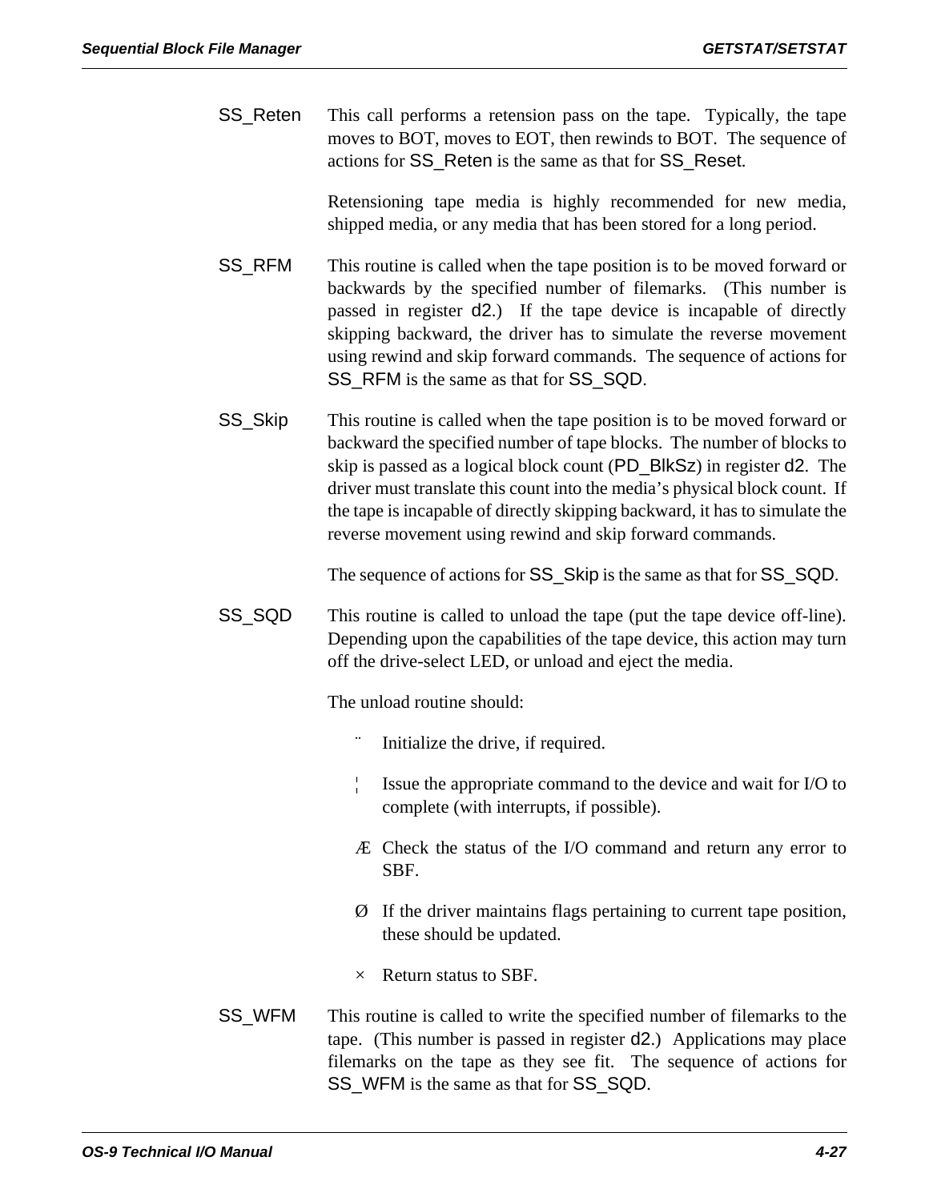**SS_Reten** This call performs a retension pass on the tape. Typically, the tape moves to BOT, moves to EOT, then rewinds to BOT. The sequence of actions for SS_Reten is the same as that for SS_Reset.

Retensioning tape media is highly recommended for new media, shipped media, or any media that has been stored for a long period.

**SS_RFM** This routine is called when the tape position is to be moved forward or backwards by the specified number of filemarks. (This number is passed in register d2.) If the tape device is incapable of directly skipping backward, the driver has to simulate the reverse movement using rewind and skip forward commands. The sequence of actions for SS_RFM is the same as that for SS_SQD.

**SS_Skip** This routine is called when the tape position is to be moved forward or backward the specified number of tape blocks. The number of blocks to skip is passed as a logical block count (PD_BlkSz) in register d2. The driver must translate this count into the media's physical block count. If the tape is incapable of directly skipping backward, it has to simulate the reverse movement using rewind and skip forward commands.

The sequence of actions for SS_Skip is the same as that for SS_SQD.

**SS_SQD** This routine is called to unload the tape (put the tape device off-line). Depending upon the capabilities of the tape device, this action may turn off the drive-select LED, or unload and eject the media.

The unload routine should:

1. Initialize the drive, if required.
2. Issue the appropriate command to the device and wait for I/O to complete (with interrupts, if possible).
3. Check the status of the I/O command and return any error to SBF.
4. If the driver maintains flags pertaining to current tape position, these should be updated.
5. Return status to SBF.

**SS_WFM** This routine is called to write the specified number of filemarks to the tape. (This number is passed in register d2.) Applications may place filemarks on the tape as they see fit. The sequence of actions for SS_WFM is the same as that for SS_SQD.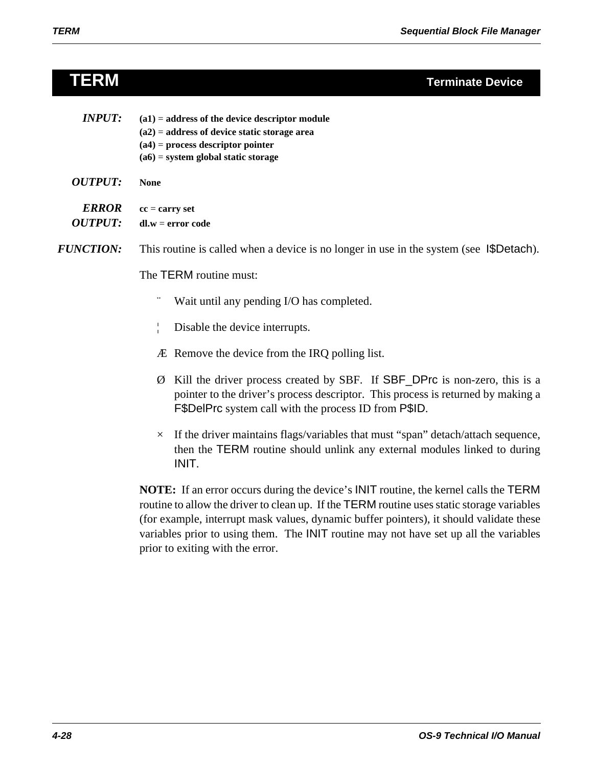# TERM — Terminate Device

***INPUT:***
**(a1) = address of the device descriptor module**
**(a2) = address of device static storage area**
**(a4) = process descriptor pointer**
**(a6) = system global static storage**

***OUTPUT:*** **None**

***ERROR OUTPUT:***
**cc = carry set**
**dl.w = error code**

***FUNCTION:*** This routine is called when a device is no longer in use in the system (see I$Detach).

The TERM routine must:

¨ Wait until any pending I/O has completed.

¦ Disable the device interrupts.

Æ Remove the device from the IRQ polling list.

Ø Kill the driver process created by SBF. If SBF_DPrc is non-zero, this is a pointer to the driver's process descriptor. This process is returned by making a F$DelPrc system call with the process ID from P$ID.

× If the driver maintains flags/variables that must "span" detach/attach sequence, then the TERM routine should unlink any external modules linked to during INIT.

**NOTE:** If an error occurs during the device's INIT routine, the kernel calls the TERM routine to allow the driver to clean up. If the TERM routine uses static storage variables (for example, interrupt mask values, dynamic buffer pointers), it should validate these variables prior to using them. The INIT routine may not have set up all the variables prior to exiting with the error.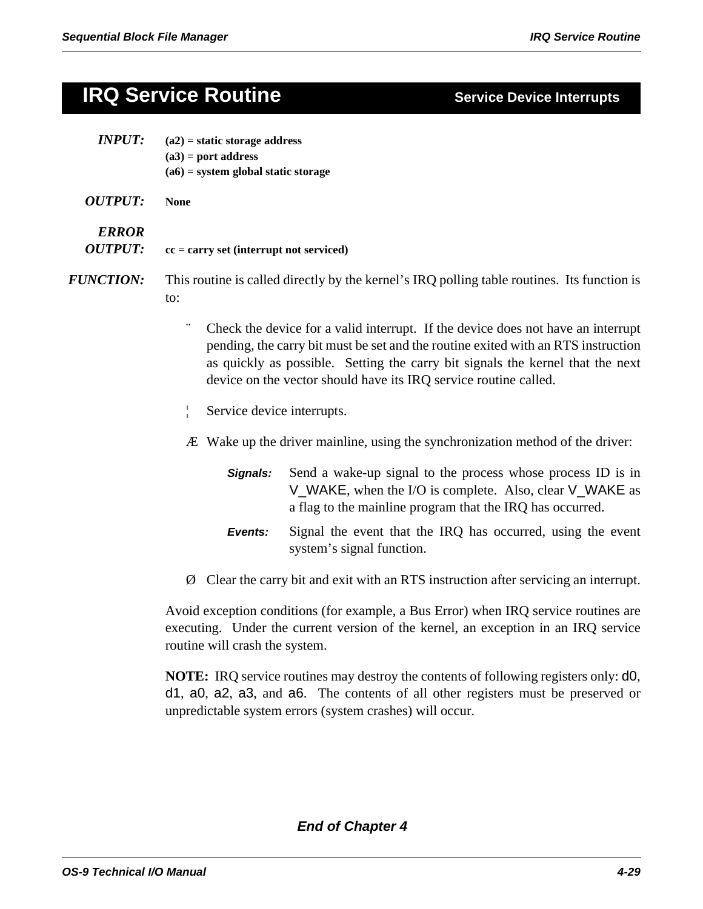# IRQ Service Routine

**Service Device Interrupts**

***INPUT:*** **(a2) = static storage address**
**(a3) = port address**
**(a6) = system global static storage**

***OUTPUT:*** **None**

***ERROR OUTPUT:*** **cc = carry set (interrupt not serviced)**

***FUNCTION:*** This routine is called directly by the kernel's IRQ polling table routines. Its function is to:

¨ Check the device for a valid interrupt. If the device does not have an interrupt pending, the carry bit must be set and the routine exited with an RTS instruction as quickly as possible. Setting the carry bit signals the kernel that the next device on the vector should have its IRQ service routine called.

¦ Service device interrupts.

Æ Wake up the driver mainline, using the synchronization method of the driver:

- ***Signals:*** Send a wake-up signal to the process whose process ID is in V_WAKE, when the I/O is complete. Also, clear V_WAKE as a flag to the mainline program that the IRQ has occurred.
- ***Events:*** Signal the event that the IRQ has occurred, using the event system's signal function.

Ø Clear the carry bit and exit with an RTS instruction after servicing an interrupt.

Avoid exception conditions (for example, a Bus Error) when IRQ service routines are executing. Under the current version of the kernel, an exception in an IRQ service routine will crash the system.

**NOTE:** IRQ service routines may destroy the contents of following registers only: d0, d1, a0, a2, a3, and a6. The contents of all other registers must be preserved or unpredictable system errors (system crashes) will occur.

***End of Chapter 4***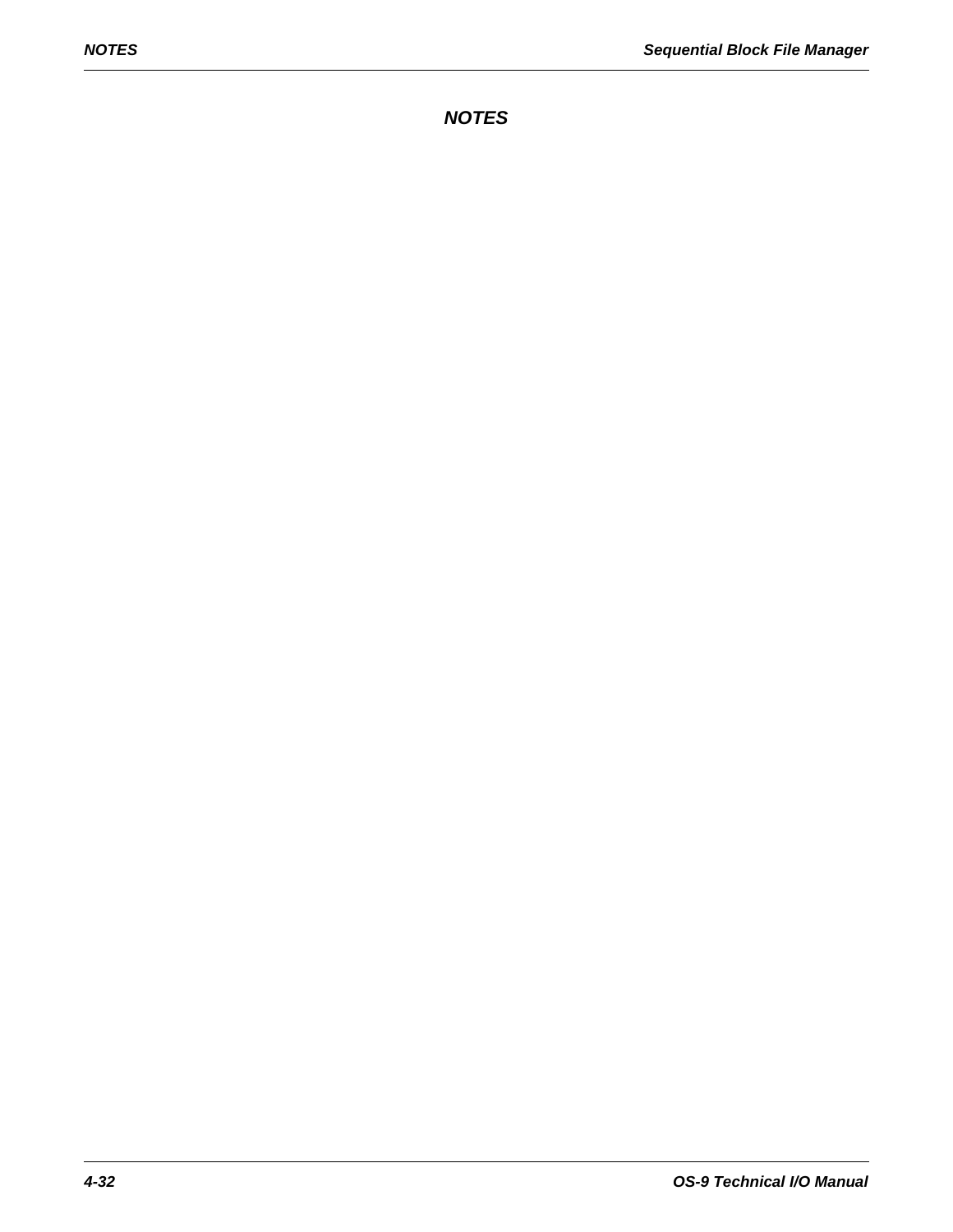## *NOTES*